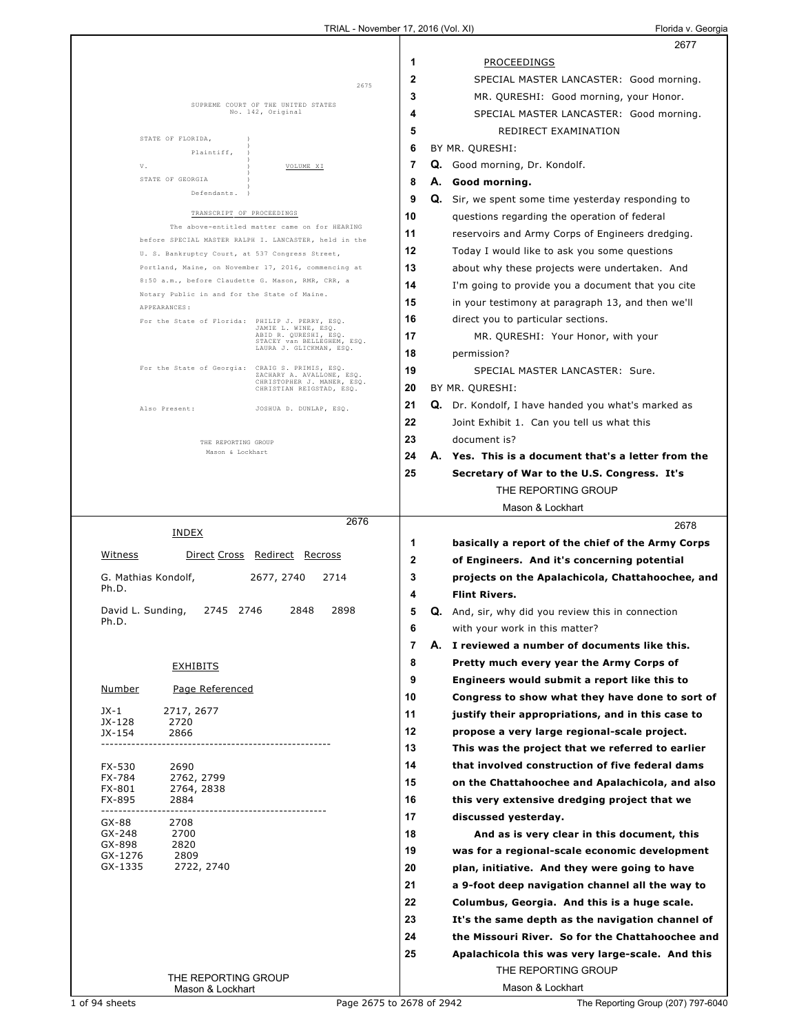SUPREME COURT OF THE UNITED STATES
No. 142, Original

STATE OF FLORIDA,
Plaintiff,
V.
STATE OF GEORGIA
Defendants.

VOLUME XI

TRANSCRIPT OF PROCEEDINGS

The above-entitled matter came on for HEARING before SPECIAL MASTER RALPH I. LANCASTER, held in the U. S. Bankruptcy Court, at 537 Congress Street, Portland, Maine, on November 17, 2016, commencing at 8:50 a.m., before Claudette G. Mason, RMR, CRR, a Notary Public in and for the State of Maine.

APPEARANCES:

For the State of Florida: PHILIP J. PERRY, ESQ.
JAMIE L. WINE, ESQ.
ABID R. QURESHI, ESQ.
STACEY van BELLEGHEM, ESQ.
LAURA J. GLICKMAN, ESQ.

For the State of Georgia: CRAIG S. PRIMIS, ESQ.
ZACHARY A. AVALLONE, ESQ.
CHRISTOPHER J. MANER, ESQ.
CHRISTIAN REIGSTAD, ESQ.

Also Present: JOSHUA D. DUNLAP, ESQ.

THE REPORTING GROUP
Mason & Lockhart

## INDEX

| Witness | Direct | Cross | Redirect | Recross |
|---|---|---|---|---|
| G. Mathias Kondolf, Ph.D. | | 2677, 2740 | 2714 | |
| David L. Sunding, Ph.D. | 2745 | 2746 | 2848 | 2898 |

## EXHIBITS

| Number | Page Referenced |
|---|---|
| JX-1 | 2717, 2677 |
| JX-128 | 2720 |
| JX-154 | 2866 |
| FX-530 | 2690 |
| FX-784 | 2762, 2799 |
| FX-801 | 2764, 2838 |
| FX-895 | 2884 |
| GX-88 | 2708 |
| GX-248 | 2700 |
| GX-898 | 2820 |
| GX-1276 | 2809 |
| GX-1335 | 2722, 2740 |

THE REPORTING GROUP
Mason & Lockhart

1 PROCEEDINGS
2 SPECIAL MASTER LANCASTER: Good morning.
3 MR. QURESHI: Good morning, your Honor.
4 SPECIAL MASTER LANCASTER: Good morning.
5 REDIRECT EXAMINATION
6 BY MR. QURESHI:
7 **Q.** Good morning, Dr. Kondolf.
8 **A. Good morning.**
9 **Q.** Sir, we spent some time yesterday responding to
10 questions regarding the operation of federal
11 reservoirs and Army Corps of Engineers dredging.
12 Today I would like to ask you some questions
13 about why these projects were undertaken. And
14 I'm going to provide you a document that you cite
15 in your testimony at paragraph 13, and then we'll
16 direct you to particular sections.
17 MR. QURESHI: Your Honor, with your
18 permission?
19 SPECIAL MASTER LANCASTER: Sure.
20 BY MR. QURESHI:
21 **Q.** Dr. Kondolf, I have handed you what's marked as
22 Joint Exhibit 1. Can you tell us what this
23 document is?
24 **A. Yes. This is a document that's a letter from the**
25 **Secretary of War to the U.S. Congress. It's**

THE REPORTING GROUP
Mason & Lockhart

1 **basically a report of the chief of the Army Corps**
2 **of Engineers. And it's concerning potential**
3 **projects on the Apalachicola, Chattahoochee, and**
4 **Flint Rivers.**
5 **Q.** And, sir, why did you review this in connection
6 with your work in this matter?
7 **A. I reviewed a number of documents like this.**
8 **Pretty much every year the Army Corps of**
9 **Engineers would submit a report like this to**
10 **Congress to show what they have done to sort of**
11 **justify their appropriations, and in this case to**
12 **propose a very large regional-scale project.**
13 **This was the project that we referred to earlier**
14 **that involved construction of five federal dams**
15 **on the Chattahoochee and Apalachicola, and also**
16 **this very extensive dredging project that we**
17 **discussed yesterday.**
18 **And as is very clear in this document, this**
19 **was for a regional-scale economic development**
20 **plan, initiative. And they were going to have**
21 **a 9-foot deep navigation channel all the way to**
22 **Columbus, Georgia. And this is a huge scale.**
23 **It's the same depth as the navigation channel of**
24 **the Missouri River. So for the Chattahoochee and**
25 **Apalachicola this was very large-scale. And this**

THE REPORTING GROUP
Mason & Lockhart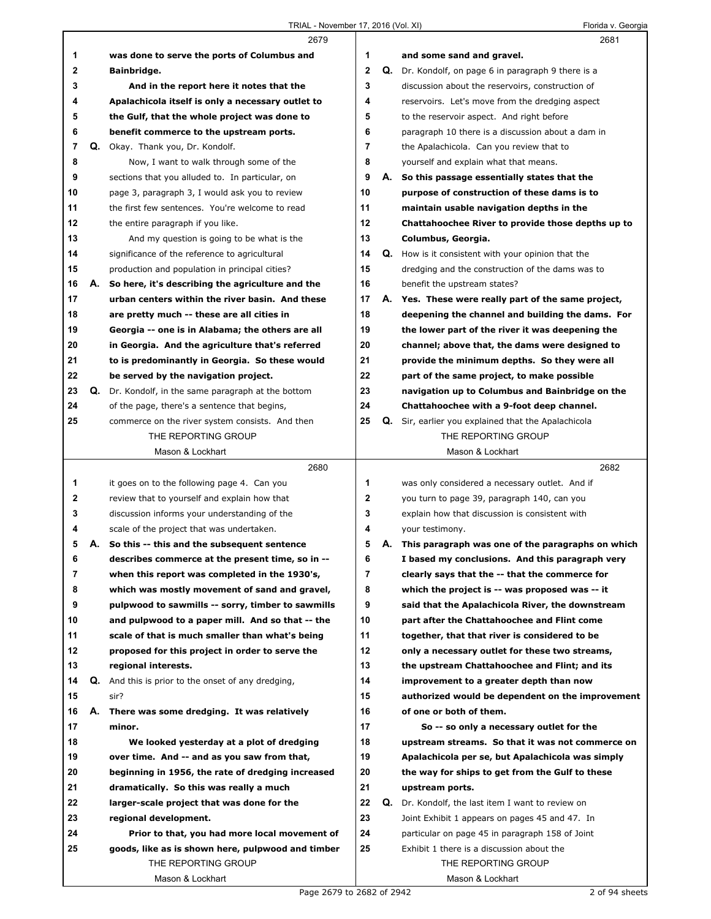**2679**

1 was done to serve the ports of Columbus and
2 Bainbridge.
3 And in the report here it notes that the
4 Apalachicola itself is only a necessary outlet to
5 the Gulf, that the whole project was done to
6 benefit commerce to the upstream ports.
7 Q. Okay. Thank you, Dr. Kondolf.
8 Now, I want to walk through some of the
9 sections that you alluded to. In particular, on
10 page 3, paragraph 3, I would ask you to review
11 the first few sentences. You're welcome to read
12 the entire paragraph if you like.
13 And my question is going to be what is the
14 significance of the reference to agricultural
15 production and population in principal cities?
16 A. So here, it's describing the agriculture and the
17 urban centers within the river basin. And these
18 are pretty much -- these are all cities in
19 Georgia -- one is in Alabama; the others are all
20 in Georgia. And the agriculture that's referred
21 to is predominantly in Georgia. So these would
22 be served by the navigation project.
23 Q. Dr. Kondolf, in the same paragraph at the bottom
24 of the page, there's a sentence that begins,
25 commerce on the river system consists. And then

**2680**

1 it goes on to the following page 4. Can you
2 review that to yourself and explain how that
3 discussion informs your understanding of the
4 scale of the project that was undertaken.
5 A. So this -- this and the subsequent sentence
6 describes commerce at the present time, so in --
7 when this report was completed in the 1930's,
8 which was mostly movement of sand and gravel,
9 pulpwood to sawmills -- sorry, timber to sawmills
10 and pulpwood to a paper mill. And so that -- the
11 scale of that is much smaller than what's being
12 proposed for this project in order to serve the
13 regional interests.
14 Q. And this is prior to the onset of any dredging,
15 sir?
16 A. There was some dredging. It was relatively
17 minor.
18 We looked yesterday at a plot of dredging
19 over time. And -- and as you saw from that,
20 beginning in 1956, the rate of dredging increased
21 dramatically. So this was really a much
22 larger-scale project that was done for the
23 regional development.
24 Prior to that, you had more local movement of
25 goods, like as is shown here, pulpwood and timber

**2681**

1 and some sand and gravel.
2 Q. Dr. Kondolf, on page 6 in paragraph 9 there is a
3 discussion about the reservoirs, construction of
4 reservoirs. Let's move from the dredging aspect
5 to the reservoir aspect. And right before
6 paragraph 10 there is a discussion about a dam in
7 the Apalachicola. Can you review that to
8 yourself and explain what that means.
9 A. So this passage essentially states that the
10 purpose of construction of these dams is to
11 maintain usable navigation depths in the
12 Chattahoochee River to provide those depths up to
13 Columbus, Georgia.
14 Q. How is it consistent with your opinion that the
15 dredging and the construction of the dams was to
16 benefit the upstream states?
17 A. Yes. These were really part of the same project,
18 deepening the channel and building the dams. For
19 the lower part of the river it was deepening the
20 channel; above that, the dams were designed to
21 provide the minimum depths. So they were all
22 part of the same project, to make possible
23 navigation up to Columbus and Bainbridge on the
24 Chattahoochee with a 9-foot deep channel.
25 Q. Sir, earlier you explained that the Apalachicola

**2682**

1 was only considered a necessary outlet. And if
2 you turn to page 39, paragraph 140, can you
3 explain how that discussion is consistent with
4 your testimony.
5 A. This paragraph was one of the paragraphs on which
6 I based my conclusions. And this paragraph very
7 clearly says that the -- that the commerce for
8 which the project is -- was proposed was -- it
9 said that the Apalachicola River, the downstream
10 part after the Chattahoochee and Flint come
11 together, that that river is considered to be
12 only a necessary outlet for these two streams,
13 the upstream Chattahoochee and Flint; and its
14 improvement to a greater depth than now
15 authorized would be dependent on the improvement
16 of one or both of them.
17 So -- so only a necessary outlet for the
18 upstream streams. So that it was not commerce on
19 Apalachicola per se, but Apalachicola was simply
20 the way for ships to get from the Gulf to these
21 upstream ports.
22 Q. Dr. Kondolf, the last item I want to review on
23 Joint Exhibit 1 appears on pages 45 and 47. In
24 particular on page 45 in paragraph 158 of Joint
25 Exhibit 1 there is a discussion about the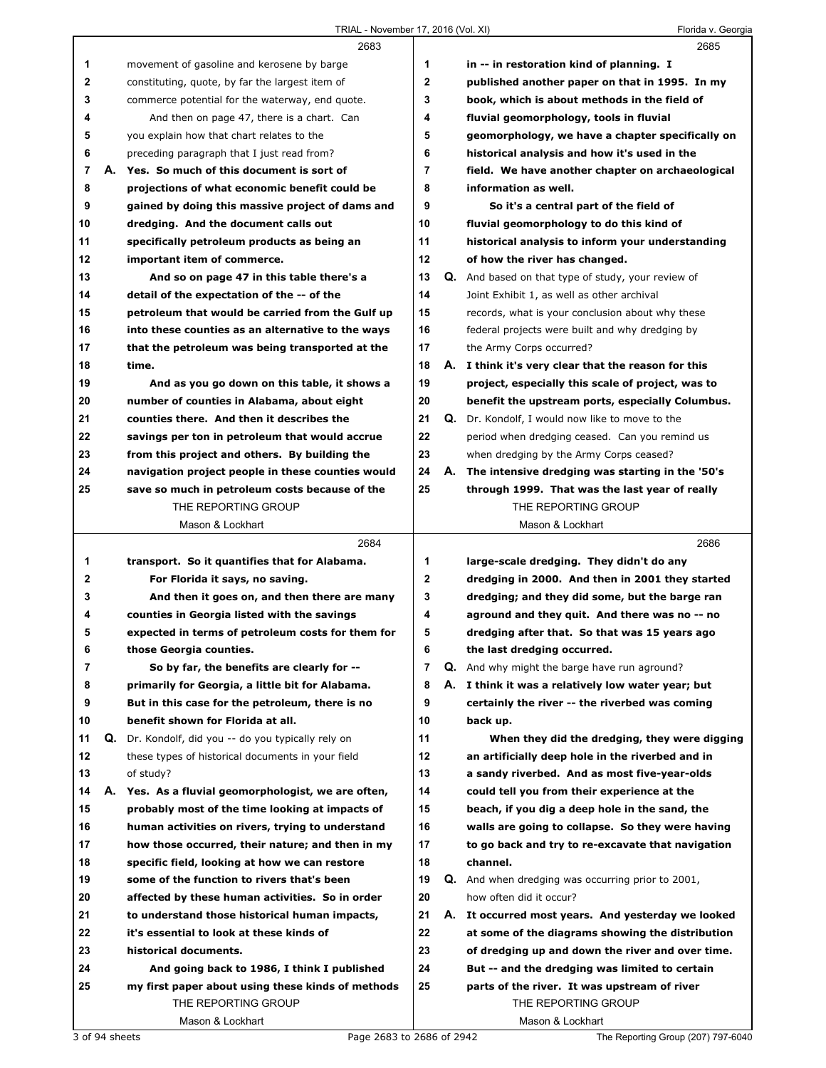movement of gasoline and kerosene by barge constituting, quote, by far the largest item of commerce potential for the waterway, end quote.

And then on page 47, there is a chart. Can you explain how that chart relates to the preceding paragraph that I just read from?

**A. Yes. So much of this document is sort of projections of what economic benefit could be gained by doing this massive project of dams and dredging. And the document calls out specifically petroleum products as being an important item of commerce.**

**And so on page 47 in this table there's a detail of the expectation of the -- of the petroleum that would be carried from the Gulf up into these counties as an alternative to the ways that the petroleum was being transported at the time.**

**And as you go down on this table, it shows a number of counties in Alabama, about eight counties there. And then it describes the savings per ton in petroleum that would accrue from this project and others. By building the navigation project people in these counties would save so much in petroleum costs because of the transport. So it quantifies that for Alabama.**

**For Florida it says, no saving.**

**And then it goes on, and then there are many counties in Georgia listed with the savings expected in terms of petroleum costs for them for those Georgia counties.**

**So by far, the benefits are clearly for -- primarily for Georgia, a little bit for Alabama. But in this case for the petroleum, there is no benefit shown for Florida at all.**

Q. Dr. Kondolf, did you -- do you typically rely on these types of historical documents in your field of study?

**A. Yes. As a fluvial geomorphologist, we are often, probably most of the time looking at impacts of human activities on rivers, trying to understand how those occurred, their nature; and then in my specific field, looking at how we can restore some of the function to rivers that's been affected by these human activities. So in order to understand those historical human impacts, it's essential to look at these kinds of historical documents.**

**And going back to 1986, I think I published my first paper about using these kinds of methods in -- in restoration kind of planning. I published another paper on that in 1995. In my book, which is about methods in the field of fluvial geomorphology, tools in fluvial geomorphology, we have a chapter specifically on historical analysis and how it's used in the field. We have another chapter on archaeological information as well.**

**So it's a central part of the field of fluvial geomorphology to do this kind of historical analysis to inform your understanding of how the river has changed.**

Q. And based on that type of study, your review of Joint Exhibit 1, as well as other archival records, what is your conclusion about why these federal projects were built and why dredging by the Army Corps occurred?

**A. I think it's very clear that the reason for this project, especially this scale of project, was to benefit the upstream ports, especially Columbus.**

Q. Dr. Kondolf, I would now like to move to the period when dredging ceased. Can you remind us when dredging by the Army Corps ceased?

**A. The intensive dredging was starting in the '50's through 1999. That was the last year of really large-scale dredging. They didn't do any dredging in 2000. And then in 2001 they started dredging; and they did some, but the barge ran aground and they quit. And there was no -- no dredging after that. So that was 15 years ago the last dredging occurred.**

Q. And why might the barge have run aground?

**A. I think it was a relatively low water year; but certainly the river -- the riverbed was coming back up.**

**When they did the dredging, they were digging an artificially deep hole in the riverbed and in a sandy riverbed. And as most five-year-olds could tell you from their experience at the beach, if you dig a deep hole in the sand, the walls are going to collapse. So they were having to go back and try to re-excavate that navigation channel.**

Q. And when dredging was occurring prior to 2001, how often did it occur?

**A. It occurred most years. And yesterday we looked at some of the diagrams showing the distribution of dredging up and down the river and over time. But -- and the dredging was limited to certain parts of the river. It was upstream of river**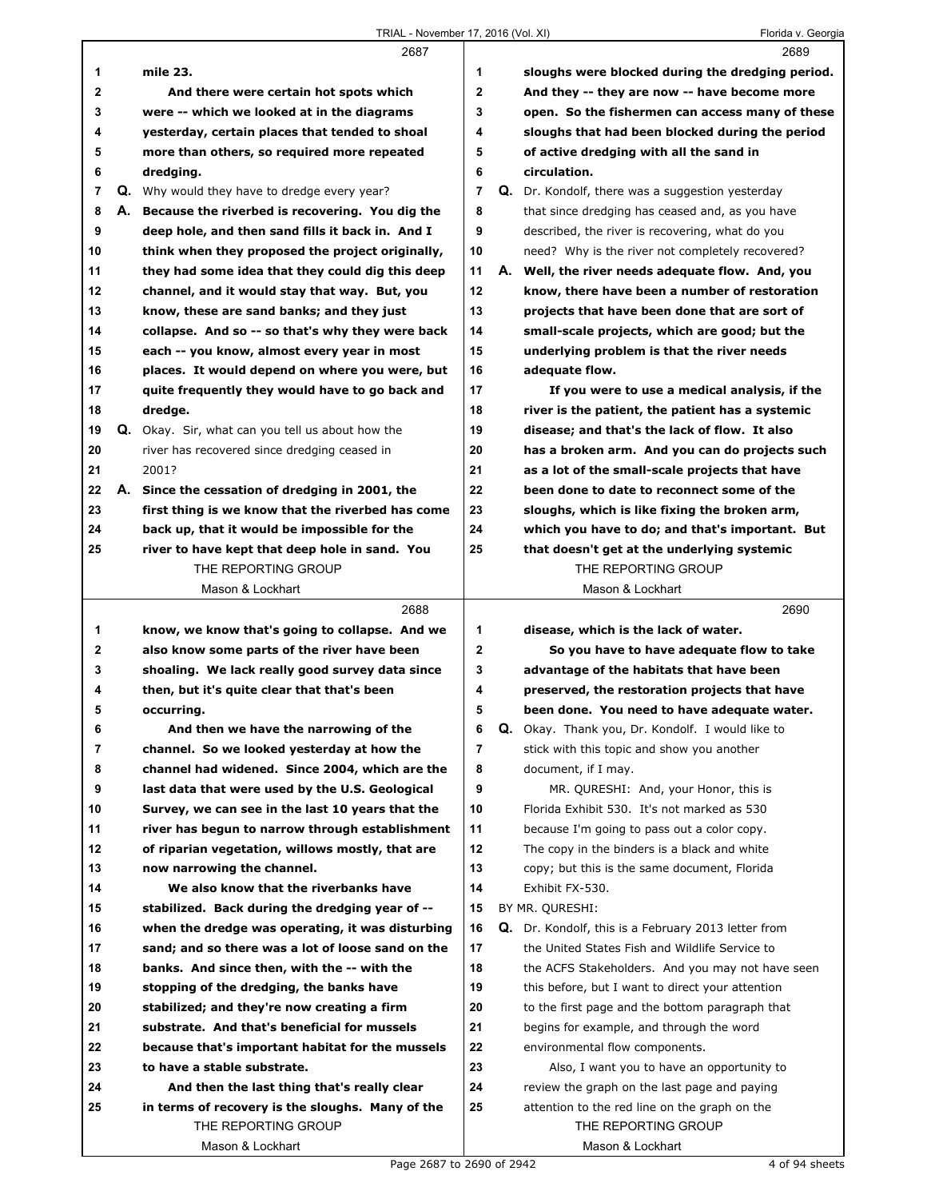2687

1 mile 23.

2 And there were certain hot spots which

3 were -- which we looked at in the diagrams

4 yesterday, certain places that tended to shoal

5 more than others, so required more repeated

6 dredging.

7 Q. Why would they have to dredge every year?

8 A. Because the riverbed is recovering. You dig the

9 deep hole, and then sand fills it back in. And I

10 think when they proposed the project originally,

11 they had some idea that they could dig this deep

12 channel, and it would stay that way. But, you

13 know, these are sand banks; and they just

14 collapse. And so -- so that's why they were back

15 each -- you know, almost every year in most

16 places. It would depend on where you were, but

17 quite frequently they would have to go back and

18 dredge.

19 Q. Okay. Sir, what can you tell us about how the

20 river has recovered since dredging ceased in

21 2001?

22 A. Since the cessation of dredging in 2001, the

23 first thing is we know that the riverbed has come

24 back up, that it would be impossible for the

25 river to have kept that deep hole in sand. You

2688

1 know, we know that's going to collapse. And we

2 also know some parts of the river have been

3 shoaling. We lack really good survey data since

4 then, but it's quite clear that that's been

5 occurring.

6 And then we have the narrowing of the

7 channel. So we looked yesterday at how the

8 channel had widened. Since 2004, which are the

9 last data that were used by the U.S. Geological

10 Survey, we can see in the last 10 years that the

11 river has begun to narrow through establishment

12 of riparian vegetation, willows mostly, that are

13 now narrowing the channel.

14 We also know that the riverbanks have

15 stabilized. Back during the dredging year of --

16 when the dredge was operating, it was disturbing

17 sand; and so there was a lot of loose sand on the

18 banks. And since then, with the -- with the

19 stopping of the dredging, the banks have

20 stabilized; and they're now creating a firm

21 substrate. And that's beneficial for mussels

22 because that's important habitat for the mussels

23 to have a stable substrate.

24 And then the last thing that's really clear

25 in terms of recovery is the sloughs. Many of the

2689

1 sloughs were blocked during the dredging period.

2 And they -- they are now -- have become more

3 open. So the fishermen can access many of these

4 sloughs that had been blocked during the period

5 of active dredging with all the sand in

6 circulation.

7 Q. Dr. Kondolf, there was a suggestion yesterday

8 that since dredging has ceased and, as you have

9 described, the river is recovering, what do you

10 need? Why is the river not completely recovered?

11 A. Well, the river needs adequate flow. And, you

12 know, there have been a number of restoration

13 projects that have been done that are sort of

14 small-scale projects, which are good; but the

15 underlying problem is that the river needs

16 adequate flow.

17 If you were to use a medical analysis, if the

18 river is the patient, the patient has a systemic

19 disease; and that's the lack of flow. It also

20 has a broken arm. And you can do projects such

21 as a lot of the small-scale projects that have

22 been done to date to reconnect some of the

23 sloughs, which is like fixing the broken arm,

24 which you have to do; and that's important. But

25 that doesn't get at the underlying systemic

2690

1 disease, which is the lack of water.

2 So you have to have adequate flow to take

3 advantage of the habitats that have been

4 preserved, the restoration projects that have

5 been done. You need to have adequate water.

6 Q. Okay. Thank you, Dr. Kondolf. I would like to

7 stick with this topic and show you another

8 document, if I may.

9 MR. QURESHI: And, your Honor, this is

10 Florida Exhibit 530. It's not marked as 530

11 because I'm going to pass out a color copy.

12 The copy in the binders is a black and white

13 copy; but this is the same document, Florida

14 Exhibit FX-530.

15 BY MR. QURESHI:

16 Q. Dr. Kondolf, this is a February 2013 letter from

17 the United States Fish and Wildlife Service to

18 the ACFS Stakeholders. And you may not have seen

19 this before, but I want to direct your attention

20 to the first page and the bottom paragraph that

21 begins for example, and through the word

22 environmental flow components.

23 Also, I want you to have an opportunity to

24 review the graph on the last page and paying

25 attention to the red line on the graph on the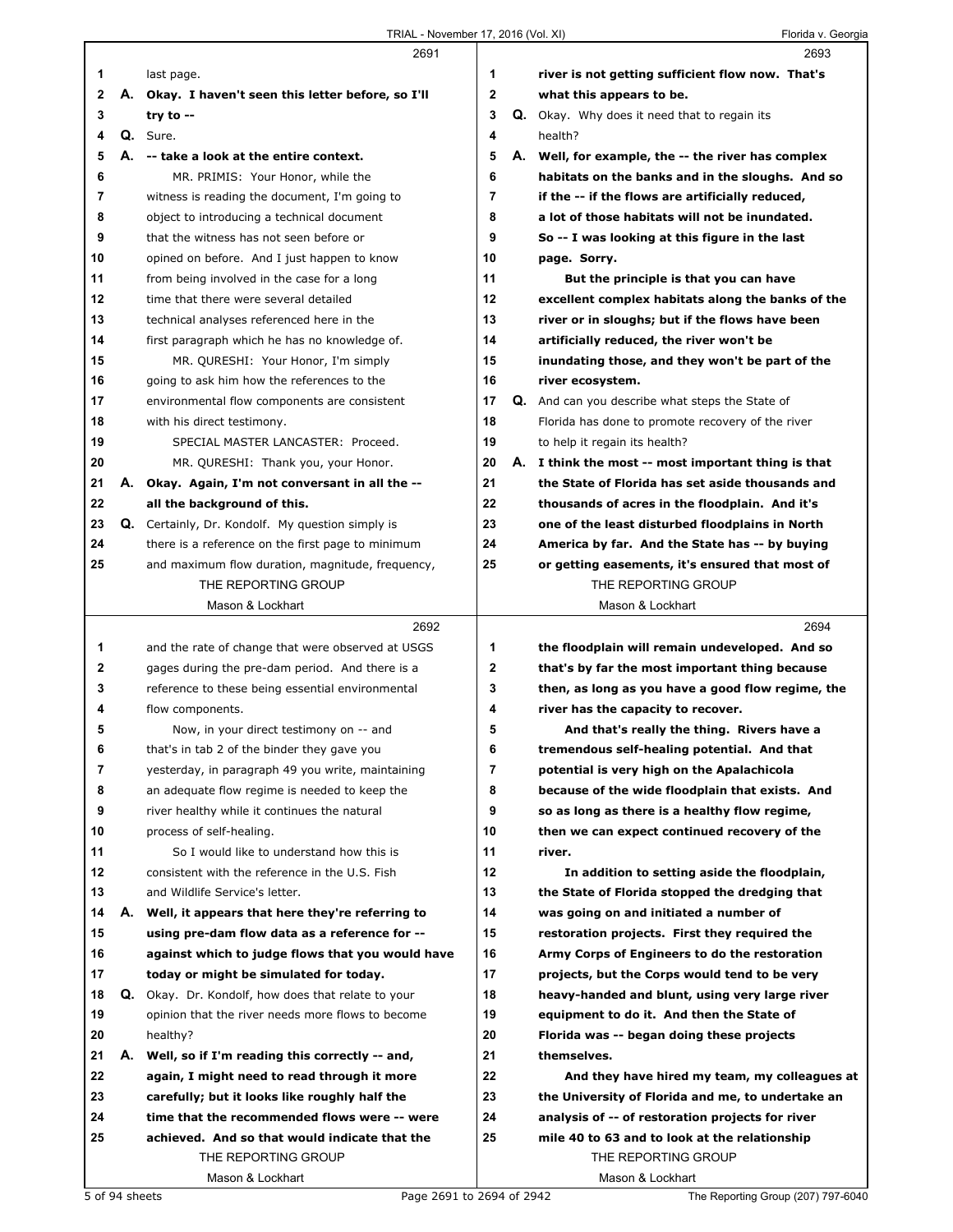2691

last page.

A. Okay. I haven't seen this letter before, so I'll try to --

Q. Sure.

A. -- take a look at the entire context.

MR. PRIMIS: Your Honor, while the witness is reading the document, I'm going to object to introducing a technical document that the witness has not seen before or opined on before. And I just happen to know from being involved in the case for a long time that there were several detailed technical analyses referenced here in the first paragraph which he has no knowledge of.

MR. QURESHI: Your Honor, I'm simply going to ask him how the references to the environmental flow components are consistent with his direct testimony.

SPECIAL MASTER LANCASTER: Proceed.

MR. QURESHI: Thank you, your Honor.

A. Okay. Again, I'm not conversant in all the -- all the background of this.

Q. Certainly, Dr. Kondolf. My question simply is there is a reference on the first page to minimum and maximum flow duration, magnitude, frequency, and the rate of change that were observed at USGS gages during the pre-dam period. And there is a reference to these being essential environmental flow components.

Now, in your direct testimony on -- and that's in tab 2 of the binder they gave you yesterday, in paragraph 49 you write, maintaining an adequate flow regime is needed to keep the river healthy while it continues the natural process of self-healing.

So I would like to understand how this is consistent with the reference in the U.S. Fish and Wildlife Service's letter.

A. Well, it appears that here they're referring to using pre-dam flow data as a reference for -- against which to judge flows that you would have today or might be simulated for today.

Q. Okay. Dr. Kondolf, how does that relate to your opinion that the river needs more flows to become healthy?

A. Well, so if I'm reading this correctly -- and, again, I might need to read through it more carefully; but it looks like roughly half the time that the recommended flows were -- were achieved. And so that would indicate that the river is not getting sufficient flow now. That's what this appears to be.

Q. Okay. Why does it need that to regain its health?

A. Well, for example, the -- the river has complex habitats on the banks and in the sloughs. And so if the -- if the flows are artificially reduced, a lot of those habitats will not be inundated. So -- I was looking at this figure in the last page. Sorry.

But the principle is that you can have excellent complex habitats along the banks of the river or in sloughs; but if the flows have been artificially reduced, the river won't be inundating those, and they won't be part of the river ecosystem.

Q. And can you describe what steps the State of Florida has done to promote recovery of the river to help it regain its health?

A. I think the most -- most important thing is that the State of Florida has set aside thousands and thousands of acres in the floodplain. And it's one of the least disturbed floodplains in North America by far. And the State has -- by buying or getting easements, it's ensured that most of the floodplain will remain undeveloped. And so that's by far the most important thing because then, as long as you have a good flow regime, the river has the capacity to recover.

And that's really the thing. Rivers have a tremendous self-healing potential. And that potential is very high on the Apalachicola because of the wide floodplain that exists. And so as long as there is a healthy flow regime, then we can expect continued recovery of the river.

In addition to setting aside the floodplain, the State of Florida stopped the dredging that was going on and initiated a number of restoration projects. First they required the Army Corps of Engineers to do the restoration projects, but the Corps would tend to be very heavy-handed and blunt, using very large river equipment to do it. And then the State of Florida was -- began doing these projects themselves.

And they have hired my team, my colleagues at the University of Florida and me, to undertake an analysis of -- of restoration projects for river mile 40 to 63 and to look at the relationship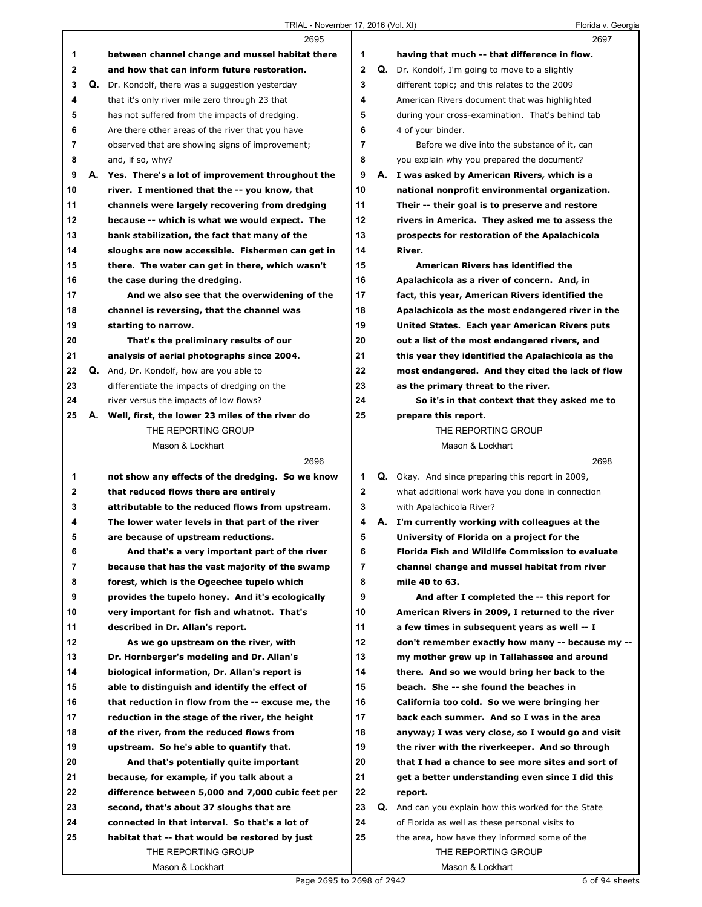2695

1 between channel change and mussel habitat there
2 and how that can inform future restoration.
3 Q. Dr. Kondolf, there was a suggestion yesterday
4 that it's only river mile zero through 23 that
5 has not suffered from the impacts of dredging.
6 Are there other areas of the river that you have
7 observed that are showing signs of improvement;
8 and, if so, why?
9 A. Yes. There's a lot of improvement throughout the
10 river. I mentioned that the -- you know, that
11 channels were largely recovering from dredging
12 because -- which is what we would expect. The
13 bank stabilization, the fact that many of the
14 sloughs are now accessible. Fishermen can get in
15 there. The water can get in there, which wasn't
16 the case during the dredging.
17 And we also see that the overwidening of the
18 channel is reversing, that the channel was
19 starting to narrow.
20 That's the preliminary results of our
21 analysis of aerial photographs since 2004.
22 Q. And, Dr. Kondolf, how are you able to
23 differentiate the impacts of dredging on the
24 river versus the impacts of low flows?
25 A. Well, first, the lower 23 miles of the river do

2696

1 not show any effects of the dredging. So we know
2 that reduced flows there are entirely
3 attributable to the reduced flows from upstream.
4 The lower water levels in that part of the river
5 are because of upstream reductions.
6 And that's a very important part of the river
7 because that has the vast majority of the swamp
8 forest, which is the Ogeechee tupelo which
9 provides the tupelo honey. And it's ecologically
10 very important for fish and whatnot. That's
11 described in Dr. Allan's report.
12 As we go upstream on the river, with
13 Dr. Hornberger's modeling and Dr. Allan's
14 biological information, Dr. Allan's report is
15 able to distinguish and identify the effect of
16 that reduction in flow from the -- excuse me, the
17 reduction in the stage of the river, the height
18 of the river, from the reduced flows from
19 upstream. So he's able to quantify that.
20 And that's potentially quite important
21 because, for example, if you talk about a
22 difference between 5,000 and 7,000 cubic feet per
23 second, that's about 37 sloughs that are
24 connected in that interval. So that's a lot of
25 habitat that -- that would be restored by just

2697

1 having that much -- that difference in flow.
2 Q. Dr. Kondolf, I'm going to move to a slightly
3 different topic; and this relates to the 2009
4 American Rivers document that was highlighted
5 during your cross-examination. That's behind tab
6 4 of your binder.
7 Before we dive into the substance of it, can
8 you explain why you prepared the document?
9 A. I was asked by American Rivers, which is a
10 national nonprofit environmental organization.
11 Their -- their goal is to preserve and restore
12 rivers in America. They asked me to assess the
13 prospects for restoration of the Apalachicola
14 River.
15 American Rivers has identified the
16 Apalachicola as a river of concern. And, in
17 fact, this year, American Rivers identified the
18 Apalachicola as the most endangered river in the
19 United States. Each year American Rivers puts
20 out a list of the most endangered rivers, and
21 this year they identified the Apalachicola as the
22 most endangered. And they cited the lack of flow
23 as the primary threat to the river.
24 So it's in that context that they asked me to
25 prepare this report.

2698

1 Q. Okay. And since preparing this report in 2009,
2 what additional work have you done in connection
3 with Apalachicola River?
4 A. I'm currently working with colleagues at the
5 University of Florida on a project for the
6 Florida Fish and Wildlife Commission to evaluate
7 channel change and mussel habitat from river
8 mile 40 to 63.
9 And after I completed the -- this report for
10 American Rivers in 2009, I returned to the river
11 a few times in subsequent years as well -- I
12 don't remember exactly how many -- because my --
13 my mother grew up in Tallahassee and around
14 there. And so we would bring her back to the
15 beach. She -- she found the beaches in
16 California too cold. So we were bringing her
17 back each summer. And so I was in the area
18 anyway; I was very close, so I would go and visit
19 the river with the riverkeeper. And so through
20 that I had a chance to see more sites and sort of
21 get a better understanding even since I did this
22 report.
23 Q. And can you explain how this worked for the State
24 of Florida as well as these personal visits to
25 the area, how have they informed some of the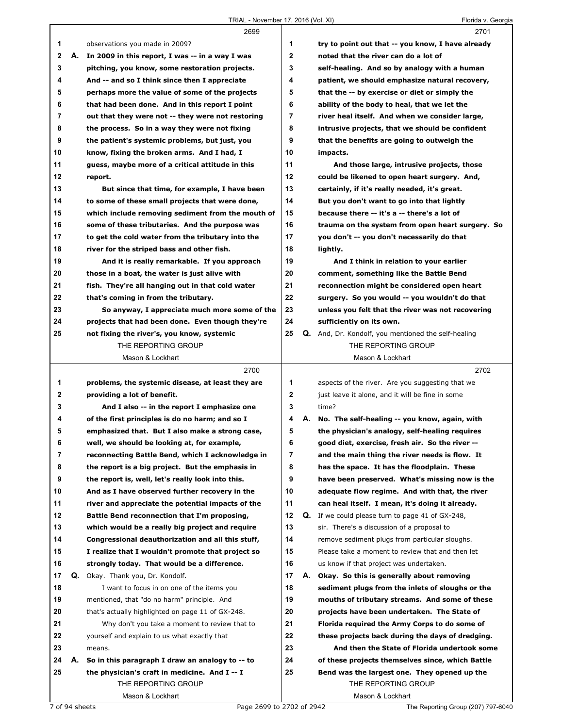**Page 2699**

observations you made in 2009?

A. **In 2009 in this report, I was -- in a way I was pitching, you know, some restoration projects. And -- and so I think since then I appreciate perhaps more the value of some of the projects that had been done. And in this report I point out that they were not -- they were not restoring the process. So in a way they were not fixing the patient's systemic problems, but just, you know, fixing the broken arms. And I had, I guess, maybe more of a critical attitude in this report.**

**But since that time, for example, I have been to some of these small projects that were done, which include removing sediment from the mouth of some of these tributaries. And the purpose was to get the cold water from the tributary into the river for the striped bass and other fish.**

**And it is really remarkable. If you approach those in a boat, the water is just alive with fish. They're all hanging out in that cold water that's coming in from the tributary.**

**So anyway, I appreciate much more some of the projects that had been done. Even though they're not fixing the river's, you know, systemic**

**Page 2700**

**problems, the systemic disease, at least they are providing a lot of benefit.**

**And I also -- in the report I emphasize one of the first principles is do no harm; and so I emphasized that. But I also make a strong case, well, we should be looking at, for example, reconnecting Battle Bend, which I acknowledge in the report is a big project. But the emphasis in the report is, well, let's really look into this. And as I have observed further recovery in the river and appreciate the potential impacts of the Battle Bend reconnection that I'm proposing, which would be a really big project and require Congressional deauthorization and all this stuff, I realize that I wouldn't promote that project so strongly today. That would be a difference.**

Q. Okay. Thank you, Dr. Kondolf.

I want to focus in on one of the items you mentioned, that "do no harm" principle. And that's actually highlighted on page 11 of GX-248.

Why don't you take a moment to review that to yourself and explain to us what exactly that means.

A. **So in this paragraph I draw an analogy to -- to the physician's craft in medicine. And I -- I**

**Page 2701**

**try to point out that -- you know, I have already noted that the river can do a lot of self-healing. And so by analogy with a human patient, we should emphasize natural recovery, that the -- by exercise or diet or simply the ability of the body to heal, that we let the river heal itself. And when we consider large, intrusive projects, that we should be confident that the benefits are going to outweigh the impacts.**

**And those large, intrusive projects, those could be likened to open heart surgery. And, certainly, if it's really needed, it's great. But you don't want to go into that lightly because there -- it's a -- there's a lot of trauma on the system from open heart surgery. So you don't -- you don't necessarily do that lightly.**

**And I think in relation to your earlier comment, something like the Battle Bend reconnection might be considered open heart surgery. So you would -- you wouldn't do that unless you felt that the river was not recovering sufficiently on its own.**

Q. And, Dr. Kondolf, you mentioned the self-healing

**Page 2702**

aspects of the river. Are you suggesting that we just leave it alone, and it will be fine in some time?

A. **No. The self-healing -- you know, again, with the physician's analogy, self-healing requires good diet, exercise, fresh air. So the river -- and the main thing the river needs is flow. It has the space. It has the floodplain. These have been preserved. What's missing now is the adequate flow regime. And with that, the river can heal itself. I mean, it's doing it already.**

Q. If we could please turn to page 41 of GX-248, sir. There's a discussion of a proposal to remove sediment plugs from particular sloughs. Please take a moment to review that and then let us know if that project was undertaken.

A. **Okay. So this is generally about removing sediment plugs from the inlets of sloughs or the mouths of tributary streams. And some of these projects have been undertaken. The State of Florida required the Army Corps to do some of these projects back during the days of dredging.**

**And then the State of Florida undertook some of these projects themselves since, which Battle Bend was the largest one. They opened up the**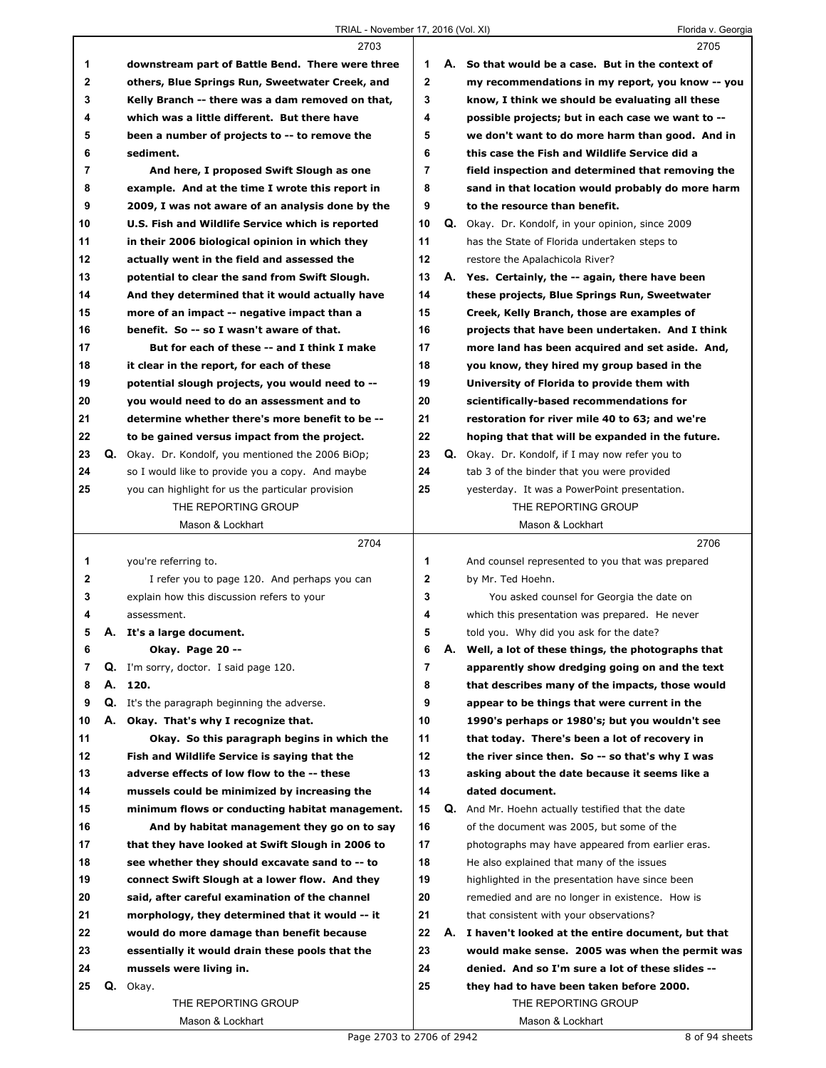**2703**

1 downstream part of Battle Bend. There were three
2 others, Blue Springs Run, Sweetwater Creek, and
3 Kelly Branch -- there was a dam removed on that,
4 which was a little different. But there have
5 been a number of projects to -- to remove the
6 sediment.
7 And here, I proposed Swift Slough as one
8 example. And at the time I wrote this report in
9 2009, I was not aware of an analysis done by the
10 U.S. Fish and Wildlife Service which is reported
11 in their 2006 biological opinion in which they
12 actually went in the field and assessed the
13 potential to clear the sand from Swift Slough.
14 And they determined that it would actually have
15 more of an impact -- negative impact than a
16 benefit. So -- so I wasn't aware of that.
17 But for each of these -- and I think I make
18 it clear in the report, for each of these
19 potential slough projects, you would need to --
20 you would need to do an assessment and to
21 determine whether there's more benefit to be --
22 to be gained versus impact from the project.
23 Q. Okay. Dr. Kondolf, you mentioned the 2006 BiOp;
24 so I would like to provide you a copy. And maybe
25 you can highlight for us the particular provision

**2704**

1 you're referring to.
2 I refer you to page 120. And perhaps you can
3 explain how this discussion refers to your
4 assessment.
5 A. It's a large document.
6 Okay. Page 20 --
7 Q. I'm sorry, doctor. I said page 120.
8 A. 120.
9 Q. It's the paragraph beginning the adverse.
10 A. Okay. That's why I recognize that.
11 Okay. So this paragraph begins in which the
12 Fish and Wildlife Service is saying that the
13 adverse effects of low flow to the -- these
14 mussels could be minimized by increasing the
15 minimum flows or conducting habitat management.
16 And by habitat management they go on to say
17 that they have looked at Swift Slough in 2006 to
18 see whether they should excavate sand to -- to
19 connect Swift Slough at a lower flow. And they
20 said, after careful examination of the channel
21 morphology, they determined that it would -- it
22 would do more damage than benefit because
23 essentially it would drain these pools that the
24 mussels were living in.
25 Q. Okay.

**2705**

1 A. So that would be a case. But in the context of
2 my recommendations in my report, you know -- you
3 know, I think we should be evaluating all these
4 possible projects; but in each case we want to --
5 we don't want to do more harm than good. And in
6 this case the Fish and Wildlife Service did a
7 field inspection and determined that removing the
8 sand in that location would probably do more harm
9 to the resource than benefit.
10 Q. Okay. Dr. Kondolf, in your opinion, since 2009
11 has the State of Florida undertaken steps to
12 restore the Apalachicola River?
13 A. Yes. Certainly, the -- again, there have been
14 these projects, Blue Springs Run, Sweetwater
15 Creek, Kelly Branch, those are examples of
16 projects that have been undertaken. And I think
17 more land has been acquired and set aside. And,
18 you know, they hired my group based in the
19 University of Florida to provide them with
20 scientifically-based recommendations for
21 restoration for river mile 40 to 63; and we're
22 hoping that that will be expanded in the future.
23 Q. Okay. Dr. Kondolf, if I may now refer you to
24 tab 3 of the binder that you were provided
25 yesterday. It was a PowerPoint presentation.

**2706**

1 And counsel represented to you that was prepared
2 by Mr. Ted Hoehn.
3 You asked counsel for Georgia the date on
4 which this presentation was prepared. He never
5 told you. Why did you ask for the date?
6 A. Well, a lot of these things, the photographs that
7 apparently show dredging going on and the text
8 that describes many of the impacts, those would
9 appear to be things that were current in the
10 1990's perhaps or 1980's; but you wouldn't see
11 that today. There's been a lot of recovery in
12 the river since then. So -- so that's why I was
13 asking about the date because it seems like a
14 dated document.
15 Q. And Mr. Hoehn actually testified that the date
16 of the document was 2005, but some of the
17 photographs may have appeared from earlier eras.
18 He also explained that many of the issues
19 highlighted in the presentation have since been
20 remedied and are no longer in existence. How is
21 that consistent with your observations?
22 A. I haven't looked at the entire document, but that
23 would make sense. 2005 was when the permit was
24 denied. And so I'm sure a lot of these slides --
25 they had to have been taken before 2000.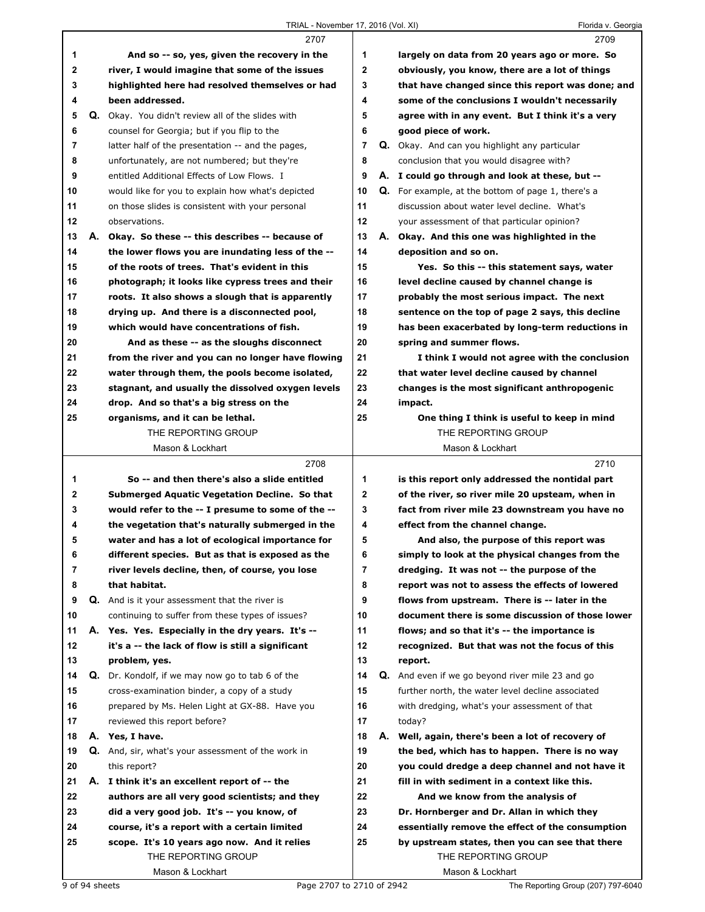**Page 2707**

And so -- so, yes, given the recovery in the river, I would imagine that some of the issues highlighted here had resolved themselves or had been addressed.

Q. Okay. You didn't review all of the slides with counsel for Georgia; but if you flip to the latter half of the presentation -- and the pages, unfortunately, are not numbered; but they're entitled Additional Effects of Low Flows. I would like for you to explain how what's depicted on those slides is consistent with your personal observations.

A. **Okay. So these -- this describes -- because of the lower flows you are inundating less of the -- of the roots of trees. That's evident in this photograph; it looks like cypress trees and their roots. It also shows a slough that is apparently drying up. And there is a disconnected pool, which would have concentrations of fish.**

**And as these -- as the sloughs disconnect from the river and you can no longer have flowing water through them, the pools become isolated, stagnant, and usually the dissolved oxygen levels drop. And so that's a big stress on the organisms, and it can be lethal.**

**Page 2708**

**So -- and then there's also a slide entitled Submerged Aquatic Vegetation Decline. So that would refer to the -- I presume to some of the -- the vegetation that's naturally submerged in the water and has a lot of ecological importance for different species. But as that is exposed as the river levels decline, then, of course, you lose that habitat.**

Q. And is it your assessment that the river is continuing to suffer from these types of issues?

A. **Yes. Yes. Especially in the dry years. It's -- it's a -- the lack of flow is still a significant problem, yes.**

Q. Dr. Kondolf, if we may now go to tab 6 of the cross-examination binder, a copy of a study prepared by Ms. Helen Light at GX-88. Have you reviewed this report before?

A. **Yes, I have.**

Q. And, sir, what's your assessment of the work in this report?

A. **I think it's an excellent report of -- the authors are all very good scientists; and they did a very good job. It's -- you know, of course, it's a report with a certain limited scope. It's 10 years ago now. And it relies**

**Page 2709**

**largely on data from 20 years ago or more. So obviously, you know, there are a lot of things that have changed since this report was done; and some of the conclusions I wouldn't necessarily agree with in any event. But I think it's a very good piece of work.**

Q. Okay. And can you highlight any particular conclusion that you would disagree with?

A. **I could go through and look at these, but --**

Q. For example, at the bottom of page 1, there's a discussion about water level decline. What's your assessment of that particular opinion?

A. **Okay. And this one was highlighted in the deposition and so on.**

**Yes. So this -- this statement says, water level decline caused by channel change is probably the most serious impact. The next sentence on the top of page 2 says, this decline has been exacerbated by long-term reductions in spring and summer flows.**

**I think I would not agree with the conclusion that water level decline caused by channel changes is the most significant anthropogenic impact.**

**One thing I think is useful to keep in mind**

**Page 2710**

**is this report only addressed the nontidal part of the river, so river mile 20 upsteam, when in fact from river mile 23 downstream you have no effect from the channel change.**

**And also, the purpose of this report was simply to look at the physical changes from the dredging. It was not -- the purpose of the report was not to assess the effects of lowered flows from upstream. There is -- later in the document there is some discussion of those lower flows; and so that it's -- the importance is recognized. But that was not the focus of this report.**

Q. And even if we go beyond river mile 23 and go further north, the water level decline associated with dredging, what's your assessment of that today?

A. **Well, again, there's been a lot of recovery of the bed, which has to happen. There is no way you could dredge a deep channel and not have it fill in with sediment in a context like this.**

**And we know from the analysis of Dr. Hornberger and Dr. Allan in which they essentially remove the effect of the consumption by upstream states, then you can see that there**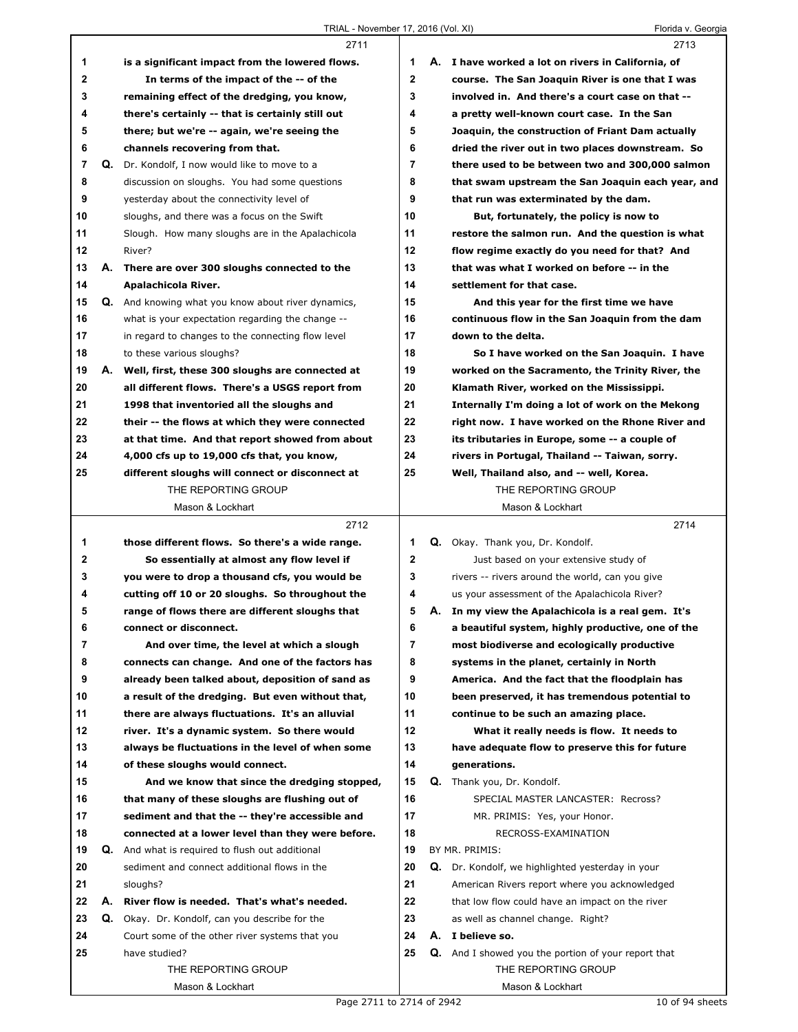2711

1 is a significant impact from the lowered flows.
2 In terms of the impact of the -- of the
3 remaining effect of the dredging, you know,
4 there's certainly -- that is certainly still out
5 there; but we're -- again, we're seeing the
6 channels recovering from that.
7 Q. Dr. Kondolf, I now would like to move to a
8 discussion on sloughs. You had some questions
9 yesterday about the connectivity level of
10 sloughs, and there was a focus on the Swift
11 Slough. How many sloughs are in the Apalachicola
12 River?
13 A. There are over 300 sloughs connected to the
14 Apalachicola River.
15 Q. And knowing what you know about river dynamics,
16 what is your expectation regarding the change --
17 in regard to changes to the connecting flow level
18 to these various sloughs?
19 A. Well, first, these 300 sloughs are connected at
20 all different flows. There's a USGS report from
21 1998 that inventoried all the sloughs and
22 their -- the flows at which they were connected
23 at that time. And that report showed from about
24 4,000 cfs up to 19,000 cfs that, you know,
25 different sloughs will connect or disconnect at

2712

1 those different flows. So there's a wide range.
2 So essentially at almost any flow level if
3 you were to drop a thousand cfs, you would be
4 cutting off 10 or 20 sloughs. So throughout the
5 range of flows there are different sloughs that
6 connect or disconnect.
7 And over time, the level at which a slough
8 connects can change. And one of the factors has
9 already been talked about, deposition of sand as
10 a result of the dredging. But even without that,
11 there are always fluctuations. It's an alluvial
12 river. It's a dynamic system. So there would
13 always be fluctuations in the level of when some
14 of these sloughs would connect.
15 And we know that since the dredging stopped,
16 that many of these sloughs are flushing out of
17 sediment and that the -- they're accessible and
18 connected at a lower level than they were before.
19 Q. And what is required to flush out additional
20 sediment and connect additional flows in the
21 sloughs?
22 A. River flow is needed. That's what's needed.
23 Q. Okay. Dr. Kondolf, can you describe for the
24 Court some of the other river systems that you
25 have studied?

2713

1 A. I have worked a lot on rivers in California, of
2 course. The San Joaquin River is one that I was
3 involved in. And there's a court case on that --
4 a pretty well-known court case. In the San
5 Joaquin, the construction of Friant Dam actually
6 dried the river out in two places downstream. So
7 there used to be between two and 300,000 salmon
8 that swam upstream the San Joaquin each year, and
9 that run was exterminated by the dam.
10 But, fortunately, the policy is now to
11 restore the salmon run. And the question is what
12 flow regime exactly do you need for that? And
13 that was what I worked on before -- in the
14 settlement for that case.
15 And this year for the first time we have
16 continuous flow in the San Joaquin from the dam
17 down to the delta.
18 So I have worked on the San Joaquin. I have
19 worked on the Sacramento, the Trinity River, the
20 Klamath River, worked on the Mississippi.
21 Internally I'm doing a lot of work on the Mekong
22 right now. I have worked on the Rhone River and
23 its tributaries in Europe, some -- a couple of
24 rivers in Portugal, Thailand -- Taiwan, sorry.
25 Well, Thailand also, and -- well, Korea.

2714

1 Q. Okay. Thank you, Dr. Kondolf.
2 Just based on your extensive study of
3 rivers -- rivers around the world, can you give
4 us your assessment of the Apalachicola River?
5 A. In my view the Apalachicola is a real gem. It's
6 a beautiful system, highly productive, one of the
7 most biodiverse and ecologically productive
8 systems in the planet, certainly in North
9 America. And the fact that the floodplain has
10 been preserved, it has tremendous potential to
11 continue to be such an amazing place.
12 What it really needs is flow. It needs to
13 have adequate flow to preserve this for future
14 generations.
15 Q. Thank you, Dr. Kondolf.
16 SPECIAL MASTER LANCASTER: Recross?
17 MR. PRIMIS: Yes, your Honor.
18 RECROSS-EXAMINATION
19 BY MR. PRIMIS:
20 Q. Dr. Kondolf, we highlighted yesterday in your
21 American Rivers report where you acknowledged
22 that low flow could have an impact on the river
23 as well as channel change. Right?
24 A. I believe so.
25 Q. And I showed you the portion of your report that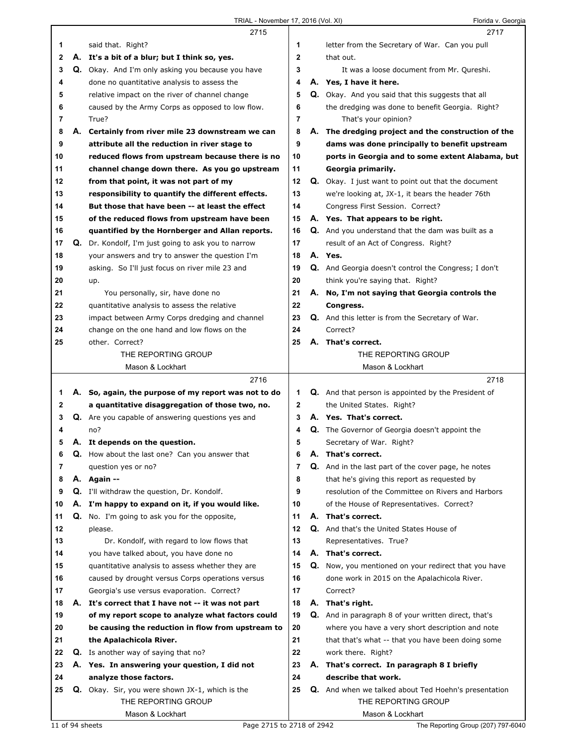2715

1 said that. Right?

2 **A. It's a bit of a blur; but I think so, yes.**

3 **Q.** Okay. And I'm only asking you because you have
4 done no quantitative analysis to assess the
5 relative impact on the river of channel change
6 caused by the Army Corps as opposed to low flow.
7 True?

8 **A. Certainly from river mile 23 downstream we can**
9 **attribute all the reduction in river stage to**
10 **reduced flows from upstream because there is no**
11 **channel change down there. As you go upstream**
12 **from that point, it was not part of my**
13 **responsibility to quantify the different effects.**
14 **But those that have been -- at least the effect**
15 **of the reduced flows from upstream have been**
16 **quantified by the Hornberger and Allan reports.**

17 **Q.** Dr. Kondolf, I'm just going to ask you to narrow
18 your answers and try to answer the question I'm
19 asking. So I'll just focus on river mile 23 and
20 up.
21 You personally, sir, have done no
22 quantitative analysis to assess the relative
23 impact between Army Corps dredging and channel
24 change on the one hand and low flows on the
25 other. Correct?

2716

1 **A. So, again, the purpose of my report was not to do**
2 **a quantitative disaggregation of those two, no.**

3 **Q.** Are you capable of answering questions yes and
4 no?

5 **A. It depends on the question.**

6 **Q.** How about the last one? Can you answer that
7 question yes or no?

8 **A. Again --**

9 **Q.** I'll withdraw the question, Dr. Kondolf.

10 **A. I'm happy to expand on it, if you would like.**

11 **Q.** No. I'm going to ask you for the opposite,
12 please.
13 Dr. Kondolf, with regard to low flows that
14 you have talked about, you have done no
15 quantitative analysis to assess whether they are
16 caused by drought versus Corps operations versus
17 Georgia's use versus evaporation. Correct?

18 **A. It's correct that I have not -- it was not part**
19 **of my report scope to analyze what factors could**
20 **be causing the reduction in flow from upstream to**
21 **the Apalachicola River.**

22 **Q.** Is another way of saying that no?

23 **A. Yes. In answering your question, I did not**
24 **analyze those factors.**

25 **Q.** Okay. Sir, you were shown JX-1, which is the

2717

1 letter from the Secretary of War. Can you pull
2 that out.
3 It was a loose document from Mr. Qureshi.

4 **A. Yes, I have it here.**

5 **Q.** Okay. And you said that this suggests that all
6 the dredging was done to benefit Georgia. Right?
7 That's your opinion?

8 **A. The dredging project and the construction of the**
9 **dams was done principally to benefit upstream**
10 **ports in Georgia and to some extent Alabama, but**
11 **Georgia primarily.**

12 **Q.** Okay. I just want to point out that the document
13 we're looking at, JX-1, it bears the header 76th
14 Congress First Session. Correct?

15 **A. Yes. That appears to be right.**

16 **Q.** And you understand that the dam was built as a
17 result of an Act of Congress. Right?

18 **A. Yes.**

19 **Q.** And Georgia doesn't control the Congress; I don't
20 think you're saying that. Right?

21 **A. No, I'm not saying that Georgia controls the**
22 **Congress.**

23 **Q.** And this letter is from the Secretary of War.
24 Correct?

25 **A. That's correct.**

2718

1 **Q.** And that person is appointed by the President of
2 the United States. Right?

3 **A. Yes. That's correct.**

4 **Q.** The Governor of Georgia doesn't appoint the
5 Secretary of War. Right?

6 **A. That's correct.**

7 **Q.** And in the last part of the cover page, he notes
8 that he's giving this report as requested by
9 resolution of the Committee on Rivers and Harbors
10 of the House of Representatives. Correct?

11 **A. That's correct.**

12 **Q.** And that's the United States House of
13 Representatives. True?

14 **A. That's correct.**

15 **Q.** Now, you mentioned on your redirect that you have
16 done work in 2015 on the Apalachicola River.
17 Correct?

18 **A. That's right.**

19 **Q.** And in paragraph 8 of your written direct, that's
20 where you have a very short description and note
21 that that's what -- that you have been doing some
22 work there. Right?

23 **A. That's correct. In paragraph 8 I briefly**
24 **describe that work.**

25 **Q.** And when we talked about Ted Hoehn's presentation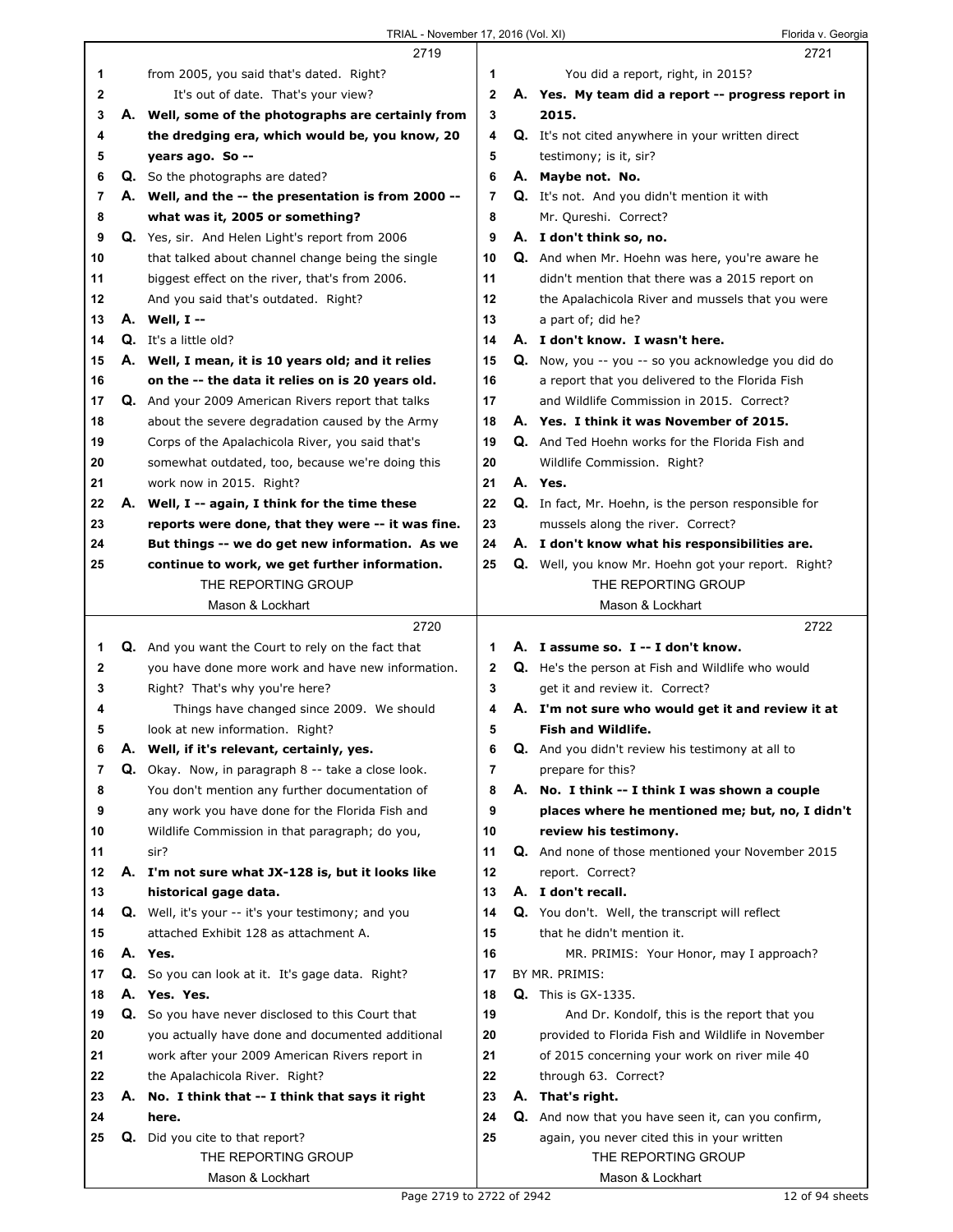2719

1 from 2005, you said that's dated. Right?
2 It's out of date. That's your view?
3 A. **Well, some of the photographs are certainly from**
4 **the dredging era, which would be, you know, 20**
5 **years ago. So --**
6 Q. So the photographs are dated?
7 A. **Well, and the -- the presentation is from 2000 --**
8 **what was it, 2005 or something?**
9 Q. Yes, sir. And Helen Light's report from 2006
10 that talked about channel change being the single
11 biggest effect on the river, that's from 2006.
12 And you said that's outdated. Right?
13 A. **Well, I --**
14 Q. It's a little old?
15 A. **Well, I mean, it is 10 years old; and it relies**
16 **on the -- the data it relies on is 20 years old.**
17 Q. And your 2009 American Rivers report that talks
18 about the severe degradation caused by the Army
19 Corps of the Apalachicola River, you said that's
20 somewhat outdated, too, because we're doing this
21 work now in 2015. Right?
22 A. **Well, I -- again, I think for the time these**
23 **reports were done, that they were -- it was fine.**
24 **But things -- we do get new information. As we**
25 **continue to work, we get further information.**

2720

1 Q. And you want the Court to rely on the fact that
2 you have done more work and have new information.
3 Right? That's why you're here?
4 Things have changed since 2009. We should
5 look at new information. Right?
6 A. **Well, if it's relevant, certainly, yes.**
7 Q. Okay. Now, in paragraph 8 -- take a close look.
8 You don't mention any further documentation of
9 any work you have done for the Florida Fish and
10 Wildlife Commission in that paragraph; do you,
11 sir?
12 A. **I'm not sure what JX-128 is, but it looks like**
13 **historical gage data.**
14 Q. Well, it's your -- it's your testimony; and you
15 attached Exhibit 128 as attachment A.
16 A. **Yes.**
17 Q. So you can look at it. It's gage data. Right?
18 A. **Yes. Yes.**
19 Q. So you have never disclosed to this Court that
20 you actually have done and documented additional
21 work after your 2009 American Rivers report in
22 the Apalachicola River. Right?
23 A. **No. I think that -- I think that says it right**
24 **here.**
25 Q. Did you cite to that report?

2721

1 You did a report, right, in 2015?
2 A. **Yes. My team did a report -- progress report in**
3 **2015.**
4 Q. It's not cited anywhere in your written direct
5 testimony; is it, sir?
6 A. **Maybe not. No.**
7 Q. It's not. And you didn't mention it with
8 Mr. Qureshi. Correct?
9 A. **I don't think so, no.**
10 Q. And when Mr. Hoehn was here, you're aware he
11 didn't mention that there was a 2015 report on
12 the Apalachicola River and mussels that you were
13 a part of; did he?
14 A. **I don't know. I wasn't here.**
15 Q. Now, you -- you -- so you acknowledge you did do
16 a report that you delivered to the Florida Fish
17 and Wildlife Commission in 2015. Correct?
18 A. **Yes. I think it was November of 2015.**
19 Q. And Ted Hoehn works for the Florida Fish and
20 Wildlife Commission. Right?
21 A. **Yes.**
22 Q. In fact, Mr. Hoehn, is the person responsible for
23 mussels along the river. Correct?
24 A. **I don't know what his responsibilities are.**
25 Q. Well, you know Mr. Hoehn got your report. Right?

2722

1 A. **I assume so. I -- I don't know.**
2 Q. He's the person at Fish and Wildlife who would
3 get it and review it. Correct?
4 A. **I'm not sure who would get it and review it at**
5 **Fish and Wildlife.**
6 Q. And you didn't review his testimony at all to
7 prepare for this?
8 A. **No. I think -- I think I was shown a couple**
9 **places where he mentioned me; but, no, I didn't**
10 **review his testimony.**
11 Q. And none of those mentioned your November 2015
12 report. Correct?
13 A. **I don't recall.**
14 Q. You don't. Well, the transcript will reflect
15 that he didn't mention it.
16 MR. PRIMIS: Your Honor, may I approach?
17 BY MR. PRIMIS:
18 Q. This is GX-1335.
19 And Dr. Kondolf, this is the report that you
20 provided to Florida Fish and Wildlife in November
21 of 2015 concerning your work on river mile 40
22 through 63. Correct?
23 A. **That's right.**
24 Q. And now that you have seen it, can you confirm,
25 again, you never cited this in your written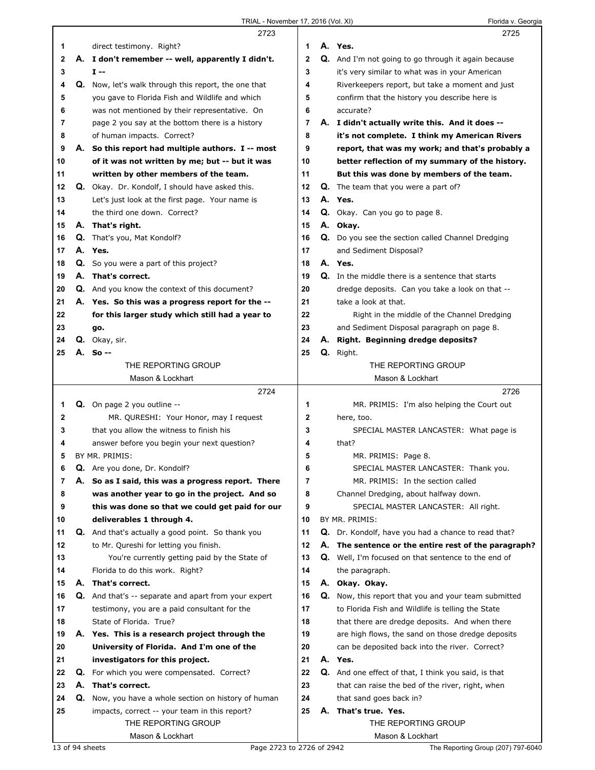2723

1 direct testimony. Right?

2 **A. I don't remember -- well, apparently I didn't.**

3 **I --**

4 Q. Now, let's walk through this report, the one that

5 you gave to Florida Fish and Wildlife and which

6 was not mentioned by their representative. On

7 page 2 you say at the bottom there is a history

8 of human impacts. Correct?

9 **A. So this report had multiple authors. I -- most**

10 **of it was not written by me; but -- but it was**

11 **written by other members of the team.**

12 Q. Okay. Dr. Kondolf, I should have asked this.

13 Let's just look at the first page. Your name is

14 the third one down. Correct?

15 **A. That's right.**

16 Q. That's you, Mat Kondolf?

17 **A. Yes.**

18 Q. So you were a part of this project?

19 **A. That's correct.**

20 Q. And you know the context of this document?

21 **A. Yes. So this was a progress report for the --**

22 **for this larger study which still had a year to**

23 **go.**

24 Q. Okay, sir.

25 **A. So --**

2724

1 Q. On page 2 you outline --

2 MR. QURESHI: Your Honor, may I request

3 that you allow the witness to finish his

4 answer before you begin your next question?

5 BY MR. PRIMIS:

6 Q. Are you done, Dr. Kondolf?

7 **A. So as I said, this was a progress report. There**

8 **was another year to go in the project. And so**

9 **this was done so that we could get paid for our**

10 **deliverables 1 through 4.**

11 Q. And that's actually a good point. So thank you

12 to Mr. Qureshi for letting you finish.

13 You're currently getting paid by the State of

14 Florida to do this work. Right?

15 **A. That's correct.**

16 Q. And that's -- separate and apart from your expert

17 testimony, you are a paid consultant for the

18 State of Florida. True?

19 **A. Yes. This is a research project through the**

20 **University of Florida. And I'm one of the**

21 **investigators for this project.**

22 Q. For which you were compensated. Correct?

23 **A. That's correct.**

24 Q. Now, you have a whole section on history of human

25 impacts, correct -- your team in this report?

2725

1 **A. Yes.**

2 Q. And I'm not going to go through it again because

3 it's very similar to what was in your American

4 Riverkeepers report, but take a moment and just

5 confirm that the history you describe here is

6 accurate?

7 **A. I didn't actually write this. And it does --**

8 **it's not complete. I think my American Rivers**

9 **report, that was my work; and that's probably a**

10 **better reflection of my summary of the history.**

11 **But this was done by members of the team.**

12 Q. The team that you were a part of?

13 **A. Yes.**

14 Q. Okay. Can you go to page 8.

15 **A. Okay.**

16 Q. Do you see the section called Channel Dredging

17 and Sediment Disposal?

18 **A. Yes.**

19 Q. In the middle there is a sentence that starts

20 dredge deposits. Can you take a look on that --

21 take a look at that.

22 Right in the middle of the Channel Dredging

23 and Sediment Disposal paragraph on page 8.

24 **A. Right. Beginning dredge deposits?**

25 Q. Right.

2726

1 MR. PRIMIS: I'm also helping the Court out

2 here, too.

3 SPECIAL MASTER LANCASTER: What page is

4 that?

5 MR. PRIMIS: Page 8.

6 SPECIAL MASTER LANCASTER: Thank you.

7 MR. PRIMIS: In the section called

8 Channel Dredging, about halfway down.

9 SPECIAL MASTER LANCASTER: All right.

10 BY MR. PRIMIS:

11 Q. Dr. Kondolf, have you had a chance to read that?

12 **A. The sentence or the entire rest of the paragraph?**

13 Q. Well, I'm focused on that sentence to the end of

14 the paragraph.

15 **A. Okay. Okay.**

16 Q. Now, this report that you and your team submitted

17 to Florida Fish and Wildlife is telling the State

18 that there are dredge deposits. And when there

19 are high flows, the sand on those dredge deposits

20 can be deposited back into the river. Correct?

21 **A. Yes.**

22 Q. And one effect of that, I think you said, is that

23 that can raise the bed of the river, right, when

24 that sand goes back in?

25 **A. That's true. Yes.**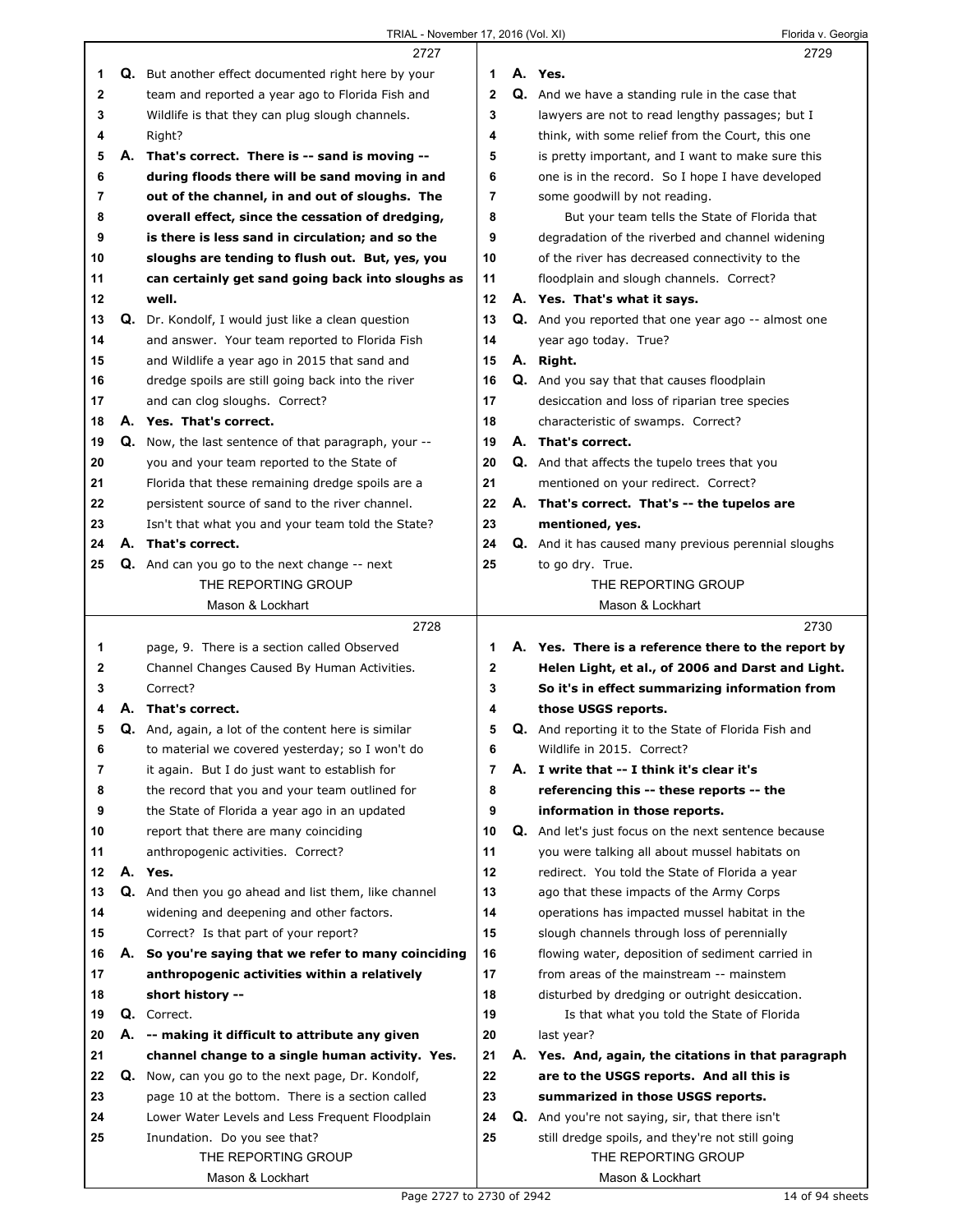2727

1 Q. But another effect documented right here by your
2 team and reported a year ago to Florida Fish and
3 Wildlife is that they can plug slough channels.
4 Right?
5 A. **That's correct. There is -- sand is moving --**
6 **during floods there will be sand moving in and**
7 **out of the channel, in and out of sloughs. The**
8 **overall effect, since the cessation of dredging,**
9 **is there is less sand in circulation; and so the**
10 **sloughs are tending to flush out. But, yes, you**
11 **can certainly get sand going back into sloughs as**
12 **well.**
13 Q. Dr. Kondolf, I would just like a clean question
14 and answer. Your team reported to Florida Fish
15 and Wildlife a year ago in 2015 that sand and
16 dredge spoils are still going back into the river
17 and can clog sloughs. Correct?
18 A. **Yes. That's correct.**
19 Q. Now, the last sentence of that paragraph, your --
20 you and your team reported to the State of
21 Florida that these remaining dredge spoils are a
22 persistent source of sand to the river channel.
23 Isn't that what you and your team told the State?
24 A. **That's correct.**
25 Q. And can you go to the next change -- next

2728

1 page, 9. There is a section called Observed
2 Channel Changes Caused By Human Activities.
3 Correct?
4 A. **That's correct.**
5 Q. And, again, a lot of the content here is similar
6 to material we covered yesterday; so I won't do
7 it again. But I do just want to establish for
8 the record that you and your team outlined for
9 the State of Florida a year ago in an updated
10 report that there are many coinciding
11 anthropogenic activities. Correct?
12 A. **Yes.**
13 Q. And then you go ahead and list them, like channel
14 widening and deepening and other factors.
15 Correct? Is that part of your report?
16 A. **So you're saying that we refer to many coinciding**
17 **anthropogenic activities within a relatively**
18 **short history --**
19 Q. Correct.
20 A. **-- making it difficult to attribute any given**
21 **channel change to a single human activity. Yes.**
22 Q. Now, can you go to the next page, Dr. Kondolf,
23 page 10 at the bottom. There is a section called
24 Lower Water Levels and Less Frequent Floodplain
25 Inundation. Do you see that?

2729

1 A. **Yes.**
2 Q. And we have a standing rule in the case that
3 lawyers are not to read lengthy passages; but I
4 think, with some relief from the Court, this one
5 is pretty important, and I want to make sure this
6 one is in the record. So I hope I have developed
7 some goodwill by not reading.
8 But your team tells the State of Florida that
9 degradation of the riverbed and channel widening
10 of the river has decreased connectivity to the
11 floodplain and slough channels. Correct?
12 A. **Yes. That's what it says.**
13 Q. And you reported that one year ago -- almost one
14 year ago today. True?
15 A. **Right.**
16 Q. And you say that that causes floodplain
17 desiccation and loss of riparian tree species
18 characteristic of swamps. Correct?
19 A. **That's correct.**
20 Q. And that affects the tupelo trees that you
21 mentioned on your redirect. Correct?
22 A. **That's correct. That's -- the tupelos are**
23 **mentioned, yes.**
24 Q. And it has caused many previous perennial sloughs
25 to go dry. True.

2730

1 A. **Yes. There is a reference there to the report by**
2 **Helen Light, et al., of 2006 and Darst and Light.**
3 **So it's in effect summarizing information from**
4 **those USGS reports.**
5 Q. And reporting it to the State of Florida Fish and
6 Wildlife in 2015. Correct?
7 A. **I write that -- I think it's clear it's**
8 **referencing this -- these reports -- the**
9 **information in those reports.**
10 Q. And let's just focus on the next sentence because
11 you were talking all about mussel habitats on
12 redirect. You told the State of Florida a year
13 ago that these impacts of the Army Corps
14 operations has impacted mussel habitat in the
15 slough channels through loss of perennially
16 flowing water, deposition of sediment carried in
17 from areas of the mainstream -- mainstem
18 disturbed by dredging or outright desiccation.
19 Is that what you told the State of Florida
20 last year?
21 A. **Yes. And, again, the citations in that paragraph**
22 **are to the USGS reports. And all this is**
23 **summarized in those USGS reports.**
24 Q. And you're not saying, sir, that there isn't
25 still dredge spoils, and they're not still going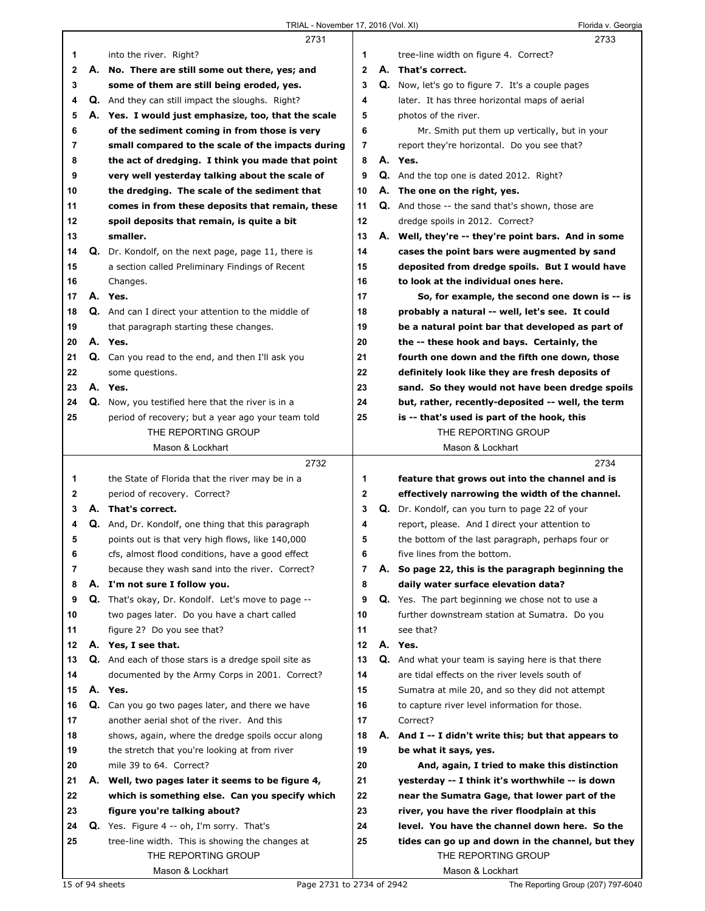**2731**

1 into the river. Right?

2 A. **No. There are still some out there, yes; and**

3 **some of them are still being eroded, yes.**

4 Q. And they can still impact the sloughs. Right?

5 A. **Yes. I would just emphasize, too, that the scale**

6 **of the sediment coming in from those is very**

7 **small compared to the scale of the impacts during**

8 **the act of dredging. I think you made that point**

9 **very well yesterday talking about the scale of**

10 **the dredging. The scale of the sediment that**

11 **comes in from these deposits that remain, these**

12 **spoil deposits that remain, is quite a bit**

13 **smaller.**

14 Q. Dr. Kondolf, on the next page, page 11, there is

15 a section called Preliminary Findings of Recent

16 Changes.

17 A. **Yes.**

18 Q. And can I direct your attention to the middle of

19 that paragraph starting these changes.

20 A. **Yes.**

21 Q. Can you read to the end, and then I'll ask you

22 some questions.

23 A. **Yes.**

24 Q. Now, you testified here that the river is in a

25 period of recovery; but a year ago your team told

**2732**

1 the State of Florida that the river may be in a

2 period of recovery. Correct?

3 A. **That's correct.**

4 Q. And, Dr. Kondolf, one thing that this paragraph

5 points out is that very high flows, like 140,000

6 cfs, almost flood conditions, have a good effect

7 because they wash sand into the river. Correct?

8 A. **I'm not sure I follow you.**

9 Q. That's okay, Dr. Kondolf. Let's move to page --

10 two pages later. Do you have a chart called

11 figure 2? Do you see that?

12 A. **Yes, I see that.**

13 Q. And each of those stars is a dredge spoil site as

14 documented by the Army Corps in 2001. Correct?

15 A. **Yes.**

16 Q. Can you go two pages later, and there we have

17 another aerial shot of the river. And this

18 shows, again, where the dredge spoils occur along

19 the stretch that you're looking at from river

20 mile 39 to 64. Correct?

21 A. **Well, two pages later it seems to be figure 4,**

22 **which is something else. Can you specify which**

23 **figure you're talking about?**

24 Q. Yes. Figure 4 -- oh, I'm sorry. That's

25 tree-line width. This is showing the changes at

**2733**

1 tree-line width on figure 4. Correct?

2 A. **That's correct.**

3 Q. Now, let's go to figure 7. It's a couple pages

4 later. It has three horizontal maps of aerial

5 photos of the river.

6 Mr. Smith put them up vertically, but in your

7 report they're horizontal. Do you see that?

8 A. **Yes.**

9 Q. And the top one is dated 2012. Right?

10 A. **The one on the right, yes.**

11 Q. And those -- the sand that's shown, those are

12 dredge spoils in 2012. Correct?

13 A. **Well, they're -- they're point bars. And in some**

14 **cases the point bars were augmented by sand**

15 **deposited from dredge spoils. But I would have**

16 **to look at the individual ones here.**

17 **So, for example, the second one down is -- is**

18 **probably a natural -- well, let's see. It could**

19 **be a natural point bar that developed as part of**

20 **the -- these hook and bays. Certainly, the**

21 **fourth one down and the fifth one down, those**

22 **definitely look like they are fresh deposits of**

23 **sand. So they would not have been dredge spoils**

24 **but, rather, recently-deposited -- well, the term**

25 **is -- that's used is part of the hook, this**

**2734**

1 **feature that grows out into the channel and is**

2 **effectively narrowing the width of the channel.**

3 Q. Dr. Kondolf, can you turn to page 22 of your

4 report, please. And I direct your attention to

5 the bottom of the last paragraph, perhaps four or

6 five lines from the bottom.

7 A. **So page 22, this is the paragraph beginning the**

8 **daily water surface elevation data?**

9 Q. Yes. The part beginning we chose not to use a

10 further downstream station at Sumatra. Do you

11 see that?

12 A. **Yes.**

13 Q. And what your team is saying here is that there

14 are tidal effects on the river levels south of

15 Sumatra at mile 20, and so they did not attempt

16 to capture river level information for those.

17 Correct?

18 A. **And I -- I didn't write this; but that appears to**

19 **be what it says, yes.**

20 **And, again, I tried to make this distinction**

21 **yesterday -- I think it's worthwhile -- is down**

22 **near the Sumatra Gage, that lower part of the**

23 **river, you have the river floodplain at this**

24 **level. You have the channel down here. So the**

25 **tides can go up and down in the channel, but they**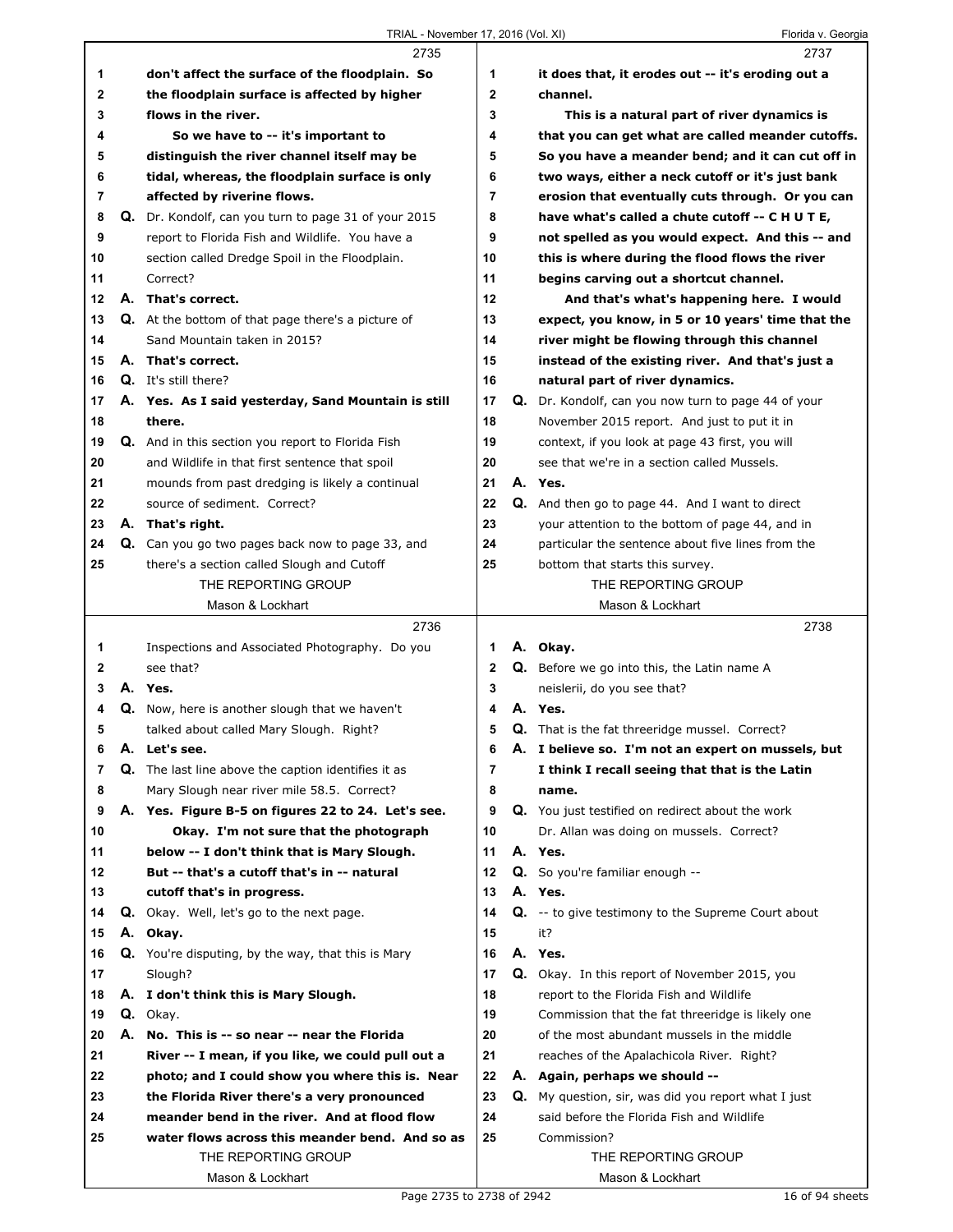**2735**

1 don't affect the surface of the floodplain. So
2 the floodplain surface is affected by higher
3 flows in the river.
4 So we have to -- it's important to
5 distinguish the river channel itself may be
6 tidal, whereas, the floodplain surface is only
7 affected by riverine flows.
8 Q. Dr. Kondolf, can you turn to page 31 of your 2015
9 report to Florida Fish and Wildlife. You have a
10 section called Dredge Spoil in the Floodplain.
11 Correct?
12 A. That's correct.
13 Q. At the bottom of that page there's a picture of
14 Sand Mountain taken in 2015?
15 A. That's correct.
16 Q. It's still there?
17 A. Yes. As I said yesterday, Sand Mountain is still
18 there.
19 Q. And in this section you report to Florida Fish
20 and Wildlife in that first sentence that spoil
21 mounds from past dredging is likely a continual
22 source of sediment. Correct?
23 A. That's right.
24 Q. Can you go two pages back now to page 33, and
25 there's a section called Slough and Cutoff

**2736**

1 Inspections and Associated Photography. Do you
2 see that?
3 A. Yes.
4 Q. Now, here is another slough that we haven't
5 talked about called Mary Slough. Right?
6 A. Let's see.
7 Q. The last line above the caption identifies it as
8 Mary Slough near river mile 58.5. Correct?
9 A. Yes. Figure B-5 on figures 22 to 24. Let's see.
10 Okay. I'm not sure that the photograph
11 below -- I don't think that is Mary Slough.
12 But -- that's a cutoff that's in -- natural
13 cutoff that's in progress.
14 Q. Okay. Well, let's go to the next page.
15 A. Okay.
16 Q. You're disputing, by the way, that this is Mary
17 Slough?
18 A. I don't think this is Mary Slough.
19 Q. Okay.
20 A. No. This is -- so near -- near the Florida
21 River -- I mean, if you like, we could pull out a
22 photo; and I could show you where this is. Near
23 the Florida River there's a very pronounced
24 meander bend in the river. And at flood flow
25 water flows across this meander bend. And so as

**2737**

1 it does that, it erodes out -- it's eroding out a
2 channel.
3 This is a natural part of river dynamics is
4 that you can get what are called meander cutoffs.
5 So you have a meander bend; and it can cut off in
6 two ways, either a neck cutoff or it's just bank
7 erosion that eventually cuts through. Or you can
8 have what's called a chute cutoff -- C H U T E,
9 not spelled as you would expect. And this -- and
10 this is where during the flood flows the river
11 begins carving out a shortcut channel.
12 And that's what's happening here. I would
13 expect, you know, in 5 or 10 years' time that the
14 river might be flowing through this channel
15 instead of the existing river. And that's just a
16 natural part of river dynamics.
17 Q. Dr. Kondolf, can you now turn to page 44 of your
18 November 2015 report. And just to put it in
19 context, if you look at page 43 first, you will
20 see that we're in a section called Mussels.
21 A. Yes.
22 Q. And then go to page 44. And I want to direct
23 your attention to the bottom of page 44, and in
24 particular the sentence about five lines from the
25 bottom that starts this survey.

**2738**

1 A. Okay.
2 Q. Before we go into this, the Latin name A
3 neislerii, do you see that?
4 A. Yes.
5 Q. That is the fat threeridge mussel. Correct?
6 A. I believe so. I'm not an expert on mussels, but
7 I think I recall seeing that that is the Latin
8 name.
9 Q. You just testified on redirect about the work
10 Dr. Allan was doing on mussels. Correct?
11 A. Yes.
12 Q. So you're familiar enough --
13 A. Yes.
14 Q. -- to give testimony to the Supreme Court about
15 it?
16 A. Yes.
17 Q. Okay. In this report of November 2015, you
18 report to the Florida Fish and Wildlife
19 Commission that the fat threeridge is likely one
20 of the most abundant mussels in the middle
21 reaches of the Apalachicola River. Right?
22 A. Again, perhaps we should --
23 Q. My question, sir, was did you report what I just
24 said before the Florida Fish and Wildlife
25 Commission?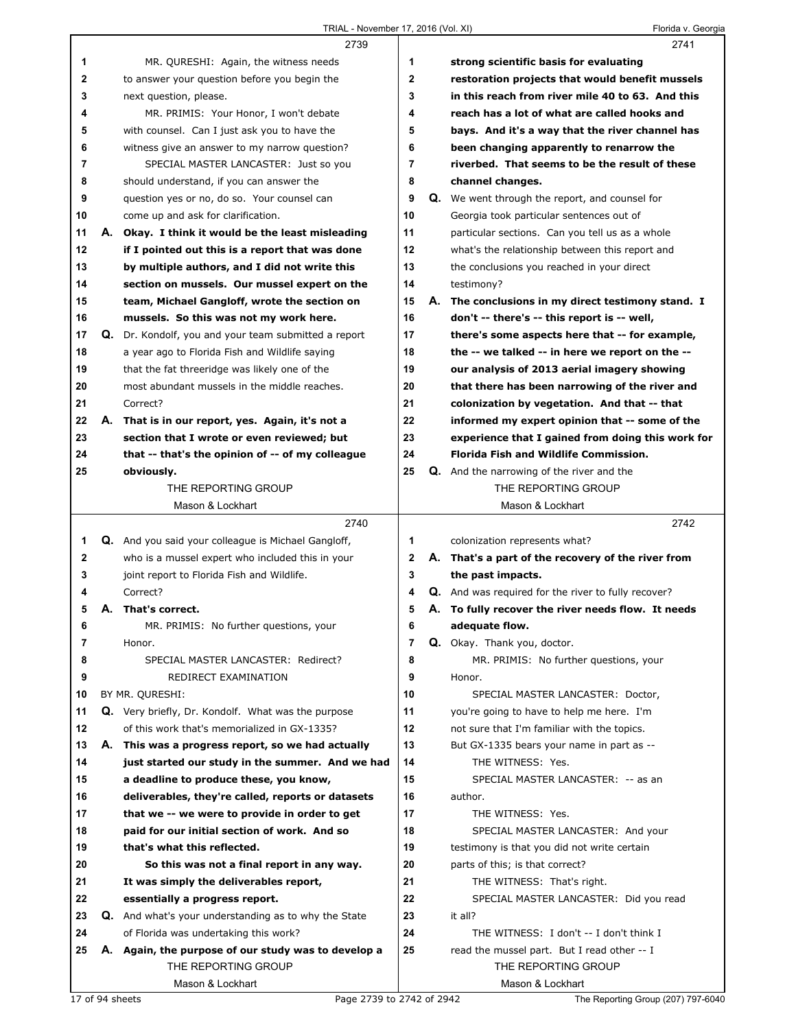**2739**

1 MR. QURESHI: Again, the witness needs
2 to answer your question before you begin the
3 next question, please.
4 MR. PRIMIS: Your Honor, I won't debate
5 with counsel. Can I just ask you to have the
6 witness give an answer to my narrow question?
7 SPECIAL MASTER LANCASTER: Just so you
8 should understand, if you can answer the
9 question yes or no, do so. Your counsel can
10 come up and ask for clarification.
11 **A. Okay. I think it would be the least misleading**
12 **if I pointed out this is a report that was done**
13 **by multiple authors, and I did not write this**
14 **section on mussels. Our mussel expert on the**
15 **team, Michael Gangloff, wrote the section on**
16 **mussels. So this was not my work here.**
17 **Q.** Dr. Kondolf, you and your team submitted a report
18 a year ago to Florida Fish and Wildlife saying
19 that the fat threeridge was likely one of the
20 most abundant mussels in the middle reaches.
21 Correct?
22 **A. That is in our report, yes. Again, it's not a**
23 **section that I wrote or even reviewed; but**
24 **that -- that's the opinion of -- of my colleague**
25 **obviously.**

**2740**

1 **Q.** And you said your colleague is Michael Gangloff,
2 who is a mussel expert who included this in your
3 joint report to Florida Fish and Wildlife.
4 Correct?
5 **A. That's correct.**
6 MR. PRIMIS: No further questions, your
7 Honor.
8 SPECIAL MASTER LANCASTER: Redirect?
9 REDIRECT EXAMINATION
10 BY MR. QURESHI:
11 **Q.** Very briefly, Dr. Kondolf. What was the purpose
12 of this work that's memorialized in GX-1335?
13 **A. This was a progress report, so we had actually**
14 **just started our study in the summer. And we had**
15 **a deadline to produce these, you know,**
16 **deliverables, they're called, reports or datasets**
17 **that we -- we were to provide in order to get**
18 **paid for our initial section of work. And so**
19 **that's what this reflected.**
20 **So this was not a final report in any way.**
21 **It was simply the deliverables report,**
22 **essentially a progress report.**
23 **Q.** And what's your understanding as to why the State
24 of Florida was undertaking this work?
25 **A. Again, the purpose of our study was to develop a**

**2741**

1 **strong scientific basis for evaluating**
2 **restoration projects that would benefit mussels**
3 **in this reach from river mile 40 to 63. And this**
4 **reach has a lot of what are called hooks and**
5 **bays. And it's a way that the river channel has**
6 **been changing apparently to renarrow the**
7 **riverbed. That seems to be the result of these**
8 **channel changes.**
9 **Q.** We went through the report, and counsel for
10 Georgia took particular sentences out of
11 particular sections. Can you tell us as a whole
12 what's the relationship between this report and
13 the conclusions you reached in your direct
14 testimony?
15 **A. The conclusions in my direct testimony stand. I**
16 **don't -- there's -- this report is -- well,**
17 **there's some aspects here that -- for example,**
18 **the -- we talked -- in here we report on the --**
19 **our analysis of 2013 aerial imagery showing**
20 **that there has been narrowing of the river and**
21 **colonization by vegetation. And that -- that**
22 **informed my expert opinion that -- some of the**
23 **experience that I gained from doing this work for**
24 **Florida Fish and Wildlife Commission.**
25 **Q.** And the narrowing of the river and the

**2742**

1 colonization represents what?
2 **A. That's a part of the recovery of the river from**
3 **the past impacts.**
4 **Q.** And was required for the river to fully recover?
5 **A. To fully recover the river needs flow. It needs**
6 **adequate flow.**
7 **Q.** Okay. Thank you, doctor.
8 MR. PRIMIS: No further questions, your
9 Honor.
10 SPECIAL MASTER LANCASTER: Doctor,
11 you're going to have to help me here. I'm
12 not sure that I'm familiar with the topics.
13 But GX-1335 bears your name in part as --
14 THE WITNESS: Yes.
15 SPECIAL MASTER LANCASTER: -- as an
16 author.
17 THE WITNESS: Yes.
18 SPECIAL MASTER LANCASTER: And your
19 testimony is that you did not write certain
20 parts of this; is that correct?
21 THE WITNESS: That's right.
22 SPECIAL MASTER LANCASTER: Did you read
23 it all?
24 THE WITNESS: I don't -- I don't think I
25 read the mussel part. But I read other -- I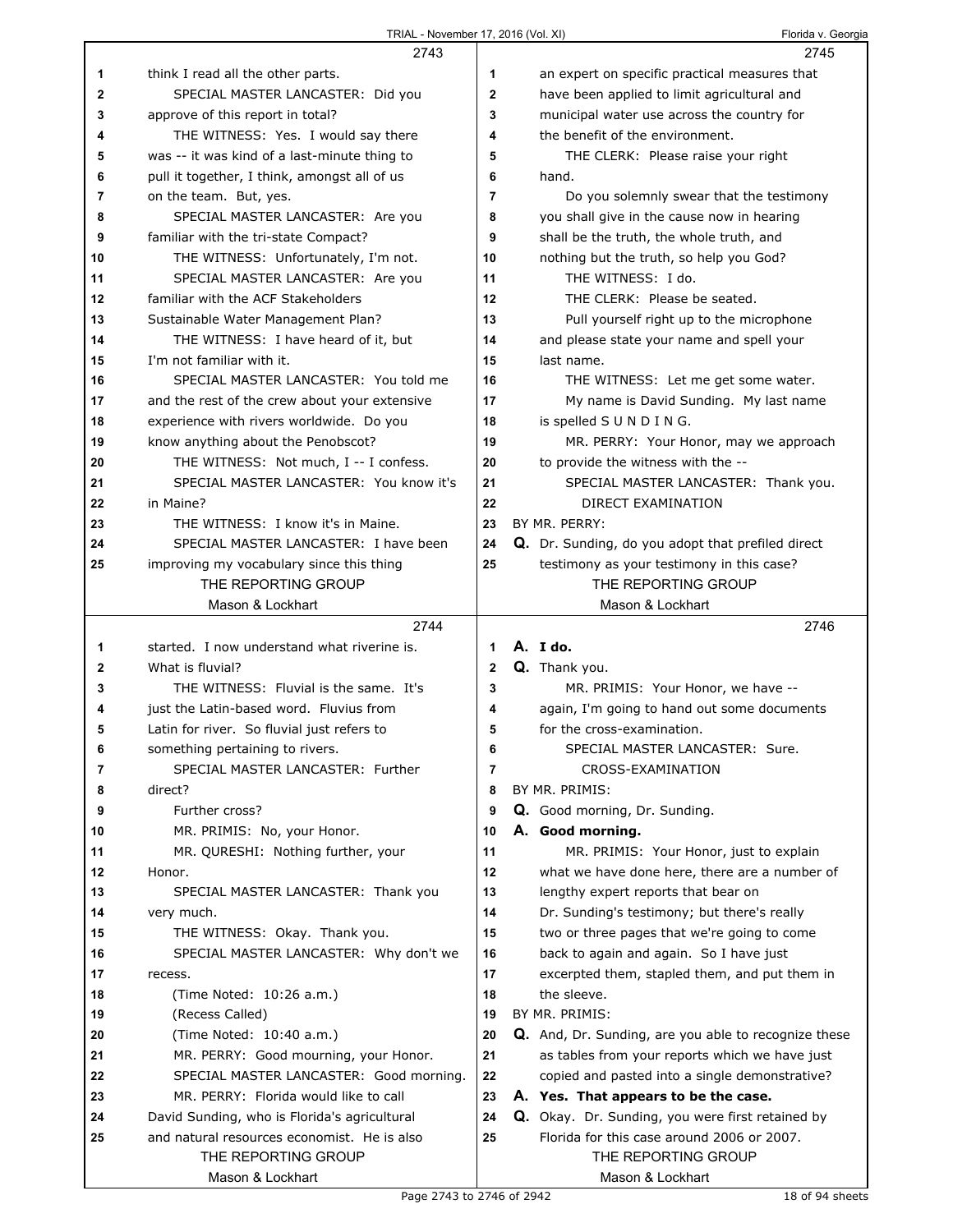2743

1 think I read all the other parts.
2 SPECIAL MASTER LANCASTER: Did you
3 approve of this report in total?
4 THE WITNESS: Yes. I would say there
5 was -- it was kind of a last-minute thing to
6 pull it together, I think, amongst all of us
7 on the team. But, yes.
8 SPECIAL MASTER LANCASTER: Are you
9 familiar with the tri-state Compact?
10 THE WITNESS: Unfortunately, I'm not.
11 SPECIAL MASTER LANCASTER: Are you
12 familiar with the ACF Stakeholders
13 Sustainable Water Management Plan?
14 THE WITNESS: I have heard of it, but
15 I'm not familiar with it.
16 SPECIAL MASTER LANCASTER: You told me
17 and the rest of the crew about your extensive
18 experience with rivers worldwide. Do you
19 know anything about the Penobscot?
20 THE WITNESS: Not much, I -- I confess.
21 SPECIAL MASTER LANCASTER: You know it's
22 in Maine?
23 THE WITNESS: I know it's in Maine.
24 SPECIAL MASTER LANCASTER: I have been
25 improving my vocabulary since this thing

2744

1 started. I now understand what riverine is.
2 What is fluvial?
3 THE WITNESS: Fluvial is the same. It's
4 just the Latin-based word. Fluvius from
5 Latin for river. So fluvial just refers to
6 something pertaining to rivers.
7 SPECIAL MASTER LANCASTER: Further
8 direct?
9 Further cross?
10 MR. PRIMIS: No, your Honor.
11 MR. QURESHI: Nothing further, your
12 Honor.
13 SPECIAL MASTER LANCASTER: Thank you
14 very much.
15 THE WITNESS: Okay. Thank you.
16 SPECIAL MASTER LANCASTER: Why don't we
17 recess.
18 (Time Noted: 10:26 a.m.)
19 (Recess Called)
20 (Time Noted: 10:40 a.m.)
21 MR. PERRY: Good mourning, your Honor.
22 SPECIAL MASTER LANCASTER: Good morning.
23 MR. PERRY: Florida would like to call
24 David Sunding, who is Florida's agricultural
25 and natural resources economist. He is also

2745

1 an expert on specific practical measures that
2 have been applied to limit agricultural and
3 municipal water use across the country for
4 the benefit of the environment.
5 THE CLERK: Please raise your right
6 hand.
7 Do you solemnly swear that the testimony
8 you shall give in the cause now in hearing
9 shall be the truth, the whole truth, and
10 nothing but the truth, so help you God?
11 THE WITNESS: I do.
12 THE CLERK: Please be seated.
13 Pull yourself right up to the microphone
14 and please state your name and spell your
15 last name.
16 THE WITNESS: Let me get some water.
17 My name is David Sunding. My last name
18 is spelled S U N D I N G.
19 MR. PERRY: Your Honor, may we approach
20 to provide the witness with the --
21 SPECIAL MASTER LANCASTER: Thank you.
22 DIRECT EXAMINATION
23 BY MR. PERRY:
24 **Q.** Dr. Sunding, do you adopt that prefiled direct
25 testimony as your testimony in this case?

2746

1 **A. I do.**
2 **Q.** Thank you.
3 MR. PRIMIS: Your Honor, we have --
4 again, I'm going to hand out some documents
5 for the cross-examination.
6 SPECIAL MASTER LANCASTER: Sure.
7 CROSS-EXAMINATION
8 BY MR. PRIMIS:
9 **Q.** Good morning, Dr. Sunding.
10 **A. Good morning.**
11 MR. PRIMIS: Your Honor, just to explain
12 what we have done here, there are a number of
13 lengthy expert reports that bear on
14 Dr. Sunding's testimony; but there's really
15 two or three pages that we're going to come
16 back to again and again. So I have just
17 excerpted them, stapled them, and put them in
18 the sleeve.
19 BY MR. PRIMIS:
20 **Q.** And, Dr. Sunding, are you able to recognize these
21 as tables from your reports which we have just
22 copied and pasted into a single demonstrative?
23 **A. Yes. That appears to be the case.**
24 **Q.** Okay. Dr. Sunding, you were first retained by
25 Florida for this case around 2006 or 2007.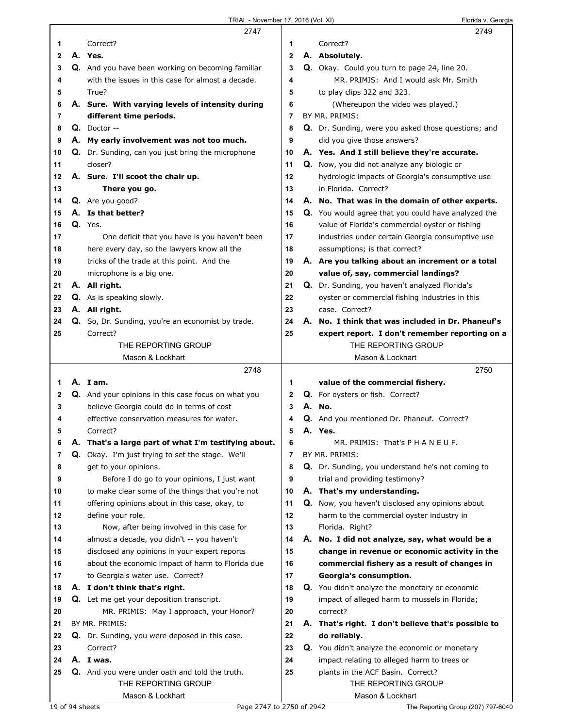2747

1 Correct?
2 A. Yes.
3 Q. And you have been working on becoming familiar
4 with the issues in this case for almost a decade.
5 True?
6 A. Sure. With varying levels of intensity during
7 different time periods.
8 Q. Doctor --
9 A. My early involvement was not too much.
10 Q. Dr. Sunding, can you just bring the microphone
11 closer?
12 A. Sure. I'll scoot the chair up.
13 There you go.
14 Q. Are you good?
15 A. Is that better?
16 Q. Yes.
17 One deficit that you have is you haven't been
18 here every day, so the lawyers know all the
19 tricks of the trade at this point. And the
20 microphone is a big one.
21 A. All right.
22 Q. As is speaking slowly.
23 A. All right.
24 Q. So, Dr. Sunding, you're an economist by trade.
25 Correct?

2748

1 A. I am.
2 Q. And your opinions in this case focus on what you
3 believe Georgia could do in terms of cost
4 effective conservation measures for water.
5 Correct?
6 A. That's a large part of what I'm testifying about.
7 Q. Okay. I'm just trying to set the stage. We'll
8 get to your opinions.
9 Before I do go to your opinions, I just want
10 to make clear some of the things that you're not
11 offering opinions about in this case, okay, to
12 define your role.
13 Now, after being involved in this case for
14 almost a decade, you didn't -- you haven't
15 disclosed any opinions in your expert reports
16 about the economic impact of harm to Florida due
17 to Georgia's water use. Correct?
18 A. I don't think that's right.
19 Q. Let me get your deposition transcript.
20 MR. PRIMIS: May I approach, your Honor?
21 BY MR. PRIMIS:
22 Q. Dr. Sunding, you were deposed in this case.
23 Correct?
24 A. I was.
25 Q. And you were under oath and told the truth.

2749

1 Correct?
2 A. Absolutely.
3 Q. Okay. Could you turn to page 24, line 20.
4 MR. PRIMIS: And I would ask Mr. Smith
5 to play clips 322 and 323.
6 (Whereupon the video was played.)
7 BY MR. PRIMIS:
8 Q. Dr. Sunding, were you asked those questions; and
9 did you give those answers?
10 A. Yes. And I still believe they're accurate.
11 Q. Now, you did not analyze any biologic or
12 hydrologic impacts of Georgia's consumptive use
13 in Florida. Correct?
14 A. No. That was in the domain of other experts.
15 Q. You would agree that you could have analyzed the
16 value of Florida's commercial oyster or fishing
17 industries under certain Georgia consumptive use
18 assumptions; is that correct?
19 A. Are you talking about an increment or a total
20 value of, say, commercial landings?
21 Q. Dr. Sunding, you haven't analyzed Florida's
22 oyster or commercial fishing industries in this
23 case. Correct?
24 A. No. I think that was included in Dr. Phaneuf's
25 expert report. I don't remember reporting on a

2750

1 value of the commercial fishery.
2 Q. For oysters or fish. Correct?
3 A. No.
4 Q. And you mentioned Dr. Phaneuf. Correct?
5 A. Yes.
6 MR. PRIMIS: That's P H A N E U F.
7 BY MR. PRIMIS:
8 Q. Dr. Sunding, you understand he's not coming to
9 trial and providing testimony?
10 A. That's my understanding.
11 Q. Now, you haven't disclosed any opinions about
12 harm to the commercial oyster industry in
13 Florida. Right?
14 A. No. I did not analyze, say, what would be a
15 change in revenue or economic activity in the
16 commercial fishery as a result of changes in
17 Georgia's consumption.
18 Q. You didn't analyze the monetary or economic
19 impact of alleged harm to mussels in Florida;
20 correct?
21 A. That's right. I don't believe that's possible to
22 do reliably.
23 Q. You didn't analyze the economic or monetary
24 impact relating to alleged harm to trees or
25 plants in the ACF Basin. Correct?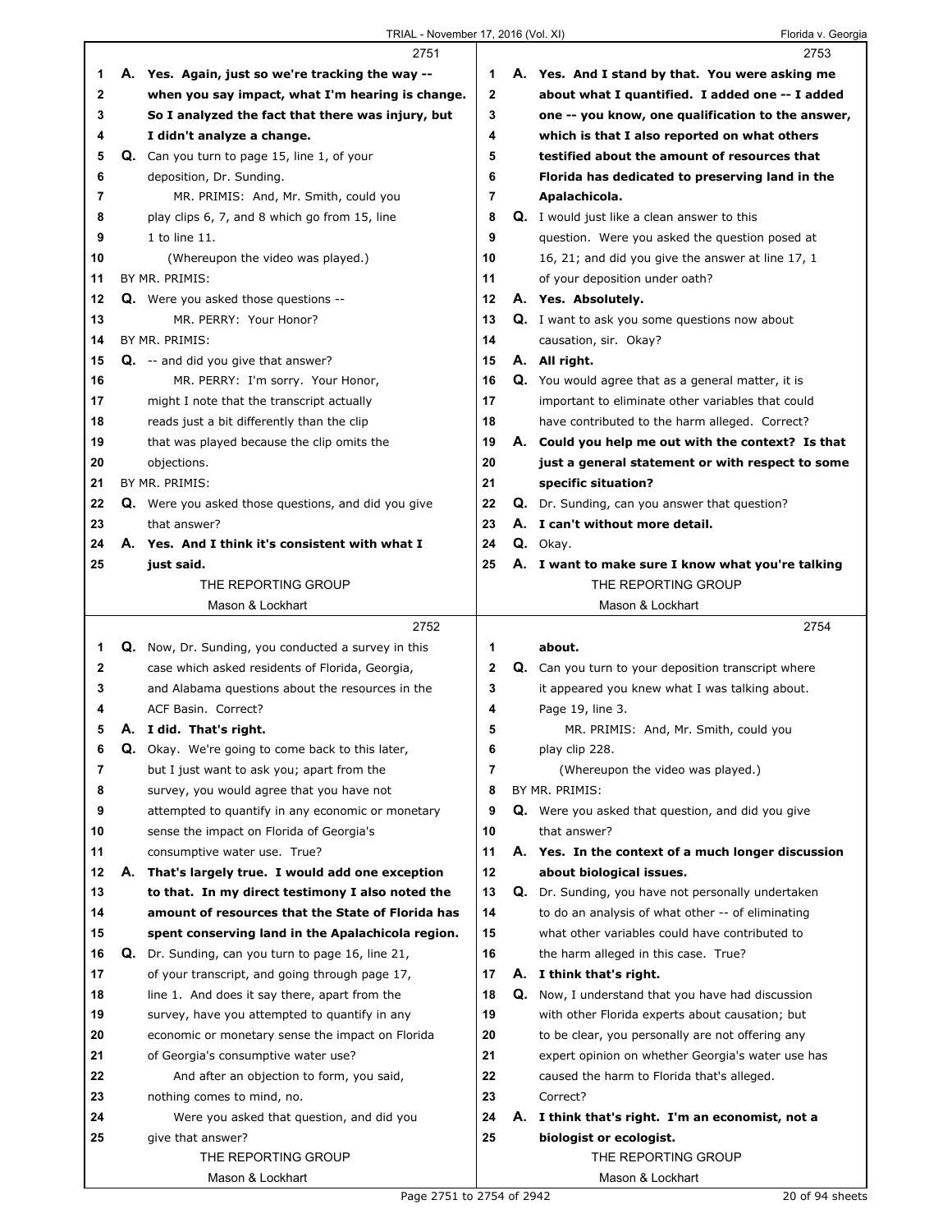2751

1 A. Yes. Again, just so we're tracking the way --
2 when you say impact, what I'm hearing is change.
3 So I analyzed the fact that there was injury, but
4 I didn't analyze a change.
5 Q. Can you turn to page 15, line 1, of your
6 deposition, Dr. Sunding.
7 MR. PRIMIS: And, Mr. Smith, could you
8 play clips 6, 7, and 8 which go from 15, line
9 1 to line 11.
10 (Whereupon the video was played.)
11 BY MR. PRIMIS:
12 Q. Were you asked those questions --
13 MR. PERRY: Your Honor?
14 BY MR. PRIMIS:
15 Q. -- and did you give that answer?
16 MR. PERRY: I'm sorry. Your Honor,
17 might I note that the transcript actually
18 reads just a bit differently than the clip
19 that was played because the clip omits the
20 objections.
21 BY MR. PRIMIS:
22 Q. Were you asked those questions, and did you give
23 that answer?
24 A. Yes. And I think it's consistent with what I
25 just said.

2752

1 Q. Now, Dr. Sunding, you conducted a survey in this
2 case which asked residents of Florida, Georgia,
3 and Alabama questions about the resources in the
4 ACF Basin. Correct?
5 A. I did. That's right.
6 Q. Okay. We're going to come back to this later,
7 but I just want to ask you; apart from the
8 survey, you would agree that you have not
9 attempted to quantify in any economic or monetary
10 sense the impact on Florida of Georgia's
11 consumptive water use. True?
12 A. That's largely true. I would add one exception
13 to that. In my direct testimony I also noted the
14 amount of resources that the State of Florida has
15 spent conserving land in the Apalachicola region.
16 Q. Dr. Sunding, can you turn to page 16, line 21,
17 of your transcript, and going through page 17,
18 line 1. And does it say there, apart from the
19 survey, have you attempted to quantify in any
20 economic or monetary sense the impact on Florida
21 of Georgia's consumptive water use?
22 And after an objection to form, you said,
23 nothing comes to mind, no.
24 Were you asked that question, and did you
25 give that answer?

2753

1 A. Yes. And I stand by that. You were asking me
2 about what I quantified. I added one -- I added
3 one -- you know, one qualification to the answer,
4 which is that I also reported on what others
5 testified about the amount of resources that
6 Florida has dedicated to preserving land in the
7 Apalachicola.
8 Q. I would just like a clean answer to this
9 question. Were you asked the question posed at
10 16, 21; and did you give the answer at line 17, 1
11 of your deposition under oath?
12 A. Yes. Absolutely.
13 Q. I want to ask you some questions now about
14 causation, sir. Okay?
15 A. All right.
16 Q. You would agree that as a general matter, it is
17 important to eliminate other variables that could
18 have contributed to the harm alleged. Correct?
19 A. Could you help me out with the context? Is that
20 just a general statement or with respect to some
21 specific situation?
22 Q. Dr. Sunding, can you answer that question?
23 A. I can't without more detail.
24 Q. Okay.
25 A. I want to make sure I know what you're talking

2754

1 about.
2 Q. Can you turn to your deposition transcript where
3 it appeared you knew what I was talking about.
4 Page 19, line 3.
5 MR. PRIMIS: And, Mr. Smith, could you
6 play clip 228.
7 (Whereupon the video was played.)
8 BY MR. PRIMIS:
9 Q. Were you asked that question, and did you give
10 that answer?
11 A. Yes. In the context of a much longer discussion
12 about biological issues.
13 Q. Dr. Sunding, you have not personally undertaken
14 to do an analysis of what other -- of eliminating
15 what other variables could have contributed to
16 the harm alleged in this case. True?
17 A. I think that's right.
18 Q. Now, I understand that you have had discussion
19 with other Florida experts about causation; but
20 to be clear, you personally are not offering any
21 expert opinion on whether Georgia's water use has
22 caused the harm to Florida that's alleged.
23 Correct?
24 A. I think that's right. I'm an economist, not a
25 biologist or ecologist.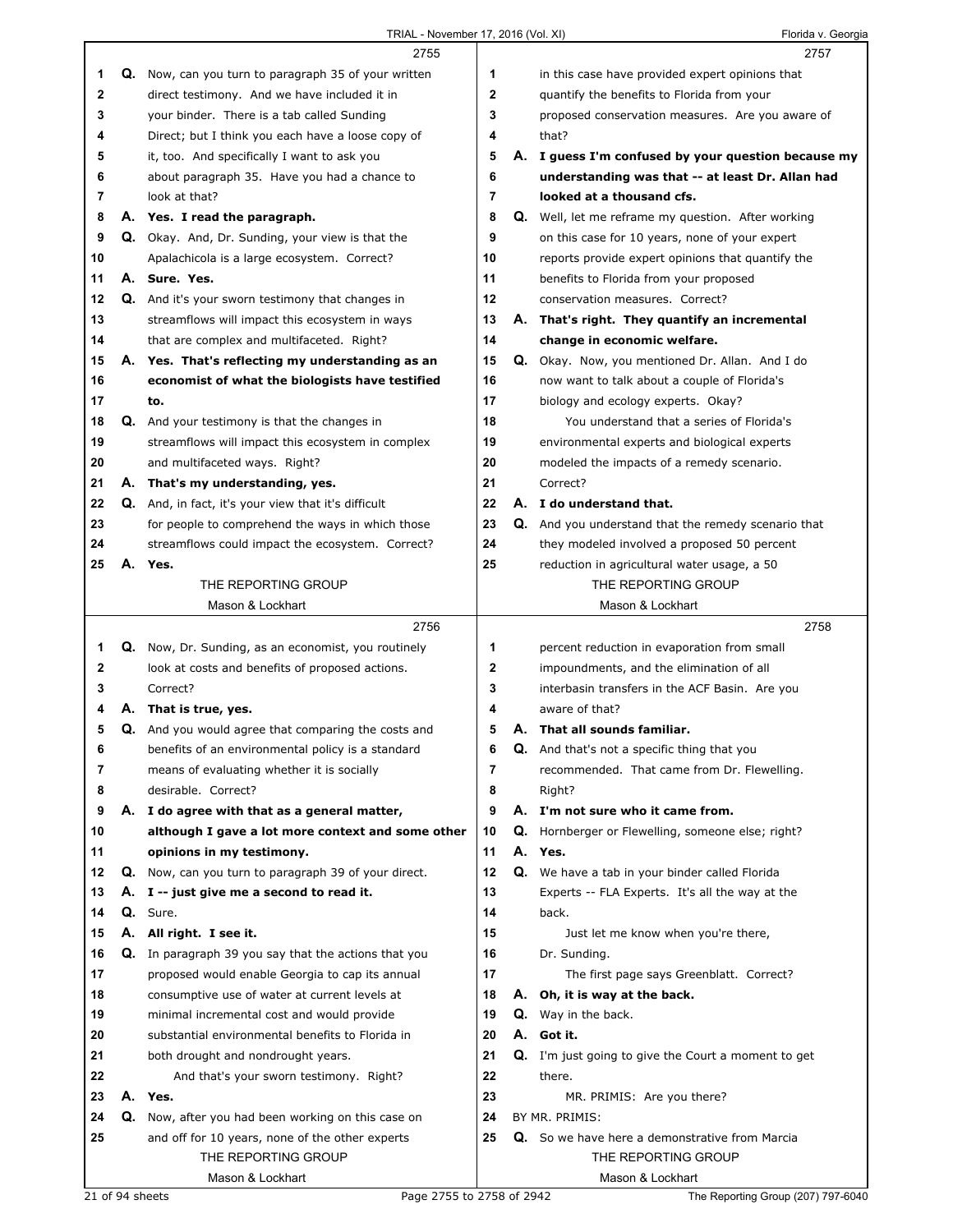**2755**

1 Q. Now, can you turn to paragraph 35 of your written
2 direct testimony. And we have included it in
3 your binder. There is a tab called Sunding
4 Direct; but I think you each have a loose copy of
5 it, too. And specifically I want to ask you
6 about paragraph 35. Have you had a chance to
7 look at that?
8 A. **Yes. I read the paragraph.**
9 Q. Okay. And, Dr. Sunding, your view is that the
10 Apalachicola is a large ecosystem. Correct?
11 A. **Sure. Yes.**
12 Q. And it's your sworn testimony that changes in
13 streamflows will impact this ecosystem in ways
14 that are complex and multifaceted. Right?
15 A. **Yes. That's reflecting my understanding as an**
16 **economist of what the biologists have testified**
17 **to.**
18 Q. And your testimony is that the changes in
19 streamflows will impact this ecosystem in complex
20 and multifaceted ways. Right?
21 A. **That's my understanding, yes.**
22 Q. And, in fact, it's your view that it's difficult
23 for people to comprehend the ways in which those
24 streamflows could impact the ecosystem. Correct?
25 A. **Yes.**

**2756**

1 Q. Now, Dr. Sunding, as an economist, you routinely
2 look at costs and benefits of proposed actions.
3 Correct?
4 A. **That is true, yes.**
5 Q. And you would agree that comparing the costs and
6 benefits of an environmental policy is a standard
7 means of evaluating whether it is socially
8 desirable. Correct?
9 A. **I do agree with that as a general matter,**
10 **although I gave a lot more context and some other**
11 **opinions in my testimony.**
12 Q. Now, can you turn to paragraph 39 of your direct.
13 A. **I -- just give me a second to read it.**
14 Q. Sure.
15 A. **All right. I see it.**
16 Q. In paragraph 39 you say that the actions that you
17 proposed would enable Georgia to cap its annual
18 consumptive use of water at current levels at
19 minimal incremental cost and would provide
20 substantial environmental benefits to Florida in
21 both drought and nondrought years.
22 And that's your sworn testimony. Right?
23 A. **Yes.**
24 Q. Now, after you had been working on this case on
25 and off for 10 years, none of the other experts

**2757**

1 in this case have provided expert opinions that
2 quantify the benefits to Florida from your
3 proposed conservation measures. Are you aware of
4 that?
5 A. **I guess I'm confused by your question because my**
6 **understanding was that -- at least Dr. Allan had**
7 **looked at a thousand cfs.**
8 Q. Well, let me reframe my question. After working
9 on this case for 10 years, none of your expert
10 reports provide expert opinions that quantify the
11 benefits to Florida from your proposed
12 conservation measures. Correct?
13 A. **That's right. They quantify an incremental**
14 **change in economic welfare.**
15 Q. Okay. Now, you mentioned Dr. Allan. And I do
16 now want to talk about a couple of Florida's
17 biology and ecology experts. Okay?
18 You understand that a series of Florida's
19 environmental experts and biological experts
20 modeled the impacts of a remedy scenario.
21 Correct?
22 A. **I do understand that.**
23 Q. And you understand that the remedy scenario that
24 they modeled involved a proposed 50 percent
25 reduction in agricultural water usage, a 50

**2758**

1 percent reduction in evaporation from small
2 impoundments, and the elimination of all
3 interbasin transfers in the ACF Basin. Are you
4 aware of that?
5 A. **That all sounds familiar.**
6 Q. And that's not a specific thing that you
7 recommended. That came from Dr. Flewelling.
8 Right?
9 A. **I'm not sure who it came from.**
10 Q. Hornberger or Flewelling, someone else; right?
11 A. **Yes.**
12 Q. We have a tab in your binder called Florida
13 Experts -- FLA Experts. It's all the way at the
14 back.
15 Just let me know when you're there,
16 Dr. Sunding.
17 The first page says Greenblatt. Correct?
18 A. **Oh, it is way at the back.**
19 Q. Way in the back.
20 A. **Got it.**
21 Q. I'm just going to give the Court a moment to get
22 there.
23 MR. PRIMIS: Are you there?
24 BY MR. PRIMIS:
25 Q. So we have here a demonstrative from Marcia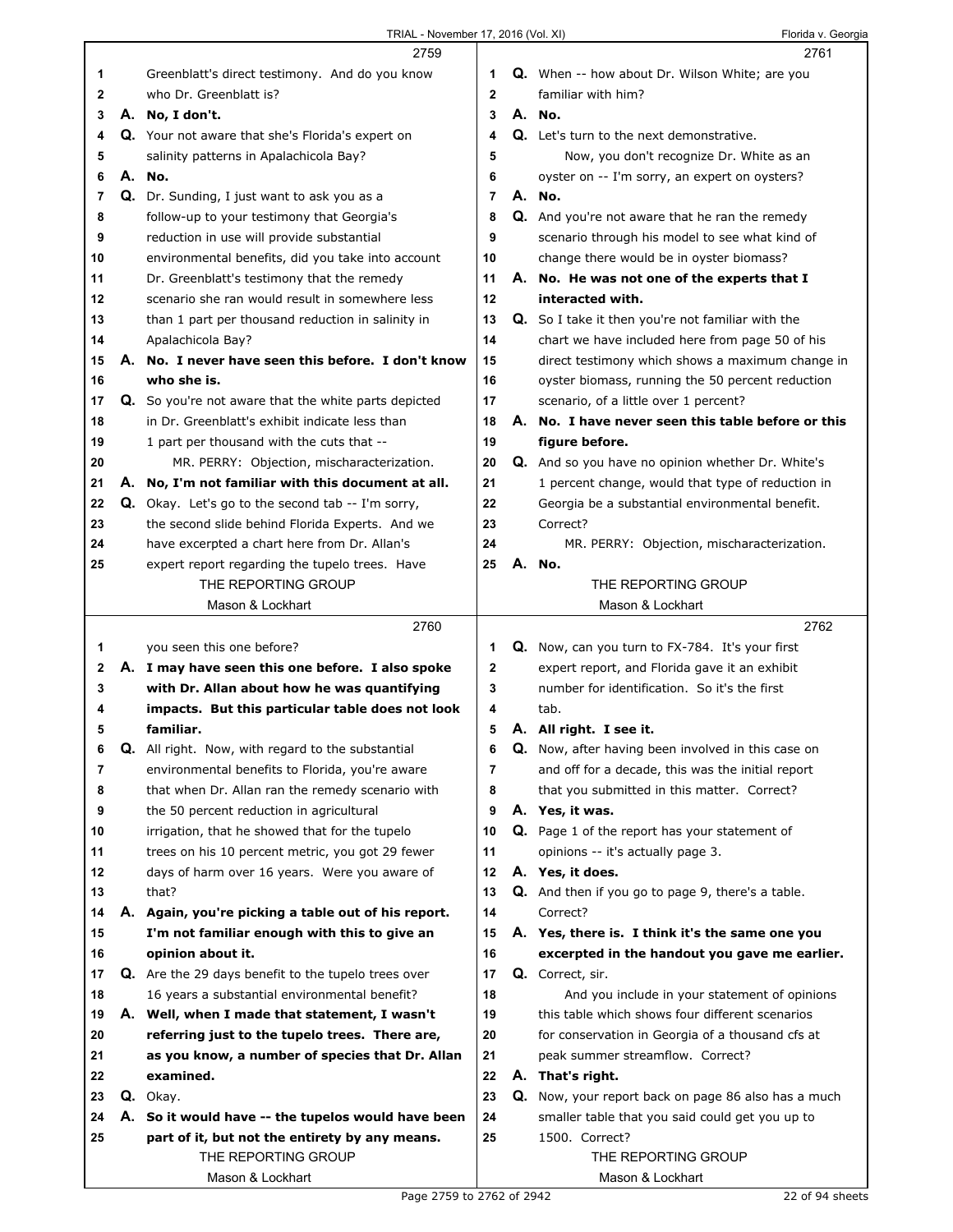**2759**

1 Greenblatt's direct testimony. And do you know
2 who Dr. Greenblatt is?
3 **A. No, I don't.**
4 **Q.** Your not aware that she's Florida's expert on
5 salinity patterns in Apalachicola Bay?
6 **A. No.**
7 **Q.** Dr. Sunding, I just want to ask you as a
8 follow-up to your testimony that Georgia's
9 reduction in use will provide substantial
10 environmental benefits, did you take into account
11 Dr. Greenblatt's testimony that the remedy
12 scenario she ran would result in somewhere less
13 than 1 part per thousand reduction in salinity in
14 Apalachicola Bay?
15 **A. No. I never have seen this before. I don't know**
16 **who she is.**
17 **Q.** So you're not aware that the white parts depicted
18 in Dr. Greenblatt's exhibit indicate less than
19 1 part per thousand with the cuts that --
20 MR. PERRY: Objection, mischaracterization.
21 **A. No, I'm not familiar with this document at all.**
22 **Q.** Okay. Let's go to the second tab -- I'm sorry,
23 the second slide behind Florida Experts. And we
24 have excerpted a chart here from Dr. Allan's
25 expert report regarding the tupelo trees. Have

**2760**

1 you seen this one before?
2 **A. I may have seen this one before. I also spoke**
3 **with Dr. Allan about how he was quantifying**
4 **impacts. But this particular table does not look**
5 **familiar.**
6 **Q.** All right. Now, with regard to the substantial
7 environmental benefits to Florida, you're aware
8 that when Dr. Allan ran the remedy scenario with
9 the 50 percent reduction in agricultural
10 irrigation, that he showed that for the tupelo
11 trees on his 10 percent metric, you got 29 fewer
12 days of harm over 16 years. Were you aware of
13 that?
14 **A. Again, you're picking a table out of his report.**
15 **I'm not familiar enough with this to give an**
16 **opinion about it.**
17 **Q.** Are the 29 days benefit to the tupelo trees over
18 16 years a substantial environmental benefit?
19 **A. Well, when I made that statement, I wasn't**
20 **referring just to the tupelo trees. There are,**
21 **as you know, a number of species that Dr. Allan**
22 **examined.**
23 **Q.** Okay.
24 **A. So it would have -- the tupelos would have been**
25 **part of it, but not the entirety by any means.**

**2761**

1 **Q.** When -- how about Dr. Wilson White; are you
2 familiar with him?
3 **A. No.**
4 **Q.** Let's turn to the next demonstrative.
5 Now, you don't recognize Dr. White as an
6 oyster on -- I'm sorry, an expert on oysters?
7 **A. No.**
8 **Q.** And you're not aware that he ran the remedy
9 scenario through his model to see what kind of
10 change there would be in oyster biomass?
11 **A. No. He was not one of the experts that I**
12 **interacted with.**
13 **Q.** So I take it then you're not familiar with the
14 chart we have included here from page 50 of his
15 direct testimony which shows a maximum change in
16 oyster biomass, running the 50 percent reduction
17 scenario, of a little over 1 percent?
18 **A. No. I have never seen this table before or this**
19 **figure before.**
20 **Q.** And so you have no opinion whether Dr. White's
21 1 percent change, would that type of reduction in
22 Georgia be a substantial environmental benefit.
23 Correct?
24 MR. PERRY: Objection, mischaracterization.
25 **A. No.**

**2762**

1 **Q.** Now, can you turn to FX-784. It's your first
2 expert report, and Florida gave it an exhibit
3 number for identification. So it's the first
4 tab.
5 **A. All right. I see it.**
6 **Q.** Now, after having been involved in this case on
7 and off for a decade, this was the initial report
8 that you submitted in this matter. Correct?
9 **A. Yes, it was.**
10 **Q.** Page 1 of the report has your statement of
11 opinions -- it's actually page 3.
12 **A. Yes, it does.**
13 **Q.** And then if you go to page 9, there's a table.
14 Correct?
15 **A. Yes, there is. I think it's the same one you**
16 **excerpted in the handout you gave me earlier.**
17 **Q.** Correct, sir.
18 And you include in your statement of opinions
19 this table which shows four different scenarios
20 for conservation in Georgia of a thousand cfs at
21 peak summer streamflow. Correct?
22 **A. That's right.**
23 **Q.** Now, your report back on page 86 also has a much
24 smaller table that you said could get you up to
25 1500. Correct?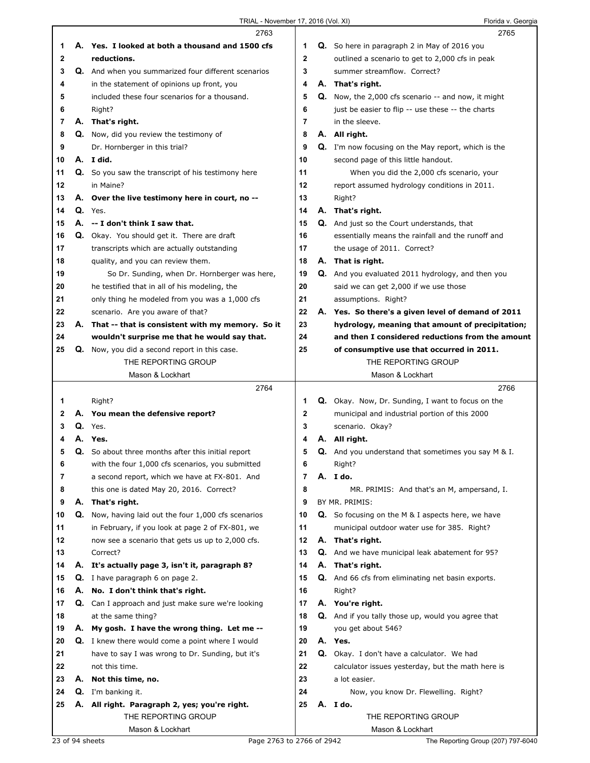2763

1 A. Yes. I looked at both a thousand and 1500 cfs
2 reductions.
3 Q. And when you summarized four different scenarios
4 in the statement of opinions up front, you
5 included these four scenarios for a thousand.
6 Right?
7 A. That's right.
8 Q. Now, did you review the testimony of
9 Dr. Hornberger in this trial?
10 A. I did.
11 Q. So you saw the transcript of his testimony here
12 in Maine?
13 A. Over the live testimony here in court, no --
14 Q. Yes.
15 A. -- I don't think I saw that.
16 Q. Okay. You should get it. There are draft
17 transcripts which are actually outstanding
18 quality, and you can review them.
19 So Dr. Sunding, when Dr. Hornberger was here,
20 he testified that in all of his modeling, the
21 only thing he modeled from you was a 1,000 cfs
22 scenario. Are you aware of that?
23 A. That -- that is consistent with my memory. So it
24 wouldn't surprise me that he would say that.
25 Q. Now, you did a second report in this case.

2764

1 Right?
2 A. You mean the defensive report?
3 Q. Yes.
4 A. Yes.
5 Q. So about three months after this initial report
6 with the four 1,000 cfs scenarios, you submitted
7 a second report, which we have at FX-801. And
8 this one is dated May 20, 2016. Correct?
9 A. That's right.
10 Q. Now, having laid out the four 1,000 cfs scenarios
11 in February, if you look at page 2 of FX-801, we
12 now see a scenario that gets us up to 2,000 cfs.
13 Correct?
14 A. It's actually page 3, isn't it, paragraph 8?
15 Q. I have paragraph 6 on page 2.
16 A. No. I don't think that's right.
17 Q. Can I approach and just make sure we're looking
18 at the same thing?
19 A. My gosh. I have the wrong thing. Let me --
20 Q. I knew there would come a point where I would
21 have to say I was wrong to Dr. Sunding, but it's
22 not this time.
23 A. Not this time, no.
24 Q. I'm banking it.
25 A. All right. Paragraph 2, yes; you're right.

2765

1 Q. So here in paragraph 2 in May of 2016 you
2 outlined a scenario to get to 2,000 cfs in peak
3 summer streamflow. Correct?
4 A. That's right.
5 Q. Now, the 2,000 cfs scenario -- and now, it might
6 just be easier to flip -- use these -- the charts
7 in the sleeve.
8 A. All right.
9 Q. I'm now focusing on the May report, which is the
10 second page of this little handout.
11 When you did the 2,000 cfs scenario, your
12 report assumed hydrology conditions in 2011.
13 Right?
14 A. That's right.
15 Q. And just so the Court understands, that
16 essentially means the rainfall and the runoff and
17 the usage of 2011. Correct?
18 A. That is right.
19 Q. And you evaluated 2011 hydrology, and then you
20 said we can get 2,000 if we use those
21 assumptions. Right?
22 A. Yes. So there's a given level of demand of 2011
23 hydrology, meaning that amount of precipitation;
24 and then I considered reductions from the amount
25 of consumptive use that occurred in 2011.

2766

1 Q. Okay. Now, Dr. Sunding, I want to focus on the
2 municipal and industrial portion of this 2000
3 scenario. Okay?
4 A. All right.
5 Q. And you understand that sometimes you say M & I.
6 Right?
7 A. I do.
8 MR. PRIMIS: And that's an M, ampersand, I.
9 BY MR. PRIMIS:
10 Q. So focusing on the M & I aspects here, we have
11 municipal outdoor water use for 385. Right?
12 A. That's right.
13 Q. And we have municipal leak abatement for 95?
14 A. That's right.
15 Q. And 66 cfs from eliminating net basin exports.
16 Right?
17 A. You're right.
18 Q. And if you tally those up, would you agree that
19 you get about 546?
20 A. Yes.
21 Q. Okay. I don't have a calculator. We had
22 calculator issues yesterday, but the math here is
23 a lot easier.
24 Now, you know Dr. Flewelling. Right?
25 A. I do.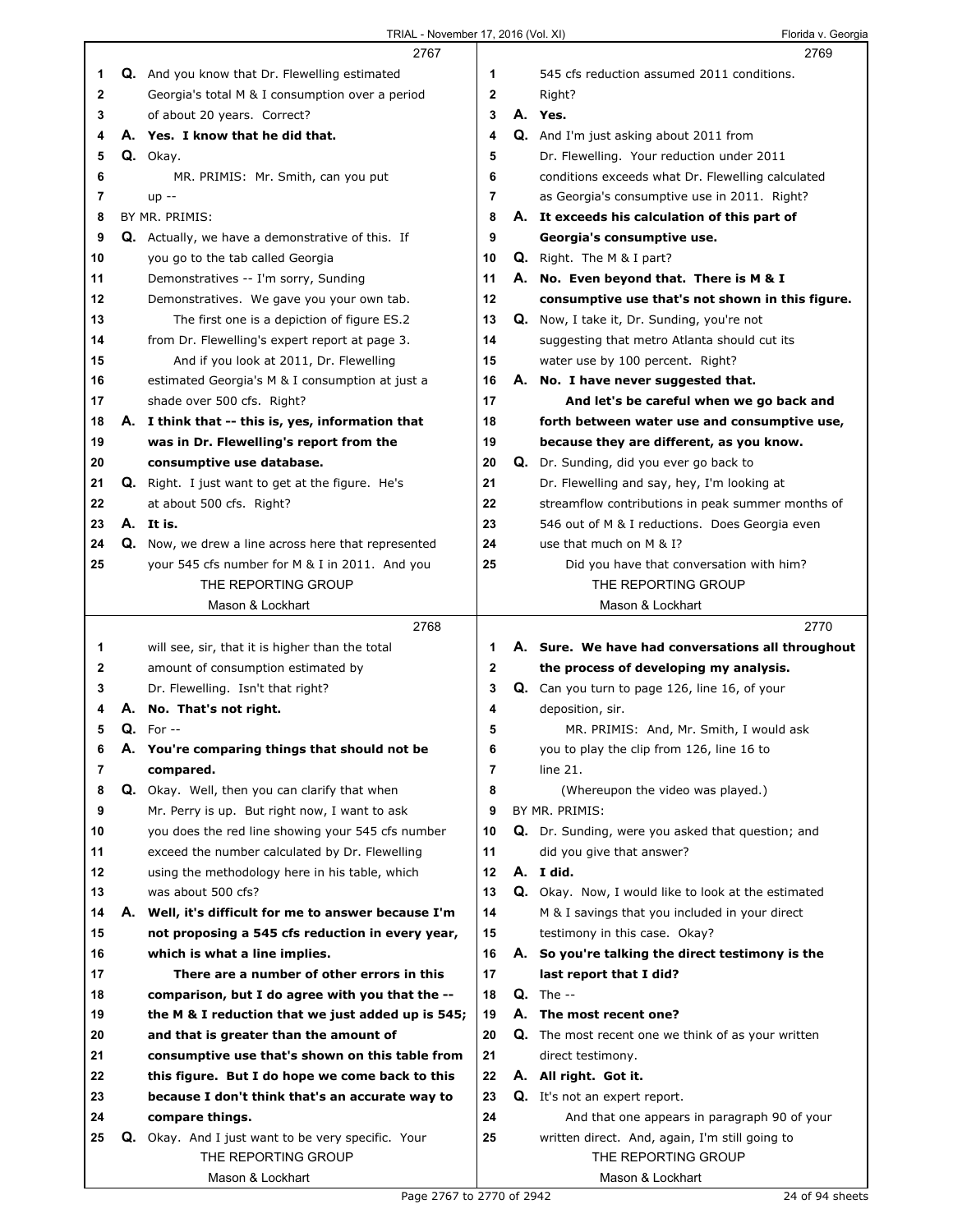2767

Q. And you know that Dr. Flewelling estimated Georgia's total M & I consumption over a period of about 20 years. Correct?

**A. Yes. I know that he did that.**

Q. Okay.

MR. PRIMIS: Mr. Smith, can you put up --

BY MR. PRIMIS:

Q. Actually, we have a demonstrative of this. If you go to the tab called Georgia Demonstratives -- I'm sorry, Sunding Demonstratives. We gave you your own tab.

The first one is a depiction of figure ES.2 from Dr. Flewelling's expert report at page 3.

And if you look at 2011, Dr. Flewelling estimated Georgia's M & I consumption at just a shade over 500 cfs. Right?

**A. I think that -- this is, yes, information that was in Dr. Flewelling's report from the consumptive use database.**

Q. Right. I just want to get at the figure. He's at about 500 cfs. Right?

**A. It is.**

Q. Now, we drew a line across here that represented your 545 cfs number for M & I in 2011. And you will see, sir, that it is higher than the total amount of consumption estimated by Dr. Flewelling. Isn't that right?

2768

**A. No. That's not right.**

Q. For --

**A. You're comparing things that should not be compared.**

Q. Okay. Well, then you can clarify that when Mr. Perry is up. But right now, I want to ask you does the red line showing your 545 cfs number exceed the number calculated by Dr. Flewelling using the methodology here in his table, which was about 500 cfs?

**A. Well, it's difficult for me to answer because I'm not proposing a 545 cfs reduction in every year, which is what a line implies.**

**There are a number of other errors in this comparison, but I do agree with you that the -- the M & I reduction that we just added up is 545; and that is greater than the amount of consumptive use that's shown on this table from this figure. But I do hope we come back to this because I don't think that's an accurate way to compare things.**

Q. Okay. And I just want to be very specific. Your 545 cfs reduction assumed 2011 conditions. Right?

2769

**A. Yes.**

Q. And I'm just asking about 2011 from Dr. Flewelling. Your reduction under 2011 conditions exceeds what Dr. Flewelling calculated as Georgia's consumptive use in 2011. Right?

**A. It exceeds his calculation of this part of Georgia's consumptive use.**

Q. Right. The M & I part?

**A. No. Even beyond that. There is M & I consumptive use that's not shown in this figure.**

Q. Now, I take it, Dr. Sunding, you're not suggesting that metro Atlanta should cut its water use by 100 percent. Right?

**A. No. I have never suggested that.**

**And let's be careful when we go back and forth between water use and consumptive use, because they are different, as you know.**

Q. Dr. Sunding, did you ever go back to Dr. Flewelling and say, hey, I'm looking at streamflow contributions in peak summer months of 546 out of M & I reductions. Does Georgia even use that much on M & I?

Did you have that conversation with him?

2770

**A. Sure. We have had conversations all throughout the process of developing my analysis.**

Q. Can you turn to page 126, line 16, of your deposition, sir.

MR. PRIMIS: And, Mr. Smith, I would ask you to play the clip from 126, line 16 to line 21.

(Whereupon the video was played.)

BY MR. PRIMIS:

Q. Dr. Sunding, were you asked that question; and did you give that answer?

**A. I did.**

Q. Okay. Now, I would like to look at the estimated M & I savings that you included in your direct testimony in this case. Okay?

**A. So you're talking the direct testimony is the last report that I did?**

Q. The --

**A. The most recent one?**

Q. The most recent one we think of as your written direct testimony.

**A. All right. Got it.**

Q. It's not an expert report.

And that one appears in paragraph 90 of your written direct. And, again, I'm still going to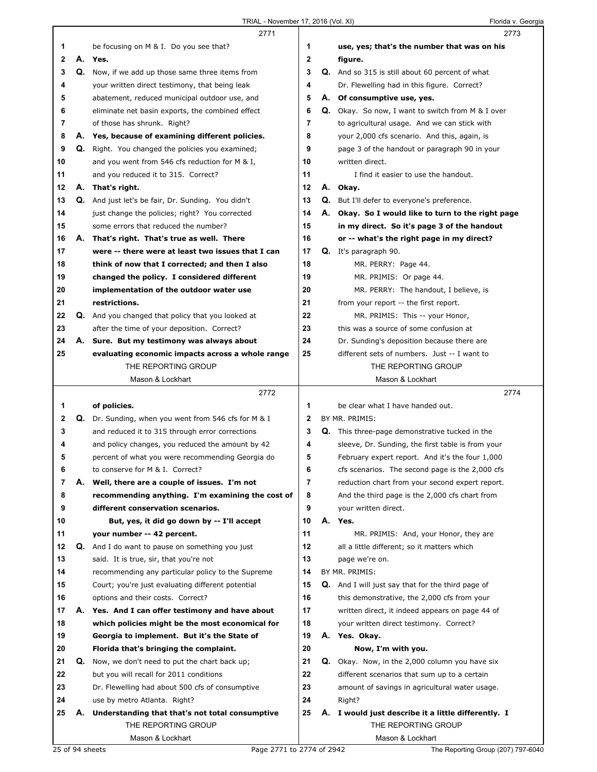**2771**

1 be focusing on M & I. Do you see that?
2 A. **Yes.**
3 Q. Now, if we add up those same three items from
4 your written direct testimony, that being leak
5 abatement, reduced municipal outdoor use, and
6 eliminate net basin exports, the combined effect
7 of those has shrunk. Right?
8 A. **Yes, because of examining different policies.**
9 Q. Right. You changed the policies you examined;
10 and you went from 546 cfs reduction for M & I,
11 and you reduced it to 315. Correct?
12 A. **That's right.**
13 Q. And just let's be fair, Dr. Sunding. You didn't
14 just change the policies; right? You corrected
15 some errors that reduced the number?
16 A. **That's right. That's true as well. There**
17 **were -- there were at least two issues that I can**
18 **think of now that I corrected; and then I also**
19 **changed the policy. I considered different**
20 **implementation of the outdoor water use**
21 **restrictions.**
22 Q. And you changed that policy that you looked at
23 after the time of your deposition. Correct?
24 A. **Sure. But my testimony was always about**
25 **evaluating economic impacts across a whole range**

**2772**

1 **of policies.**
2 Q. Dr. Sunding, when you went from 546 cfs for M & I
3 and reduced it to 315 through error corrections
4 and policy changes, you reduced the amount by 42
5 percent of what you were recommending Georgia do
6 to conserve for M & I. Correct?
7 A. **Well, there are a couple of issues. I'm not**
8 **recommending anything. I'm examining the cost of**
9 **different conservation scenarios.**
10 **But, yes, it did go down by -- I'll accept**
11 **your number -- 42 percent.**
12 Q. And I do want to pause on something you just
13 said. It is true, sir, that you're not
14 recommending any particular policy to the Supreme
15 Court; you're just evaluating different potential
16 options and their costs. Correct?
17 A. **Yes. And I can offer testimony and have about**
18 **which policies might be the most economical for**
19 **Georgia to implement. But it's the State of**
20 **Florida that's bringing the complaint.**
21 Q. Now, we don't need to put the chart back up;
22 but you will recall for 2011 conditions
23 Dr. Flewelling had about 500 cfs of consumptive
24 use by metro Atlanta. Right?
25 A. **Understanding that that's not total consumptive**

**2773**

1 **use, yes; that's the number that was on his**
2 **figure.**
3 Q. And so 315 is still about 60 percent of what
4 Dr. Flewelling had in this figure. Correct?
5 A. **Of consumptive use, yes.**
6 Q. Okay. So now, I want to switch from M & I over
7 to agricultural usage. And we can stick with
8 your 2,000 cfs scenario. And this, again, is
9 page 3 of the handout or paragraph 90 in your
10 written direct.
11 I find it easier to use the handout.
12 A. **Okay.**
13 Q. But I'll defer to everyone's preference.
14 A. **Okay. So I would like to turn to the right page**
15 **in my direct. So it's page 3 of the handout**
16 **or -- what's the right page in my direct?**
17 Q. It's paragraph 90.
18 MR. PERRY: Page 44.
19 MR. PRIMIS: Or page 44.
20 MR. PERRY: The handout, I believe, is
21 from your report -- the first report.
22 MR. PRIMIS: This -- your Honor,
23 this was a source of some confusion at
24 Dr. Sunding's deposition because there are
25 different sets of numbers. Just -- I want to

**2774**

1 be clear what I have handed out.
2 BY MR. PRIMIS:
3 Q. This three-page demonstrative tucked in the
4 sleeve, Dr. Sunding, the first table is from your
5 February expert report. And it's the four 1,000
6 cfs scenarios. The second page is the 2,000 cfs
7 reduction chart from your second expert report.
8 And the third page is the 2,000 cfs chart from
9 your written direct.
10 A. **Yes.**
11 MR. PRIMIS: And, your Honor, they are
12 all a little different; so it matters which
13 page we're on.
14 BY MR. PRIMIS:
15 Q. And I will just say that for the third page of
16 this demonstrative, the 2,000 cfs from your
17 written direct, it indeed appears on page 44 of
18 your written direct testimony. Correct?
19 A. **Yes. Okay.**
20 **Now, I'm with you.**
21 Q. Okay. Now, in the 2,000 column you have six
22 different scenarios that sum up to a certain
23 amount of savings in agricultural water usage.
24 Right?
25 A. **I would just describe it a little differently. I**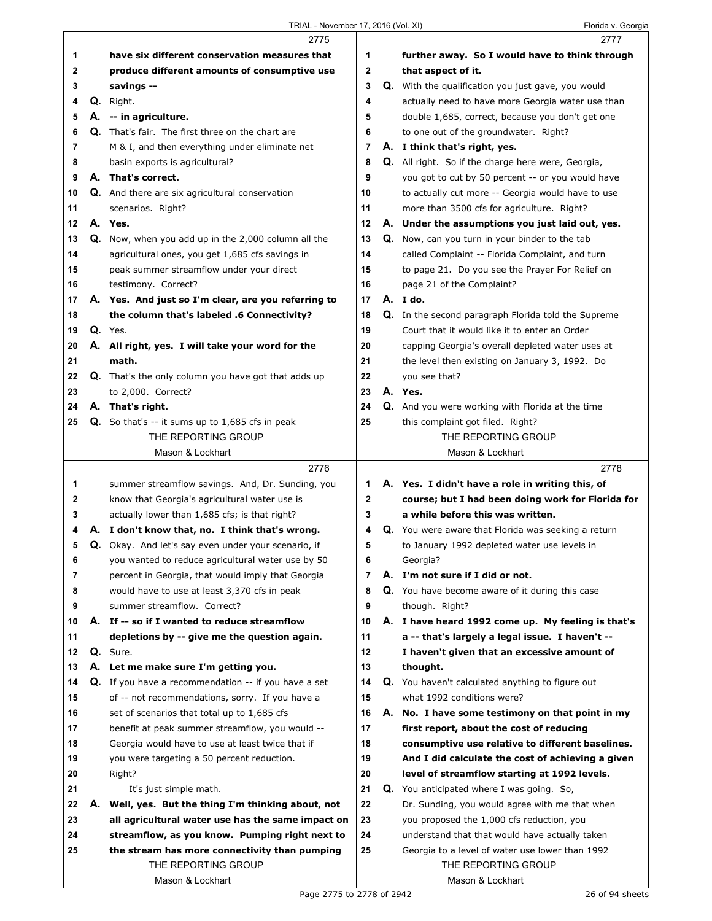2775

1 have six different conservation measures that
2 produce different amounts of consumptive use
3 savings --
4 Q. Right.
5 A. -- in agriculture.
6 Q. That's fair. The first three on the chart are
7 M & I, and then everything under eliminate net
8 basin exports is agricultural?
9 A. That's correct.
10 Q. And there are six agricultural conservation
11 scenarios. Right?
12 A. Yes.
13 Q. Now, when you add up in the 2,000 column all the
14 agricultural ones, you get 1,685 cfs savings in
15 peak summer streamflow under your direct
16 testimony. Correct?
17 A. Yes. And just so I'm clear, are you referring to
18 the column that's labeled .6 Connectivity?
19 Q. Yes.
20 A. All right, yes. I will take your word for the
21 math.
22 Q. That's the only column you have got that adds up
23 to 2,000. Correct?
24 A. That's right.
25 Q. So that's -- it sums up to 1,685 cfs in peak

2776

1 summer streamflow savings. And, Dr. Sunding, you
2 know that Georgia's agricultural water use is
3 actually lower than 1,685 cfs; is that right?
4 A. I don't know that, no. I think that's wrong.
5 Q. Okay. And let's say even under your scenario, if
6 you wanted to reduce agricultural water use by 50
7 percent in Georgia, that would imply that Georgia
8 would have to use at least 3,370 cfs in peak
9 summer streamflow. Correct?
10 A. If -- so if I wanted to reduce streamflow
11 depletions by -- give me the question again.
12 Q. Sure.
13 A. Let me make sure I'm getting you.
14 Q. If you have a recommendation -- if you have a set
15 of -- not recommendations, sorry. If you have a
16 set of scenarios that total up to 1,685 cfs
17 benefit at peak summer streamflow, you would --
18 Georgia would have to use at least twice that if
19 you were targeting a 50 percent reduction.
20 Right?
21 It's just simple math.
22 A. Well, yes. But the thing I'm thinking about, not
23 all agricultural water use has the same impact on
24 streamflow, as you know. Pumping right next to
25 the stream has more connectivity than pumping

2777

1 further away. So I would have to think through
2 that aspect of it.
3 Q. With the qualification you just gave, you would
4 actually need to have more Georgia water use than
5 double 1,685, correct, because you don't get one
6 to one out of the groundwater. Right?
7 A. I think that's right, yes.
8 Q. All right. So if the charge here were, Georgia,
9 you got to cut by 50 percent -- or you would have
10 to actually cut more -- Georgia would have to use
11 more than 3500 cfs for agriculture. Right?
12 A. Under the assumptions you just laid out, yes.
13 Q. Now, can you turn in your binder to the tab
14 called Complaint -- Florida Complaint, and turn
15 to page 21. Do you see the Prayer For Relief on
16 page 21 of the Complaint?
17 A. I do.
18 Q. In the second paragraph Florida told the Supreme
19 Court that it would like it to enter an Order
20 capping Georgia's overall depleted water uses at
21 the level then existing on January 3, 1992. Do
22 you see that?
23 A. Yes.
24 Q. And you were working with Florida at the time
25 this complaint got filed. Right?

2778

1 A. Yes. I didn't have a role in writing this, of
2 course; but I had been doing work for Florida for
3 a while before this was written.
4 Q. You were aware that Florida was seeking a return
5 to January 1992 depleted water use levels in
6 Georgia?
7 A. I'm not sure if I did or not.
8 Q. You have become aware of it during this case
9 though. Right?
10 A. I have heard 1992 come up. My feeling is that's
11 a -- that's largely a legal issue. I haven't --
12 I haven't given that an excessive amount of
13 thought.
14 Q. You haven't calculated anything to figure out
15 what 1992 conditions were?
16 A. No. I have some testimony on that point in my
17 first report, about the cost of reducing
18 consumptive use relative to different baselines.
19 And I did calculate the cost of achieving a given
20 level of streamflow starting at 1992 levels.
21 Q. You anticipated where I was going. So,
22 Dr. Sunding, you would agree with me that when
23 you proposed the 1,000 cfs reduction, you
24 understand that that would have actually taken
25 Georgia to a level of water use lower than 1992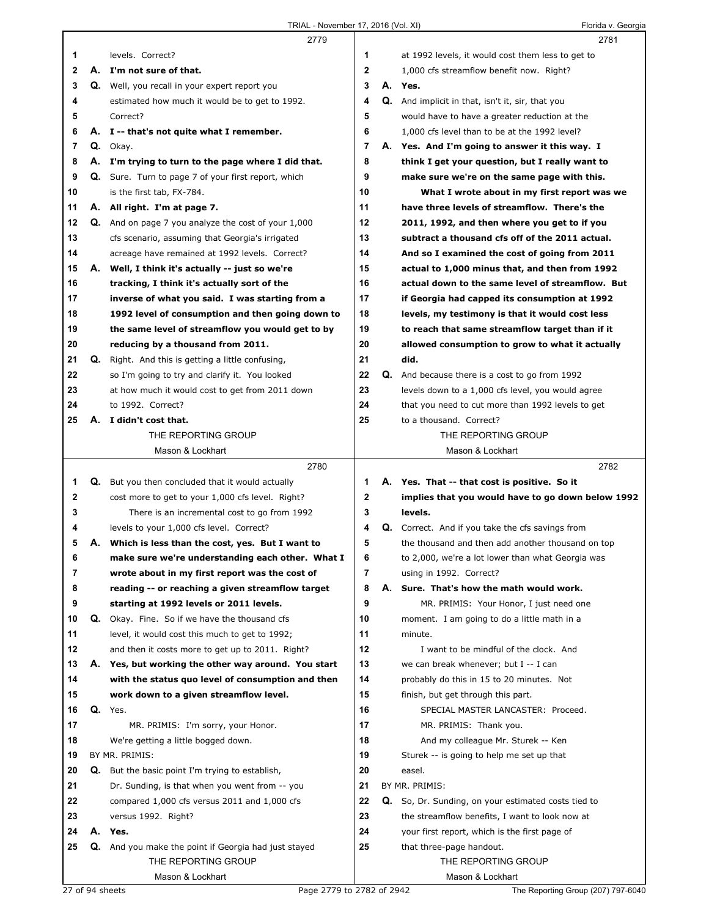**2779**

1 levels. Correct?

2 **A. I'm not sure of that.**

3 **Q.** Well, you recall in your expert report you

4 estimated how much it would be to get to 1992.

5 Correct?

6 **A. I -- that's not quite what I remember.**

7 **Q.** Okay.

8 **A. I'm trying to turn to the page where I did that.**

9 **Q.** Sure. Turn to page 7 of your first report, which

10 is the first tab, FX-784.

11 **A. All right. I'm at page 7.**

12 **Q.** And on page 7 you analyze the cost of your 1,000

13 cfs scenario, assuming that Georgia's irrigated

14 acreage have remained at 1992 levels. Correct?

15 **A. Well, I think it's actually -- just so we're**

16 **tracking, I think it's actually sort of the**

17 **inverse of what you said. I was starting from a**

18 **1992 level of consumption and then going down to**

19 **the same level of streamflow you would get to by**

20 **reducing by a thousand from 2011.**

21 **Q.** Right. And this is getting a little confusing,

22 so I'm going to try and clarify it. You looked

23 at how much it would cost to get from 2011 down

24 to 1992. Correct?

25 **A. I didn't cost that.**

**2780**

1 **Q.** But you then concluded that it would actually

2 cost more to get to your 1,000 cfs level. Right?

3 There is an incremental cost to go from 1992

4 levels to your 1,000 cfs level. Correct?

5 **A. Which is less than the cost, yes. But I want to**

6 **make sure we're understanding each other. What I**

7 **wrote about in my first report was the cost of**

8 **reading -- or reaching a given streamflow target**

9 **starting at 1992 levels or 2011 levels.**

10 **Q.** Okay. Fine. So if we have the thousand cfs

11 level, it would cost this much to get to 1992;

12 and then it costs more to get up to 2011. Right?

13 **A. Yes, but working the other way around. You start**

14 **with the status quo level of consumption and then**

15 **work down to a given streamflow level.**

16 **Q.** Yes.

17 MR. PRIMIS: I'm sorry, your Honor.

18 We're getting a little bogged down.

19 BY MR. PRIMIS:

20 **Q.** But the basic point I'm trying to establish,

21 Dr. Sunding, is that when you went from -- you

22 compared 1,000 cfs versus 2011 and 1,000 cfs

23 versus 1992. Right?

24 **A. Yes.**

25 **Q.** And you make the point if Georgia had just stayed

**2781**

1 at 1992 levels, it would cost them less to get to

2 1,000 cfs streamflow benefit now. Right?

3 **A. Yes.**

4 **Q.** And implicit in that, isn't it, sir, that you

5 would have to have a greater reduction at the

6 1,000 cfs level than to be at the 1992 level?

7 **A. Yes. And I'm going to answer it this way. I**

8 **think I get your question, but I really want to**

9 **make sure we're on the same page with this.**

10 **What I wrote about in my first report was we**

11 **have three levels of streamflow. There's the**

12 **2011, 1992, and then where you get to if you**

13 **subtract a thousand cfs off of the 2011 actual.**

14 **And so I examined the cost of going from 2011**

15 **actual to 1,000 minus that, and then from 1992**

16 **actual down to the same level of streamflow. But**

17 **if Georgia had capped its consumption at 1992**

18 **levels, my testimony is that it would cost less**

19 **to reach that same streamflow target than if it**

20 **allowed consumption to grow to what it actually**

21 **did.**

22 **Q.** And because there is a cost to go from 1992

23 levels down to a 1,000 cfs level, you would agree

24 that you need to cut more than 1992 levels to get

25 to a thousand. Correct?

**2782**

1 **A. Yes. That -- that cost is positive. So it**

2 **implies that you would have to go down below 1992**

3 **levels.**

4 **Q.** Correct. And if you take the cfs savings from

5 the thousand and then add another thousand on top

6 to 2,000, we're a lot lower than what Georgia was

7 using in 1992. Correct?

8 **A. Sure. That's how the math would work.**

9 MR. PRIMIS: Your Honor, I just need one

10 moment. I am going to do a little math in a

11 minute.

12 I want to be mindful of the clock. And

13 we can break whenever; but I -- I can

14 probably do this in 15 to 20 minutes. Not

15 finish, but get through this part.

16 SPECIAL MASTER LANCASTER: Proceed.

17 MR. PRIMIS: Thank you.

18 And my colleague Mr. Sturek -- Ken

19 Sturek -- is going to help me set up that

20 easel.

21 BY MR. PRIMIS:

22 **Q.** So, Dr. Sunding, on your estimated costs tied to

23 the streamflow benefits, I want to look now at

24 your first report, which is the first page of

25 that three-page handout.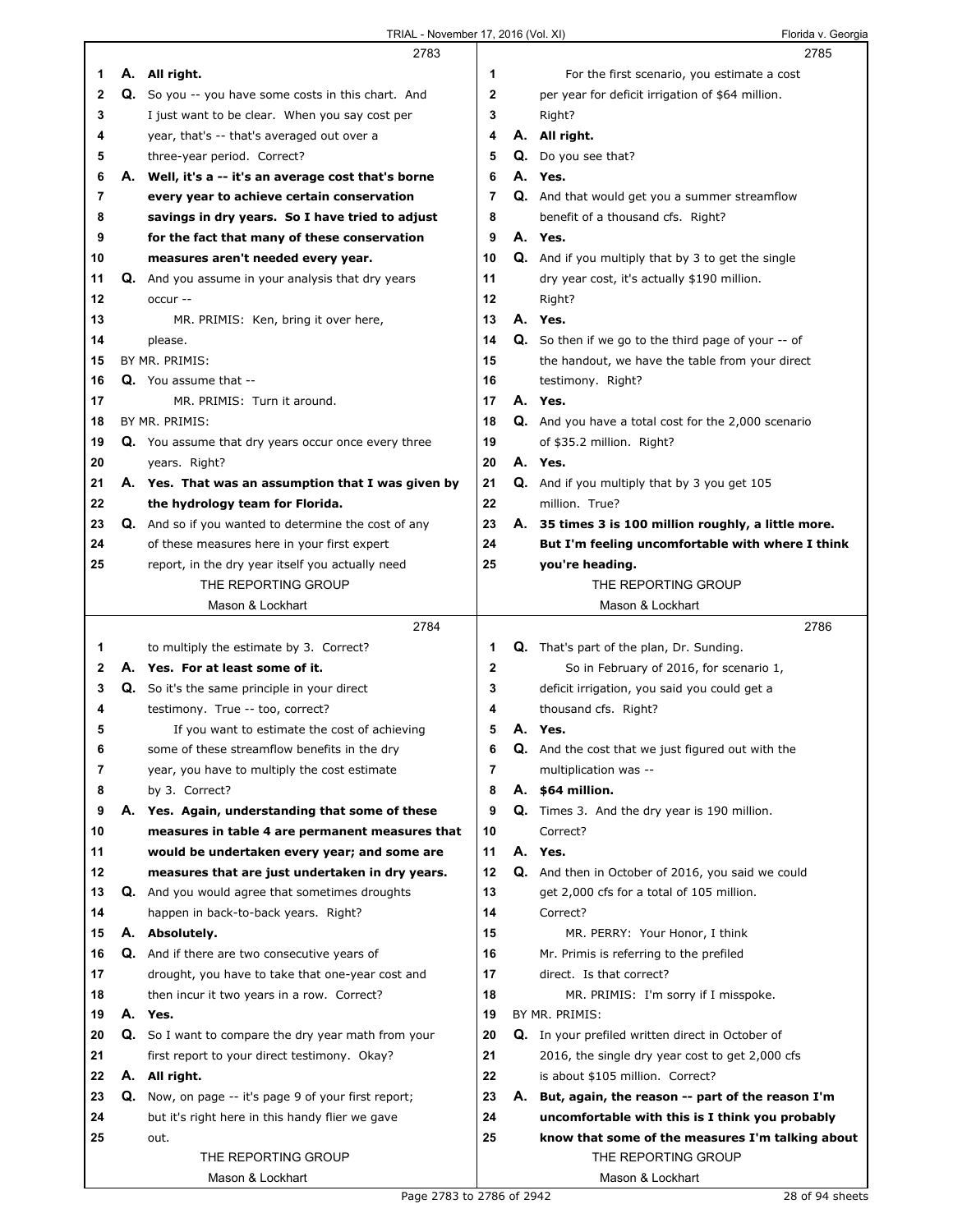**2783**

1 A. **All right.**
2 Q. So you -- you have some costs in this chart. And
3 I just want to be clear. When you say cost per
4 year, that's -- that's averaged out over a
5 three-year period. Correct?
6 A. **Well, it's a -- it's an average cost that's borne**
7 **every year to achieve certain conservation**
8 **savings in dry years. So I have tried to adjust**
9 **for the fact that many of these conservation**
10 **measures aren't needed every year.**
11 Q. And you assume in your analysis that dry years
12 occur --
13 MR. PRIMIS: Ken, bring it over here,
14 please.
15 BY MR. PRIMIS:
16 Q. You assume that --
17 MR. PRIMIS: Turn it around.
18 BY MR. PRIMIS:
19 Q. You assume that dry years occur once every three
20 years. Right?
21 A. **Yes. That was an assumption that I was given by**
22 **the hydrology team for Florida.**
23 Q. And so if you wanted to determine the cost of any
24 of these measures here in your first expert
25 report, in the dry year itself you actually need

**2784**

1 to multiply the estimate by 3. Correct?
2 A. **Yes. For at least some of it.**
3 Q. So it's the same principle in your direct
4 testimony. True -- too, correct?
5 If you want to estimate the cost of achieving
6 some of these streamflow benefits in the dry
7 year, you have to multiply the cost estimate
8 by 3. Correct?
9 A. **Yes. Again, understanding that some of these**
10 **measures in table 4 are permanent measures that**
11 **would be undertaken every year; and some are**
12 **measures that are just undertaken in dry years.**
13 Q. And you would agree that sometimes droughts
14 happen in back-to-back years. Right?
15 A. **Absolutely.**
16 Q. And if there are two consecutive years of
17 drought, you have to take that one-year cost and
18 then incur it two years in a row. Correct?
19 A. **Yes.**
20 Q. So I want to compare the dry year math from your
21 first report to your direct testimony. Okay?
22 A. **All right.**
23 Q. Now, on page -- it's page 9 of your first report;
24 but it's right here in this handy flier we gave
25 out.

**2785**

1 For the first scenario, you estimate a cost
2 per year for deficit irrigation of $64 million.
3 Right?
4 A. **All right.**
5 Q. Do you see that?
6 A. **Yes.**
7 Q. And that would get you a summer streamflow
8 benefit of a thousand cfs. Right?
9 A. **Yes.**
10 Q. And if you multiply that by 3 to get the single
11 dry year cost, it's actually $190 million.
12 Right?
13 A. **Yes.**
14 Q. So then if we go to the third page of your -- of
15 the handout, we have the table from your direct
16 testimony. Right?
17 A. **Yes.**
18 Q. And you have a total cost for the 2,000 scenario
19 of $35.2 million. Right?
20 A. **Yes.**
21 Q. And if you multiply that by 3 you get 105
22 million. True?
23 A. **35 times 3 is 100 million roughly, a little more.**
24 **But I'm feeling uncomfortable with where I think**
25 **you're heading.**

**2786**

1 Q. That's part of the plan, Dr. Sunding.
2 So in February of 2016, for scenario 1,
3 deficit irrigation, you said you could get a
4 thousand cfs. Right?
5 A. **Yes.**
6 Q. And the cost that we just figured out with the
7 multiplication was --
8 A. **$64 million.**
9 Q. Times 3. And the dry year is 190 million.
10 Correct?
11 A. **Yes.**
12 Q. And then in October of 2016, you said we could
13 get 2,000 cfs for a total of 105 million.
14 Correct?
15 MR. PERRY: Your Honor, I think
16 Mr. Primis is referring to the prefiled
17 direct. Is that correct?
18 MR. PRIMIS: I'm sorry if I misspoke.
19 BY MR. PRIMIS:
20 Q. In your prefiled written direct in October of
21 2016, the single dry year cost to get 2,000 cfs
22 is about $105 million. Correct?
23 A. **But, again, the reason -- part of the reason I'm**
24 **uncomfortable with this is I think you probably**
25 **know that some of the measures I'm talking about**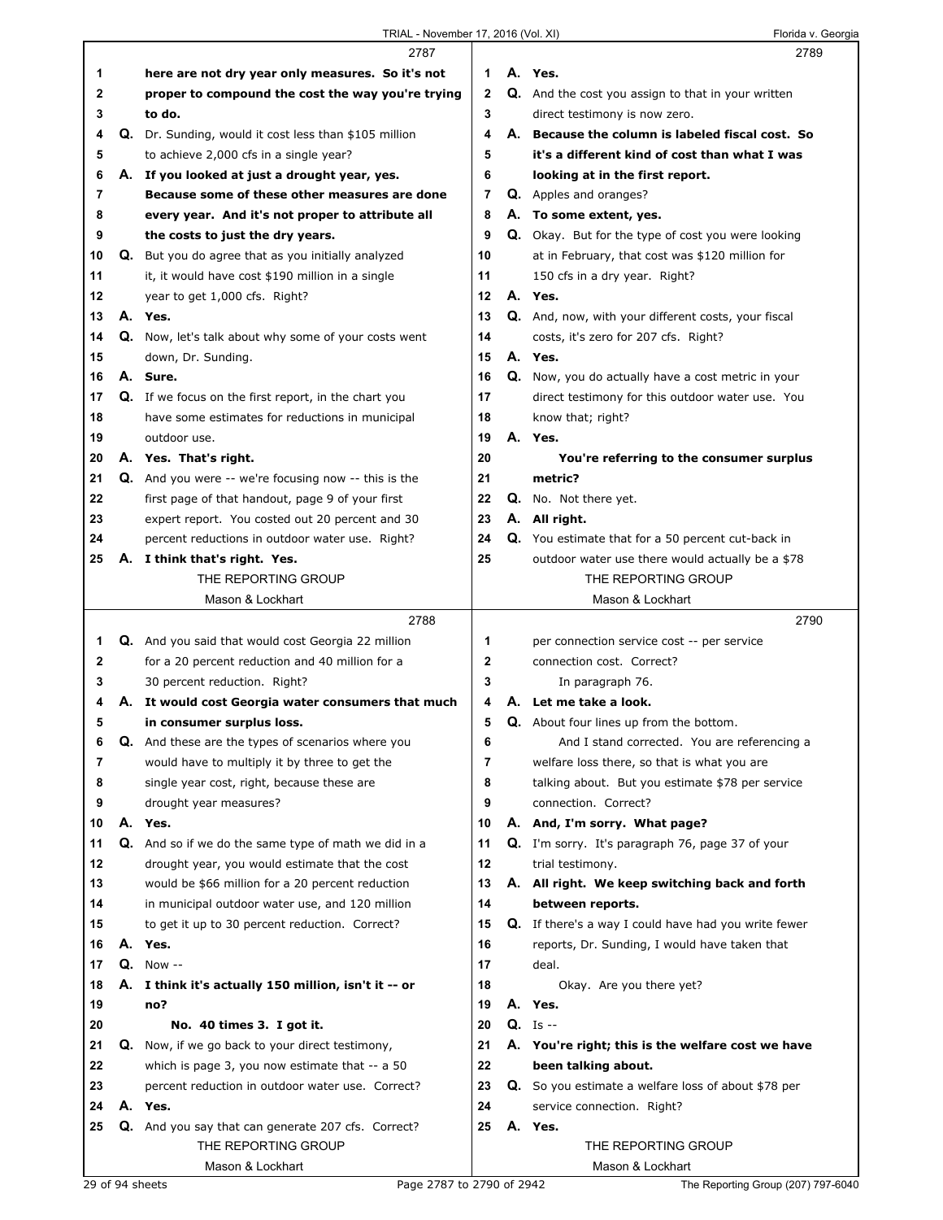2787

1 here are not dry year only measures. So it's not
2 proper to compound the cost the way you're trying
3 to do.
4 Q. Dr. Sunding, would it cost less than $105 million
5 to achieve 2,000 cfs in a single year?
6 A. If you looked at just a drought year, yes.
7 Because some of these other measures are done
8 every year. And it's not proper to attribute all
9 the costs to just the dry years.
10 Q. But you do agree that as you initially analyzed
11 it, it would have cost $190 million in a single
12 year to get 1,000 cfs. Right?
13 A. Yes.
14 Q. Now, let's talk about why some of your costs went
15 down, Dr. Sunding.
16 A. Sure.
17 Q. If we focus on the first report, in the chart you
18 have some estimates for reductions in municipal
19 outdoor use.
20 A. Yes. That's right.
21 Q. And you were -- we're focusing now -- this is the
22 first page of that handout, page 9 of your first
23 expert report. You costed out 20 percent and 30
24 percent reductions in outdoor water use. Right?
25 A. I think that's right. Yes.

2788

1 Q. And you said that would cost Georgia 22 million
2 for a 20 percent reduction and 40 million for a
3 30 percent reduction. Right?
4 A. It would cost Georgia water consumers that much
5 in consumer surplus loss.
6 Q. And these are the types of scenarios where you
7 would have to multiply it by three to get the
8 single year cost, right, because these are
9 drought year measures?
10 A. Yes.
11 Q. And so if we do the same type of math we did in a
12 drought year, you would estimate that the cost
13 would be $66 million for a 20 percent reduction
14 in municipal outdoor water use, and 120 million
15 to get it up to 30 percent reduction. Correct?
16 A. Yes.
17 Q. Now --
18 A. I think it's actually 150 million, isn't it -- or
19 no?
20 No. 40 times 3. I got it.
21 Q. Now, if we go back to your direct testimony,
22 which is page 3, you now estimate that -- a 50
23 percent reduction in outdoor water use. Correct?
24 A. Yes.
25 Q. And you say that can generate 207 cfs. Correct?

2789

1 A. Yes.
2 Q. And the cost you assign to that in your written
3 direct testimony is now zero.
4 A. Because the column is labeled fiscal cost. So
5 it's a different kind of cost than what I was
6 looking at in the first report.
7 Q. Apples and oranges?
8 A. To some extent, yes.
9 Q. Okay. But for the type of cost you were looking
10 at in February, that cost was $120 million for
11 150 cfs in a dry year. Right?
12 A. Yes.
13 Q. And, now, with your different costs, your fiscal
14 costs, it's zero for 207 cfs. Right?
15 A. Yes.
16 Q. Now, you do actually have a cost metric in your
17 direct testimony for this outdoor water use. You
18 know that; right?
19 A. Yes.
20 You're referring to the consumer surplus
21 metric?
22 Q. No. Not there yet.
23 A. All right.
24 Q. You estimate that for a 50 percent cut-back in
25 outdoor water use there would actually be a $78

2790

1 per connection service cost -- per service
2 connection cost. Correct?
3 In paragraph 76.
4 A. Let me take a look.
5 Q. About four lines up from the bottom.
6 And I stand corrected. You are referencing a
7 welfare loss there, so that is what you are
8 talking about. But you estimate $78 per service
9 connection. Correct?
10 A. And, I'm sorry. What page?
11 Q. I'm sorry. It's paragraph 76, page 37 of your
12 trial testimony.
13 A. All right. We keep switching back and forth
14 between reports.
15 Q. If there's a way I could have had you write fewer
16 reports, Dr. Sunding, I would have taken that
17 deal.
18 Okay. Are you there yet?
19 A. Yes.
20 Q. Is --
21 A. You're right; this is the welfare cost we have
22 been talking about.
23 Q. So you estimate a welfare loss of about $78 per
24 service connection. Right?
25 A. Yes.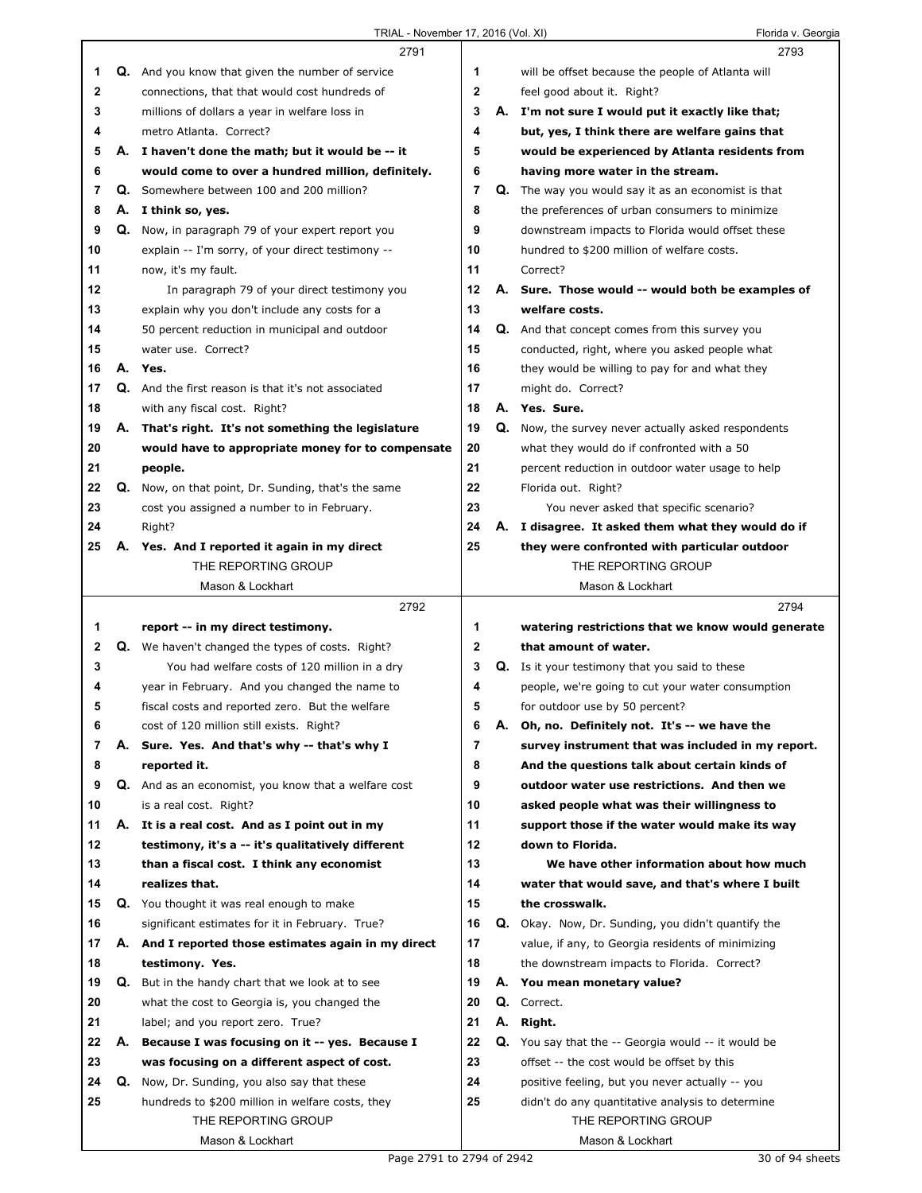2791

1 **Q.** And you know that given the number of service
2 connections, that that would cost hundreds of
3 millions of dollars a year in welfare loss in
4 metro Atlanta. Correct?
5 **A. I haven't done the math; but it would be -- it**
6 **would come to over a hundred million, definitely.**
7 **Q.** Somewhere between 100 and 200 million?
8 **A. I think so, yes.**
9 **Q.** Now, in paragraph 79 of your expert report you
10 explain -- I'm sorry, of your direct testimony --
11 now, it's my fault.
12 In paragraph 79 of your direct testimony you
13 explain why you don't include any costs for a
14 50 percent reduction in municipal and outdoor
15 water use. Correct?
16 **A. Yes.**
17 **Q.** And the first reason is that it's not associated
18 with any fiscal cost. Right?
19 **A. That's right. It's not something the legislature**
20 **would have to appropriate money for to compensate**
21 **people.**
22 **Q.** Now, on that point, Dr. Sunding, that's the same
23 cost you assigned a number to in February.
24 Right?
25 **A. Yes. And I reported it again in my direct**

2792

1 **report -- in my direct testimony.**
2 **Q.** We haven't changed the types of costs. Right?
3 You had welfare costs of 120 million in a dry
4 year in February. And you changed the name to
5 fiscal costs and reported zero. But the welfare
6 cost of 120 million still exists. Right?
7 **A. Sure. Yes. And that's why -- that's why I**
8 **reported it.**
9 **Q.** And as an economist, you know that a welfare cost
10 is a real cost. Right?
11 **A. It is a real cost. And as I point out in my**
12 **testimony, it's a -- it's qualitatively different**
13 **than a fiscal cost. I think any economist**
14 **realizes that.**
15 **Q.** You thought it was real enough to make
16 significant estimates for it in February. True?
17 **A. And I reported those estimates again in my direct**
18 **testimony. Yes.**
19 **Q.** But in the handy chart that we look at to see
20 what the cost to Georgia is, you changed the
21 label; and you report zero. True?
22 **A. Because I was focusing on it -- yes. Because I**
23 **was focusing on a different aspect of cost.**
24 **Q.** Now, Dr. Sunding, you also say that these
25 hundreds to $200 million in welfare costs, they

2793

1 will be offset because the people of Atlanta will
2 feel good about it. Right?
3 **A. I'm not sure I would put it exactly like that;**
4 **but, yes, I think there are welfare gains that**
5 **would be experienced by Atlanta residents from**
6 **having more water in the stream.**
7 **Q.** The way you would say it as an economist is that
8 the preferences of urban consumers to minimize
9 downstream impacts to Florida would offset these
10 hundred to $200 million of welfare costs.
11 Correct?
12 **A. Sure. Those would -- would both be examples of**
13 **welfare costs.**
14 **Q.** And that concept comes from this survey you
15 conducted, right, where you asked people what
16 they would be willing to pay for and what they
17 might do. Correct?
18 **A. Yes. Sure.**
19 **Q.** Now, the survey never actually asked respondents
20 what they would do if confronted with a 50
21 percent reduction in outdoor water usage to help
22 Florida out. Right?
23 You never asked that specific scenario?
24 **A. I disagree. It asked them what they would do if**
25 **they were confronted with particular outdoor**

2794

1 **watering restrictions that we know would generate**
2 **that amount of water.**
3 **Q.** Is it your testimony that you said to these
4 people, we're going to cut your water consumption
5 for outdoor use by 50 percent?
6 **A. Oh, no. Definitely not. It's -- we have the**
7 **survey instrument that was included in my report.**
8 **And the questions talk about certain kinds of**
9 **outdoor water use restrictions. And then we**
10 **asked people what was their willingness to**
11 **support those if the water would make its way**
12 **down to Florida.**
13 **We have other information about how much**
14 **water that would save, and that's where I built**
15 **the crosswalk.**
16 **Q.** Okay. Now, Dr. Sunding, you didn't quantify the
17 value, if any, to Georgia residents of minimizing
18 the downstream impacts to Florida. Correct?
19 **A. You mean monetary value?**
20 **Q.** Correct.
21 **A. Right.**
22 **Q.** You say that the -- Georgia would -- it would be
23 offset -- the cost would be offset by this
24 positive feeling, but you never actually -- you
25 didn't do any quantitative analysis to determine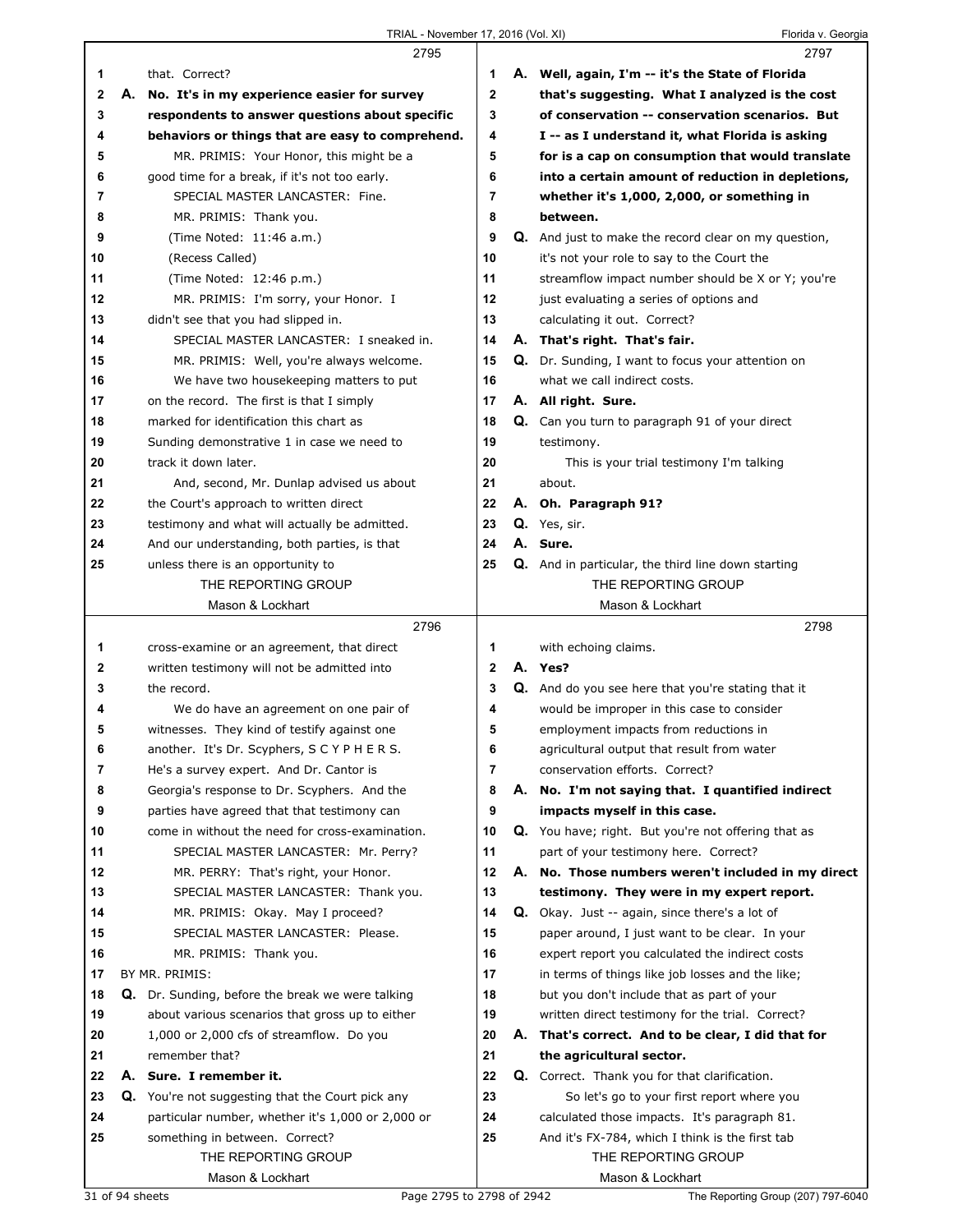**2795**

1 that. Correct?
2 A. **No. It's in my experience easier for survey**
3 **respondents to answer questions about specific**
4 **behaviors or things that are easy to comprehend.**
5 MR. PRIMIS: Your Honor, this might be a
6 good time for a break, if it's not too early.
7 SPECIAL MASTER LANCASTER: Fine.
8 MR. PRIMIS: Thank you.
9 (Time Noted: 11:46 a.m.)
10 (Recess Called)
11 (Time Noted: 12:46 p.m.)
12 MR. PRIMIS: I'm sorry, your Honor. I
13 didn't see that you had slipped in.
14 SPECIAL MASTER LANCASTER: I sneaked in.
15 MR. PRIMIS: Well, you're always welcome.
16 We have two housekeeping matters to put
17 on the record. The first is that I simply
18 marked for identification this chart as
19 Sunding demonstrative 1 in case we need to
20 track it down later.
21 And, second, Mr. Dunlap advised us about
22 the Court's approach to written direct
23 testimony and what will actually be admitted.
24 And our understanding, both parties, is that
25 unless there is an opportunity to

**2796**

1 cross-examine or an agreement, that direct
2 written testimony will not be admitted into
3 the record.
4 We do have an agreement on one pair of
5 witnesses. They kind of testify against one
6 another. It's Dr. Scyphers, S C Y P H E R S.
7 He's a survey expert. And Dr. Cantor is
8 Georgia's response to Dr. Scyphers. And the
9 parties have agreed that that testimony can
10 come in without the need for cross-examination.
11 SPECIAL MASTER LANCASTER: Mr. Perry?
12 MR. PERRY: That's right, your Honor.
13 SPECIAL MASTER LANCASTER: Thank you.
14 MR. PRIMIS: Okay. May I proceed?
15 SPECIAL MASTER LANCASTER: Please.
16 MR. PRIMIS: Thank you.
17 BY MR. PRIMIS:
18 Q. Dr. Sunding, before the break we were talking
19 about various scenarios that gross up to either
20 1,000 or 2,000 cfs of streamflow. Do you
21 remember that?
22 A. **Sure. I remember it.**
23 Q. You're not suggesting that the Court pick any
24 particular number, whether it's 1,000 or 2,000 or
25 something in between. Correct?

**2797**

1 A. **Well, again, I'm -- it's the State of Florida**
2 **that's suggesting. What I analyzed is the cost**
3 **of conservation -- conservation scenarios. But**
4 **I -- as I understand it, what Florida is asking**
5 **for is a cap on consumption that would translate**
6 **into a certain amount of reduction in depletions,**
7 **whether it's 1,000, 2,000, or something in**
8 **between.**
9 Q. And just to make the record clear on my question,
10 it's not your role to say to the Court the
11 streamflow impact number should be X or Y; you're
12 just evaluating a series of options and
13 calculating it out. Correct?
14 A. **That's right. That's fair.**
15 Q. Dr. Sunding, I want to focus your attention on
16 what we call indirect costs.
17 A. **All right. Sure.**
18 Q. Can you turn to paragraph 91 of your direct
19 testimony.
20 This is your trial testimony I'm talking
21 about.
22 A. **Oh. Paragraph 91?**
23 Q. Yes, sir.
24 A. **Sure.**
25 Q. And in particular, the third line down starting

**2798**

1 with echoing claims.
2 A. **Yes?**
3 Q. And do you see here that you're stating that it
4 would be improper in this case to consider
5 employment impacts from reductions in
6 agricultural output that result from water
7 conservation efforts. Correct?
8 A. **No. I'm not saying that. I quantified indirect**
9 **impacts myself in this case.**
10 Q. You have; right. But you're not offering that as
11 part of your testimony here. Correct?
12 A. **No. Those numbers weren't included in my direct**
13 **testimony. They were in my expert report.**
14 Q. Okay. Just -- again, since there's a lot of
15 paper around, I just want to be clear. In your
16 expert report you calculated the indirect costs
17 in terms of things like job losses and the like;
18 but you don't include that as part of your
19 written direct testimony for the trial. Correct?
20 A. **That's correct. And to be clear, I did that for**
21 **the agricultural sector.**
22 Q. Correct. Thank you for that clarification.
23 So let's go to your first report where you
24 calculated those impacts. It's paragraph 81.
25 And it's FX-784, which I think is the first tab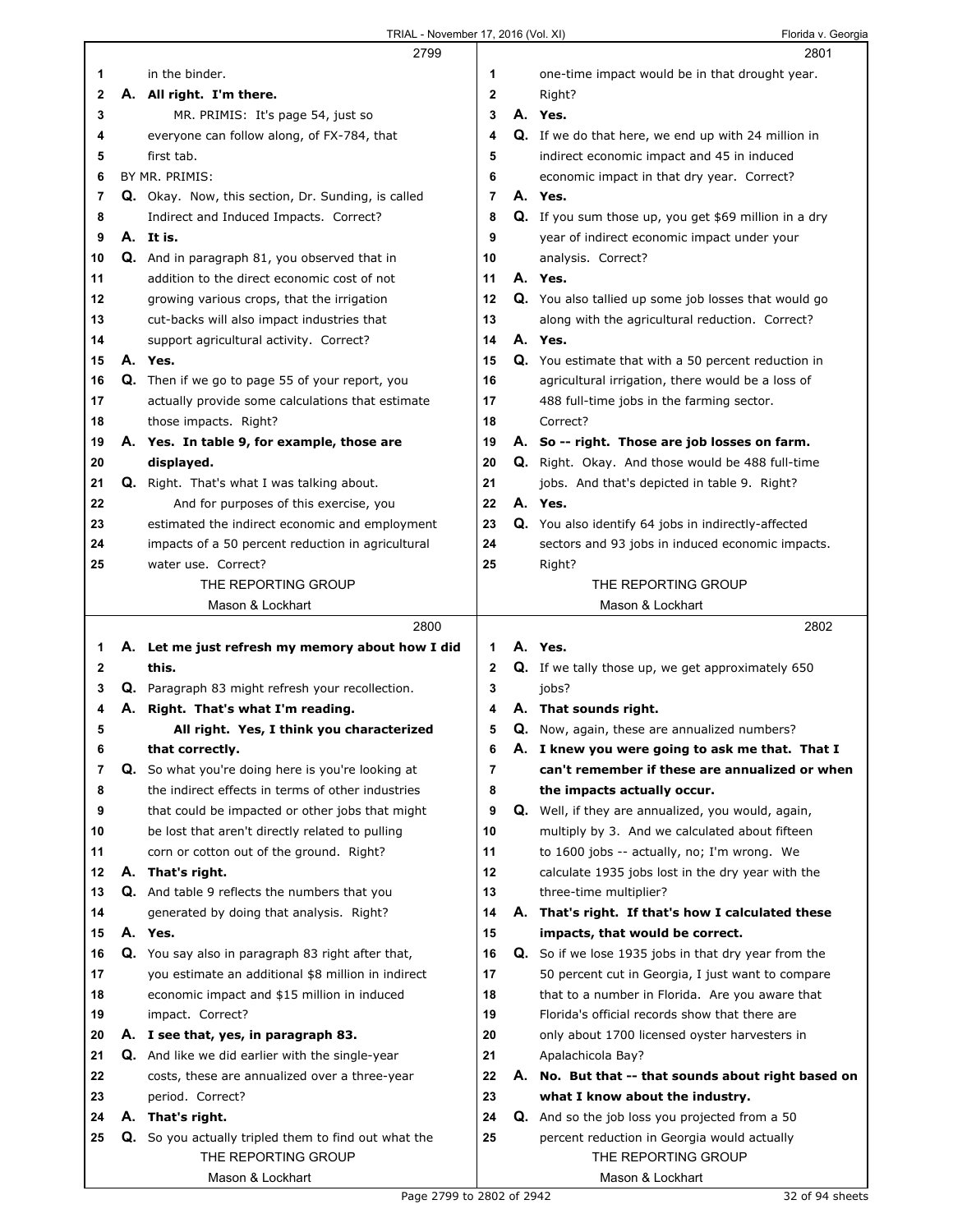2799

1 in the binder.
2 A. All right. I'm there.
3 MR. PRIMIS: It's page 54, just so
4 everyone can follow along, of FX-784, that
5 first tab.
6 BY MR. PRIMIS:
7 Q. Okay. Now, this section, Dr. Sunding, is called
8 Indirect and Induced Impacts. Correct?
9 A. It is.
10 Q. And in paragraph 81, you observed that in
11 addition to the direct economic cost of not
12 growing various crops, that the irrigation
13 cut-backs will also impact industries that
14 support agricultural activity. Correct?
15 A. Yes.
16 Q. Then if we go to page 55 of your report, you
17 actually provide some calculations that estimate
18 those impacts. Right?
19 A. Yes. In table 9, for example, those are
20 displayed.
21 Q. Right. That's what I was talking about.
22 And for purposes of this exercise, you
23 estimated the indirect economic and employment
24 impacts of a 50 percent reduction in agricultural
25 water use. Correct?

2800

1 A. Let me just refresh my memory about how I did
2 this.
3 Q. Paragraph 83 might refresh your recollection.
4 A. Right. That's what I'm reading.
5 All right. Yes, I think you characterized
6 that correctly.
7 Q. So what you're doing here is you're looking at
8 the indirect effects in terms of other industries
9 that could be impacted or other jobs that might
10 be lost that aren't directly related to pulling
11 corn or cotton out of the ground. Right?
12 A. That's right.
13 Q. And table 9 reflects the numbers that you
14 generated by doing that analysis. Right?
15 A. Yes.
16 Q. You say also in paragraph 83 right after that,
17 you estimate an additional $8 million in indirect
18 economic impact and $15 million in induced
19 impact. Correct?
20 A. I see that, yes, in paragraph 83.
21 Q. And like we did earlier with the single-year
22 costs, these are annualized over a three-year
23 period. Correct?
24 A. That's right.
25 Q. So you actually tripled them to find out what the

2801

1 one-time impact would be in that drought year.
2 Right?
3 A. Yes.
4 Q. If we do that here, we end up with 24 million in
5 indirect economic impact and 45 in induced
6 economic impact in that dry year. Correct?
7 A. Yes.
8 Q. If you sum those up, you get $69 million in a dry
9 year of indirect economic impact under your
10 analysis. Correct?
11 A. Yes.
12 Q. You also tallied up some job losses that would go
13 along with the agricultural reduction. Correct?
14 A. Yes.
15 Q. You estimate that with a 50 percent reduction in
16 agricultural irrigation, there would be a loss of
17 488 full-time jobs in the farming sector.
18 Correct?
19 A. So -- right. Those are job losses on farm.
20 Q. Right. Okay. And those would be 488 full-time
21 jobs. And that's depicted in table 9. Right?
22 A. Yes.
23 Q. You also identify 64 jobs in indirectly-affected
24 sectors and 93 jobs in induced economic impacts.
25 Right?

2802

1 A. Yes.
2 Q. If we tally those up, we get approximately 650
3 jobs?
4 A. That sounds right.
5 Q. Now, again, these are annualized numbers?
6 A. I knew you were going to ask me that. That I
7 can't remember if these are annualized or when
8 the impacts actually occur.
9 Q. Well, if they are annualized, you would, again,
10 multiply by 3. And we calculated about fifteen
11 to 1600 jobs -- actually, no; I'm wrong. We
12 calculate 1935 jobs lost in the dry year with the
13 three-time multiplier?
14 A. That's right. If that's how I calculated these
15 impacts, that would be correct.
16 Q. So if we lose 1935 jobs in that dry year from the
17 50 percent cut in Georgia, I just want to compare
18 that to a number in Florida. Are you aware that
19 Florida's official records show that there are
20 only about 1700 licensed oyster harvesters in
21 Apalachicola Bay?
22 A. No. But that -- that sounds about right based on
23 what I know about the industry.
24 Q. And so the job loss you projected from a 50
25 percent reduction in Georgia would actually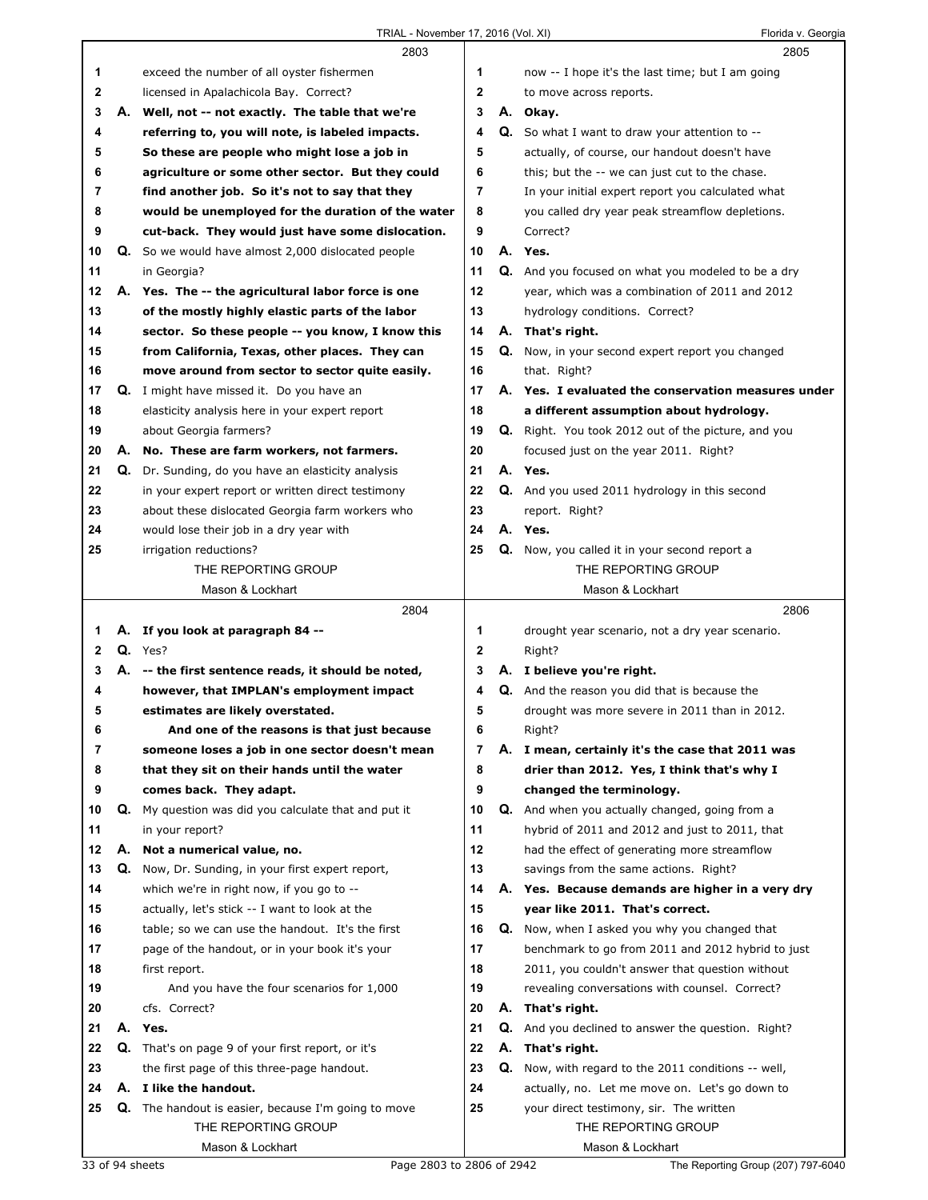**2803**

1 exceed the number of all oyster fishermen
2 licensed in Apalachicola Bay. Correct?
3 A. **Well, not -- not exactly. The table that we're**
4 **referring to, you will note, is labeled impacts.**
5 **So these are people who might lose a job in**
6 **agriculture or some other sector. But they could**
7 **find another job. So it's not to say that they**
8 **would be unemployed for the duration of the water**
9 **cut-back. They would just have some dislocation.**
10 Q. So we would have almost 2,000 dislocated people
11 in Georgia?
12 A. **Yes. The -- the agricultural labor force is one**
13 **of the mostly highly elastic parts of the labor**
14 **sector. So these people -- you know, I know this**
15 **from California, Texas, other places. They can**
16 **move around from sector to sector quite easily.**
17 Q. I might have missed it. Do you have an
18 elasticity analysis here in your expert report
19 about Georgia farmers?
20 A. **No. These are farm workers, not farmers.**
21 Q. Dr. Sunding, do you have an elasticity analysis
22 in your expert report or written direct testimony
23 about these dislocated Georgia farm workers who
24 would lose their job in a dry year with
25 irrigation reductions?

**2804**

1 A. **If you look at paragraph 84 --**
2 Q. Yes?
3 A. **-- the first sentence reads, it should be noted,**
4 **however, that IMPLAN's employment impact**
5 **estimates are likely overstated.**
6 **And one of the reasons is that just because**
7 **someone loses a job in one sector doesn't mean**
8 **that they sit on their hands until the water**
9 **comes back. They adapt.**
10 Q. My question was did you calculate that and put it
11 in your report?
12 A. **Not a numerical value, no.**
13 Q. Now, Dr. Sunding, in your first expert report,
14 which we're in right now, if you go to --
15 actually, let's stick -- I want to look at the
16 table; so we can use the handout. It's the first
17 page of the handout, or in your book it's your
18 first report.
19 And you have the four scenarios for 1,000
20 cfs. Correct?
21 A. **Yes.**
22 Q. That's on page 9 of your first report, or it's
23 the first page of this three-page handout.
24 A. **I like the handout.**
25 Q. The handout is easier, because I'm going to move

**2805**

1 now -- I hope it's the last time; but I am going
2 to move across reports.
3 A. **Okay.**
4 Q. So what I want to draw your attention to --
5 actually, of course, our handout doesn't have
6 this; but the -- we can just cut to the chase.
7 In your initial expert report you calculated what
8 you called dry year peak streamflow depletions.
9 Correct?
10 A. **Yes.**
11 Q. And you focused on what you modeled to be a dry
12 year, which was a combination of 2011 and 2012
13 hydrology conditions. Correct?
14 A. **That's right.**
15 Q. Now, in your second expert report you changed
16 that. Right?
17 A. **Yes. I evaluated the conservation measures under**
18 **a different assumption about hydrology.**
19 Q. Right. You took 2012 out of the picture, and you
20 focused just on the year 2011. Right?
21 A. **Yes.**
22 Q. And you used 2011 hydrology in this second
23 report. Right?
24 A. **Yes.**
25 Q. Now, you called it in your second report a

**2806**

1 drought year scenario, not a dry year scenario.
2 Right?
3 A. **I believe you're right.**
4 Q. And the reason you did that is because the
5 drought was more severe in 2011 than in 2012.
6 Right?
7 A. **I mean, certainly it's the case that 2011 was**
8 **drier than 2012. Yes, I think that's why I**
9 **changed the terminology.**
10 Q. And when you actually changed, going from a
11 hybrid of 2011 and 2012 and just to 2011, that
12 had the effect of generating more streamflow
13 savings from the same actions. Right?
14 A. **Yes. Because demands are higher in a very dry**
15 **year like 2011. That's correct.**
16 Q. Now, when I asked you why you changed that
17 benchmark to go from 2011 and 2012 hybrid to just
18 2011, you couldn't answer that question without
19 revealing conversations with counsel. Correct?
20 A. **That's right.**
21 Q. And you declined to answer the question. Right?
22 A. **That's right.**
23 Q. Now, with regard to the 2011 conditions -- well,
24 actually, no. Let me move on. Let's go down to
25 your direct testimony, sir. The written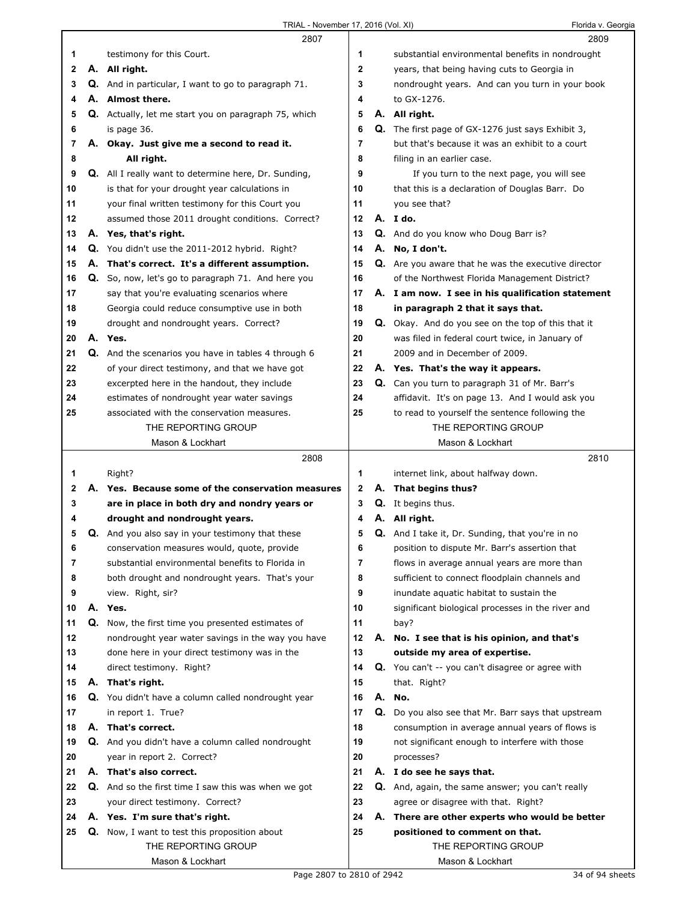2807

1 testimony for this Court.
2 A. **All right.**
3 Q. And in particular, I want to go to paragraph 71.
4 A. **Almost there.**
5 Q. Actually, let me start you on paragraph 75, which
6 is page 36.
7 A. **Okay. Just give me a second to read it.**
8 **All right.**
9 Q. All I really want to determine here, Dr. Sunding,
10 is that for your drought year calculations in
11 your final written testimony for this Court you
12 assumed those 2011 drought conditions. Correct?
13 A. **Yes, that's right.**
14 Q. You didn't use the 2011-2012 hybrid. Right?
15 A. **That's correct. It's a different assumption.**
16 Q. So, now, let's go to paragraph 71. And here you
17 say that you're evaluating scenarios where
18 Georgia could reduce consumptive use in both
19 drought and nondrought years. Correct?
20 A. **Yes.**
21 Q. And the scenarios you have in tables 4 through 6
22 of your direct testimony, and that we have got
23 excerpted here in the handout, they include
24 estimates of nondrought year water savings
25 associated with the conservation measures.

2808

1 Right?
2 A. **Yes. Because some of the conservation measures**
3 **are in place in both dry and nondry years or**
4 **drought and nondrought years.**
5 Q. And you also say in your testimony that these
6 conservation measures would, quote, provide
7 substantial environmental benefits to Florida in
8 both drought and nondrought years. That's your
9 view. Right, sir?
10 A. **Yes.**
11 Q. Now, the first time you presented estimates of
12 nondrought year water savings in the way you have
13 done here in your direct testimony was in the
14 direct testimony. Right?
15 A. **That's right.**
16 Q. You didn't have a column called nondrought year
17 in report 1. True?
18 A. **That's correct.**
19 Q. And you didn't have a column called nondrought
20 year in report 2. Correct?
21 A. **That's also correct.**
22 Q. And so the first time I saw this was when we got
23 your direct testimony. Correct?
24 A. **Yes. I'm sure that's right.**
25 Q. Now, I want to test this proposition about

2809

1 substantial environmental benefits in nondrought
2 years, that being having cuts to Georgia in
3 nondrought years. And can you turn in your book
4 to GX-1276.
5 A. **All right.**
6 Q. The first page of GX-1276 just says Exhibit 3,
7 but that's because it was an exhibit to a court
8 filing in an earlier case.
9 If you turn to the next page, you will see
10 that this is a declaration of Douglas Barr. Do
11 you see that?
12 A. **I do.**
13 Q. And do you know who Doug Barr is?
14 A. **No, I don't.**
15 Q. Are you aware that he was the executive director
16 of the Northwest Florida Management District?
17 A. **I am now. I see in his qualification statement**
18 **in paragraph 2 that it says that.**
19 Q. Okay. And do you see on the top of this that it
20 was filed in federal court twice, in January of
21 2009 and in December of 2009.
22 A. **Yes. That's the way it appears.**
23 Q. Can you turn to paragraph 31 of Mr. Barr's
24 affidavit. It's on page 13. And I would ask you
25 to read to yourself the sentence following the

2810

1 internet link, about halfway down.
2 A. **That begins thus?**
3 Q. It begins thus.
4 A. **All right.**
5 Q. And I take it, Dr. Sunding, that you're in no
6 position to dispute Mr. Barr's assertion that
7 flows in average annual years are more than
8 sufficient to connect floodplain channels and
9 inundate aquatic habitat to sustain the
10 significant biological processes in the river and
11 bay?
12 A. **No. I see that is his opinion, and that's**
13 **outside my area of expertise.**
14 Q. You can't -- you can't disagree or agree with
15 that. Right?
16 A. **No.**
17 Q. Do you also see that Mr. Barr says that upstream
18 consumption in average annual years of flows is
19 not significant enough to interfere with those
20 processes?
21 A. **I do see he says that.**
22 Q. And, again, the same answer; you can't really
23 agree or disagree with that. Right?
24 A. **There are other experts who would be better**
25 **positioned to comment on that.**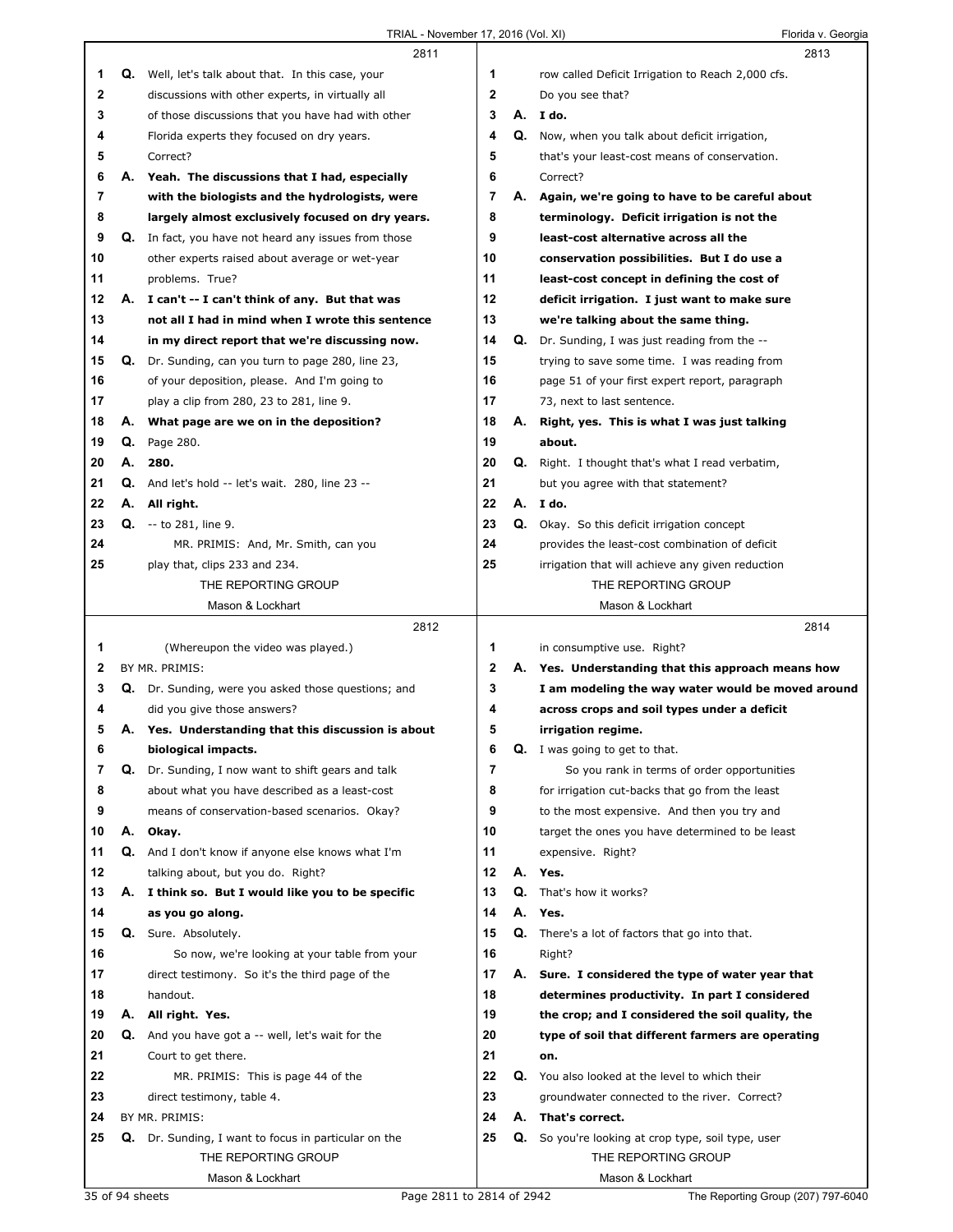**2811**

1 Q. Well, let's talk about that. In this case, your
2 discussions with other experts, in virtually all
3 of those discussions that you have had with other
4 Florida experts they focused on dry years.
5 Correct?
6 A. **Yeah. The discussions that I had, especially**
7 **with the biologists and the hydrologists, were**
8 **largely almost exclusively focused on dry years.**
9 Q. In fact, you have not heard any issues from those
10 other experts raised about average or wet-year
11 problems. True?
12 A. **I can't -- I can't think of any. But that was**
13 **not all I had in mind when I wrote this sentence**
14 **in my direct report that we're discussing now.**
15 Q. Dr. Sunding, can you turn to page 280, line 23,
16 of your deposition, please. And I'm going to
17 play a clip from 280, 23 to 281, line 9.
18 A. **What page are we on in the deposition?**
19 Q. Page 280.
20 A. **280.**
21 Q. And let's hold -- let's wait. 280, line 23 --
22 A. **All right.**
23 Q. -- to 281, line 9.
24 MR. PRIMIS: And, Mr. Smith, can you
25 play that, clips 233 and 234.

**2812**

1 (Whereupon the video was played.)
2 BY MR. PRIMIS:
3 Q. Dr. Sunding, were you asked those questions; and
4 did you give those answers?
5 A. **Yes. Understanding that this discussion is about**
6 **biological impacts.**
7 Q. Dr. Sunding, I now want to shift gears and talk
8 about what you have described as a least-cost
9 means of conservation-based scenarios. Okay?
10 A. **Okay.**
11 Q. And I don't know if anyone else knows what I'm
12 talking about, but you do. Right?
13 A. **I think so. But I would like you to be specific**
14 **as you go along.**
15 Q. Sure. Absolutely.
16 So now, we're looking at your table from your
17 direct testimony. So it's the third page of the
18 handout.
19 A. **All right. Yes.**
20 Q. And you have got a -- well, let's wait for the
21 Court to get there.
22 MR. PRIMIS: This is page 44 of the
23 direct testimony, table 4.
24 BY MR. PRIMIS:
25 Q. Dr. Sunding, I want to focus in particular on the

**2813**

1 row called Deficit Irrigation to Reach 2,000 cfs.
2 Do you see that?
3 A. **I do.**
4 Q. Now, when you talk about deficit irrigation,
5 that's your least-cost means of conservation.
6 Correct?
7 A. **Again, we're going to have to be careful about**
8 **terminology. Deficit irrigation is not the**
9 **least-cost alternative across all the**
10 **conservation possibilities. But I do use a**
11 **least-cost concept in defining the cost of**
12 **deficit irrigation. I just want to make sure**
13 **we're talking about the same thing.**
14 Q. Dr. Sunding, I was just reading from the --
15 trying to save some time. I was reading from
16 page 51 of your first expert report, paragraph
17 73, next to last sentence.
18 A. **Right, yes. This is what I was just talking**
19 **about.**
20 Q. Right. I thought that's what I read verbatim,
21 but you agree with that statement?
22 A. **I do.**
23 Q. Okay. So this deficit irrigation concept
24 provides the least-cost combination of deficit
25 irrigation that will achieve any given reduction

**2814**

1 in consumptive use. Right?
2 A. **Yes. Understanding that this approach means how**
3 **I am modeling the way water would be moved around**
4 **across crops and soil types under a deficit**
5 **irrigation regime.**
6 Q. I was going to get to that.
7 So you rank in terms of order opportunities
8 for irrigation cut-backs that go from the least
9 to the most expensive. And then you try and
10 target the ones you have determined to be least
11 expensive. Right?
12 A. **Yes.**
13 Q. That's how it works?
14 A. **Yes.**
15 Q. There's a lot of factors that go into that.
16 Right?
17 A. **Sure. I considered the type of water year that**
18 **determines productivity. In part I considered**
19 **the crop; and I considered the soil quality, the**
20 **type of soil that different farmers are operating**
21 **on.**
22 Q. You also looked at the level to which their
23 groundwater connected to the river. Correct?
24 A. **That's correct.**
25 Q. So you're looking at crop type, soil type, user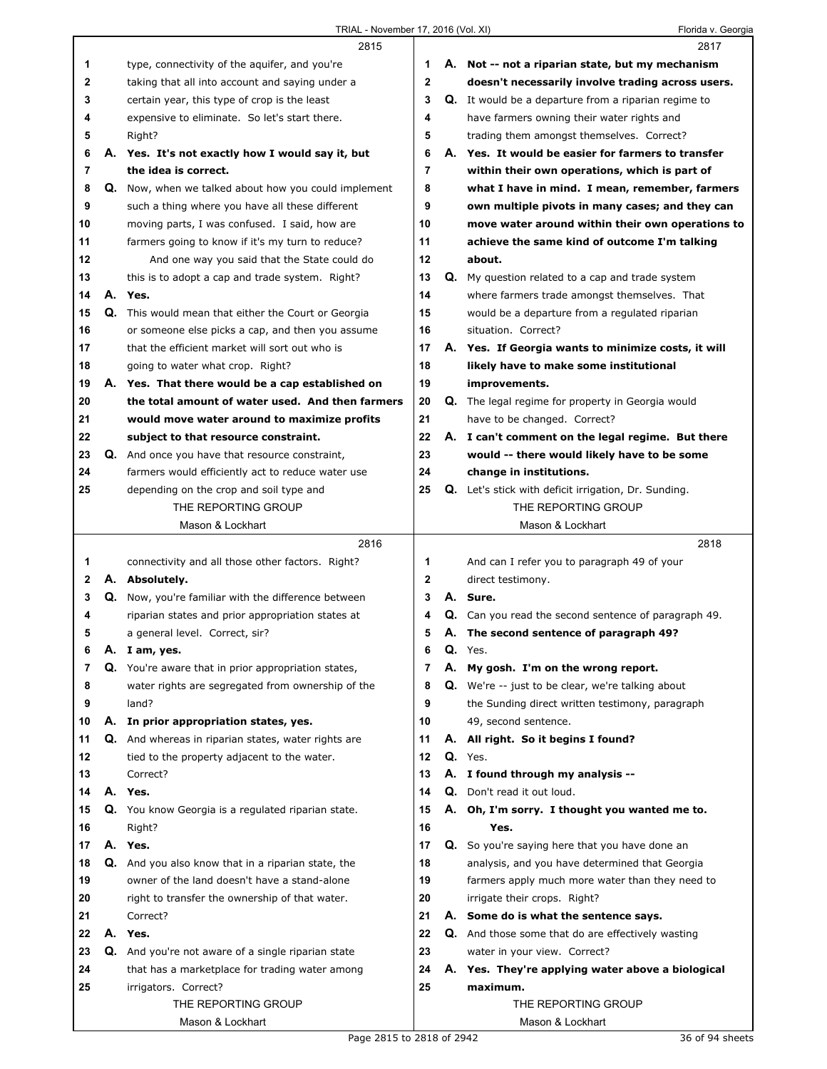2815

1 type, connectivity of the aquifer, and you're
2 taking that all into account and saying under a
3 certain year, this type of crop is the least
4 expensive to eliminate. So let's start there.
5 Right?
6 A. **Yes. It's not exactly how I would say it, but**
7 **the idea is correct.**
8 Q. Now, when we talked about how you could implement
9 such a thing where you have all these different
10 moving parts, I was confused. I said, how are
11 farmers going to know if it's my turn to reduce?
12 And one way you said that the State could do
13 this is to adopt a cap and trade system. Right?
14 A. **Yes.**
15 Q. This would mean that either the Court or Georgia
16 or someone else picks a cap, and then you assume
17 that the efficient market will sort out who is
18 going to water what crop. Right?
19 A. **Yes. That there would be a cap established on**
20 **the total amount of water used. And then farmers**
21 **would move water around to maximize profits**
22 **subject to that resource constraint.**
23 Q. And once you have that resource constraint,
24 farmers would efficiently act to reduce water use
25 depending on the crop and soil type and

2816

1 connectivity and all those other factors. Right?
2 A. **Absolutely.**
3 Q. Now, you're familiar with the difference between
4 riparian states and prior appropriation states at
5 a general level. Correct, sir?
6 A. **I am, yes.**
7 Q. You're aware that in prior appropriation states,
8 water rights are segregated from ownership of the
9 land?
10 A. **In prior appropriation states, yes.**
11 Q. And whereas in riparian states, water rights are
12 tied to the property adjacent to the water.
13 Correct?
14 A. **Yes.**
15 Q. You know Georgia is a regulated riparian state.
16 Right?
17 A. **Yes.**
18 Q. And you also know that in a riparian state, the
19 owner of the land doesn't have a stand-alone
20 right to transfer the ownership of that water.
21 Correct?
22 A. **Yes.**
23 Q. And you're not aware of a single riparian state
24 that has a marketplace for trading water among
25 irrigators. Correct?

2817

1 A. **Not -- not a riparian state, but my mechanism**
2 **doesn't necessarily involve trading across users.**
3 Q. It would be a departure from a riparian regime to
4 have farmers owning their water rights and
5 trading them amongst themselves. Correct?
6 A. **Yes. It would be easier for farmers to transfer**
7 **within their own operations, which is part of**
8 **what I have in mind. I mean, remember, farmers**
9 **own multiple pivots in many cases; and they can**
10 **move water around within their own operations to**
11 **achieve the same kind of outcome I'm talking**
12 **about.**
13 Q. My question related to a cap and trade system
14 where farmers trade amongst themselves. That
15 would be a departure from a regulated riparian
16 situation. Correct?
17 A. **Yes. If Georgia wants to minimize costs, it will**
18 **likely have to make some institutional**
19 **improvements.**
20 Q. The legal regime for property in Georgia would
21 have to be changed. Correct?
22 A. **I can't comment on the legal regime. But there**
23 **would -- there would likely have to be some**
24 **change in institutions.**
25 Q. Let's stick with deficit irrigation, Dr. Sunding.

2818

1 And can I refer you to paragraph 49 of your
2 direct testimony.
3 A. **Sure.**
4 Q. Can you read the second sentence of paragraph 49.
5 A. **The second sentence of paragraph 49?**
6 Q. Yes.
7 A. **My gosh. I'm on the wrong report.**
8 Q. We're -- just to be clear, we're talking about
9 the Sunding direct written testimony, paragraph
10 49, second sentence.
11 A. **All right. So it begins I found?**
12 Q. Yes.
13 A. **I found through my analysis --**
14 Q. Don't read it out loud.
15 A. **Oh, I'm sorry. I thought you wanted me to.**
16 **Yes.**
17 Q. So you're saying here that you have done an
18 analysis, and you have determined that Georgia
19 farmers apply much more water than they need to
20 irrigate their crops. Right?
21 A. **Some do is what the sentence says.**
22 Q. And those some that do are effectively wasting
23 water in your view. Correct?
24 A. **Yes. They're applying water above a biological**
25 **maximum.**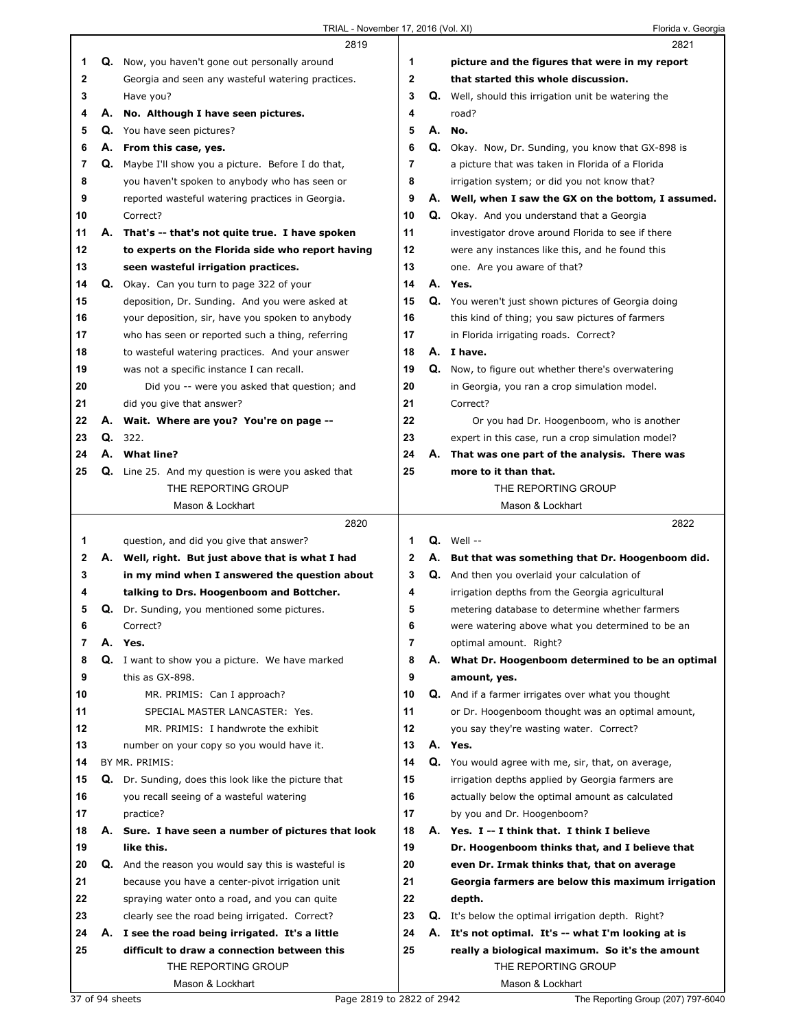2819

1 Q. Now, you haven't gone out personally around
2 Georgia and seen any wasteful watering practices.
3 Have you?
4 A. **No. Although I have seen pictures.**
5 Q. You have seen pictures?
6 A. **From this case, yes.**
7 Q. Maybe I'll show you a picture. Before I do that,
8 you haven't spoken to anybody who has seen or
9 reported wasteful watering practices in Georgia.
10 Correct?
11 A. **That's -- that's not quite true. I have spoken**
12 **to experts on the Florida side who report having**
13 **seen wasteful irrigation practices.**
14 Q. Okay. Can you turn to page 322 of your
15 deposition, Dr. Sunding. And you were asked at
16 your deposition, sir, have you spoken to anybody
17 who has seen or reported such a thing, referring
18 to wasteful watering practices. And your answer
19 was not a specific instance I can recall.
20 Did you -- were you asked that question; and
21 did you give that answer?
22 A. **Wait. Where are you? You're on page --**
23 Q. 322.
24 A. **What line?**
25 Q. Line 25. And my question is were you asked that

2820

1 question, and did you give that answer?
2 A. **Well, right. But just above that is what I had**
3 **in my mind when I answered the question about**
4 **talking to Drs. Hoogenboom and Bottcher.**
5 Q. Dr. Sunding, you mentioned some pictures.
6 Correct?
7 A. **Yes.**
8 Q. I want to show you a picture. We have marked
9 this as GX-898.
10 MR. PRIMIS: Can I approach?
11 SPECIAL MASTER LANCASTER: Yes.
12 MR. PRIMIS: I handwrote the exhibit
13 number on your copy so you would have it.
14 BY MR. PRIMIS:
15 Q. Dr. Sunding, does this look like the picture that
16 you recall seeing of a wasteful watering
17 practice?
18 A. **Sure. I have seen a number of pictures that look**
19 **like this.**
20 Q. And the reason you would say this is wasteful is
21 because you have a center-pivot irrigation unit
22 spraying water onto a road, and you can quite
23 clearly see the road being irrigated. Correct?
24 A. **I see the road being irrigated. It's a little**
25 **difficult to draw a connection between this**

2821

1 **picture and the figures that were in my report**
2 **that started this whole discussion.**
3 Q. Well, should this irrigation unit be watering the
4 road?
5 A. **No.**
6 Q. Okay. Now, Dr. Sunding, you know that GX-898 is
7 a picture that was taken in Florida of a Florida
8 irrigation system; or did you not know that?
9 A. **Well, when I saw the GX on the bottom, I assumed.**
10 Q. Okay. And you understand that a Georgia
11 investigator drove around Florida to see if there
12 were any instances like this, and he found this
13 one. Are you aware of that?
14 A. **Yes.**
15 Q. You weren't just shown pictures of Georgia doing
16 this kind of thing; you saw pictures of farmers
17 in Florida irrigating roads. Correct?
18 A. **I have.**
19 Q. Now, to figure out whether there's overwatering
20 in Georgia, you ran a crop simulation model.
21 Correct?
22 Or you had Dr. Hoogenboom, who is another
23 expert in this case, run a crop simulation model?
24 A. **That was one part of the analysis. There was**
25 **more to it than that.**

2822

1 Q. Well --
2 A. **But that was something that Dr. Hoogenboom did.**
3 Q. And then you overlaid your calculation of
4 irrigation depths from the Georgia agricultural
5 metering database to determine whether farmers
6 were watering above what you determined to be an
7 optimal amount. Right?
8 A. **What Dr. Hoogenboom determined to be an optimal**
9 **amount, yes.**
10 Q. And if a farmer irrigates over what you thought
11 or Dr. Hoogenboom thought was an optimal amount,
12 you say they're wasting water. Correct?
13 A. **Yes.**
14 Q. You would agree with me, sir, that, on average,
15 irrigation depths applied by Georgia farmers are
16 actually below the optimal amount as calculated
17 by you and Dr. Hoogenboom?
18 A. **Yes. I -- I think that. I think I believe**
19 **Dr. Hoogenbom thinks that, and I believe that**
20 **even Dr. Irmak thinks that, that on average**
21 **Georgia farmers are below this maximum irrigation**
22 **depth.**
23 Q. It's below the optimal irrigation depth. Right?
24 A. **It's not optimal. It's -- what I'm looking at is**
25 **really a biological maximum. So it's the amount**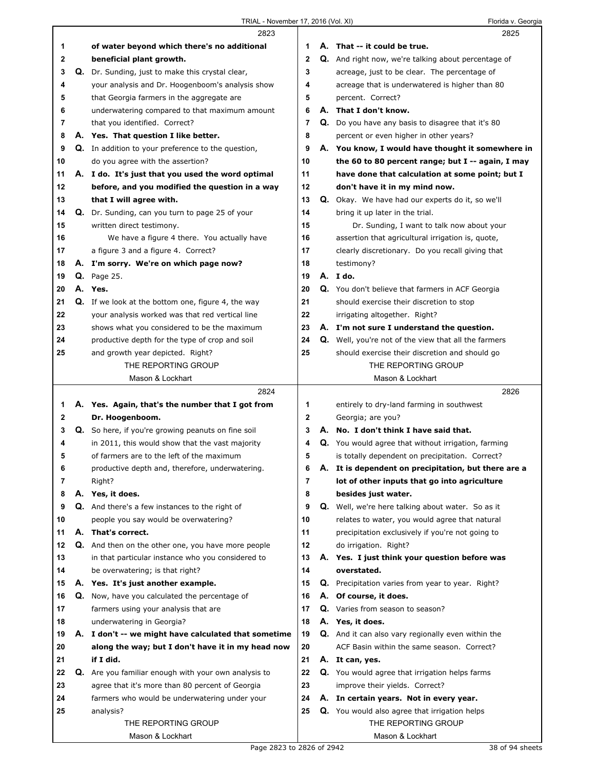2823

1 of water beyond which there's no additional
2 beneficial plant growth.
3 Q. Dr. Sunding, just to make this crystal clear,
4 your analysis and Dr. Hoogenboom's analysis show
5 that Georgia farmers in the aggregate are
6 underwatering compared to that maximum amount
7 that you identified. Correct?
8 A. **Yes. That question I like better.**
9 Q. In addition to your preference to the question,
10 do you agree with the assertion?
11 A. **I do. It's just that you used the word optimal**
12 **before, and you modified the question in a way**
13 **that I will agree with.**
14 Q. Dr. Sunding, can you turn to page 25 of your
15 written direct testimony.
16 We have a figure 4 there. You actually have
17 a figure 3 and a figure 4. Correct?
18 A. **I'm sorry. We're on which page now?**
19 Q. Page 25.
20 A. **Yes.**
21 Q. If we look at the bottom one, figure 4, the way
22 your analysis worked was that red vertical line
23 shows what you considered to be the maximum
24 productive depth for the type of crop and soil
25 and growth year depicted. Right?

2824

1 A. **Yes. Again, that's the number that I got from**
2 **Dr. Hoogenboom.**
3 Q. So here, if you're growing peanuts on fine soil
4 in 2011, this would show that the vast majority
5 of farmers are to the left of the maximum
6 productive depth and, therefore, underwatering.
7 Right?
8 A. **Yes, it does.**
9 Q. And there's a few instances to the right of
10 people you say would be overwatering?
11 A. **That's correct.**
12 Q. And then on the other one, you have more people
13 in that particular instance who you considered to
14 be overwatering; is that right?
15 A. **Yes. It's just another example.**
16 Q. Now, have you calculated the percentage of
17 farmers using your analysis that are
18 underwatering in Georgia?
19 A. **I don't -- we might have calculated that sometime**
20 **along the way; but I don't have it in my head now**
21 **if I did.**
22 Q. Are you familiar enough with your own analysis to
23 agree that it's more than 80 percent of Georgia
24 farmers who would be underwatering under your
25 analysis?

2825

1 A. **That -- it could be true.**
2 Q. And right now, we're talking about percentage of
3 acreage, just to be clear. The percentage of
4 acreage that is underwatered is higher than 80
5 percent. Correct?
6 A. **That I don't know.**
7 Q. Do you have any basis to disagree that it's 80
8 percent or even higher in other years?
9 A. **You know, I would have thought it somewhere in**
10 **the 60 to 80 percent range; but I -- again, I may**
11 **have done that calculation at some point; but I**
12 **don't have it in my mind now.**
13 Q. Okay. We have had our experts do it, so we'll
14 bring it up later in the trial.
15 Dr. Sunding, I want to talk now about your
16 assertion that agricultural irrigation is, quote,
17 clearly discretionary. Do you recall giving that
18 testimony?
19 A. **I do.**
20 Q. You don't believe that farmers in ACF Georgia
21 should exercise their discretion to stop
22 irrigating altogether. Right?
23 A. **I'm not sure I understand the question.**
24 Q. Well, you're not of the view that all the farmers
25 should exercise their discretion and should go

2826

1 entirely to dry-land farming in southwest
2 Georgia; are you?
3 A. **No. I don't think I have said that.**
4 Q. You would agree that without irrigation, farming
5 is totally dependent on precipitation. Correct?
6 A. **It is dependent on precipitation, but there are a**
7 **lot of other inputs that go into agriculture**
8 **besides just water.**
9 Q. Well, we're here talking about water. So as it
10 relates to water, you would agree that natural
11 precipitation exclusively if you're not going to
12 do irrigation. Right?
13 A. **Yes. I just think your question before was**
14 **overstated.**
15 Q. Precipitation varies from year to year. Right?
16 A. **Of course, it does.**
17 Q. Varies from season to season?
18 A. **Yes, it does.**
19 Q. And it can also vary regionally even within the
20 ACF Basin within the same season. Correct?
21 A. **It can, yes.**
22 Q. You would agree that irrigation helps farms
23 improve their yields. Correct?
24 A. **In certain years. Not in every year.**
25 Q. You would also agree that irrigation helps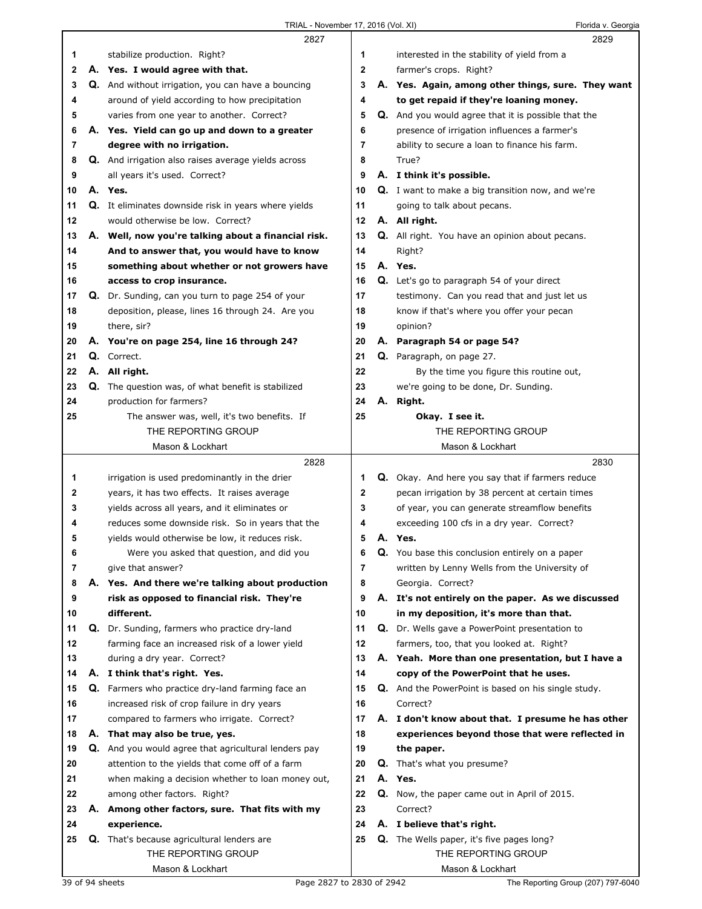**2827**

1 stabilize production. Right?
2 **A. Yes. I would agree with that.**
3 **Q.** And without irrigation, you can have a bouncing
4 around of yield according to how precipitation
5 varies from one year to another. Correct?
6 **A. Yes. Yield can go up and down to a greater**
7 **degree with no irrigation.**
8 **Q.** And irrigation also raises average yields across
9 all years it's used. Correct?
10 **A. Yes.**
11 **Q.** It eliminates downside risk in years where yields
12 would otherwise be low. Correct?
13 **A. Well, now you're talking about a financial risk.**
14 **And to answer that, you would have to know**
15 **something about whether or not growers have**
16 **access to crop insurance.**
17 **Q.** Dr. Sunding, can you turn to page 254 of your
18 deposition, please, lines 16 through 24. Are you
19 there, sir?
20 **A. You're on page 254, line 16 through 24?**
21 **Q.** Correct.
22 **A. All right.**
23 **Q.** The question was, of what benefit is stabilized
24 production for farmers?
25 The answer was, well, it's two benefits. If

**2828**

1 irrigation is used predominantly in the drier
2 years, it has two effects. It raises average
3 yields across all years, and it eliminates or
4 reduces some downside risk. So in years that the
5 yields would otherwise be low, it reduces risk.
6 Were you asked that question, and did you
7 give that answer?
8 **A. Yes. And there we're talking about production**
9 **risk as opposed to financial risk. They're**
10 **different.**
11 **Q.** Dr. Sunding, farmers who practice dry-land
12 farming face an increased risk of a lower yield
13 during a dry year. Correct?
14 **A. I think that's right. Yes.**
15 **Q.** Farmers who practice dry-land farming face an
16 increased risk of crop failure in dry years
17 compared to farmers who irrigate. Correct?
18 **A. That may also be true, yes.**
19 **Q.** And you would agree that agricultural lenders pay
20 attention to the yields that come off of a farm
21 when making a decision whether to loan money out,
22 among other factors. Right?
23 **A. Among other factors, sure. That fits with my**
24 **experience.**
25 **Q.** That's because agricultural lenders are

**2829**

1 interested in the stability of yield from a
2 farmer's crops. Right?
3 **A. Yes. Again, among other things, sure. They want**
4 **to get repaid if they're loaning money.**
5 **Q.** And you would agree that it is possible that the
6 presence of irrigation influences a farmer's
7 ability to secure a loan to finance his farm.
8 True?
9 **A. I think it's possible.**
10 **Q.** I want to make a big transition now, and we're
11 going to talk about pecans.
12 **A. All right.**
13 **Q.** All right. You have an opinion about pecans.
14 Right?
15 **A. Yes.**
16 **Q.** Let's go to paragraph 54 of your direct
17 testimony. Can you read that and just let us
18 know if that's where you offer your pecan
19 opinion?
20 **A. Paragraph 54 or page 54?**
21 **Q.** Paragraph, on page 27.
22 By the time you figure this routine out,
23 we're going to be done, Dr. Sunding.
24 **A. Right.**
25 **Okay. I see it.**

**2830**

1 **Q.** Okay. And here you say that if farmers reduce
2 pecan irrigation by 38 percent at certain times
3 of year, you can generate streamflow benefits
4 exceeding 100 cfs in a dry year. Correct?
5 **A. Yes.**
6 **Q.** You base this conclusion entirely on a paper
7 written by Lenny Wells from the University of
8 Georgia. Correct?
9 **A. It's not entirely on the paper. As we discussed**
10 **in my deposition, it's more than that.**
11 **Q.** Dr. Wells gave a PowerPoint presentation to
12 farmers, too, that you looked at. Right?
13 **A. Yeah. More than one presentation, but I have a**
14 **copy of the PowerPoint that he uses.**
15 **Q.** And the PowerPoint is based on his single study.
16 Correct?
17 **A. I don't know about that. I presume he has other**
18 **experiences beyond those that were reflected in**
19 **the paper.**
20 **Q.** That's what you presume?
21 **A. Yes.**
22 **Q.** Now, the paper came out in April of 2015.
23 Correct?
24 **A. I believe that's right.**
25 **Q.** The Wells paper, it's five pages long?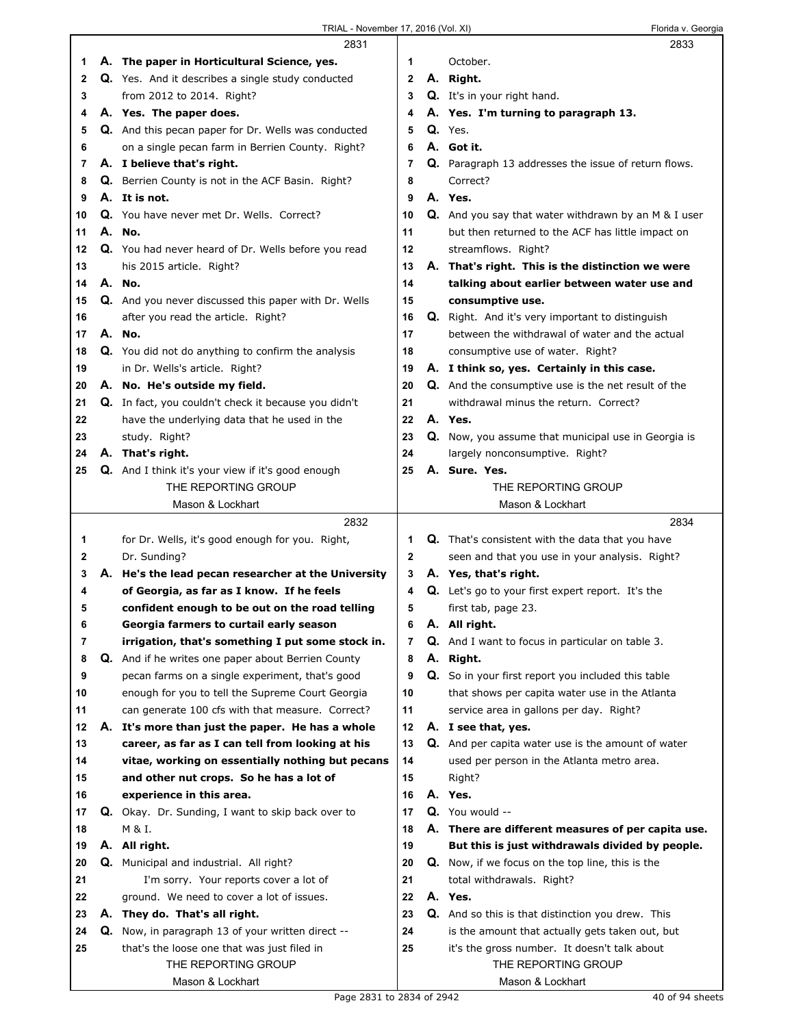2831

1 **A. The paper in Horticultural Science, yes.**
2 Q. Yes. And it describes a single study conducted
3 from 2012 to 2014. Right?
4 **A. Yes. The paper does.**
5 Q. And this pecan paper for Dr. Wells was conducted
6 on a single pecan farm in Berrien County. Right?
7 **A. I believe that's right.**
8 Q. Berrien County is not in the ACF Basin. Right?
9 **A. It is not.**
10 Q. You have never met Dr. Wells. Correct?
11 **A. No.**
12 Q. You had never heard of Dr. Wells before you read
13 his 2015 article. Right?
14 **A. No.**
15 Q. And you never discussed this paper with Dr. Wells
16 after you read the article. Right?
17 **A. No.**
18 Q. You did not do anything to confirm the analysis
19 in Dr. Wells's article. Right?
20 **A. No. He's outside my field.**
21 Q. In fact, you couldn't check it because you didn't
22 have the underlying data that he used in the
23 study. Right?
24 **A. That's right.**
25 Q. And I think it's your view if it's good enough

2832

1 for Dr. Wells, it's good enough for you. Right,
2 Dr. Sunding?
3 **A. He's the lead pecan researcher at the University**
4 **of Georgia, as far as I know. If he feels**
5 **confident enough to be out on the road telling**
6 **Georgia farmers to curtail early season**
7 **irrigation, that's something I put some stock in.**
8 Q. And if he writes one paper about Berrien County
9 pecan farms on a single experiment, that's good
10 enough for you to tell the Supreme Court Georgia
11 can generate 100 cfs with that measure. Correct?
12 **A. It's more than just the paper. He has a whole**
13 **career, as far as I can tell from looking at his**
14 **vitae, working on essentially nothing but pecans**
15 **and other nut crops. So he has a lot of**
16 **experience in this area.**
17 Q. Okay. Dr. Sunding, I want to skip back over to
18 M & I.
19 **A. All right.**
20 Q. Municipal and industrial. All right?
21 I'm sorry. Your reports cover a lot of
22 ground. We need to cover a lot of issues.
23 **A. They do. That's all right.**
24 Q. Now, in paragraph 13 of your written direct --
25 that's the loose one that was just filed in

2833

1 October.
2 **A. Right.**
3 Q. It's in your right hand.
4 **A. Yes. I'm turning to paragraph 13.**
5 Q. Yes.
6 **A. Got it.**
7 Q. Paragraph 13 addresses the issue of return flows.
8 Correct?
9 **A. Yes.**
10 Q. And you say that water withdrawn by an M & I user
11 but then returned to the ACF has little impact on
12 streamflows. Right?
13 **A. That's right. This is the distinction we were**
14 **talking about earlier between water use and**
15 **consumptive use.**
16 Q. Right. And it's very important to distinguish
17 between the withdrawal of water and the actual
18 consumptive use of water. Right?
19 **A. I think so, yes. Certainly in this case.**
20 Q. And the consumptive use is the net result of the
21 withdrawal minus the return. Correct?
22 **A. Yes.**
23 Q. Now, you assume that municipal use in Georgia is
24 largely nonconsumptive. Right?
25 **A. Sure. Yes.**

2834

1 Q. That's consistent with the data that you have
2 seen and that you use in your analysis. Right?
3 **A. Yes, that's right.**
4 Q. Let's go to your first expert report. It's the
5 first tab, page 23.
6 **A. All right.**
7 Q. And I want to focus in particular on table 3.
8 **A. Right.**
9 Q. So in your first report you included this table
10 that shows per capita water use in the Atlanta
11 service area in gallons per day. Right?
12 **A. I see that, yes.**
13 Q. And per capita water use is the amount of water
14 used per person in the Atlanta metro area.
15 Right?
16 **A. Yes.**
17 Q. You would --
18 **A. There are different measures of per capita use.**
19 **But this is just withdrawals divided by people.**
20 Q. Now, if we focus on the top line, this is the
21 total withdrawals. Right?
22 **A. Yes.**
23 Q. And so this is that distinction you drew. This
24 is the amount that actually gets taken out, but
25 it's the gross number. It doesn't talk about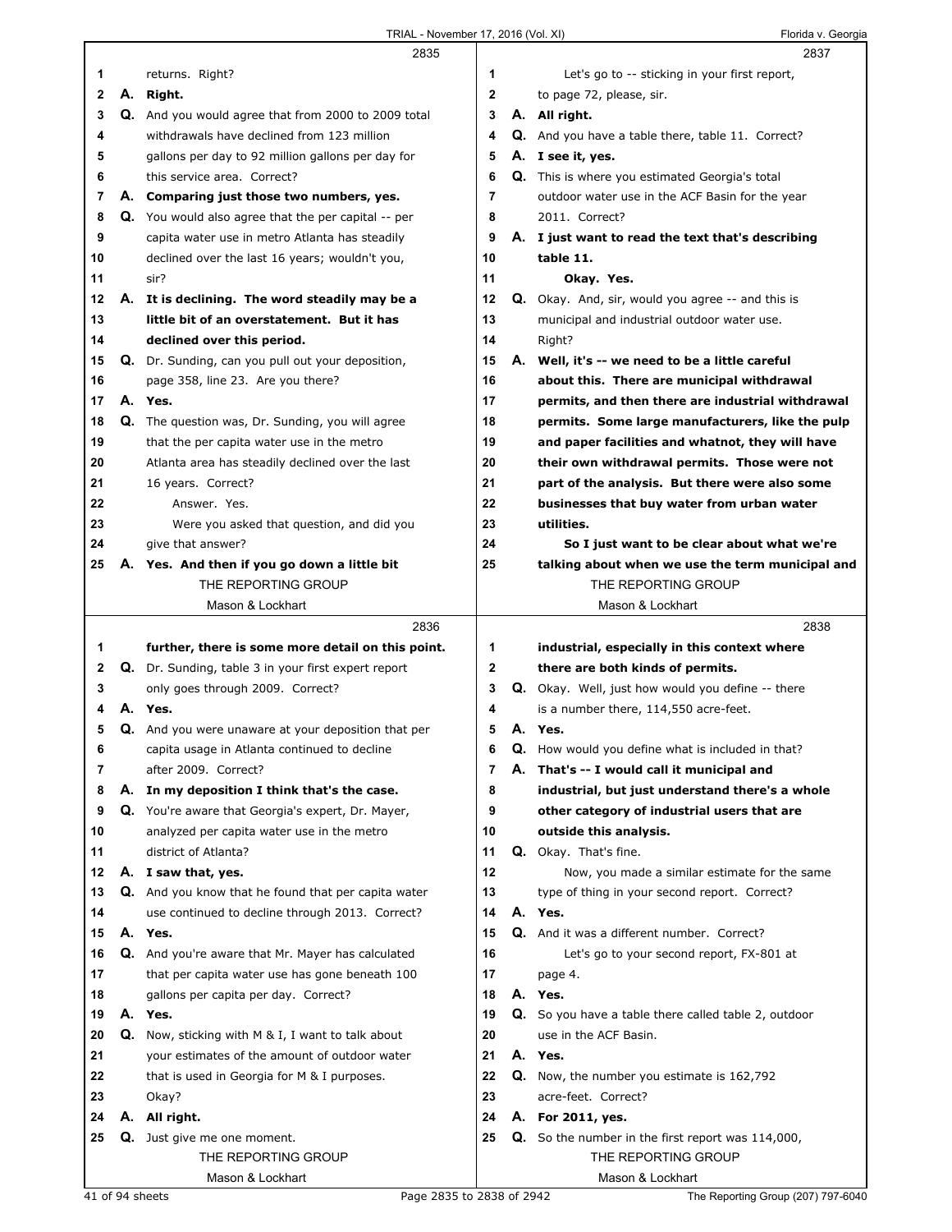2835

1 returns. Right?
2 A. Right.
3 Q. And you would agree that from 2000 to 2009 total
4 withdrawals have declined from 123 million
5 gallons per day to 92 million gallons per day for
6 this service area. Correct?
7 A. Comparing just those two numbers, yes.
8 Q. You would also agree that the per capital -- per
9 capita water use in metro Atlanta has steadily
10 declined over the last 16 years; wouldn't you,
11 sir?
12 A. It is declining. The word steadily may be a
13 little bit of an overstatement. But it has
14 declined over this period.
15 Q. Dr. Sunding, can you pull out your deposition,
16 page 358, line 23. Are you there?
17 A. Yes.
18 Q. The question was, Dr. Sunding, you will agree
19 that the per capita water use in the metro
20 Atlanta area has steadily declined over the last
21 16 years. Correct?
22 Answer. Yes.
23 Were you asked that question, and did you
24 give that answer?
25 A. Yes. And then if you go down a little bit

2836

1 further, there is some more detail on this point.
2 Q. Dr. Sunding, table 3 in your first expert report
3 only goes through 2009. Correct?
4 A. Yes.
5 Q. And you were unaware at your deposition that per
6 capita usage in Atlanta continued to decline
7 after 2009. Correct?
8 A. In my deposition I think that's the case.
9 Q. You're aware that Georgia's expert, Dr. Mayer,
10 analyzed per capita water use in the metro
11 district of Atlanta?
12 A. I saw that, yes.
13 Q. And you know that he found that per capita water
14 use continued to decline through 2013. Correct?
15 A. Yes.
16 Q. And you're aware that Mr. Mayer has calculated
17 that per capita water use has gone beneath 100
18 gallons per capita per day. Correct?
19 A. Yes.
20 Q. Now, sticking with M & I, I want to talk about
21 your estimates of the amount of outdoor water
22 that is used in Georgia for M & I purposes.
23 Okay?
24 A. All right.
25 Q. Just give me one moment.

2837

1 Let's go to -- sticking in your first report,
2 to page 72, please, sir.
3 A. All right.
4 Q. And you have a table there, table 11. Correct?
5 A. I see it, yes.
6 Q. This is where you estimated Georgia's total
7 outdoor water use in the ACF Basin for the year
8 2011. Correct?
9 A. I just want to read the text that's describing
10 table 11.
11 Okay. Yes.
12 Q. Okay. And, sir, would you agree -- and this is
13 municipal and industrial outdoor water use.
14 Right?
15 A. Well, it's -- we need to be a little careful
16 about this. There are municipal withdrawal
17 permits, and then there are industrial withdrawal
18 permits. Some large manufacturers, like the pulp
19 and paper facilities and whatnot, they will have
20 their own withdrawal permits. Those were not
21 part of the analysis. But there were also some
22 businesses that buy water from urban water
23 utilities.
24 So I just want to be clear about what we're
25 talking about when we use the term municipal and

2838

1 industrial, especially in this context where
2 there are both kinds of permits.
3 Q. Okay. Well, just how would you define -- there
4 is a number there, 114,550 acre-feet.
5 A. Yes.
6 Q. How would you define what is included in that?
7 A. That's -- I would call it municipal and
8 industrial, but just understand there's a whole
9 other category of industrial users that are
10 outside this analysis.
11 Q. Okay. That's fine.
12 Now, you made a similar estimate for the same
13 type of thing in your second report. Correct?
14 A. Yes.
15 Q. And it was a different number. Correct?
16 Let's go to your second report, FX-801 at
17 page 4.
18 A. Yes.
19 Q. So you have a table there called table 2, outdoor
20 use in the ACF Basin.
21 A. Yes.
22 Q. Now, the number you estimate is 162,792
23 acre-feet. Correct?
24 A. For 2011, yes.
25 Q. So the number in the first report was 114,000,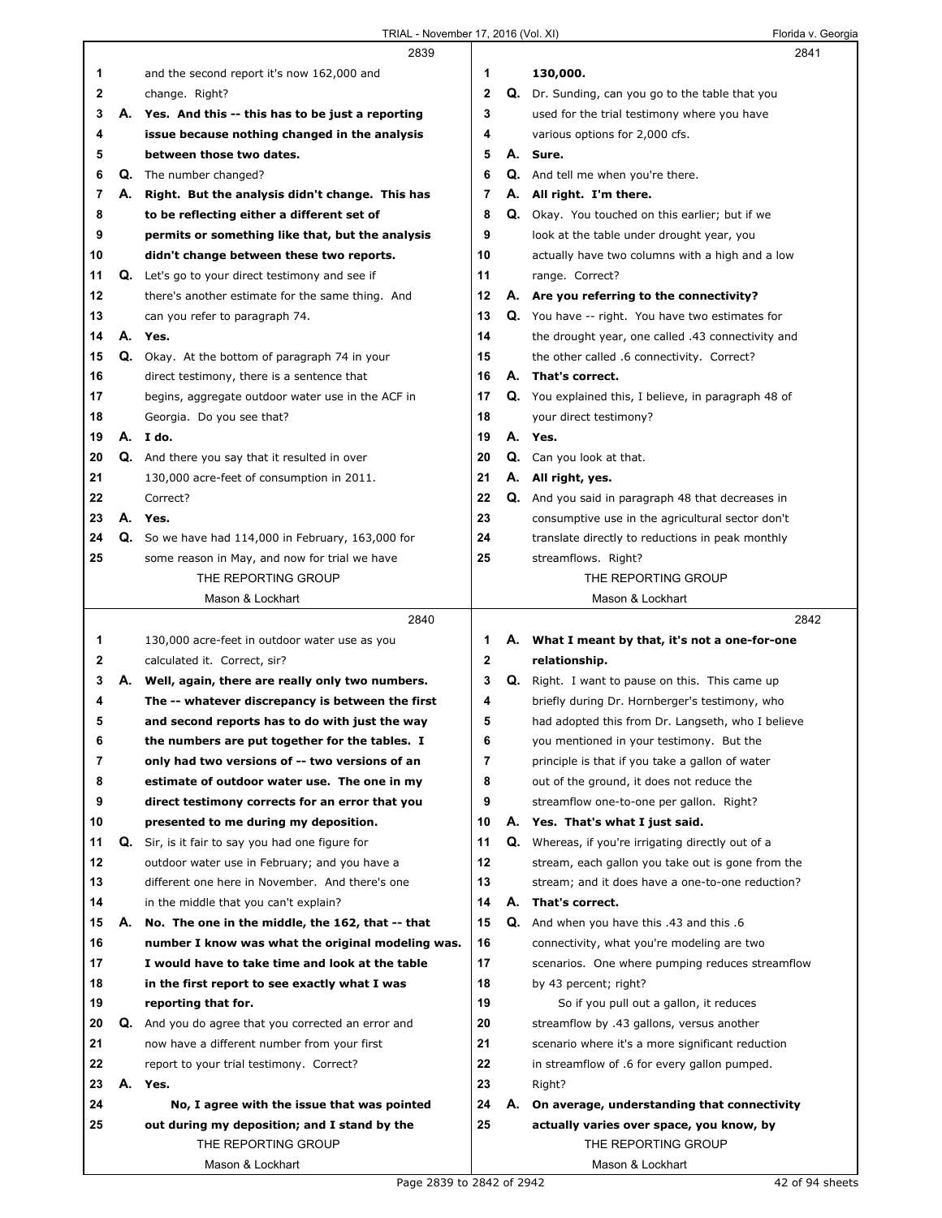**2839**

1 and the second report it's now 162,000 and
2 change. Right?
3 **A. Yes. And this -- this has to be just a reporting**
4 **issue because nothing changed in the analysis**
5 **between those two dates.**
6 **Q.** The number changed?
7 **A. Right. But the analysis didn't change. This has**
8 **to be reflecting either a different set of**
9 **permits or something like that, but the analysis**
10 **didn't change between these two reports.**
11 **Q.** Let's go to your direct testimony and see if
12 there's another estimate for the same thing. And
13 can you refer to paragraph 74.
14 **A. Yes.**
15 **Q.** Okay. At the bottom of paragraph 74 in your
16 direct testimony, there is a sentence that
17 begins, aggregate outdoor water use in the ACF in
18 Georgia. Do you see that?
19 **A. I do.**
20 **Q.** And there you say that it resulted in over
21 130,000 acre-feet of consumption in 2011.
22 Correct?
23 **A. Yes.**
24 **Q.** So we have had 114,000 in February, 163,000 for
25 some reason in May, and now for trial we have

**2840**

1 130,000 acre-feet in outdoor water use as you
2 calculated it. Correct, sir?
3 **A. Well, again, there are really only two numbers.**
4 **The -- whatever discrepancy is between the first**
5 **and second reports has to do with just the way**
6 **the numbers are put together for the tables. I**
7 **only had two versions of -- two versions of an**
8 **estimate of outdoor water use. The one in my**
9 **direct testimony corrects for an error that you**
10 **presented to me during my deposition.**
11 **Q.** Sir, is it fair to say you had one figure for
12 outdoor water use in February; and you have a
13 different one here in November. And there's one
14 in the middle that you can't explain?
15 **A. No. The one in the middle, the 162, that -- that**
16 **number I know was what the original modeling was.**
17 **I would have to take time and look at the table**
18 **in the first report to see exactly what I was**
19 **reporting that for.**
20 **Q.** And you do agree that you corrected an error and
21 now have a different number from your first
22 report to your trial testimony. Correct?
23 **A. Yes.**
24 **No, I agree with the issue that was pointed**
25 **out during my deposition; and I stand by the**

**2841**

1 **130,000.**
2 **Q.** Dr. Sunding, can you go to the table that you
3 used for the trial testimony where you have
4 various options for 2,000 cfs.
5 **A. Sure.**
6 **Q.** And tell me when you're there.
7 **A. All right. I'm there.**
8 **Q.** Okay. You touched on this earlier; but if we
9 look at the table under drought year, you
10 actually have two columns with a high and a low
11 range. Correct?
12 **A. Are you referring to the connectivity?**
13 **Q.** You have -- right. You have two estimates for
14 the drought year, one called .43 connectivity and
15 the other called .6 connectivity. Correct?
16 **A. That's correct.**
17 **Q.** You explained this, I believe, in paragraph 48 of
18 your direct testimony?
19 **A. Yes.**
20 **Q.** Can you look at that.
21 **A. All right, yes.**
22 **Q.** And you said in paragraph 48 that decreases in
23 consumptive use in the agricultural sector don't
24 translate directly to reductions in peak monthly
25 streamflows. Right?

**2842**

1 **A. What I meant by that, it's not a one-for-one**
2 **relationship.**
3 **Q.** Right. I want to pause on this. This came up
4 briefly during Dr. Hornberger's testimony, who
5 had adopted this from Dr. Langseth, who I believe
6 you mentioned in your testimony. But the
7 principle is that if you take a gallon of water
8 out of the ground, it does not reduce the
9 streamflow one-to-one per gallon. Right?
10 **A. Yes. That's what I just said.**
11 **Q.** Whereas, if you're irrigating directly out of a
12 stream, each gallon you take out is gone from the
13 stream; and it does have a one-to-one reduction?
14 **A. That's correct.**
15 **Q.** And when you have this .43 and this .6
16 connectivity, what you're modeling are two
17 scenarios. One where pumping reduces streamflow
18 by 43 percent; right?
19 So if you pull out a gallon, it reduces
20 streamflow by .43 gallons, versus another
21 scenario where it's a more significant reduction
22 in streamflow of .6 for every gallon pumped.
23 Right?
24 **A. On average, understanding that connectivity**
25 **actually varies over space, you know, by**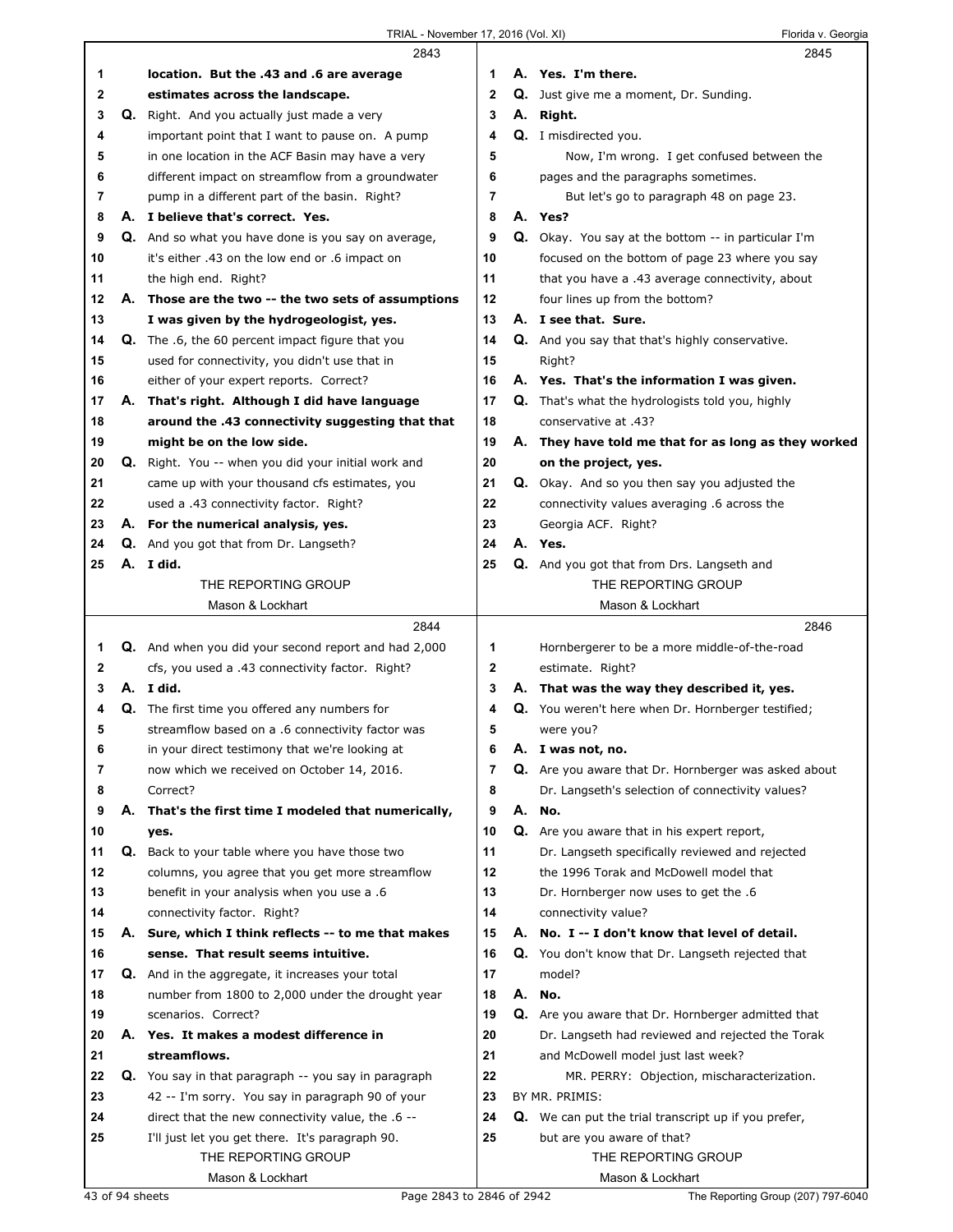2843

1 location. But the .43 and .6 are average
2 estimates across the landscape.
3 Q. Right. And you actually just made a very
4 important point that I want to pause on. A pump
5 in one location in the ACF Basin may have a very
6 different impact on streamflow from a groundwater
7 pump in a different part of the basin. Right?
8 A. I believe that's correct. Yes.
9 Q. And so what you have done is you say on average,
10 it's either .43 on the low end or .6 impact on
11 the high end. Right?
12 A. Those are the two -- the two sets of assumptions
13 I was given by the hydrogeologist, yes.
14 Q. The .6, the 60 percent impact figure that you
15 used for connectivity, you didn't use that in
16 either of your expert reports. Correct?
17 A. That's right. Although I did have language
18 around the .43 connectivity suggesting that that
19 might be on the low side.
20 Q. Right. You -- when you did your initial work and
21 came up with your thousand cfs estimates, you
22 used a .43 connectivity factor. Right?
23 A. For the numerical analysis, yes.
24 Q. And you got that from Dr. Langseth?
25 A. I did.

2844

1 Q. And when you did your second report and had 2,000
2 cfs, you used a .43 connectivity factor. Right?
3 A. I did.
4 Q. The first time you offered any numbers for
5 streamflow based on a .6 connectivity factor was
6 in your direct testimony that we're looking at
7 now which we received on October 14, 2016.
8 Correct?
9 A. That's the first time I modeled that numerically,
10 yes.
11 Q. Back to your table where you have those two
12 columns, you agree that you get more streamflow
13 benefit in your analysis when you use a .6
14 connectivity factor. Right?
15 A. Sure, which I think reflects -- to me that makes
16 sense. That result seems intuitive.
17 Q. And in the aggregate, it increases your total
18 number from 1800 to 2,000 under the drought year
19 scenarios. Correct?
20 A. Yes. It makes a modest difference in
21 streamflows.
22 Q. You say in that paragraph -- you say in paragraph
23 42 -- I'm sorry. You say in paragraph 90 of your
24 direct that the new connectivity value, the .6 --
25 I'll just let you get there. It's paragraph 90.

2845

1 A. Yes. I'm there.
2 Q. Just give me a moment, Dr. Sunding.
3 A. Right.
4 Q. I misdirected you.
5 Now, I'm wrong. I get confused between the
6 pages and the paragraphs sometimes.
7 But let's go to paragraph 48 on page 23.
8 A. Yes?
9 Q. Okay. You say at the bottom -- in particular I'm
10 focused on the bottom of page 23 where you say
11 that you have a .43 average connectivity, about
12 four lines up from the bottom?
13 A. I see that. Sure.
14 Q. And you say that that's highly conservative.
15 Right?
16 A. Yes. That's the information I was given.
17 Q. That's what the hydrologists told you, highly
18 conservative at .43?
19 A. They have told me that for as long as they worked
20 on the project, yes.
21 Q. Okay. And so you then say you adjusted the
22 connectivity values averaging .6 across the
23 Georgia ACF. Right?
24 A. Yes.
25 Q. And you got that from Drs. Langseth and

2846

1 Hornbergerer to be a more middle-of-the-road
2 estimate. Right?
3 A. That was the way they described it, yes.
4 Q. You weren't here when Dr. Hornberger testified;
5 were you?
6 A. I was not, no.
7 Q. Are you aware that Dr. Hornberger was asked about
8 Dr. Langseth's selection of connectivity values?
9 A. No.
10 Q. Are you aware that in his expert report,
11 Dr. Langseth specifically reviewed and rejected
12 the 1996 Torak and McDowell model that
13 Dr. Hornberger now uses to get the .6
14 connectivity value?
15 A. No. I -- I don't know that level of detail.
16 Q. You don't know that Dr. Langseth rejected that
17 model?
18 A. No.
19 Q. Are you aware that Dr. Hornberger admitted that
20 Dr. Langseth had reviewed and rejected the Torak
21 and McDowell model just last week?
22 MR. PERRY: Objection, mischaracterization.
23 BY MR. PRIMIS:
24 Q. We can put the trial transcript up if you prefer,
25 but are you aware of that?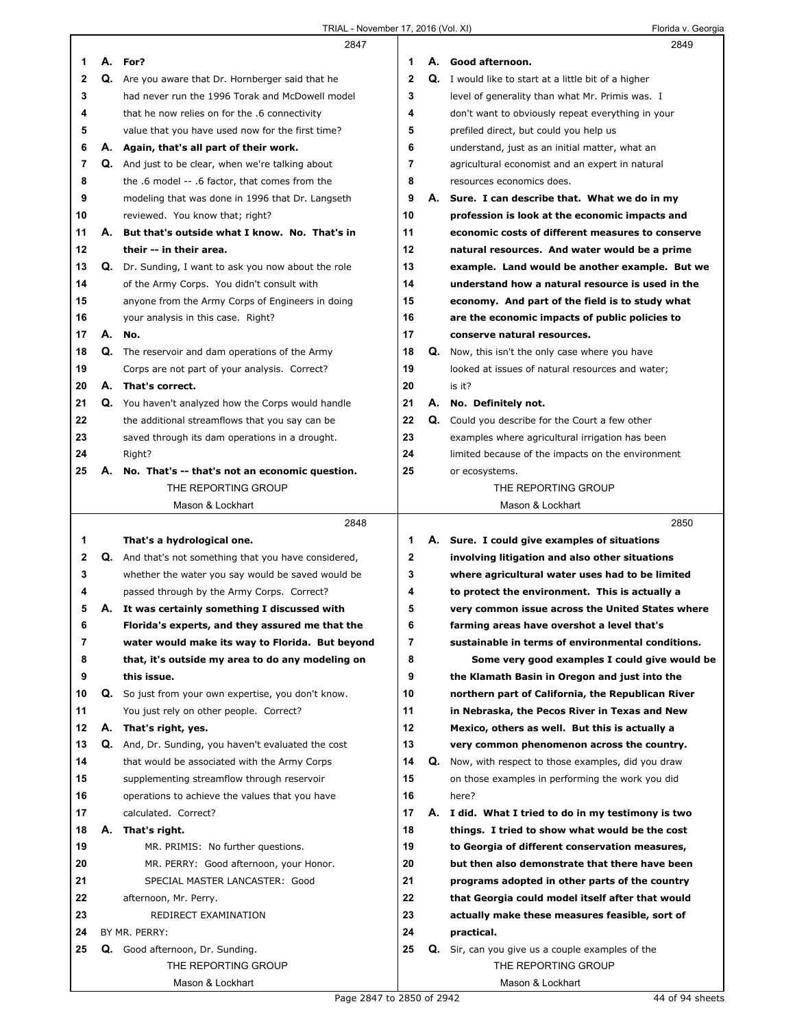2847

1 A. For?
2 Q. Are you aware that Dr. Hornberger said that he
3 had never run the 1996 Torak and McDowell model
4 that he now relies on for the .6 connectivity
5 value that you have used now for the first time?
6 A. **Again, that's all part of their work.**
7 Q. And just to be clear, when we're talking about
8 the .6 model -- .6 factor, that comes from the
9 modeling that was done in 1996 that Dr. Langseth
10 reviewed. You know that; right?
11 A. **But that's outside what I know. No. That's in**
12 **their -- in their area.**
13 Q. Dr. Sunding, I want to ask you now about the role
14 of the Army Corps. You didn't consult with
15 anyone from the Army Corps of Engineers in doing
16 your analysis in this case. Right?
17 A. **No.**
18 Q. The reservoir and dam operations of the Army
19 Corps are not part of your analysis. Correct?
20 A. **That's correct.**
21 Q. You haven't analyzed how the Corps would handle
22 the additional streamflows that you say can be
23 saved through its dam operations in a drought.
24 Right?
25 A. **No. That's -- that's not an economic question.**

2848

1 **That's a hydrological one.**
2 Q. And that's not something that you have considered,
3 whether the water you say would be saved would be
4 passed through by the Army Corps. Correct?
5 A. **It was certainly something I discussed with**
6 **Florida's experts, and they assured me that the**
7 **water would make its way to Florida. But beyond**
8 **that, it's outside my area to do any modeling on**
9 **this issue.**
10 Q. So just from your own expertise, you don't know.
11 You just rely on other people. Correct?
12 A. **That's right, yes.**
13 Q. And, Dr. Sunding, you haven't evaluated the cost
14 that would be associated with the Army Corps
15 supplementing streamflow through reservoir
16 operations to achieve the values that you have
17 calculated. Correct?
18 A. **That's right.**
19 MR. PRIMIS: No further questions.
20 MR. PERRY: Good afternoon, your Honor.
21 SPECIAL MASTER LANCASTER: Good
22 afternoon, Mr. Perry.
23 REDIRECT EXAMINATION
24 BY MR. PERRY:
25 Q. Good afternoon, Dr. Sunding.

2849

1 A. **Good afternoon.**
2 Q. I would like to start at a little bit of a higher
3 level of generality than what Mr. Primis was. I
4 don't want to obviously repeat everything in your
5 prefiled direct, but could you help us
6 understand, just as an initial matter, what an
7 agricultural economist and an expert in natural
8 resources economics does.
9 A. **Sure. I can describe that. What we do in my**
10 **profession is look at the economic impacts and**
11 **economic costs of different measures to conserve**
12 **natural resources. And water would be a prime**
13 **example. Land would be another example. But we**
14 **understand how a natural resource is used in the**
15 **economy. And part of the field is to study what**
16 **are the economic impacts of public policies to**
17 **conserve natural resources.**
18 Q. Now, this isn't the only case where you have
19 looked at issues of natural resources and water;
20 is it?
21 A. **No. Definitely not.**
22 Q. Could you describe for the Court a few other
23 examples where agricultural irrigation has been
24 limited because of the impacts on the environment
25 or ecosystems.

2850

1 A. **Sure. I could give examples of situations**
2 **involving litigation and also other situations**
3 **where agricultural water uses had to be limited**
4 **to protect the environment. This is actually a**
5 **very common issue across the United States where**
6 **farming areas have overshot a level that's**
7 **sustainable in terms of environmental conditions.**
8 **Some very good examples I could give would be**
9 **the Klamath Basin in Oregon and just into the**
10 **northern part of California, the Republican River**
11 **in Nebraska, the Pecos River in Texas and New**
12 **Mexico, others as well. But this is actually a**
13 **very common phenomenon across the country.**
14 Q. Now, with respect to those examples, did you draw
15 on those examples in performing the work you did
16 here?
17 A. **I did. What I tried to do in my testimony is two**
18 **things. I tried to show what would be the cost**
19 **to Georgia of different conservation measures,**
20 **but then also demonstrate that there have been**
21 **programs adopted in other parts of the country**
22 **that Georgia could model itself after that would**
23 **actually make these measures feasible, sort of**
24 **practical.**
25 Q. Sir, can you give us a couple examples of the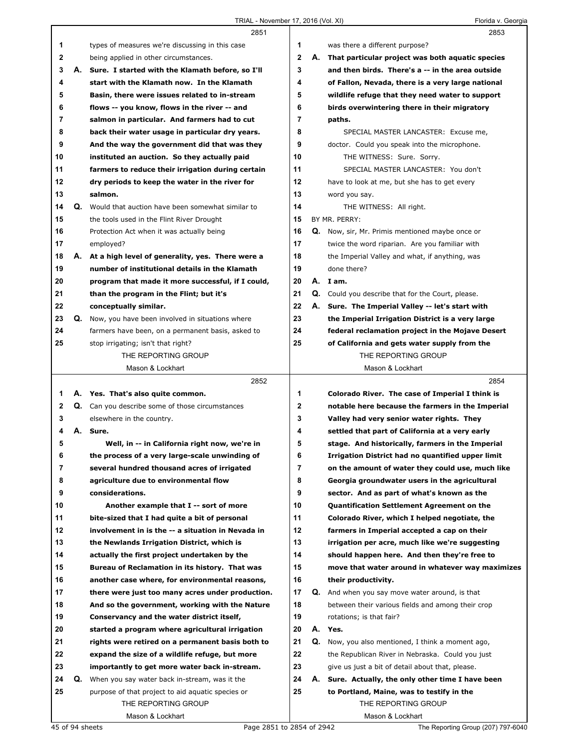**2851**

1 types of measures we're discussing in this case
2 being applied in other circumstances.
3 A. **Sure. I started with the Klamath before, so I'll**
4 **start with the Klamath now. In the Klamath**
5 **Basin, there were issues related to in-stream**
6 **flows -- you know, flows in the river -- and**
7 **salmon in particular. And farmers had to cut**
8 **back their water usage in particular dry years.**
9 **And the way the government did that was they**
10 **instituted an auction. So they actually paid**
11 **farmers to reduce their irrigation during certain**
12 **dry periods to keep the water in the river for**
13 **salmon.**
14 Q. Would that auction have been somewhat similar to
15 the tools used in the Flint River Drought
16 Protection Act when it was actually being
17 employed?
18 A. **At a high level of generality, yes. There were a**
19 **number of institutional details in the Klamath**
20 **program that made it more successful, if I could,**
21 **than the program in the Flint; but it's**
22 **conceptually similar.**
23 Q. Now, you have been involved in situations where
24 farmers have been, on a permanent basis, asked to
25 stop irrigating; isn't that right?

**2852**

1 A. **Yes. That's also quite common.**
2 Q. Can you describe some of those circumstances
3 elsewhere in the country.
4 A. **Sure.**
5 **Well, in -- in California right now, we're in**
6 **the process of a very large-scale unwinding of**
7 **several hundred thousand acres of irrigated**
8 **agriculture due to environmental flow**
9 **considerations.**
10 **Another example that I -- sort of more**
11 **bite-sized that I had quite a bit of personal**
12 **involvement in is the -- a situation in Nevada in**
13 **the Newlands Irrigation District, which is**
14 **actually the first project undertaken by the**
15 **Bureau of Reclamation in its history. That was**
16 **another case where, for environmental reasons,**
17 **there were just too many acres under production.**
18 **And so the government, working with the Nature**
19 **Conservancy and the water district itself,**
20 **started a program where agricultural irrigation**
21 **rights were retired on a permanent basis both to**
22 **expand the size of a wildlife refuge, but more**
23 **importantly to get more water back in-stream.**
24 Q. When you say water back in-stream, was it the
25 purpose of that project to aid aquatic species or

**2853**

1 was there a different purpose?
2 A. **That particular project was both aquatic species**
3 **and then birds. There's a -- in the area outside**
4 **of Fallon, Nevada, there is a very large national**
5 **wildlife refuge that they need water to support**
6 **birds overwintering there in their migratory**
7 **paths.**
8 SPECIAL MASTER LANCASTER: Excuse me,
9 doctor. Could you speak into the microphone.
10 THE WITNESS: Sure. Sorry.
11 SPECIAL MASTER LANCASTER: You don't
12 have to look at me, but she has to get every
13 word you say.
14 THE WITNESS: All right.
15 BY MR. PERRY:
16 Q. Now, sir, Mr. Primis mentioned maybe once or
17 twice the word riparian. Are you familiar with
18 the Imperial Valley and what, if anything, was
19 done there?
20 A. **I am.**
21 Q. Could you describe that for the Court, please.
22 A. **Sure. The Imperial Valley -- let's start with**
23 **the Imperial Irrigation District is a very large**
24 **federal reclamation project in the Mojave Desert**
25 **of California and gets water supply from the**

**2854**

1 **Colorado River. The case of Imperial I think is**
2 **notable here because the farmers in the Imperial**
3 **Valley had very senior water rights. They**
4 **settled that part of California at a very early**
5 **stage. And historically, farmers in the Imperial**
6 **Irrigation District had no quantified upper limit**
7 **on the amount of water they could use, much like**
8 **Georgia groundwater users in the agricultural**
9 **sector. And as part of what's known as the**
10 **Quantification Settlement Agreement on the**
11 **Colorado River, which I helped negotiate, the**
12 **farmers in Imperial accepted a cap on their**
13 **irrigation per acre, much like we're suggesting**
14 **should happen here. And then they're free to**
15 **move that water around in whatever way maximizes**
16 **their productivity.**
17 Q. And when you say move water around, is that
18 between their various fields and among their crop
19 rotations; is that fair?
20 A. **Yes.**
21 Q. Now, you also mentioned, I think a moment ago,
22 the Republican River in Nebraska. Could you just
23 give us just a bit of detail about that, please.
24 A. **Sure. Actually, the only other time I have been**
25 **to Portland, Maine, was to testify in the**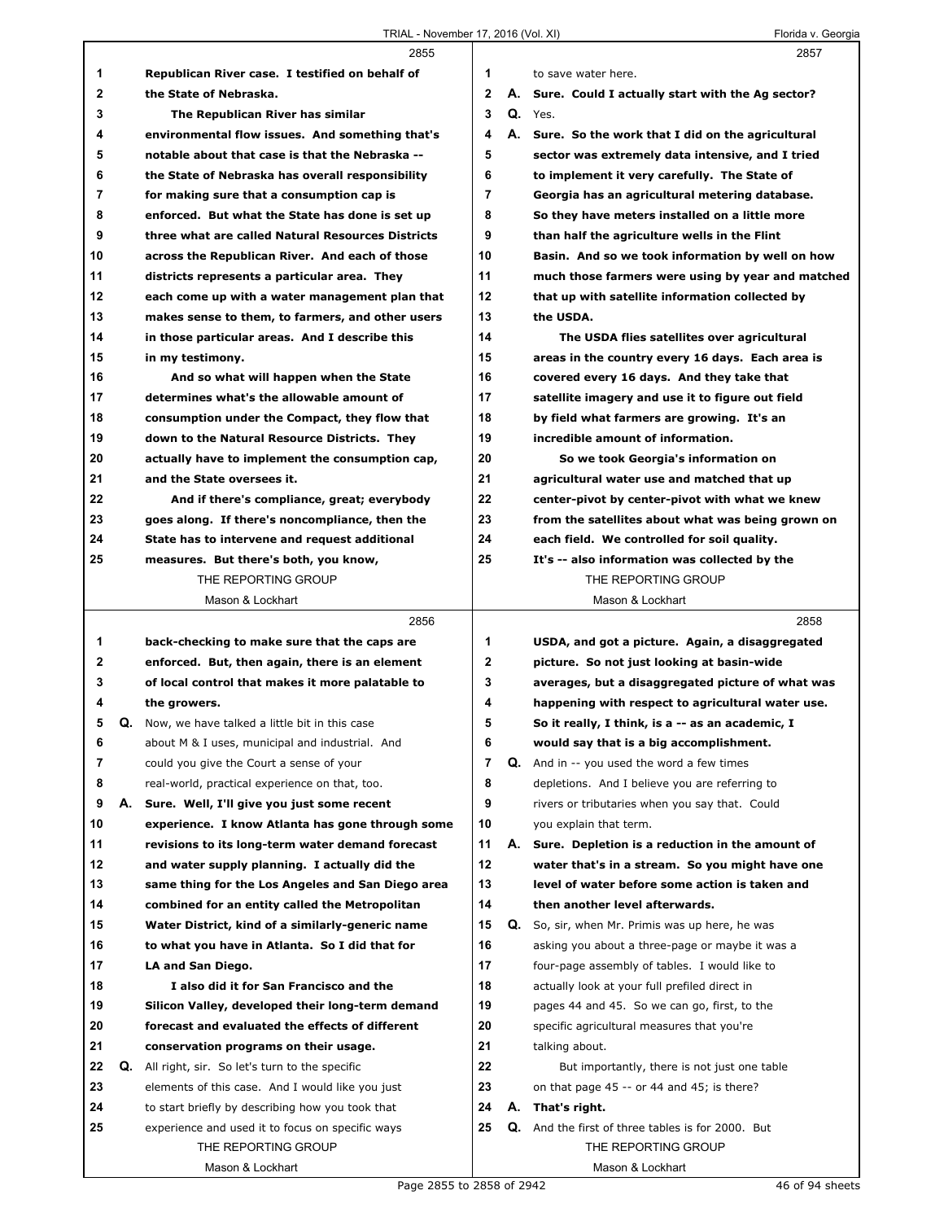**2855**

1 **Republican River case. I testified on behalf of**
2 **the State of Nebraska.**
3 **The Republican River has similar**
4 **environmental flow issues. And something that's**
5 **notable about that case is that the Nebraska --**
6 **the State of Nebraska has overall responsibility**
7 **for making sure that a consumption cap is**
8 **enforced. But what the State has done is set up**
9 **three what are called Natural Resources Districts**
10 **across the Republican River. And each of those**
11 **districts represents a particular area. They**
12 **each come up with a water management plan that**
13 **makes sense to them, to farmers, and other users**
14 **in those particular areas. And I describe this**
15 **in my testimony.**
16 **And so what will happen when the State**
17 **determines what's the allowable amount of**
18 **consumption under the Compact, they flow that**
19 **down to the Natural Resource Districts. They**
20 **actually have to implement the consumption cap,**
21 **and the State oversees it.**
22 **And if there's compliance, great; everybody**
23 **goes along. If there's noncompliance, then the**
24 **State has to intervene and request additional**
25 **measures. But there's both, you know,**

**2856**

1 **back-checking to make sure that the caps are**
2 **enforced. But, then again, there is an element**
3 **of local control that makes it more palatable to**
4 **the growers.**
5 Q. Now, we have talked a little bit in this case
6 about M & I uses, municipal and industrial. And
7 could you give the Court a sense of your
8 real-world, practical experience on that, too.
9 A. **Sure. Well, I'll give you just some recent**
10 **experience. I know Atlanta has gone through some**
11 **revisions to its long-term water demand forecast**
12 **and water supply planning. I actually did the**
13 **same thing for the Los Angeles and San Diego area**
14 **combined for an entity called the Metropolitan**
15 **Water District, kind of a similarly-generic name**
16 **to what you have in Atlanta. So I did that for**
17 **LA and San Diego.**
18 **I also did it for San Francisco and the**
19 **Silicon Valley, developed their long-term demand**
20 **forecast and evaluated the effects of different**
21 **conservation programs on their usage.**
22 Q. All right, sir. So let's turn to the specific
23 elements of this case. And I would like you just
24 to start briefly by describing how you took that
25 experience and used it to focus on specific ways

**2857**

1 to save water here.
2 A. **Sure. Could I actually start with the Ag sector?**
3 Q. Yes.
4 A. **Sure. So the work that I did on the agricultural**
5 **sector was extremely data intensive, and I tried**
6 **to implement it very carefully. The State of**
7 **Georgia has an agricultural metering database.**
8 **So they have meters installed on a little more**
9 **than half the agriculture wells in the Flint**
10 **Basin. And so we took information by well on how**
11 **much those farmers were using by year and matched**
12 **that up with satellite information collected by**
13 **the USDA.**
14 **The USDA flies satellites over agricultural**
15 **areas in the country every 16 days. Each area is**
16 **covered every 16 days. And they take that**
17 **satellite imagery and use it to figure out field**
18 **by field what farmers are growing. It's an**
19 **incredible amount of information.**
20 **So we took Georgia's information on**
21 **agricultural water use and matched that up**
22 **center-pivot by center-pivot with what we knew**
23 **from the satellites about what was being grown on**
24 **each field. We controlled for soil quality.**
25 **It's -- also information was collected by the**

**2858**

1 **USDA, and got a picture. Again, a disaggregated**
2 **picture. So not just looking at basin-wide**
3 **averages, but a disaggregated picture of what was**
4 **happening with respect to agricultural water use.**
5 **So it really, I think, is a -- as an academic, I**
6 **would say that is a big accomplishment.**
7 Q. And in -- you used the word a few times
8 depletions. And I believe you are referring to
9 rivers or tributaries when you say that. Could
10 you explain that term.
11 A. **Sure. Depletion is a reduction in the amount of**
12 **water that's in a stream. So you might have one**
13 **level of water before some action is taken and**
14 **then another level afterwards.**
15 Q. So, sir, when Mr. Primis was up here, he was
16 asking you about a three-page or maybe it was a
17 four-page assembly of tables. I would like to
18 actually look at your full prefiled direct in
19 pages 44 and 45. So we can go, first, to the
20 specific agricultural measures that you're
21 talking about.
22 But importantly, there is not just one table
23 on that page 45 -- or 44 and 45; is there?
24 A. **That's right.**
25 Q. And the first of three tables is for 2000. But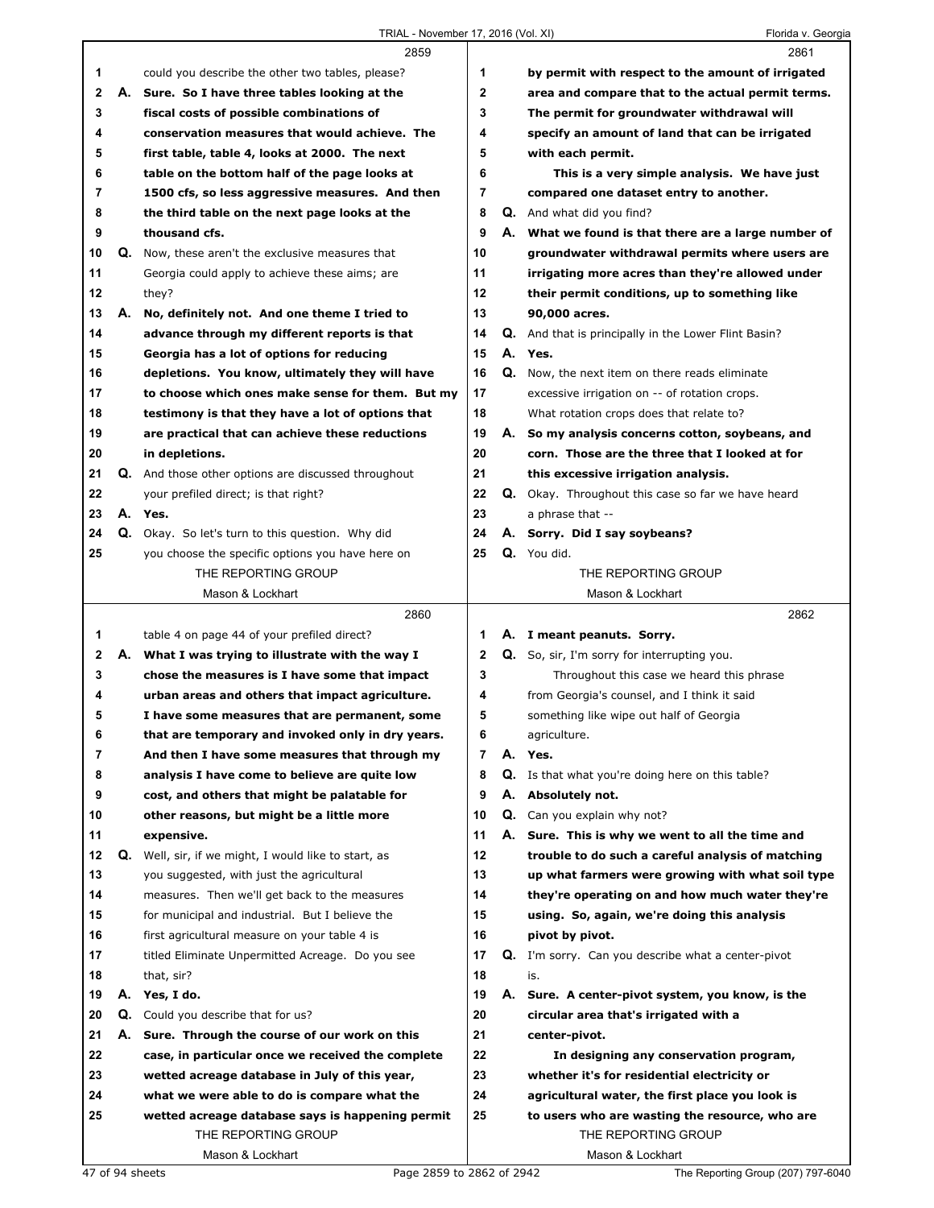could you describe the other two tables, please?

**A. Sure. So I have three tables looking at the fiscal costs of possible combinations of conservation measures that would achieve. The first table, table 4, looks at 2000. The next table on the bottom half of the page looks at 1500 cfs, so less aggressive measures. And then the third table on the next page looks at the thousand cfs.**

Q. Now, these aren't the exclusive measures that Georgia could apply to achieve these aims; are they?

**A. No, definitely not. And one theme I tried to advance through my different reports is that Georgia has a lot of options for reducing depletions. You know, ultimately they will have to choose which ones make sense for them. But my testimony is that they have a lot of options that are practical that can achieve these reductions in depletions.**

Q. And those other options are discussed throughout your prefiled direct; is that right?

**A. Yes.**

Q. Okay. So let's turn to this question. Why did you choose the specific options you have here on table 4 on page 44 of your prefiled direct?

**A. What I was trying to illustrate with the way I chose the measures is I have some that impact urban areas and others that impact agriculture. I have some measures that are permanent, some that are temporary and invoked only in dry years. And then I have some measures that through my analysis I have come to believe are quite low cost, and others that might be palatable for other reasons, but might be a little more expensive.**

Q. Well, sir, if we might, I would like to start, as you suggested, with just the agricultural measures. Then we'll get back to the measures for municipal and industrial. But I believe the first agricultural measure on your table 4 is titled Eliminate Unpermitted Acreage. Do you see that, sir?

**A. Yes, I do.**

Q. Could you describe that for us?

**A. Sure. Through the course of our work on this case, in particular once we received the complete wetted acreage database in July of this year, what we were able to do is compare what the wetted acreage database says is happening permit by permit with respect to the amount of irrigated area and compare that to the actual permit terms. The permit for groundwater withdrawal will specify an amount of land that can be irrigated with each permit.**

**This is a very simple analysis. We have just compared one dataset entry to another.**

Q. And what did you find?

**A. What we found is that there are a large number of groundwater withdrawal permits where users are irrigating more acres than they're allowed under their permit conditions, up to something like 90,000 acres.**

Q. And that is principally in the Lower Flint Basin?

**A. Yes.**

Q. Now, the next item on there reads eliminate excessive irrigation on -- of rotation crops. What rotation crops does that relate to?

**A. So my analysis concerns cotton, soybeans, and corn. Those are the three that I looked at for this excessive irrigation analysis.**

Q. Okay. Throughout this case so far we have heard a phrase that --

**A. Sorry. Did I say soybeans?**

Q. You did.

**A. I meant peanuts. Sorry.**

Q. So, sir, I'm sorry for interrupting you.

Throughout this case we heard this phrase from Georgia's counsel, and I think it said something like wipe out half of Georgia agriculture.

**A. Yes.**

Q. Is that what you're doing here on this table?

**A. Absolutely not.**

Q. Can you explain why not?

**A. Sure. This is why we went to all the time and trouble to do such a careful analysis of matching up what farmers were growing with what soil type they're operating on and how much water they're using. So, again, we're doing this analysis pivot by pivot.**

Q. I'm sorry. Can you describe what a center-pivot is.

**A. Sure. A center-pivot system, you know, is the circular area that's irrigated with a center-pivot.**

**In designing any conservation program, whether it's for residential electricity or agricultural water, the first place you look is to users who are wasting the resource, who are**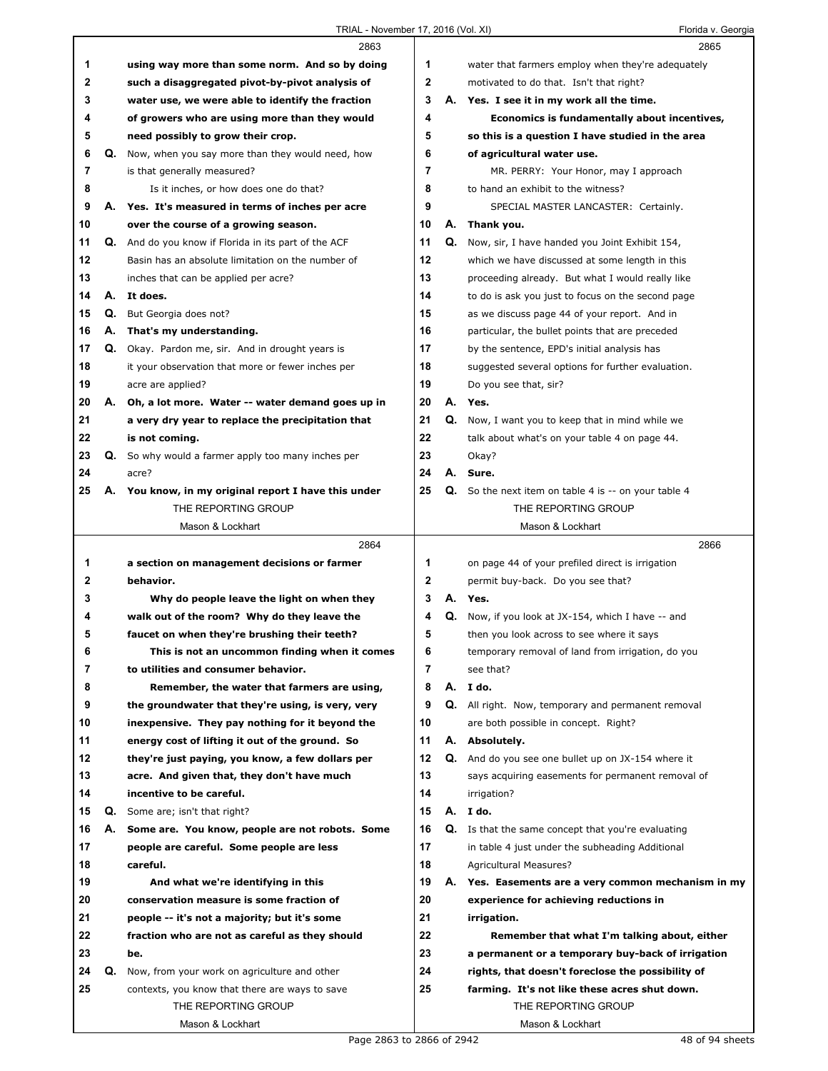**2863**

1 **using way more than some norm. And so by doing**
2 **such a disaggregated pivot-by-pivot analysis of**
3 **water use, we were able to identify the fraction**
4 **of growers who are using more than they would**
5 **need possibly to grow their crop.**
6 Q. Now, when you say more than they would need, how
7 is that generally measured?
8 Is it inches, or how does one do that?
9 A. **Yes. It's measured in terms of inches per acre**
10 **over the course of a growing season.**
11 Q. And do you know if Florida in its part of the ACF
12 Basin has an absolute limitation on the number of
13 inches that can be applied per acre?
14 A. **It does.**
15 Q. But Georgia does not?
16 A. **That's my understanding.**
17 Q. Okay. Pardon me, sir. And in drought years is
18 it your observation that more or fewer inches per
19 acre are applied?
20 A. **Oh, a lot more. Water -- water demand goes up in**
21 **a very dry year to replace the precipitation that**
22 **is not coming.**
23 Q. So why would a farmer apply too many inches per
24 acre?
25 A. **You know, in my original report I have this under**

**2864**

1 **a section on management decisions or farmer**
2 **behavior.**
3 **Why do people leave the light on when they**
4 **walk out of the room? Why do they leave the**
5 **faucet on when they're brushing their teeth?**
6 **This is not an uncommon finding when it comes**
7 **to utilities and consumer behavior.**
8 **Remember, the water that farmers are using,**
9 **the groundwater that they're using, is very, very**
10 **inexpensive. They pay nothing for it beyond the**
11 **energy cost of lifting it out of the ground. So**
12 **they're just paying, you know, a few dollars per**
13 **acre. And given that, they don't have much**
14 **incentive to be careful.**
15 Q. Some are; isn't that right?
16 A. **Some are. You know, people are not robots. Some**
17 **people are careful. Some people are less**
18 **careful.**
19 **And what we're identifying in this**
20 **conservation measure is some fraction of**
21 **people -- it's not a majority; but it's some**
22 **fraction who are not as careful as they should**
23 **be.**
24 Q. Now, from your work on agriculture and other
25 contexts, you know that there are ways to save

**2865**

1 water that farmers employ when they're adequately
2 motivated to do that. Isn't that right?
3 A. **Yes. I see it in my work all the time.**
4 **Economics is fundamentally about incentives,**
5 **so this is a question I have studied in the area**
6 **of agricultural water use.**
7 MR. PERRY: Your Honor, may I approach
8 to hand an exhibit to the witness?
9 SPECIAL MASTER LANCASTER: Certainly.
10 A. **Thank you.**
11 Q. Now, sir, I have handed you Joint Exhibit 154,
12 which we have discussed at some length in this
13 proceeding already. But what I would really like
14 to do is ask you just to focus on the second page
15 as we discuss page 44 of your report. And in
16 particular, the bullet points that are preceded
17 by the sentence, EPD's initial analysis has
18 suggested several options for further evaluation.
19 Do you see that, sir?
20 A. **Yes.**
21 Q. Now, I want you to keep that in mind while we
22 talk about what's on your table 4 on page 44.
23 Okay?
24 A. **Sure.**
25 Q. So the next item on table 4 is -- on your table 4

**2866**

1 on page 44 of your prefiled direct is irrigation
2 permit buy-back. Do you see that?
3 A. **Yes.**
4 Q. Now, if you look at JX-154, which I have -- and
5 then you look across to see where it says
6 temporary removal of land from irrigation, do you
7 see that?
8 A. **I do.**
9 Q. All right. Now, temporary and permanent removal
10 are both possible in concept. Right?
11 A. **Absolutely.**
12 Q. And do you see one bullet up on JX-154 where it
13 says acquiring easements for permanent removal of
14 irrigation?
15 A. **I do.**
16 Q. Is that the same concept that you're evaluating
17 in table 4 just under the subheading Additional
18 Agricultural Measures?
19 A. **Yes. Easements are a very common mechanism in my**
20 **experience for achieving reductions in**
21 **irrigation.**
22 **Remember that what I'm talking about, either**
23 **a permanent or a temporary buy-back of irrigation**
24 **rights, that doesn't foreclose the possibility of**
25 **farming. It's not like these acres shut down.**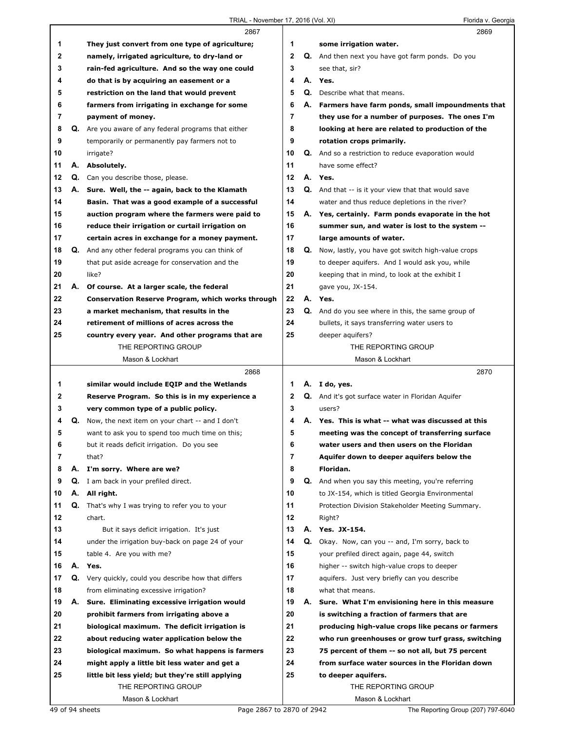**2867**

1 They just convert from one type of agriculture;
2 namely, irrigated agriculture, to dry-land or
3 rain-fed agriculture. And so the way one could
4 do that is by acquiring an easement or a
5 restriction on the land that would prevent
6 farmers from irrigating in exchange for some
7 payment of money.
8 Q. Are you aware of any federal programs that either
9 temporarily or permanently pay farmers not to
10 irrigate?
11 A. Absolutely.
12 Q. Can you describe those, please.
13 A. Sure. Well, the -- again, back to the Klamath
14 Basin. That was a good example of a successful
15 auction program where the farmers were paid to
16 reduce their irrigation or curtail irrigation on
17 certain acres in exchange for a money payment.
18 Q. And any other federal programs you can think of
19 that put aside acreage for conservation and the
20 like?
21 A. Of course. At a larger scale, the federal
22 Conservation Reserve Program, which works through
23 a market mechanism, that results in the
24 retirement of millions of acres across the
25 country every year. And other programs that are

**2868**

1 similar would include EQIP and the Wetlands
2 Reserve Program. So this is in my experience a
3 very common type of a public policy.
4 Q. Now, the next item on your chart -- and I don't
5 want to ask you to spend too much time on this;
6 but it reads deficit irrigation. Do you see
7 that?
8 A. I'm sorry. Where are we?
9 Q. I am back in your prefiled direct.
10 A. All right.
11 Q. That's why I was trying to refer you to your
12 chart.
13 But it says deficit irrigation. It's just
14 under the irrigation buy-back on page 24 of your
15 table 4. Are you with me?
16 A. Yes.
17 Q. Very quickly, could you describe how that differs
18 from eliminating excessive irrigation?
19 A. Sure. Eliminating excessive irrigation would
20 prohibit farmers from irrigating above a
21 biological maximum. The deficit irrigation is
22 about reducing water application below the
23 biological maximum. So what happens is farmers
24 might apply a little bit less water and get a
25 little bit less yield; but they're still applying

**2869**

1 some irrigation water.
2 Q. And then next you have got farm ponds. Do you
3 see that, sir?
4 A. Yes.
5 Q. Describe what that means.
6 A. Farmers have farm ponds, small impoundments that
7 they use for a number of purposes. The ones I'm
8 looking at here are related to production of the
9 rotation crops primarily.
10 Q. And so a restriction to reduce evaporation would
11 have some effect?
12 A. Yes.
13 Q. And that -- is it your view that that would save
14 water and thus reduce depletions in the river?
15 A. Yes, certainly. Farm ponds evaporate in the hot
16 summer sun, and water is lost to the system --
17 large amounts of water.
18 Q. Now, lastly, you have got switch high-value crops
19 to deeper aquifers. And I would ask you, while
20 keeping that in mind, to look at the exhibit I
21 gave you, JX-154.
22 A. Yes.
23 Q. And do you see where in this, the same group of
24 bullets, it says transferring water users to
25 deeper aquifers?

**2870**

1 A. I do, yes.
2 Q. And it's got surface water in Floridan Aquifer
3 users?
4 A. Yes. This is what -- what was discussed at this
5 meeting was the concept of transferring surface
6 water users and then users on the Floridan
7 Aquifer down to deeper aquifers below the
8 Floridan.
9 Q. And when you say this meeting, you're referring
10 to JX-154, which is titled Georgia Environmental
11 Protection Division Stakeholder Meeting Summary.
12 Right?
13 A. Yes. JX-154.
14 Q. Okay. Now, can you -- and, I'm sorry, back to
15 your prefiled direct again, page 44, switch
16 higher -- switch high-value crops to deeper
17 aquifers. Just very briefly can you describe
18 what that means.
19 A. Sure. What I'm envisioning here in this measure
20 is switching a fraction of farmers that are
21 producing high-value crops like pecans or farmers
22 who run greenhouses or grow turf grass, switching
23 75 percent of them -- so not all, but 75 percent
24 from surface water sources in the Floridan down
25 to deeper aquifers.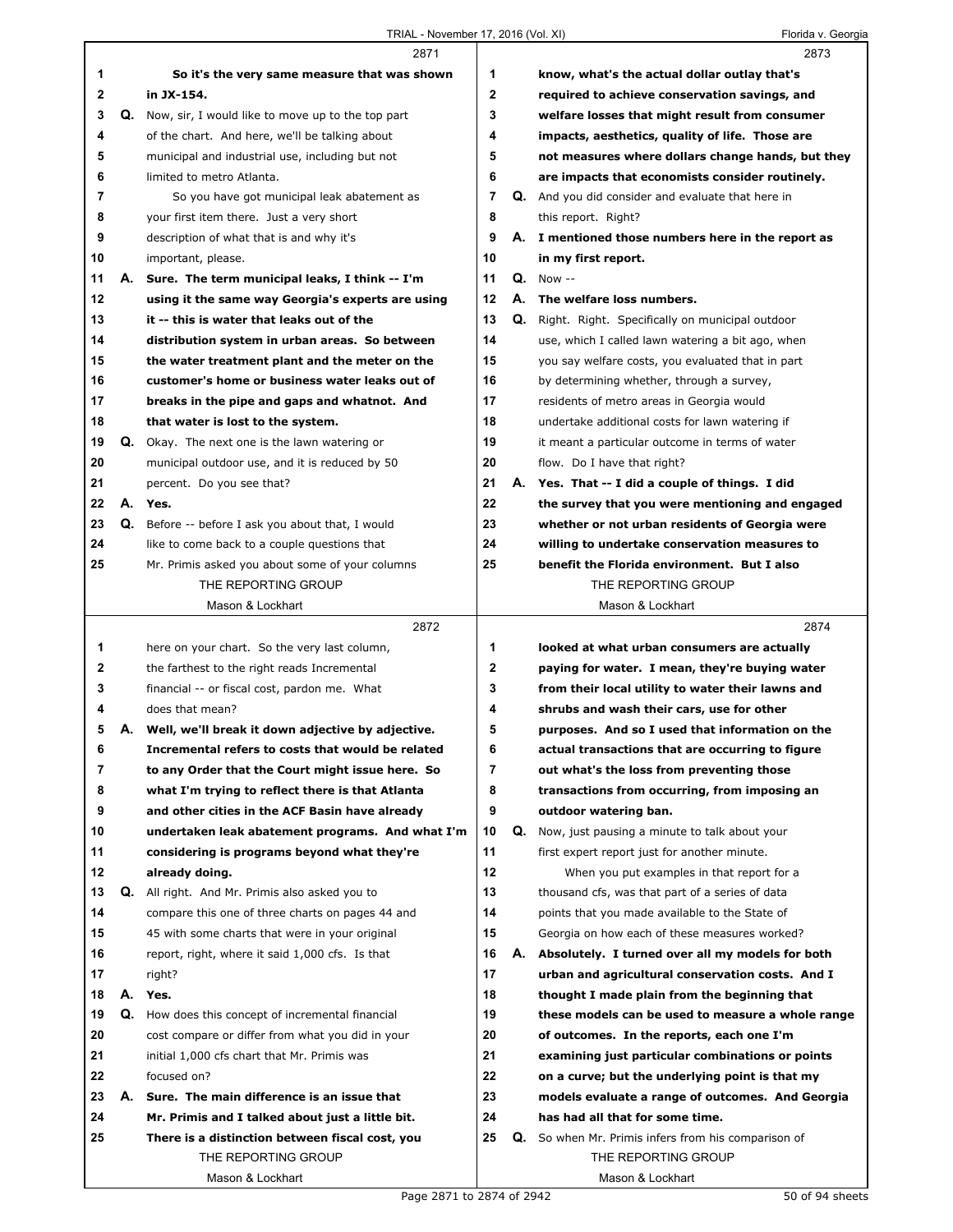**2871**

1 So it's the very same measure that was shown
2 in JX-154.
3 Q. Now, sir, I would like to move up to the top part
4 of the chart. And here, we'll be talking about
5 municipal and industrial use, including but not
6 limited to metro Atlanta.
7 So you have got municipal leak abatement as
8 your first item there. Just a very short
9 description of what that is and why it's
10 important, please.
11 A. Sure. The term municipal leaks, I think -- I'm
12 using it the same way Georgia's experts are using
13 it -- this is water that leaks out of the
14 distribution system in urban areas. So between
15 the water treatment plant and the meter on the
16 customer's home or business water leaks out of
17 breaks in the pipe and gaps and whatnot. And
18 that water is lost to the system.
19 Q. Okay. The next one is the lawn watering or
20 municipal outdoor use, and it is reduced by 50
21 percent. Do you see that?
22 A. Yes.
23 Q. Before -- before I ask you about that, I would
24 like to come back to a couple questions that
25 Mr. Primis asked you about some of your columns

**2872**

1 here on your chart. So the very last column,
2 the farthest to the right reads Incremental
3 financial -- or fiscal cost, pardon me. What
4 does that mean?
5 A. Well, we'll break it down adjective by adjective.
6 Incremental refers to costs that would be related
7 to any Order that the Court might issue here. So
8 what I'm trying to reflect there is that Atlanta
9 and other cities in the ACF Basin have already
10 undertaken leak abatement programs. And what I'm
11 considering is programs beyond what they're
12 already doing.
13 Q. All right. And Mr. Primis also asked you to
14 compare this one of three charts on pages 44 and
15 45 with some charts that were in your original
16 report, right, where it said 1,000 cfs. Is that
17 right?
18 A. Yes.
19 Q. How does this concept of incremental financial
20 cost compare or differ from what you did in your
21 initial 1,000 cfs chart that Mr. Primis was
22 focused on?
23 A. Sure. The main difference is an issue that
24 Mr. Primis and I talked about just a little bit.
25 There is a distinction between fiscal cost, you

**2873**

1 know, what's the actual dollar outlay that's
2 required to achieve conservation savings, and
3 welfare losses that might result from consumer
4 impacts, aesthetics, quality of life. Those are
5 not measures where dollars change hands, but they
6 are impacts that economists consider routinely.
7 Q. And you did consider and evaluate that here in
8 this report. Right?
9 A. I mentioned those numbers here in the report as
10 in my first report.
11 Q. Now --
12 A. The welfare loss numbers.
13 Q. Right. Right. Specifically on municipal outdoor
14 use, which I called lawn watering a bit ago, when
15 you say welfare costs, you evaluated that in part
16 by determining whether, through a survey,
17 residents of metro areas in Georgia would
18 undertake additional costs for lawn watering if
19 it meant a particular outcome in terms of water
20 flow. Do I have that right?
21 A. Yes. That -- I did a couple of things. I did
22 the survey that you were mentioning and engaged
23 whether or not urban residents of Georgia were
24 willing to undertake conservation measures to
25 benefit the Florida environment. But I also

**2874**

1 looked at what urban consumers are actually
2 paying for water. I mean, they're buying water
3 from their local utility to water their lawns and
4 shrubs and wash their cars, use for other
5 purposes. And so I used that information on the
6 actual transactions that are occurring to figure
7 out what's the loss from preventing those
8 transactions from occurring, from imposing an
9 outdoor watering ban.
10 Q. Now, just pausing a minute to talk about your
11 first expert report just for another minute.
12 When you put examples in that report for a
13 thousand cfs, was that part of a series of data
14 points that you made available to the State of
15 Georgia on how each of these measures worked?
16 A. Absolutely. I turned over all my models for both
17 urban and agricultural conservation costs. And I
18 thought I made plain from the beginning that
19 these models can be used to measure a whole range
20 of outcomes. In the reports, each one I'm
21 examining just particular combinations or points
22 on a curve; but the underlying point is that my
23 models evaluate a range of outcomes. And Georgia
24 has had all that for some time.
25 Q. So when Mr. Primis infers from his comparison of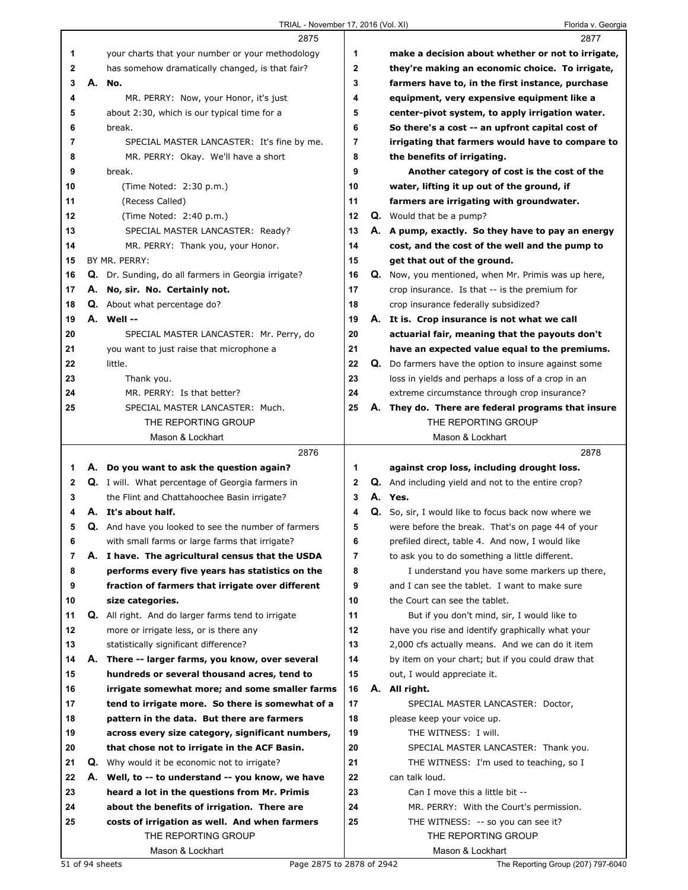2875

1 your charts that your number or your methodology
2 has somehow dramatically changed, is that fair?
3 **A. No.**
4 MR. PERRY: Now, your Honor, it's just
5 about 2:30, which is our typical time for a
6 break.
7 SPECIAL MASTER LANCASTER: It's fine by me.
8 MR. PERRY: Okay. We'll have a short
9 break.
10 (Time Noted: 2:30 p.m.)
11 (Recess Called)
12 (Time Noted: 2:40 p.m.)
13 SPECIAL MASTER LANCASTER: Ready?
14 MR. PERRY: Thank you, your Honor.
15 BY MR. PERRY:
16 **Q.** Dr. Sunding, do all farmers in Georgia irrigate?
17 **A. No, sir. No. Certainly not.**
18 **Q.** About what percentage do?
19 **A. Well --**
20 SPECIAL MASTER LANCASTER: Mr. Perry, do
21 you want to just raise that microphone a
22 little.
23 Thank you.
24 MR. PERRY: Is that better?
25 SPECIAL MASTER LANCASTER: Much.

2876

1 **A. Do you want to ask the question again?**
2 **Q.** I will. What percentage of Georgia farmers in
3 the Flint and Chattahoochee Basin irrigate?
4 **A. It's about half.**
5 **Q.** And have you looked to see the number of farmers
6 with small farms or large farms that irrigate?
7 **A. I have. The agricultural census that the USDA**
8 **performs every five years has statistics on the**
9 **fraction of farmers that irrigate over different**
10 **size categories.**
11 **Q.** All right. And do larger farms tend to irrigate
12 more or irrigate less, or is there any
13 statistically significant difference?
14 **A. There -- larger farms, you know, over several**
15 **hundreds or several thousand acres, tend to**
16 **irrigate somewhat more; and some smaller farms**
17 **tend to irrigate more. So there is somewhat of a**
18 **pattern in the data. But there are farmers**
19 **across every size category, significant numbers,**
20 **that chose not to irrigate in the ACF Basin.**
21 **Q.** Why would it be economic not to irrigate?
22 **A. Well, to -- to understand -- you know, we have**
23 **heard a lot in the questions from Mr. Primis**
24 **about the benefits of irrigation. There are**
25 **costs of irrigation as well. And when farmers**

2877

1 **make a decision about whether or not to irrigate,**
2 **they're making an economic choice. To irrigate,**
3 **farmers have to, in the first instance, purchase**
4 **equipment, very expensive equipment like a**
5 **center-pivot system, to apply irrigation water.**
6 **So there's a cost -- an upfront capital cost of**
7 **irrigating that farmers would have to compare to**
8 **the benefits of irrigating.**
9 **Another category of cost is the cost of the**
10 **water, lifting it up out of the ground, if**
11 **farmers are irrigating with groundwater.**
12 **Q.** Would that be a pump?
13 **A. A pump, exactly. So they have to pay an energy**
14 **cost, and the cost of the well and the pump to**
15 **get that out of the ground.**
16 **Q.** Now, you mentioned, when Mr. Primis was up here,
17 crop insurance. Is that -- is the premium for
18 crop insurance federally subsidized?
19 **A. It is. Crop insurance is not what we call**
20 **actuarial fair, meaning that the payouts don't**
21 **have an expected value equal to the premiums.**
22 **Q.** Do farmers have the option to insure against some
23 loss in yields and perhaps a loss of a crop in an
24 extreme circumstance through crop insurance?
25 **A. They do. There are federal programs that insure**

2878

1 **against crop loss, including drought loss.**
2 **Q.** And including yield and not to the entire crop?
3 **A. Yes.**
4 **Q.** So, sir, I would like to focus back now where we
5 were before the break. That's on page 44 of your
6 prefiled direct, table 4. And now, I would like
7 to ask you to do something a little different.
8 I understand you have some markers up there,
9 and I can see the tablet. I want to make sure
10 the Court can see the tablet.
11 But if you don't mind, sir, I would like to
12 have you rise and identify graphically what your
13 2,000 cfs actually means. And we can do it item
14 by item on your chart; but if you could draw that
15 out, I would appreciate it.
16 **A. All right.**
17 SPECIAL MASTER LANCASTER: Doctor,
18 please keep your voice up.
19 THE WITNESS: I will.
20 SPECIAL MASTER LANCASTER: Thank you.
21 THE WITNESS: I'm used to teaching, so I
22 can talk loud.
23 Can I move this a little bit --
24 MR. PERRY: With the Court's permission.
25 THE WITNESS: -- so you can see it?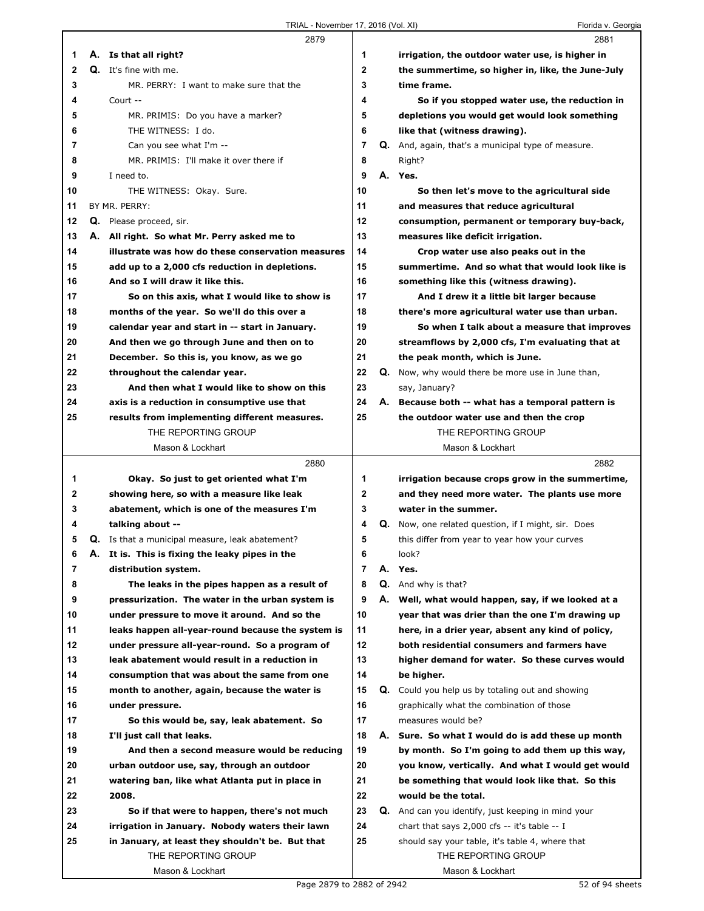**2879**

1 A. Is that all right?
2 Q. It's fine with me.
3 MR. PERRY: I want to make sure that the
4 Court --
5 MR. PRIMIS: Do you have a marker?
6 THE WITNESS: I do.
7 Can you see what I'm --
8 MR. PRIMIS: I'll make it over there if
9 I need to.
10 THE WITNESS: Okay. Sure.
11 BY MR. PERRY:
12 Q. Please proceed, sir.
13 A. **All right. So what Mr. Perry asked me to**
14 **illustrate was how do these conservation measures**
15 **add up to a 2,000 cfs reduction in depletions.**
16 **And so I will draw it like this.**
17 **So on this axis, what I would like to show is**
18 **months of the year. So we'll do this over a**
19 **calendar year and start in -- start in January.**
20 **And then we go through June and then on to**
21 **December. So this is, you know, as we go**
22 **throughout the calendar year.**
23 **And then what I would like to show on this**
24 **axis is a reduction in consumptive use that**
25 **results from implementing different measures.**

**2880**

1 **Okay. So just to get oriented what I'm**
2 **showing here, so with a measure like leak**
3 **abatement, which is one of the measures I'm**
4 **talking about --**
5 Q. Is that a municipal measure, leak abatement?
6 A. **It is. This is fixing the leaky pipes in the**
7 **distribution system.**
8 **The leaks in the pipes happen as a result of**
9 **pressurization. The water in the urban system is**
10 **under pressure to move it around. And so the**
11 **leaks happen all-year-round because the system is**
12 **under pressure all-year-round. So a program of**
13 **leak abatement would result in a reduction in**
14 **consumption that was about the same from one**
15 **month to another, again, because the water is**
16 **under pressure.**
17 **So this would be, say, leak abatement. So**
18 **I'll just call that leaks.**
19 **And then a second measure would be reducing**
20 **urban outdoor use, say, through an outdoor**
21 **watering ban, like what Atlanta put in place in**
22 **2008.**
23 **So if that were to happen, there's not much**
24 **irrigation in January. Nobody waters their lawn**
25 **in January, at least they shouldn't be. But that**

**2881**

1 **irrigation, the outdoor water use, is higher in**
2 **the summertime, so higher in, like, the June-July**
3 **time frame.**
4 **So if you stopped water use, the reduction in**
5 **depletions you would get would look something**
6 **like that (witness drawing).**
7 Q. And, again, that's a municipal type of measure.
8 Right?
9 A. **Yes.**
10 **So then let's move to the agricultural side**
11 **and measures that reduce agricultural**
12 **consumption, permanent or temporary buy-back,**
13 **measures like deficit irrigation.**
14 **Crop water use also peaks out in the**
15 **summertime. And so what that would look like is**
16 **something like this (witness drawing).**
17 **And I drew it a little bit larger because**
18 **there's more agricultural water use than urban.**
19 **So when I talk about a measure that improves**
20 **streamflows by 2,000 cfs, I'm evaluating that at**
21 **the peak month, which is June.**
22 Q. Now, why would there be more use in June than,
23 say, January?
24 A. **Because both -- what has a temporal pattern is**
25 **the outdoor water use and then the crop**

**2882**

1 **irrigation because crops grow in the summertime,**
2 **and they need more water. The plants use more**
3 **water in the summer.**
4 Q. Now, one related question, if I might, sir. Does
5 this differ from year to year how your curves
6 look?
7 A. **Yes.**
8 Q. And why is that?
9 A. **Well, what would happen, say, if we looked at a**
10 **year that was drier than the one I'm drawing up**
11 **here, in a drier year, absent any kind of policy,**
12 **both residential consumers and farmers have**
13 **higher demand for water. So these curves would**
14 **be higher.**
15 Q. Could you help us by totaling out and showing
16 graphically what the combination of those
17 measures would be?
18 A. **Sure. So what I would do is add these up month**
19 **by month. So I'm going to add them up this way,**
20 **you know, vertically. And what I would get would**
21 **be something that would look like that. So this**
22 **would be the total.**
23 Q. And can you identify, just keeping in mind your
24 chart that says 2,000 cfs -- it's table -- I
25 should say your table, it's table 4, where that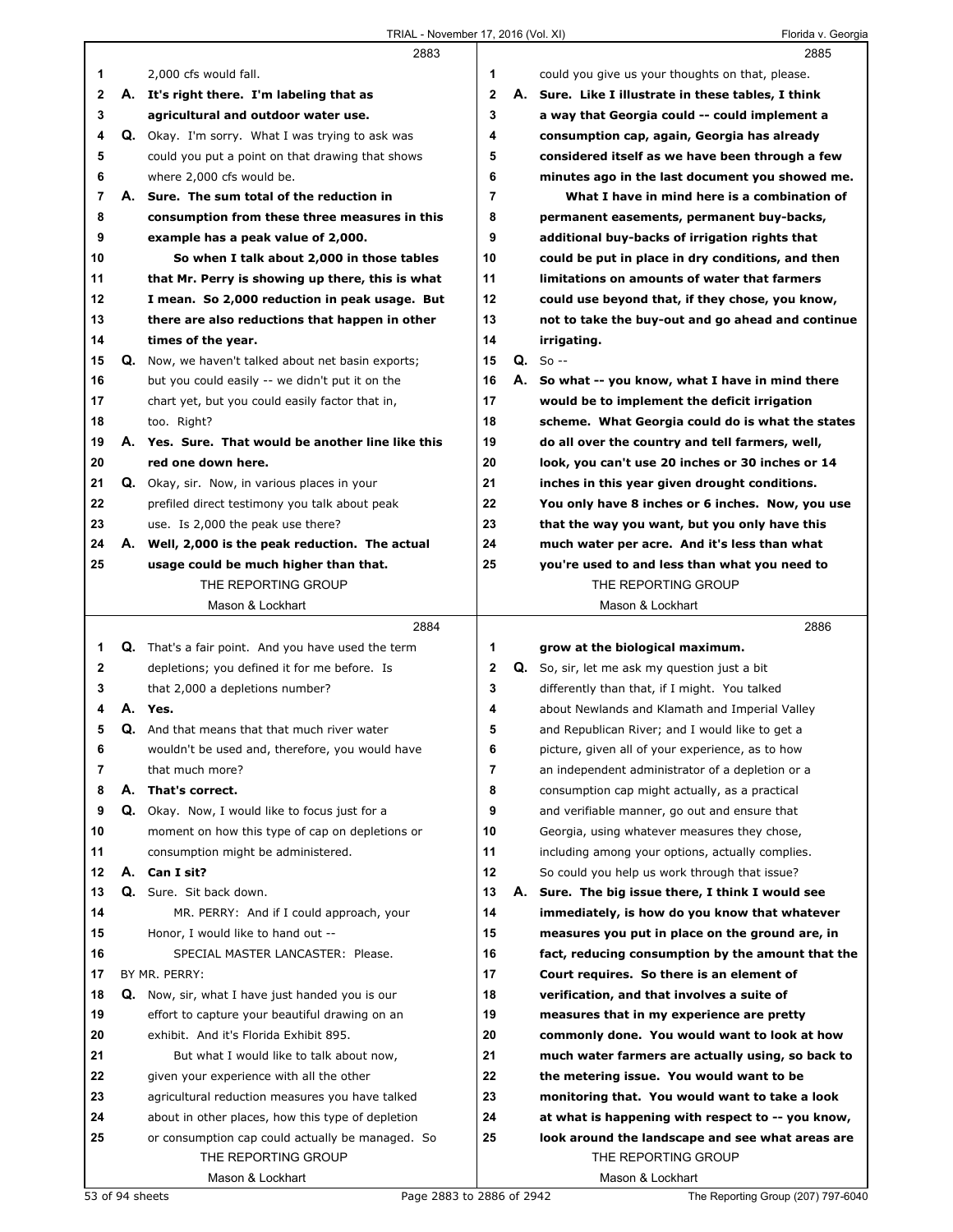2883

1 2,000 cfs would fall.
2 **A. It's right there. I'm labeling that as**
3 **agricultural and outdoor water use.**
4 **Q.** Okay. I'm sorry. What I was trying to ask was
5 could you put a point on that drawing that shows
6 where 2,000 cfs would be.
7 **A. Sure. The sum total of the reduction in**
8 **consumption from these three measures in this**
9 **example has a peak value of 2,000.**
10 **So when I talk about 2,000 in those tables**
11 **that Mr. Perry is showing up there, this is what**
12 **I mean. So 2,000 reduction in peak usage. But**
13 **there are also reductions that happen in other**
14 **times of the year.**
15 **Q.** Now, we haven't talked about net basin exports;
16 but you could easily -- we didn't put it on the
17 chart yet, but you could easily factor that in,
18 too. Right?
19 **A. Yes. Sure. That would be another line like this**
20 **red one down here.**
21 **Q.** Okay, sir. Now, in various places in your
22 prefiled direct testimony you talk about peak
23 use. Is 2,000 the peak use there?
24 **A. Well, 2,000 is the peak reduction. The actual**
25 **usage could be much higher than that.**

2884

1 **Q.** That's a fair point. And you have used the term
2 depletions; you defined it for me before. Is
3 that 2,000 a depletions number?
4 **A. Yes.**
5 **Q.** And that means that that much river water
6 wouldn't be used and, therefore, you would have
7 that much more?
8 **A. That's correct.**
9 **Q.** Okay. Now, I would like to focus just for a
10 moment on how this type of cap on depletions or
11 consumption might be administered.
12 **A. Can I sit?**
13 **Q.** Sure. Sit back down.
14 MR. PERRY: And if I could approach, your
15 Honor, I would like to hand out --
16 SPECIAL MASTER LANCASTER: Please.
17 BY MR. PERRY:
18 **Q.** Now, sir, what I have just handed you is our
19 effort to capture your beautiful drawing on an
20 exhibit. And it's Florida Exhibit 895.
21 But what I would like to talk about now,
22 given your experience with all the other
23 agricultural reduction measures you have talked
24 about in other places, how this type of depletion
25 or consumption cap could actually be managed. So

2885

1 could you give us your thoughts on that, please.
2 **A. Sure. Like I illustrate in these tables, I think**
3 **a way that Georgia could -- could implement a**
4 **consumption cap, again, Georgia has already**
5 **considered itself as we have been through a few**
6 **minutes ago in the last document you showed me.**
7 **What I have in mind here is a combination of**
8 **permanent easements, permanent buy-backs,**
9 **additional buy-backs of irrigation rights that**
10 **could be put in place in dry conditions, and then**
11 **limitations on amounts of water that farmers**
12 **could use beyond that, if they chose, you know,**
13 **not to take the buy-out and go ahead and continue**
14 **irrigating.**
15 **Q.** So --
16 **A. So what -- you know, what I have in mind there**
17 **would be to implement the deficit irrigation**
18 **scheme. What Georgia could do is what the states**
19 **do all over the country and tell farmers, well,**
20 **look, you can't use 20 inches or 30 inches or 14**
21 **inches in this year given drought conditions.**
22 **You only have 8 inches or 6 inches. Now, you use**
23 **that the way you want, but you only have this**
24 **much water per acre. And it's less than what**
25 **you're used to and less than what you need to**

2886

1 **grow at the biological maximum.**
2 **Q.** So, sir, let me ask my question just a bit
3 differently than that, if I might. You talked
4 about Newlands and Klamath and Imperial Valley
5 and Republican River; and I would like to get a
6 picture, given all of your experience, as to how
7 an independent administrator of a depletion or a
8 consumption cap might actually, as a practical
9 and verifiable manner, go out and ensure that
10 Georgia, using whatever measures they chose,
11 including among your options, actually complies.
12 So could you help us work through that issue?
13 **A. Sure. The big issue there, I think I would see**
14 **immediately, is how do you know that whatever**
15 **measures you put in place on the ground are, in**
16 **fact, reducing consumption by the amount that the**
17 **Court requires. So there is an element of**
18 **verification, and that involves a suite of**
19 **measures that in my experience are pretty**
20 **commonly done. You would want to look at how**
21 **much water farmers are actually using, so back to**
22 **the metering issue. You would want to be**
23 **monitoring that. You would want to take a look**
24 **at what is happening with respect to -- you know,**
25 **look around the landscape and see what areas are**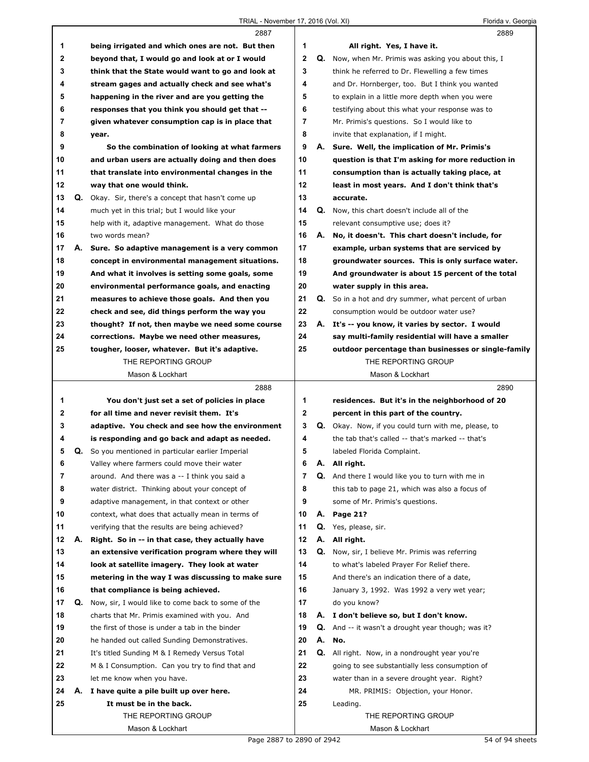2887

1 being irrigated and which ones are not. But then
2 beyond that, I would go and look at or I would
3 think that the State would want to go and look at
4 stream gages and actually check and see what's
5 happening in the river and are you getting the
6 responses that you think you should get that --
7 given whatever consumption cap is in place that
8 year.
9 So the combination of looking at what farmers
10 and urban users are actually doing and then does
11 that translate into environmental changes in the
12 way that one would think.
13 Q. Okay. Sir, there's a concept that hasn't come up
14 much yet in this trial; but I would like your
15 help with it, adaptive management. What do those
16 two words mean?
17 A. Sure. So adaptive management is a very common
18 concept in environmental management situations.
19 And what it involves is setting some goals, some
20 environmental performance goals, and enacting
21 measures to achieve those goals. And then you
22 check and see, did things perform the way you
23 thought? If not, then maybe we need some course
24 corrections. Maybe we need other measures,
25 tougher, looser, whatever. But it's adaptive.

2888

1 You don't just set a set of policies in place
2 for all time and never revisit them. It's
3 adaptive. You check and see how the environment
4 is responding and go back and adapt as needed.
5 Q. So you mentioned in particular earlier Imperial
6 Valley where farmers could move their water
7 around. And there was a -- I think you said a
8 water district. Thinking about your concept of
9 adaptive management, in that context or other
10 context, what does that actually mean in terms of
11 verifying that the results are being achieved?
12 A. Right. So in -- in that case, they actually have
13 an extensive verification program where they will
14 look at satellite imagery. They look at water
15 metering in the way I was discussing to make sure
16 that compliance is being achieved.
17 Q. Now, sir, I would like to come back to some of the
18 charts that Mr. Primis examined with you. And
19 the first of those is under a tab in the binder
20 he handed out called Sunding Demonstratives.
21 It's titled Sunding M & I Remedy Versus Total
22 M & I Consumption. Can you try to find that and
23 let me know when you have.
24 A. I have quite a pile built up over here.
25 It must be in the back.

2889

1 All right. Yes, I have it.
2 Q. Now, when Mr. Primis was asking you about this, I
3 think he referred to Dr. Flewelling a few times
4 and Dr. Hornberger, too. But I think you wanted
5 to explain in a little more depth when you were
6 testifying about this what your response was to
7 Mr. Primis's questions. So I would like to
8 invite that explanation, if I might.
9 A. Sure. Well, the implication of Mr. Primis's
10 question is that I'm asking for more reduction in
11 consumption than is actually taking place, at
12 least in most years. And I don't think that's
13 accurate.
14 Q. Now, this chart doesn't include all of the
15 relevant consumptive use; does it?
16 A. No, it doesn't. This chart doesn't include, for
17 example, urban systems that are serviced by
18 groundwater sources. This is only surface water.
19 And groundwater is about 15 percent of the total
20 water supply in this area.
21 Q. So in a hot and dry summer, what percent of urban
22 consumption would be outdoor water use?
23 A. It's -- you know, it varies by sector. I would
24 say multi-family residential will have a smaller
25 outdoor percentage than businesses or single-family

2890

1 residences. But it's in the neighborhood of 20
2 percent in this part of the country.
3 Q. Okay. Now, if you could turn with me, please, to
4 the tab that's called -- that's marked -- that's
5 labeled Florida Complaint.
6 A. All right.
7 Q. And there I would like you to turn with me in
8 this tab to page 21, which was also a focus of
9 some of Mr. Primis's questions.
10 A. Page 21?
11 Q. Yes, please, sir.
12 A. All right.
13 Q. Now, sir, I believe Mr. Primis was referring
14 to what's labeled Prayer For Relief there.
15 And there's an indication there of a date,
16 January 3, 1992. Was 1992 a very wet year;
17 do you know?
18 A. I don't believe so, but I don't know.
19 Q. And -- it wasn't a drought year though; was it?
20 A. No.
21 Q. All right. Now, in a nondrought year you're
22 going to see substantially less consumption of
23 water than in a severe drought year. Right?
24 MR. PRIMIS: Objection, your Honor.
25 Leading.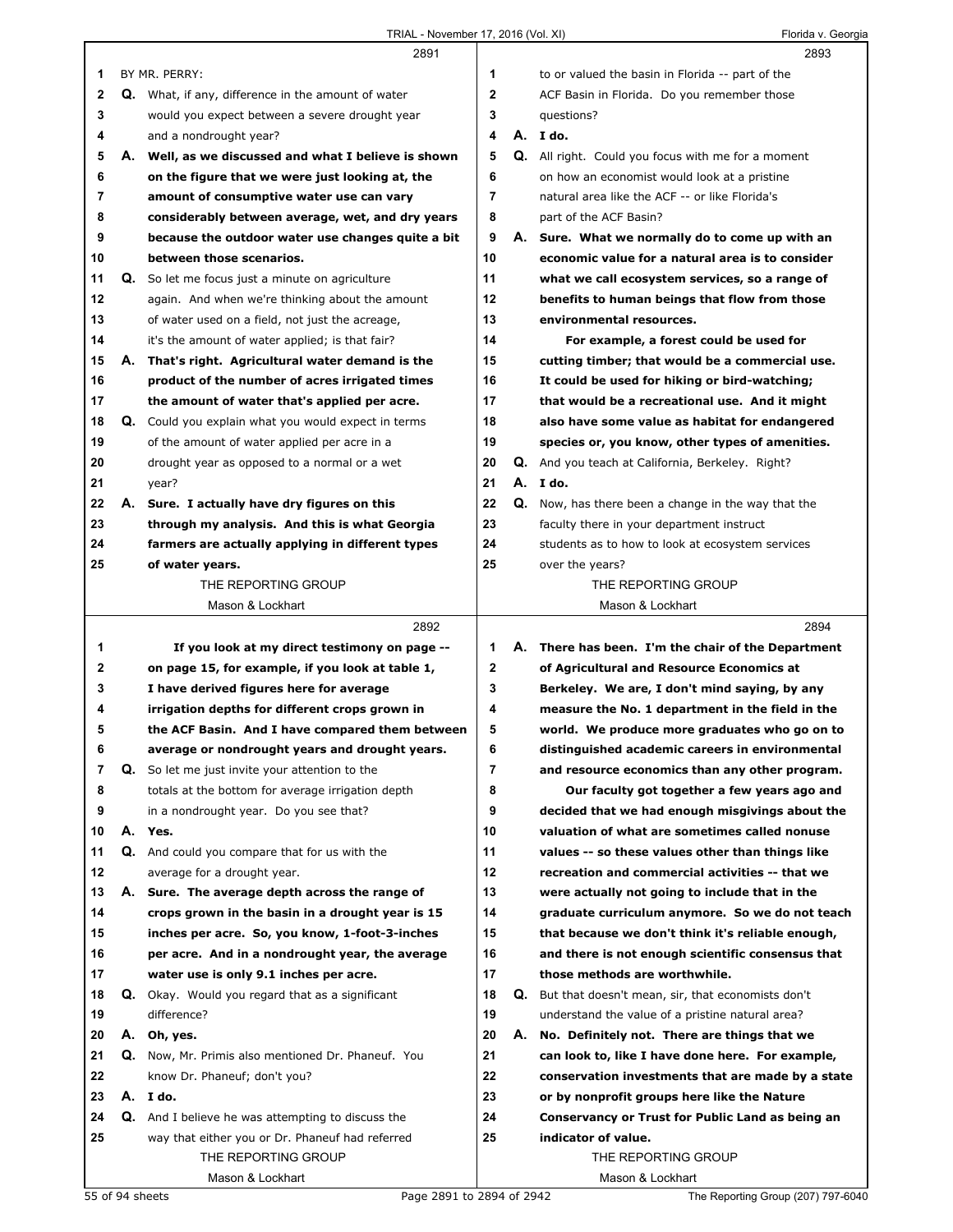**2891**

BY MR. PERRY:

**Q.** What, if any, difference in the amount of water would you expect between a severe drought year and a nondrought year?

**A.** **Well, as we discussed and what I believe is shown on the figure that we were just looking at, the amount of consumptive water use can vary considerably between average, wet, and dry years because the outdoor water use changes quite a bit between those scenarios.**

**Q.** So let me focus just a minute on agriculture again. And when we're thinking about the amount of water used on a field, not just the acreage, it's the amount of water applied; is that fair?

**A.** **That's right. Agricultural water demand is the product of the number of acres irrigated times the amount of water that's applied per acre.**

**Q.** Could you explain what you would expect in terms of the amount of water applied per acre in a drought year as opposed to a normal or a wet year?

**A.** **Sure. I actually have dry figures on this through my analysis. And this is what Georgia farmers are actually applying in different types of water years.**

**2892**

**If you look at my direct testimony on page -- on page 15, for example, if you look at table 1, I have derived figures here for average irrigation depths for different crops grown in the ACF Basin. And I have compared them between average or nondrought years and drought years.**

**Q.** So let me just invite your attention to the totals at the bottom for average irrigation depth in a nondrought year. Do you see that?

**A.** **Yes.**

**Q.** And could you compare that for us with the average for a drought year.

**A.** **Sure. The average depth across the range of crops grown in the basin in a drought year is 15 inches per acre. So, you know, 1-foot-3-inches per acre. And in a nondrought year, the average water use is only 9.1 inches per acre.**

**Q.** Okay. Would you regard that as a significant difference?

**A.** **Oh, yes.**

**Q.** Now, Mr. Primis also mentioned Dr. Phaneuf. You know Dr. Phaneuf; don't you?

**A.** **I do.**

**Q.** And I believe he was attempting to discuss the way that either you or Dr. Phaneuf had referred

**2893**

to or valued the basin in Florida -- part of the ACF Basin in Florida. Do you remember those questions?

**A.** **I do.**

**Q.** All right. Could you focus with me for a moment on how an economist would look at a pristine natural area like the ACF -- or like Florida's part of the ACF Basin?

**A.** **Sure. What we normally do to come up with an economic value for a natural area is to consider what we call ecosystem services, so a range of benefits to human beings that flow from those environmental resources.**

**For example, a forest could be used for cutting timber; that would be a commercial use. It could be used for hiking or bird-watching; that would be a recreational use. And it might also have some value as habitat for endangered species or, you know, other types of amenities.**

**Q.** And you teach at California, Berkeley. Right?

**A.** **I do.**

**Q.** Now, has there been a change in the way that the faculty there in your department instruct students as to how to look at ecosystem services over the years?

**2894**

**A.** **There has been. I'm the chair of the Department of Agricultural and Resource Economics at Berkeley. We are, I don't mind saying, by any measure the No. 1 department in the field in the world. We produce more graduates who go on to distinguished academic careers in environmental and resource economics than any other program.**

**Our faculty got together a few years ago and decided that we had enough misgivings about the valuation of what are sometimes called nonuse values -- so these values other than things like recreation and commercial activities -- that we were actually not going to include that in the graduate curriculum anymore. So we do not teach that because we don't think it's reliable enough, and there is not enough scientific consensus that those methods are worthwhile.**

**Q.** But that doesn't mean, sir, that economists don't understand the value of a pristine natural area?

**A.** **No. Definitely not. There are things that we can look to, like I have done here. For example, conservation investments that are made by a state or by nonprofit groups here like the Nature Conservancy or Trust for Public Land as being an indicator of value.**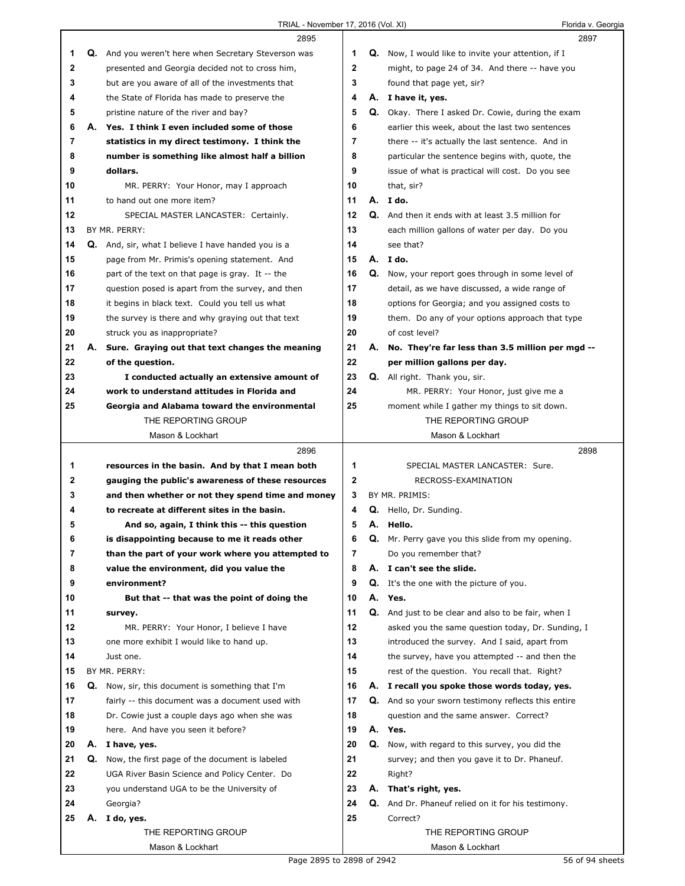**2895**

1 Q. And you weren't here when Secretary Steverson was
2 presented and Georgia decided not to cross him,
3 but are you aware of all of the investments that
4 the State of Florida has made to preserve the
5 pristine nature of the river and bay?
6 **A. Yes. I think I even included some of those**
7 **statistics in my direct testimony. I think the**
8 **number is something like almost half a billion**
9 **dollars.**
10 MR. PERRY: Your Honor, may I approach
11 to hand out one more item?
12 SPECIAL MASTER LANCASTER: Certainly.
13 BY MR. PERRY:
14 Q. And, sir, what I believe I have handed you is a
15 page from Mr. Primis's opening statement. And
16 part of the text on that page is gray. It -- the
17 question posed is apart from the survey, and then
18 it begins in black text. Could you tell us what
19 the survey is there and why graying out that text
20 struck you as inappropriate?
21 **A. Sure. Graying out that text changes the meaning**
22 **of the question.**
23 **I conducted actually an extensive amount of**
24 **work to understand attitudes in Florida and**
25 **Georgia and Alabama toward the environmental**

**2896**

1 **resources in the basin. And by that I mean both**
2 **gauging the public's awareness of these resources**
3 **and then whether or not they spend time and money**
4 **to recreate at different sites in the basin.**
5 **And so, again, I think this -- this question**
6 **is disappointing because to me it reads other**
7 **than the part of your work where you attempted to**
8 **value the environment, did you value the**
9 **environment?**
10 **But that -- that was the point of doing the**
11 **survey.**
12 MR. PERRY: Your Honor, I believe I have
13 one more exhibit I would like to hand up.
14 Just one.
15 BY MR. PERRY:
16 Q. Now, sir, this document is something that I'm
17 fairly -- this document was a document used with
18 Dr. Cowie just a couple days ago when she was
19 here. And have you seen it before?
20 **A. I have, yes.**
21 Q. Now, the first page of the document is labeled
22 UGA River Basin Science and Policy Center. Do
23 you understand UGA to be the University of
24 Georgia?
25 **A. I do, yes.**

**2897**

1 Q. Now, I would like to invite your attention, if I
2 might, to page 24 of 34. And there -- have you
3 found that page yet, sir?
4 **A. I have it, yes.**
5 Q. Okay. There I asked Dr. Cowie, during the exam
6 earlier this week, about the last two sentences
7 there -- it's actually the last sentence. And in
8 particular the sentence begins with, quote, the
9 issue of what is practical will cost. Do you see
10 that, sir?
11 **A. I do.**
12 Q. And then it ends with at least 3.5 million for
13 each million gallons of water per day. Do you
14 see that?
15 **A. I do.**
16 Q. Now, your report goes through in some level of
17 detail, as we have discussed, a wide range of
18 options for Georgia; and you assigned costs to
19 them. Do any of your options approach that type
20 of cost level?
21 **A. No. They're far less than 3.5 million per mgd --**
22 **per million gallons per day.**
23 Q. All right. Thank you, sir.
24 MR. PERRY: Your Honor, just give me a
25 moment while I gather my things to sit down.

**2898**

1 SPECIAL MASTER LANCASTER: Sure.
2 RECROSS-EXAMINATION
3 BY MR. PRIMIS:
4 Q. Hello, Dr. Sunding.
5 **A. Hello.**
6 Q. Mr. Perry gave you this slide from my opening.
7 Do you remember that?
8 **A. I can't see the slide.**
9 Q. It's the one with the picture of you.
10 **A. Yes.**
11 Q. And just to be clear and also to be fair, when I
12 asked you the same question today, Dr. Sunding, I
13 introduced the survey. And I said, apart from
14 the survey, have you attempted -- and then the
15 rest of the question. You recall that. Right?
16 **A. I recall you spoke those words today, yes.**
17 Q. And so your sworn testimony reflects this entire
18 question and the same answer. Correct?
19 **A. Yes.**
20 Q. Now, with regard to this survey, you did the
21 survey; and then you gave it to Dr. Phaneuf.
22 Right?
23 **A. That's right, yes.**
24 Q. And Dr. Phaneuf relied on it for his testimony.
25 Correct?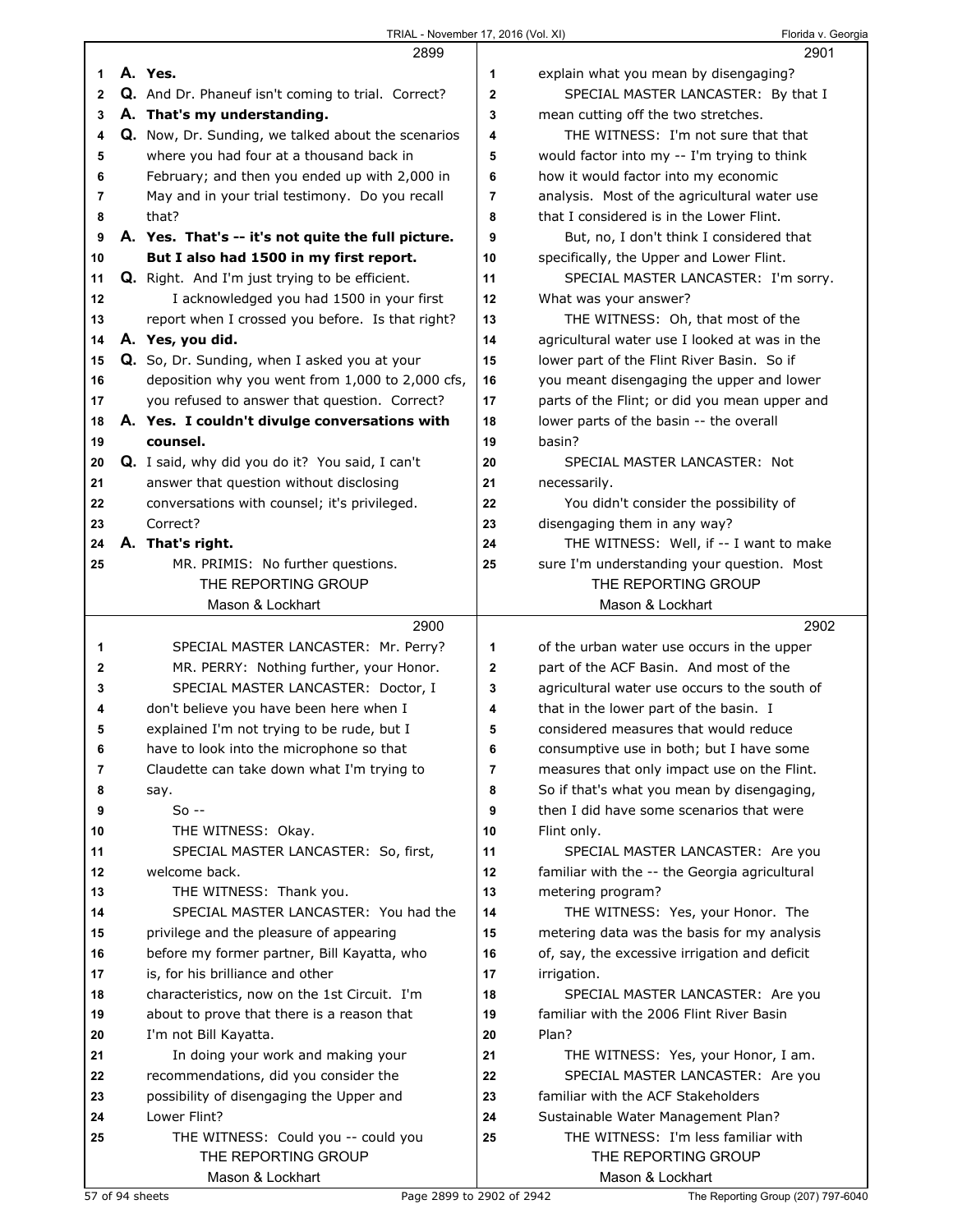**2899**

1 **A. Yes.**
2 Q. And Dr. Phaneuf isn't coming to trial. Correct?
3 **A. That's my understanding.**
4 Q. Now, Dr. Sunding, we talked about the scenarios
5 where you had four at a thousand back in
6 February; and then you ended up with 2,000 in
7 May and in your trial testimony. Do you recall
8 that?
9 **A. Yes. That's -- it's not quite the full picture.**
10 **But I also had 1500 in my first report.**
11 Q. Right. And I'm just trying to be efficient.
12 I acknowledged you had 1500 in your first
13 report when I crossed you before. Is that right?
14 **A. Yes, you did.**
15 Q. So, Dr. Sunding, when I asked you at your
16 deposition why you went from 1,000 to 2,000 cfs,
17 you refused to answer that question. Correct?
18 **A. Yes. I couldn't divulge conversations with**
19 **counsel.**
20 Q. I said, why did you do it? You said, I can't
21 answer that question without disclosing
22 conversations with counsel; it's privileged.
23 Correct?
24 **A. That's right.**
25 MR. PRIMIS: No further questions.

**2900**

1 SPECIAL MASTER LANCASTER: Mr. Perry?
2 MR. PERRY: Nothing further, your Honor.
3 SPECIAL MASTER LANCASTER: Doctor, I
4 don't believe you have been here when I
5 explained I'm not trying to be rude, but I
6 have to look into the microphone so that
7 Claudette can take down what I'm trying to
8 say.
9 So --
10 THE WITNESS: Okay.
11 SPECIAL MASTER LANCASTER: So, first,
12 welcome back.
13 THE WITNESS: Thank you.
14 SPECIAL MASTER LANCASTER: You had the
15 privilege and the pleasure of appearing
16 before my former partner, Bill Kayatta, who
17 is, for his brilliance and other
18 characteristics, now on the 1st Circuit. I'm
19 about to prove that there is a reason that
20 I'm not Bill Kayatta.
21 In doing your work and making your
22 recommendations, did you consider the
23 possibility of disengaging the Upper and
24 Lower Flint?
25 THE WITNESS: Could you -- could you

**2901**

1 explain what you mean by disengaging?
2 SPECIAL MASTER LANCASTER: By that I
3 mean cutting off the two stretches.
4 THE WITNESS: I'm not sure that that
5 would factor into my -- I'm trying to think
6 how it would factor into my economic
7 analysis. Most of the agricultural water use
8 that I considered is in the Lower Flint.
9 But, no, I don't think I considered that
10 specifically, the Upper and Lower Flint.
11 SPECIAL MASTER LANCASTER: I'm sorry.
12 What was your answer?
13 THE WITNESS: Oh, that most of the
14 agricultural water use I looked at was in the
15 lower part of the Flint River Basin. So if
16 you meant disengaging the upper and lower
17 parts of the Flint; or did you mean upper and
18 lower parts of the basin -- the overall
19 basin?
20 SPECIAL MASTER LANCASTER: Not
21 necessarily.
22 You didn't consider the possibility of
23 disengaging them in any way?
24 THE WITNESS: Well, if -- I want to make
25 sure I'm understanding your question. Most

**2902**

1 of the urban water use occurs in the upper
2 part of the ACF Basin. And most of the
3 agricultural water use occurs to the south of
4 that in the lower part of the basin. I
5 considered measures that would reduce
6 consumptive use in both; but I have some
7 measures that only impact use on the Flint.
8 So if that's what you mean by disengaging,
9 then I did have some scenarios that were
10 Flint only.
11 SPECIAL MASTER LANCASTER: Are you
12 familiar with the -- the Georgia agricultural
13 metering program?
14 THE WITNESS: Yes, your Honor. The
15 metering data was the basis for my analysis
16 of, say, the excessive irrigation and deficit
17 irrigation.
18 SPECIAL MASTER LANCASTER: Are you
19 familiar with the 2006 Flint River Basin
20 Plan?
21 THE WITNESS: Yes, your Honor, I am.
22 SPECIAL MASTER LANCASTER: Are you
23 familiar with the ACF Stakeholders
24 Sustainable Water Management Plan?
25 THE WITNESS: I'm less familiar with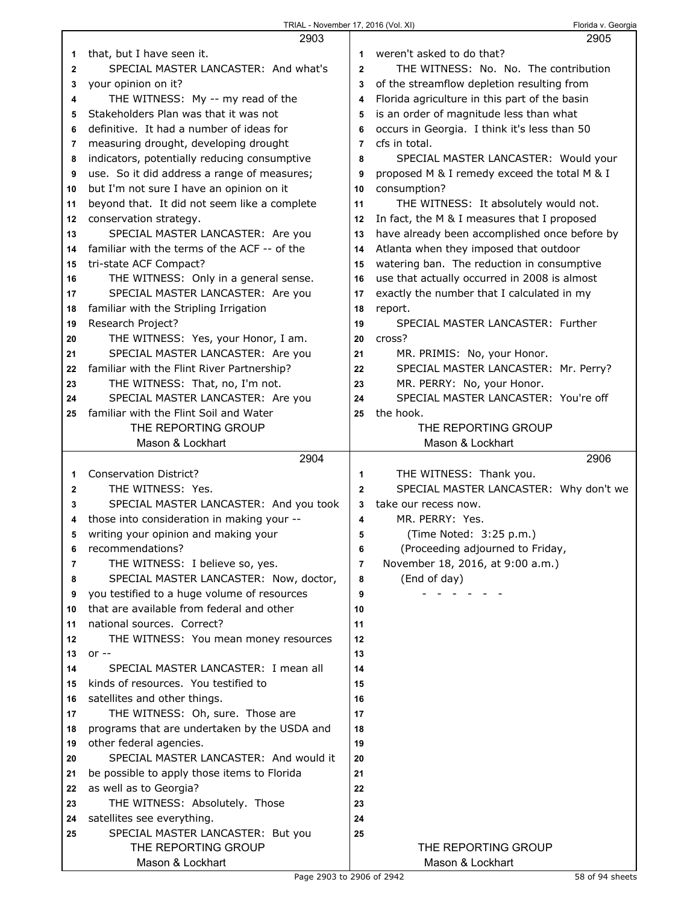that, but I have seen it.

SPECIAL MASTER LANCASTER: And what's your opinion on it?

THE WITNESS: My -- my read of the Stakeholders Plan was that it was not definitive. It had a number of ideas for measuring drought, developing drought indicators, potentially reducing consumptive use. So it did address a range of measures; but I'm not sure I have an opinion on it beyond that. It did not seem like a complete conservation strategy.

SPECIAL MASTER LANCASTER: Are you familiar with the terms of the ACF -- of the tri-state ACF Compact?

THE WITNESS: Only in a general sense.

SPECIAL MASTER LANCASTER: Are you familiar with the Stripling Irrigation Research Project?

THE WITNESS: Yes, your Honor, I am.

SPECIAL MASTER LANCASTER: Are you familiar with the Flint River Partnership?

THE WITNESS: That, no, I'm not.

SPECIAL MASTER LANCASTER: Are you familiar with the Flint Soil and Water Conservation District?

THE WITNESS: Yes.

SPECIAL MASTER LANCASTER: And you took those into consideration in making your -- writing your opinion and making your recommendations?

THE WITNESS: I believe so, yes.

SPECIAL MASTER LANCASTER: Now, doctor, you testified to a huge volume of resources that are available from federal and other national sources. Correct?

THE WITNESS: You mean money resources or --

SPECIAL MASTER LANCASTER: I mean all kinds of resources. You testified to satellites and other things.

THE WITNESS: Oh, sure. Those are programs that are undertaken by the USDA and other federal agencies.

SPECIAL MASTER LANCASTER: And would it be possible to apply those items to Florida as well as to Georgia?

THE WITNESS: Absolutely. Those satellites see everything.

SPECIAL MASTER LANCASTER: But you weren't asked to do that?

THE WITNESS: No. No. The contribution of the streamflow depletion resulting from Florida agriculture in this part of the basin is an order of magnitude less than what occurs in Georgia. I think it's less than 50 cfs in total.

SPECIAL MASTER LANCASTER: Would your proposed M & I remedy exceed the total M & I consumption?

THE WITNESS: It absolutely would not. In fact, the M & I measures that I proposed have already been accomplished once before by Atlanta when they imposed that outdoor watering ban. The reduction in consumptive use that actually occurred in 2008 is almost exactly the number that I calculated in my report.

SPECIAL MASTER LANCASTER: Further cross?

MR. PRIMIS: No, your Honor.

SPECIAL MASTER LANCASTER: Mr. Perry?

MR. PERRY: No, your Honor.

SPECIAL MASTER LANCASTER: You're off the hook.

THE WITNESS: Thank you.

SPECIAL MASTER LANCASTER: Why don't we take our recess now.

MR. PERRY: Yes.

(Time Noted: 3:25 p.m.)

(Proceeding adjourned to Friday, November 18, 2016, at 9:00 a.m.)

(End of day)

\- - - - - - -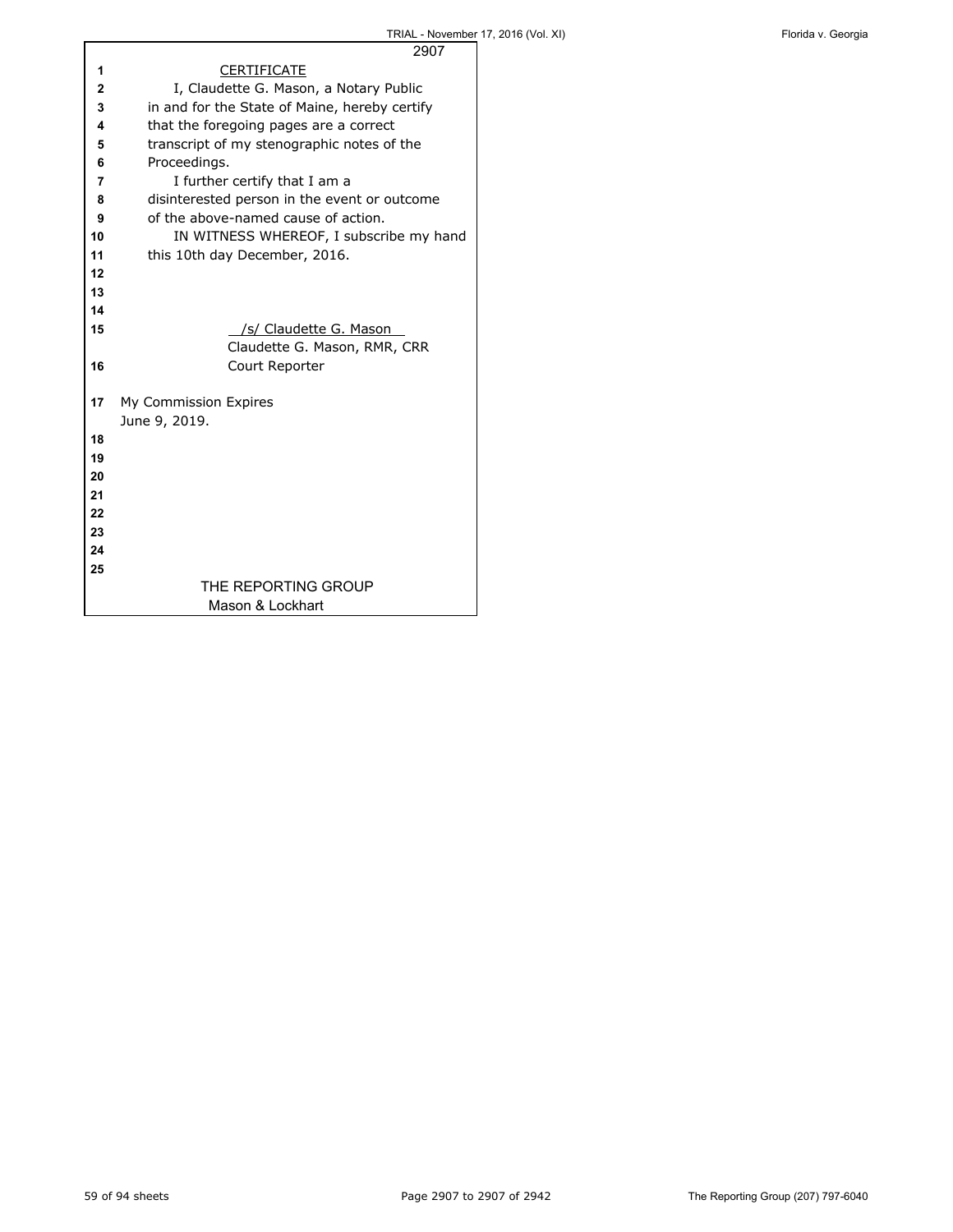CERTIFICATE

I, Claudette G. Mason, a Notary Public in and for the State of Maine, hereby certify that the foregoing pages are a correct transcript of my stenographic notes of the Proceedings.

I further certify that I am a disinterested person in the event or outcome of the above-named cause of action.

IN WITNESS WHEREOF, I subscribe my hand this 10th day December, 2016.

/s/ Claudette G. Mason
Claudette G. Mason, RMR, CRR
Court Reporter

My Commission Expires
June 9, 2019.

THE REPORTING GROUP
Mason & Lockhart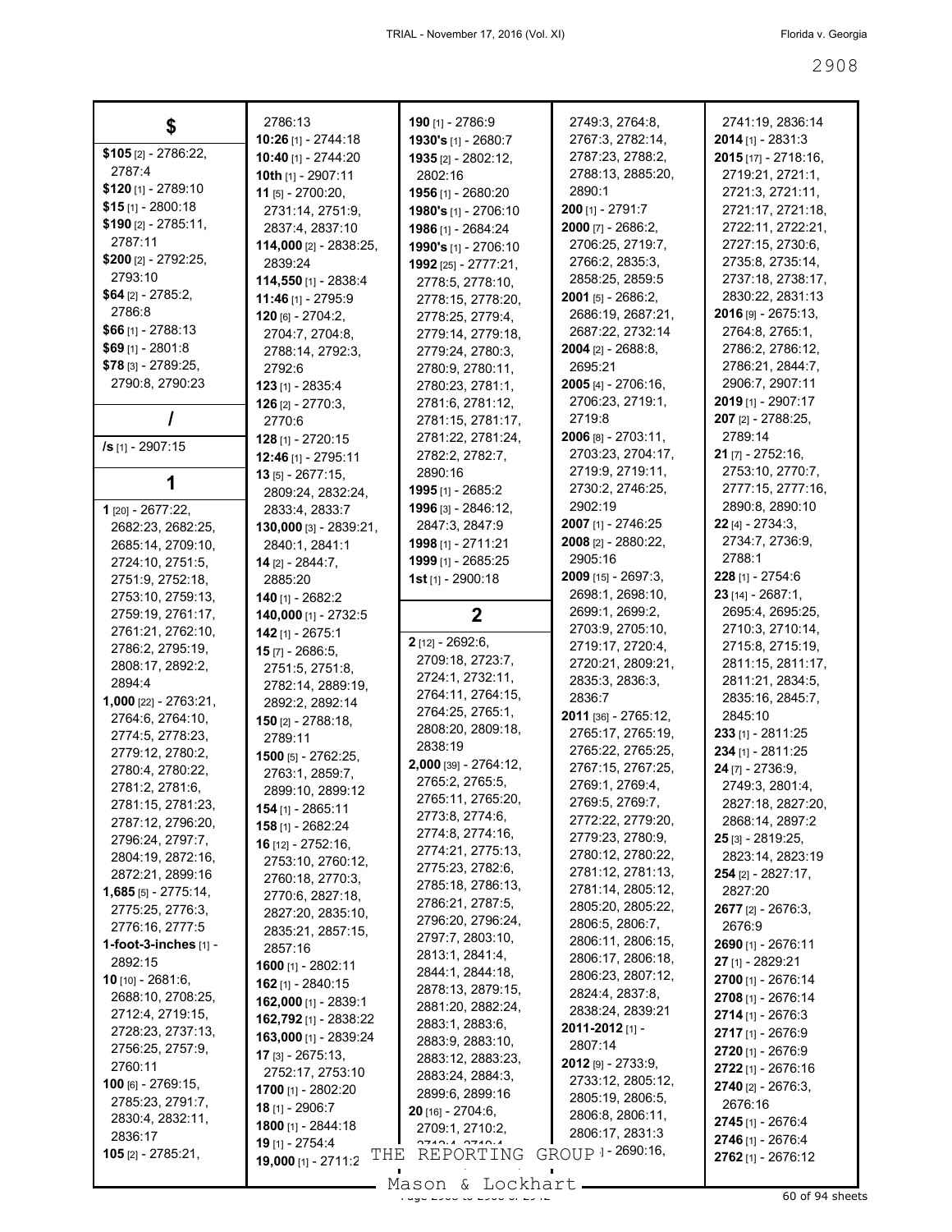## $

**$105** [2] - 2786:22, 2787:4
**$120** [1] - 2789:10
**$15** [1] - 2800:18
**$190** [2] - 2785:11, 2787:11
**$200** [2] - 2792:25, 2793:10
**$64** [2] - 2785:2, 2786:8
**$66** [1] - 2788:13
**$69** [1] - 2801:8
**$78** [3] - 2789:25, 2790:8, 2790:23

## /

**/s** [1] - 2907:15

## 1

**1** [20] - 2677:22, 2682:23, 2682:25, 2685:14, 2709:10, 2724:10, 2751:5, 2751:9, 2752:18, 2753:10, 2759:13, 2759:19, 2761:17, 2761:21, 2762:10, 2786:2, 2795:19, 2808:17, 2892:2, 2894:4
**1,000** [22] - 2763:21, 2764:6, 2764:10, 2774:5, 2778:23, 2779:12, 2780:2, 2780:4, 2780:22, 2781:2, 2781:6, 2781:15, 2781:23, 2787:12, 2796:20, 2796:24, 2797:7, 2804:19, 2872:16, 2872:21, 2899:16
**1,685** [5] - 2775:14, 2775:25, 2776:3, 2776:16, 2777:5
**1-foot-3-inches** [1] - 2892:15
**10** [10] - 2681:6, 2688:10, 2708:25, 2712:4, 2719:15, 2728:23, 2737:13, 2756:25, 2757:9, 2760:11
**100** [6] - 2769:15, 2785:23, 2791:7, 2830:4, 2832:11, 2836:17
**105** [2] - 2785:21, 2786:13
**10:26** [1] - 2744:18
**10:40** [1] - 2744:20
**10th** [1] - 2907:11
**11** [5] - 2700:20, 2731:14, 2751:9, 2837:4, 2837:10
**114,000** [2] - 2838:25, 2839:24
**114,550** [1] - 2838:4
**11:46** [1] - 2795:9
**120** [6] - 2704:2, 2704:7, 2704:8, 2788:14, 2792:3, 2792:6
**123** [1] - 2835:4
**126** [2] - 2770:3, 2770:6
**128** [1] - 2720:15
**12:46** [1] - 2795:11
**13** [5] - 2677:15, 2809:24, 2832:24, 2833:4, 2833:7
**130,000** [3] - 2839:21, 2840:1, 2841:1
**14** [2] - 2844:7, 2885:20
**140** [1] - 2682:2
**140,000** [1] - 2732:5
**142** [1] - 2675:1
**15** [7] - 2686:5, 2751:5, 2751:8, 2782:14, 2889:19, 2892:2, 2892:14
**150** [2] - 2788:18, 2789:11
**1500** [5] - 2762:25, 2763:1, 2859:7, 2899:10, 2899:12
**154** [1] - 2865:11
**158** [1] - 2682:24
**16** [12] - 2752:16, 2753:10, 2760:12, 2760:18, 2770:3, 2770:6, 2827:18, 2827:20, 2835:10, 2835:21, 2857:15, 2857:16
**1600** [1] - 2802:11
**162** [1] - 2840:15
**162,000** [1] - 2839:1
**162,792** [1] - 2838:22
**163,000** [1] - 2839:24
**17** [3] - 2675:13, 2752:17, 2753:10
**1700** [1] - 2802:20
**18** [1] - 2906:7
**1800** [1] - 2844:18
**19** [1] - 2754:4
**19,000** [1] - 2711:2
**190** [1] - 2786:9
**1930's** [1] - 2680:7
**1935** [2] - 2802:12, 2802:16
**1956** [1] - 2680:20
**1980's** [1] - 2706:10
**1986** [1] - 2684:24
**1990's** [1] - 2706:10
**1992** [25] - 2777:21, 2778:5, 2778:10, 2778:15, 2778:20, 2778:25, 2779:4, 2779:14, 2779:18, 2779:24, 2780:3, 2780:9, 2780:11, 2780:23, 2781:1, 2781:6, 2781:12, 2781:15, 2781:17, 2781:22, 2781:24, 2782:2, 2782:7, 2890:16
**1995** [1] - 2685:2
**1996** [3] - 2846:12, 2847:3, 2847:9
**1998** [1] - 2711:21
**1999** [1] - 2685:25
**1st** [1] - 2900:18

## 2

**2** [12] - 2692:6, 2709:18, 2723:7, 2724:1, 2732:11, 2764:11, 2764:15, 2764:25, 2765:1, 2808:20, 2809:18, 2838:19
**2,000** [39] - 2764:12, 2765:2, 2765:5, 2765:11, 2765:20, 2773:8, 2774:6, 2774:8, 2774:16, 2774:21, 2775:13, 2775:23, 2782:6, 2785:18, 2786:13, 2786:21, 2787:5, 2796:20, 2796:24, 2797:7, 2803:10, 2813:1, 2841:4, 2844:1, 2844:18, 2878:13, 2879:15, 2881:20, 2882:24, 2883:1, 2883:6, 2883:9, 2883:10, 2883:12, 2883:23, 2883:24, 2884:3, 2899:6, 2899:16
**20** [16] - 2704:6, 2709:1, 2710:2, 2712:4, 2718:4, 2749:3, 2764:8, 2767:3, 2782:14, 2787:23, 2788:2, 2788:13, 2885:20, 2890:1
**200** [1] - 2791:7
**2000** [7] - 2686:2, 2706:25, 2719:7, 2766:2, 2835:3, 2858:25, 2859:5
**2001** [5] - 2686:2, 2686:19, 2687:21, 2687:22, 2732:14
**2004** [2] - 2688:8, 2695:21
**2005** [4] - 2706:16, 2706:23, 2719:1, 2719:8
**2006** [8] - 2703:11, 2703:23, 2704:17, 2719:9, 2719:11, 2730:2, 2746:25, 2902:19
**2007** [1] - 2746:25
**2008** [2] - 2880:22, 2905:16
**2009** [15] - 2697:3, 2698:1, 2698:10, 2699:1, 2699:2, 2703:9, 2705:10, 2719:17, 2720:4, 2720:21, 2809:21, 2835:3, 2836:3, 2836:7
**2011** [36] - 2765:12, 2765:17, 2765:19, 2765:22, 2765:25, 2767:15, 2767:25, 2769:1, 2769:4, 2769:5, 2769:7, 2772:22, 2779:20, 2779:23, 2780:9, 2780:12, 2780:22, 2781:12, 2781:13, 2781:14, 2805:12, 2805:20, 2805:22, 2806:5, 2806:7, 2806:11, 2806:15, 2806:17, 2806:18, 2806:23, 2807:12, 2824:4, 2837:8, 2838:24, 2839:21
**2011-2012** [1] - 2807:14
**2012** [9] - 2733:9, 2733:12, 2805:12, 2805:19, 2806:5, 2806:8, 2806:11, 2806:17, 2831:3
**2013** [?] - 2690:16, 2741:19, 2836:14
**2014** [1] - 2831:3
**2015** [17] - 2718:16, 2719:21, 2721:1, 2721:3, 2721:11, 2721:17, 2721:18, 2722:11, 2722:21, 2727:15, 2730:6, 2735:8, 2735:14, 2737:18, 2738:17, 2830:22, 2831:13
**2016** [9] - 2675:13, 2764:8, 2765:1, 2786:2, 2786:12, 2786:21, 2844:7, 2906:7, 2907:11
**2019** [1] - 2907:17
**207** [2] - 2788:25, 2789:14
**21** [7] - 2752:16, 2753:10, 2770:7, 2777:15, 2777:16, 2890:8, 2890:10
**22** [4] - 2734:3, 2734:7, 2736:9, 2788:1
**228** [1] - 2754:6
**23** [14] - 2687:1, 2695:4, 2695:25, 2710:3, 2710:14, 2715:8, 2715:19, 2811:15, 2811:17, 2811:21, 2834:5, 2835:16, 2845:7, 2845:10
**233** [1] - 2811:25
**234** [1] - 2811:25
**24** [7] - 2736:9, 2749:3, 2801:4, 2827:18, 2827:20, 2868:14, 2897:2
**25** [3] - 2819:25, 2823:14, 2823:19
**254** [2] - 2827:17, 2827:20
**2677** [2] - 2676:3, 2676:9
**2690** [1] - 2676:11
**27** [1] - 2829:21
**2700** [1] - 2676:14
**2708** [1] - 2676:14
**2714** [1] - 2676:3
**2717** [1] - 2676:9
**2720** [1] - 2676:9
**2722** [1] - 2676:16
**2740** [2] - 2676:3, 2676:16
**2745** [1] - 2676:4
**2746** [1] - 2676:4
**2762** [1] - 2676:12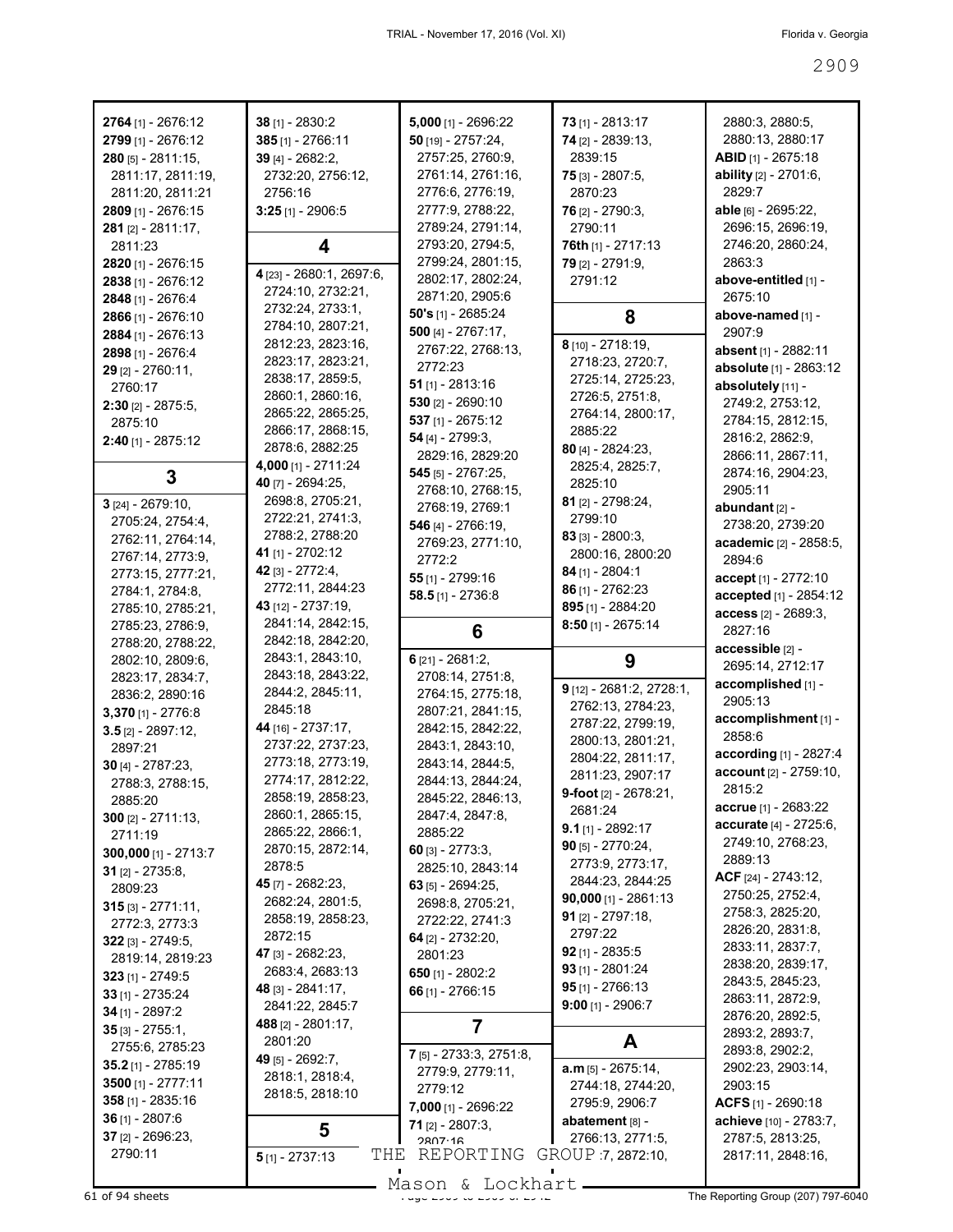**2764** [1] - 2676:12
**2799** [1] - 2676:12
**280** [5] - 2811:15, 2811:17, 2811:19, 2811:20, 2811:21
**2809** [1] - 2676:15
**281** [2] - 2811:17, 2811:23
**2820** [1] - 2676:15
**2838** [1] - 2676:12
**2848** [1] - 2676:4
**2866** [1] - 2676:10
**2884** [1] - 2676:13
**2898** [1] - 2676:4
**29** [2] - 2760:11, 2760:17
**2:30** [2] - 2875:5, 2875:10
**2:40** [1] - 2875:12

## 3

**3** [24] - 2679:10, 2705:24, 2754:4, 2762:11, 2764:14, 2767:14, 2773:9, 2773:15, 2777:21, 2784:1, 2784:8, 2785:10, 2785:21, 2785:23, 2786:9, 2788:20, 2788:22, 2802:10, 2809:6, 2823:17, 2834:7, 2836:2, 2890:16
**3,370** [1] - 2776:8
**3.5** [2] - 2897:12, 2897:21
**30** [4] - 2787:23, 2788:3, 2788:15, 2885:20
**300** [2] - 2711:13, 2711:19
**300,000** [1] - 2713:7
**31** [2] - 2735:8, 2809:23
**315** [3] - 2771:11, 2772:3, 2773:3
**322** [3] - 2749:5, 2819:14, 2819:23
**323** [1] - 2749:5
**33** [1] - 2735:24
**34** [1] - 2897:2
**35** [3] - 2755:1, 2755:6, 2785:23
**35.2** [1] - 2785:19
**3500** [1] - 2777:11
**358** [1] - 2835:16
**36** [1] - 2807:6
**37** [2] - 2696:23, 2790:11
**38** [1] - 2830:2
**385** [1] - 2766:11
**39** [4] - 2682:2, 2732:20, 2756:12, 2756:16
**3:25** [1] - 2906:5

## 4

**4** [23] - 2680:1, 2697:6, 2724:10, 2732:21, 2732:24, 2733:1, 2784:10, 2807:21, 2812:23, 2823:16, 2823:17, 2823:21, 2838:17, 2859:5, 2860:1, 2860:16, 2865:22, 2865:25, 2866:17, 2868:15, 2878:6, 2882:25
**4,000** [1] - 2711:24
**40** [7] - 2694:25, 2698:8, 2705:21, 2722:21, 2741:3, 2788:2, 2788:20
**41** [1] - 2702:12
**42** [3] - 2772:4, 2772:11, 2844:23
**43** [12] - 2737:19, 2841:14, 2842:15, 2842:18, 2842:20, 2843:1, 2843:10, 2843:18, 2843:22, 2844:2, 2845:11, 2845:18
**44** [16] - 2737:17, 2737:22, 2737:23, 2773:18, 2773:19, 2774:17, 2812:22, 2858:19, 2858:23, 2860:1, 2865:15, 2865:22, 2866:1, 2870:15, 2872:14, 2878:5
**45** [7] - 2682:23, 2682:24, 2801:5, 2858:19, 2858:23, 2872:15
**47** [3] - 2682:23, 2683:4, 2683:13
**48** [3] - 2841:17, 2841:22, 2845:7
**488** [2] - 2801:17, 2801:20
**49** [5] - 2692:7, 2818:1, 2818:4, 2818:5, 2818:10

## 5

**5** [1] - 2737:13
**5,000** [1] - 2696:22
**50** [19] - 2757:24, 2757:25, 2760:9, 2761:14, 2761:16, 2776:6, 2776:19, 2777:9, 2788:22, 2789:24, 2791:14, 2793:20, 2794:5, 2799:24, 2801:15, 2802:17, 2802:24, 2871:20, 2905:6
**50's** [1] - 2685:24
**500** [4] - 2767:17, 2767:22, 2768:13, 2772:23
**51** [1] - 2813:16
**530** [2] - 2690:10
**537** [1] - 2675:12
**54** [4] - 2799:3, 2829:16, 2829:20
**545** [5] - 2767:25, 2768:10, 2768:15, 2768:19, 2769:1
**546** [4] - 2766:19, 2769:23, 2771:10, 2772:2
**55** [1] - 2799:16
**58.5** [1] - 2736:8

## 6

**6** [21] - 2681:2, 2708:14, 2751:8, 2764:15, 2775:18, 2807:21, 2841:15, 2842:15, 2842:22, 2843:1, 2843:10, 2843:14, 2844:5, 2844:13, 2844:24, 2845:22, 2846:13, 2847:4, 2847:8, 2885:22
**60** [3] - 2773:3, 2825:10, 2843:14
**63** [5] - 2694:25, 2698:8, 2705:21, 2722:22, 2741:3
**64** [2] - 2732:20, 2801:23
**650** [1] - 2802:2
**66** [1] - 2766:15

## 7

**7** [5] - 2733:3, 2751:8, 2779:9, 2779:11, 2779:12
**7,000** [1] - 2696:22
**71** [2] - 2807:3, 2807:16
**73** [1] - 2813:17
**74** [2] - 2839:13, 2839:15
**75** [3] - 2807:5, 2870:23
**76** [2] - 2790:3, 2790:11
**76th** [1] - 2717:13
**79** [2] - 2791:9, 2791:12

## 8

**8** [10] - 2718:19, 2718:23, 2720:7, 2725:14, 2725:23, 2726:5, 2751:8, 2764:14, 2800:17, 2885:22
**80** [4] - 2824:23, 2825:4, 2825:7, 2825:10
**81** [2] - 2798:24, 2799:10
**83** [3] - 2800:3, 2800:16, 2800:20
**84** [1] - 2804:1
**86** [1] - 2762:23
**895** [1] - 2884:20
**8:50** [1] - 2675:14

## 9

**9** [12] - 2681:2, 2728:1, 2762:13, 2784:23, 2787:22, 2799:19, 2800:13, 2801:21, 2804:22, 2811:17, 2811:23, 2907:17
**9-foot** [2] - 2678:21, 2681:24
**9.1** [1] - 2892:17
**90** [5] - 2770:24, 2773:9, 2773:17, 2844:23, 2844:25
**90,000** [1] - 2861:13
**91** [2] - 2797:18, 2797:22
**92** [1] - 2835:5
**93** [1] - 2801:24
**95** [1] - 2766:13
**9:00** [1] - 2906:7

## A

**a.m** [5] - 2675:14, 2744:18, 2744:20, 2795:9, 2906:7
**abatement** [8] - 2766:13, 2771:5, 2771:7, 2872:10, 2880:3, 2880:5, 2880:13, 2880:17
**ABID** [1] - 2675:18
**ability** [2] - 2701:6, 2829:7
**able** [6] - 2695:22, 2696:15, 2696:19, 2746:20, 2860:24, 2863:3
**above-entitled** [1] - 2675:10
**above-named** [1] - 2907:9
**absent** [1] - 2882:11
**absolute** [1] - 2863:12
**absolutely** [11] - 2749:2, 2753:12, 2784:15, 2812:15, 2816:2, 2862:9, 2866:11, 2867:11, 2874:16, 2904:23, 2905:11
**abundant** [2] - 2738:20, 2739:20
**academic** [2] - 2858:5, 2894:6
**accept** [1] - 2772:10
**accepted** [1] - 2854:12
**access** [2] - 2689:3, 2827:16
**accessible** [2] - 2695:14, 2712:17
**accomplished** [1] - 2905:13
**accomplishment** [1] - 2858:6
**according** [1] - 2827:4
**account** [2] - 2759:10, 2815:2
**accrue** [1] - 2683:22
**accurate** [4] - 2725:6, 2749:10, 2768:23, 2889:13
**ACF** [24] - 2743:12, 2750:25, 2752:4, 2758:3, 2825:20, 2826:20, 2831:8, 2833:11, 2837:7, 2838:20, 2839:17, 2843:5, 2845:23, 2863:11, 2872:9, 2876:20, 2892:5, 2893:2, 2893:7, 2893:8, 2902:2, 2902:23, 2903:14, 2903:15
**ACFS** [1] - 2690:18
**achieve** [10] - 2783:7, 2787:5, 2813:25, 2817:11, 2848:16,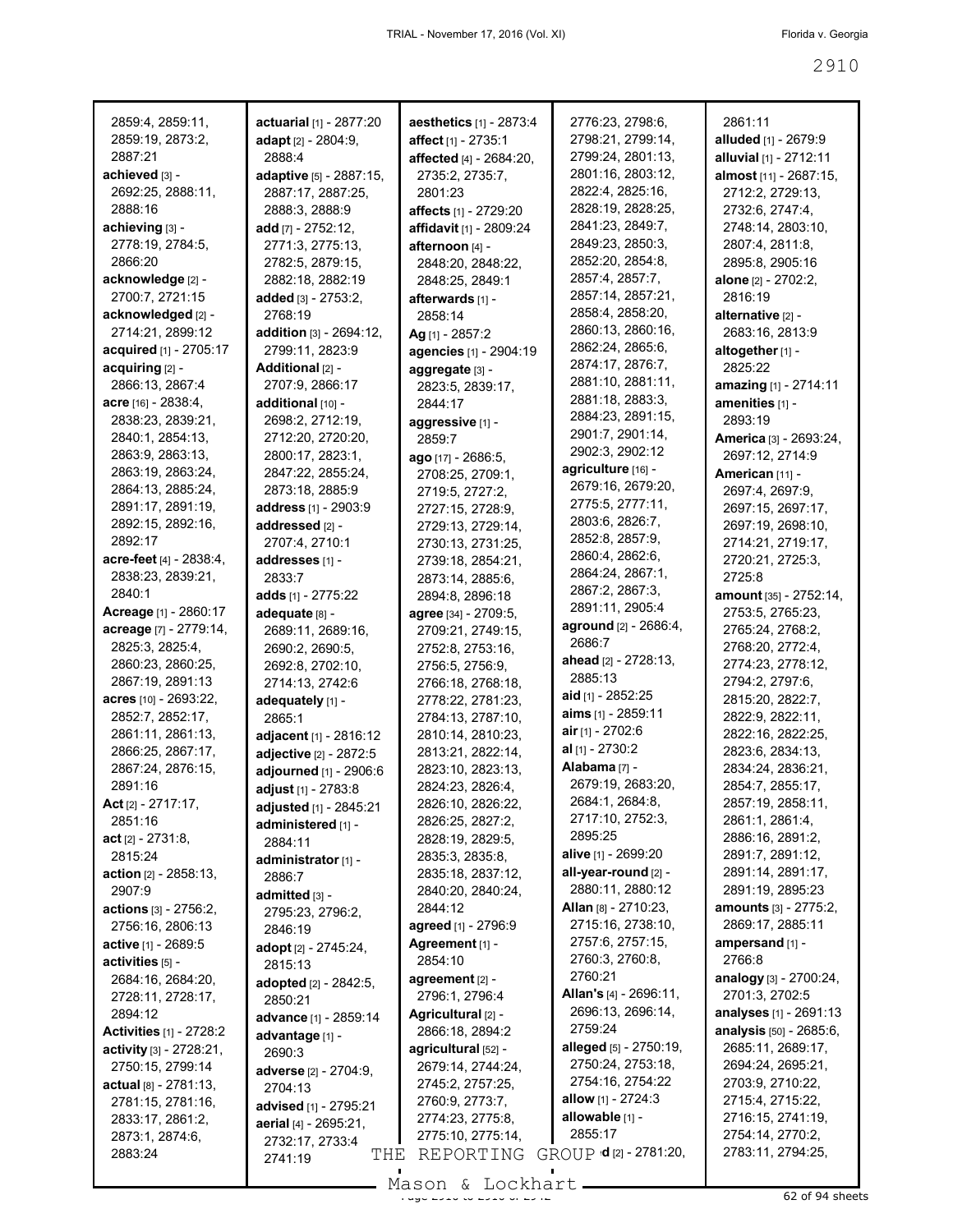2859:4, 2859:11, 2859:19, 2873:2, 2887:21
**achieved** [3] - 2692:25, 2888:11, 2888:16
**achieving** [3] - 2778:19, 2784:5, 2866:20
**acknowledge** [2] - 2700:7, 2721:15
**acknowledged** [2] - 2714:21, 2899:12
**acquired** [1] - 2705:17
**acquiring** [2] - 2866:13, 2867:4
**acre** [16] - 2838:4, 2838:23, 2839:21, 2840:1, 2854:13, 2863:9, 2863:13, 2863:19, 2863:24, 2864:13, 2885:24, 2891:17, 2891:19, 2892:15, 2892:16, 2892:17
**acre-feet** [4] - 2838:4, 2838:23, 2839:21, 2840:1
**Acreage** [1] - 2860:17
**acreage** [7] - 2779:14, 2825:3, 2825:4, 2860:23, 2860:25, 2867:19, 2891:13
**acres** [10] - 2693:22, 2852:7, 2852:17, 2861:11, 2861:13, 2866:25, 2867:17, 2867:24, 2876:15, 2891:16
**Act** [2] - 2717:17, 2851:16
**act** [2] - 2731:8, 2815:24
**action** [2] - 2858:13, 2907:9
**actions** [3] - 2756:2, 2756:16, 2806:13
**active** [1] - 2689:5
**activities** [5] - 2684:16, 2684:20, 2728:11, 2728:17, 2894:12
**Activities** [1] - 2728:2
**activity** [3] - 2728:21, 2750:15, 2799:14
**actual** [8] - 2781:13, 2781:15, 2781:16, 2833:17, 2861:2, 2873:1, 2874:6, 2883:24
**actuarial** [1] - 2877:20
**adapt** [2] - 2804:9, 2888:4
**adaptive** [5] - 2887:15, 2887:17, 2887:25, 2888:3, 2888:9
**add** [7] - 2752:12, 2771:3, 2775:13, 2782:5, 2879:15, 2882:18, 2882:19
**added** [3] - 2753:2, 2768:19
**addition** [3] - 2694:12, 2799:11, 2823:9
**Additional** [2] - 2707:9, 2866:17
**additional** [10] - 2698:2, 2712:19, 2712:20, 2720:20, 2800:17, 2823:1, 2847:22, 2855:24, 2873:18, 2885:9
**address** [1] - 2903:9
**addressed** [2] - 2707:4, 2710:1
**addresses** [1] - 2833:7
**adds** [1] - 2775:22
**adequate** [8] - 2689:11, 2689:16, 2690:2, 2690:5, 2692:8, 2702:10, 2714:13, 2742:6
**adequately** [1] - 2865:1
**adjacent** [1] - 2816:12
**adjective** [2] - 2872:5
**adjourned** [1] - 2906:6
**adjust** [1] - 2783:8
**adjusted** [1] - 2845:21
**administered** [1] - 2884:11
**administrator** [1] - 2886:7
**admitted** [3] - 2795:23, 2796:2, 2846:19
**adopt** [2] - 2745:24, 2815:13
**adopted** [2] - 2842:5, 2850:21
**advance** [1] - 2859:14
**advantage** [1] - 2690:3
**adverse** [2] - 2704:9, 2704:13
**advised** [1] - 2795:21
**aerial** [4] - 2695:21, 2732:17, 2733:4, 2741:19
**aesthetics** [1] - 2873:4
**affect** [1] - 2735:1
**affected** [4] - 2684:20, 2735:2, 2735:7, 2801:23
**affects** [1] - 2729:20
**affidavit** [1] - 2809:24
**afternoon** [4] - 2848:20, 2848:22, 2848:25, 2849:1
**afterwards** [1] - 2858:14
**Ag** [1] - 2857:2
**agencies** [1] - 2904:19
**aggregate** [3] - 2823:5, 2839:17, 2844:17
**aggressive** [1] - 2859:7
**ago** [17] - 2686:5, 2708:25, 2709:1, 2719:5, 2727:2, 2727:15, 2728:9, 2729:13, 2729:14, 2730:13, 2731:25, 2739:18, 2854:21, 2873:14, 2885:6, 2894:8, 2896:18
**agree** [34] - 2709:5, 2709:21, 2749:15, 2752:8, 2753:16, 2756:5, 2756:9, 2766:18, 2768:18, 2778:22, 2781:23, 2784:13, 2787:10, 2810:14, 2810:23, 2813:21, 2822:14, 2823:10, 2823:13, 2824:23, 2826:4, 2826:10, 2826:22, 2826:25, 2827:2, 2828:19, 2829:5, 2835:3, 2835:8, 2835:18, 2837:12, 2840:20, 2840:24, 2844:12
**agreed** [1] - 2796:9
**Agreement** [1] - 2854:10
**agreement** [2] - 2796:1, 2796:4
**Agricultural** [2] - 2866:18, 2894:2
**agricultural** [52] - 2679:14, 2744:24, 2745:2, 2757:25, 2760:9, 2773:7, 2774:23, 2775:8, 2775:10, 2775:14, 2776:23, 2798:6, 2798:21, 2799:14, 2799:24, 2801:13, 2801:16, 2803:12, 2822:4, 2825:16, 2828:19, 2828:25, 2841:23, 2849:7, 2849:23, 2850:3, 2852:20, 2854:8, 2857:4, 2857:7, 2857:14, 2857:21, 2858:4, 2858:20, 2860:13, 2860:16, 2862:24, 2865:6, 2874:17, 2876:7, 2881:10, 2881:11, 2881:18, 2883:3, 2884:23, 2891:15, 2901:7, 2901:14, 2902:3, 2902:12
**agriculture** [16] - 2679:16, 2679:20, 2775:5, 2777:11, 2803:6, 2826:7, 2852:8, 2857:9, 2860:4, 2862:6, 2864:24, 2867:1, 2867:2, 2867:3, 2891:11, 2905:4
**aground** [2] - 2686:4, 2686:7
**ahead** [2] - 2728:13, 2885:13
**aid** [1] - 2852:25
**aims** [1] - 2859:11
**air** [1] - 2702:6
**al** [1] - 2730:2
**Alabama** [7] - 2679:19, 2683:20, 2684:1, 2684:8, 2717:10, 2752:3, 2895:25
**alive** [1] - 2699:20
**all-year-round** [2] - 2880:11, 2880:12
**Allan** [8] - 2710:23, 2715:16, 2738:10, 2757:6, 2757:15, 2760:3, 2760:8, 2760:21
**Allan's** [4] - 2696:11, 2696:13, 2696:14, 2759:24
**alleged** [5] - 2750:19, 2750:24, 2753:18, 2754:16, 2754:22
**allow** [1] - 2724:3
**allowable** [1] - 2855:17
**allowed** [2] - 2781:20, 2861:11
**alluded** [1] - 2679:9
**alluvial** [1] - 2712:11
**almost** [11] - 2687:15, 2712:2, 2729:13, 2732:6, 2747:4, 2748:14, 2803:10, 2807:4, 2811:8, 2895:8, 2905:16
**alone** [2] - 2702:2, 2816:19
**alternative** [2] - 2683:16, 2813:9
**altogether** [1] - 2825:22
**amazing** [1] - 2714:11
**amenities** [1] - 2893:19
**America** [3] - 2693:24, 2697:12, 2714:9
**American** [11] - 2697:4, 2697:9, 2697:15, 2697:17, 2697:19, 2698:10, 2714:21, 2719:17, 2720:21, 2725:3, 2725:8
**amount** [35] - 2752:14, 2753:5, 2765:23, 2765:24, 2768:2, 2768:20, 2772:4, 2774:23, 2778:12, 2794:2, 2797:6, 2815:20, 2822:7, 2822:9, 2822:11, 2822:16, 2822:25, 2823:6, 2834:13, 2834:24, 2836:21, 2854:7, 2855:17, 2857:19, 2858:11, 2861:1, 2861:4, 2886:16, 2891:2, 2891:7, 2891:12, 2891:14, 2891:17, 2891:19, 2895:23
**amounts** [3] - 2775:2, 2869:17, 2885:11
**ampersand** [1] - 2766:8
**analogy** [3] - 2700:24, 2701:3, 2702:5
**analyses** [1] - 2691:13
**analysis** [50] - 2685:6, 2685:11, 2689:17, 2694:25, 2695:21, 2703:9, 2710:22, 2715:4, 2715:22, 2716:15, 2741:19, 2754:14, 2770:2, 2783:11, 2794:25,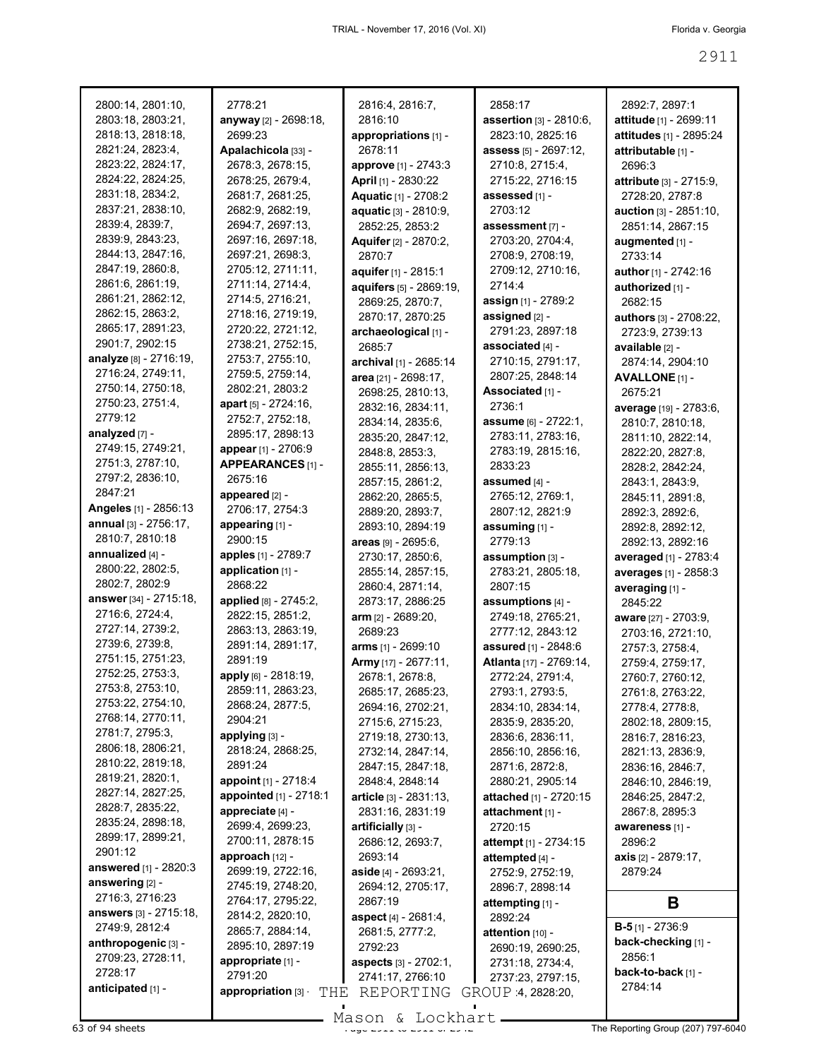2800:14, 2801:10, 2803:18, 2803:21, 2818:13, 2818:18, 2821:24, 2823:4, 2823:22, 2824:17, 2824:22, 2824:25, 2831:18, 2834:2, 2837:21, 2838:10, 2839:4, 2839:7, 2839:9, 2843:23, 2844:13, 2847:16, 2847:19, 2860:8, 2861:6, 2861:19, 2861:21, 2862:12, 2862:15, 2863:2, 2865:17, 2891:23, 2901:7, 2902:15

**analyze** [8] - 2716:19, 2716:24, 2749:11, 2750:14, 2750:18, 2750:23, 2751:4, 2779:12

**analyzed** [7] - 2749:15, 2749:21, 2751:3, 2787:10, 2797:2, 2836:10, 2847:21

**Angeles** [1] - 2856:13

**annual** [3] - 2756:17, 2810:7, 2810:18

**annualized** [4] - 2800:22, 2802:5, 2802:7, 2802:9

**answer** [34] - 2715:18, 2716:6, 2724:4, 2727:14, 2739:2, 2739:6, 2739:8, 2751:15, 2751:23, 2752:25, 2753:3, 2753:8, 2753:10, 2753:22, 2754:10, 2768:14, 2770:11, 2781:7, 2795:3, 2806:18, 2806:21, 2810:22, 2819:18, 2819:21, 2820:1, 2827:14, 2827:25, 2828:7, 2835:22, 2835:24, 2898:18, 2899:17, 2899:21, 2901:12

**answered** [1] - 2820:3

**answering** [2] - 2716:3, 2716:23

**answers** [3] - 2715:18, 2749:9, 2812:4

**anthropogenic** [3] - 2709:23, 2728:11, 2728:17

**anticipated** [1] - 2778:21

**anyway** [2] - 2698:18, 2699:23

**Apalachicola** [33] - 2678:3, 2678:15, 2678:25, 2679:4, 2681:7, 2681:25, 2682:9, 2682:19, 2694:7, 2697:13, 2697:16, 2697:18, 2697:21, 2698:3, 2705:12, 2711:11, 2711:14, 2714:4, 2714:5, 2716:21, 2718:16, 2719:19, 2720:22, 2721:12, 2738:21, 2752:15, 2753:7, 2755:10, 2759:5, 2759:14, 2802:21, 2803:2

**apart** [5] - 2724:16, 2752:7, 2752:18, 2895:17, 2898:13

**appear** [1] - 2706:9

**APPEARANCES** [1] - 2675:16

**appeared** [2] - 2706:17, 2754:3

**appearing** [1] - 2900:15

**apples** [1] - 2789:7

**application** [1] - 2868:22

**applied** [8] - 2745:2, 2822:15, 2851:2, 2863:13, 2863:19, 2891:14, 2891:17, 2891:19

**apply** [6] - 2818:19, 2859:11, 2863:23, 2868:24, 2877:5, 2904:21

**applying** [3] - 2818:24, 2868:25, 2891:24

**appoint** [1] - 2718:4

**appointed** [1] - 2718:1

**appreciate** [4] - 2699:4, 2699:23, 2700:11, 2878:15

**approach** [12] - 2699:19, 2722:16, 2745:19, 2748:20, 2764:17, 2795:22, 2814:2, 2820:10, 2865:7, 2884:14, 2895:10, 2897:19

**appropriate** [1] - 2791:20

**appropriation** [3] - 2816:4, 2816:7, 2816:10

**appropriations** [1] - 2678:11

**approve** [1] - 2743:3

**April** [1] - 2830:22

**Aquatic** [1] - 2708:2

**aquatic** [3] - 2810:9, 2852:25, 2853:2

**Aquifer** [2] - 2870:2, 2870:7

**aquifer** [1] - 2815:1

**aquifers** [5] - 2869:19, 2869:25, 2870:7, 2870:17, 2870:25

**archaeological** [1] - 2685:7

**archival** [1] - 2685:14

**area** [21] - 2698:17, 2698:25, 2810:13, 2832:16, 2834:11, 2834:14, 2835:6, 2835:20, 2847:12, 2848:8, 2853:3, 2855:11, 2856:13, 2857:15, 2861:2, 2862:20, 2865:5, 2889:20, 2893:7, 2893:10, 2894:19

**areas** [9] - 2695:6, 2730:17, 2850:6, 2855:14, 2857:15, 2860:4, 2871:14, 2873:17, 2886:25

**arm** [2] - 2689:20, 2689:23

**arms** [1] - 2699:10

**Army** [17] - 2677:11, 2678:1, 2678:8, 2685:17, 2685:23, 2694:16, 2702:21, 2715:6, 2715:23, 2719:18, 2730:13, 2732:14, 2847:14, 2847:15, 2847:18, 2848:4, 2848:14

**article** [3] - 2831:13, 2831:16, 2831:19

**artificially** [3] - 2686:12, 2693:7, 2693:14

**aside** [4] - 2693:21, 2694:12, 2705:17, 2867:19

**aspect** [4] - 2681:4, 2681:5, 2777:2, 2792:23

**aspects** [3] - 2702:1, 2741:17, 2766:10, 2858:17

**assertion** [3] - 2810:6, 2823:10, 2825:16

**assess** [5] - 2697:12, 2710:8, 2715:4, 2715:22, 2716:15

**assessed** [1] - 2703:12

**assessment** [7] - 2703:20, 2704:4, 2708:9, 2708:19, 2709:12, 2710:16, 2714:4

**assign** [1] - 2789:2

**assigned** [2] - 2791:23, 2897:18

**associated** [4] - 2710:15, 2791:17, 2807:25, 2848:14

**Associated** [1] - 2736:1

**assume** [6] - 2722:1, 2783:11, 2783:16, 2783:19, 2815:16, 2833:23

**assumed** [4] - 2765:12, 2769:1, 2807:12, 2821:9

**assuming** [1] - 2779:13

**assumption** [3] - 2783:21, 2805:18, 2807:15

**assumptions** [4] - 2749:18, 2765:21, 2777:12, 2843:12

**assured** [1] - 2848:6

**Atlanta** [17] - 2769:14, 2772:24, 2791:4, 2793:1, 2793:5, 2834:10, 2834:14, 2835:9, 2835:20, 2836:6, 2836:11, 2856:10, 2856:16, 2871:6, 2872:8, 2880:21, 2905:14

**attached** [1] - 2720:15

**attachment** [1] - 2720:15

**attempt** [1] - 2734:15

**attempted** [4] - 2752:9, 2752:19, 2896:7, 2898:14

**attempting** [1] - 2892:24

**attention** [10] - 2690:19, 2690:25, 2731:18, 2734:4, 2737:23, 2797:15, 2798:4, 2828:20, 2892:7, 2897:1

**attitude** [1] - 2699:11

**attitudes** [1] - 2895:24

**attributable** [1] - 2696:3

**attribute** [3] - 2715:9, 2728:20, 2787:8

**auction** [3] - 2851:10, 2851:14, 2867:15

**augmented** [1] - 2733:14

**author** [1] - 2742:16

**authorized** [1] - 2682:15

**authors** [3] - 2708:22, 2723:9, 2739:13

**available** [2] - 2874:14, 2904:10

**AVALLONE** [1] - 2675:21

**average** [19] - 2783:6, 2810:7, 2810:18, 2811:10, 2822:14, 2822:20, 2827:8, 2828:2, 2842:24, 2843:1, 2843:9, 2845:11, 2891:8, 2892:3, 2892:6, 2892:8, 2892:12, 2892:13, 2892:16

**averaged** [1] - 2783:4

**averages** [1] - 2858:3

**averaging** [1] - 2845:22

**aware** [27] - 2703:9, 2703:16, 2721:10, 2757:3, 2758:4, 2759:4, 2759:17, 2760:7, 2760:12, 2761:8, 2763:22, 2778:4, 2778:8, 2802:18, 2809:15, 2816:7, 2816:23, 2821:13, 2836:9, 2836:16, 2846:7, 2846:10, 2846:19, 2846:25, 2847:2, 2867:8, 2895:3

**awareness** [1] - 2896:2

**axis** [2] - 2879:17, 2879:24

## B

**B-5** [1] - 2736:9

**back-checking** [1] - 2856:1

**back-to-back** [1] - 2784:14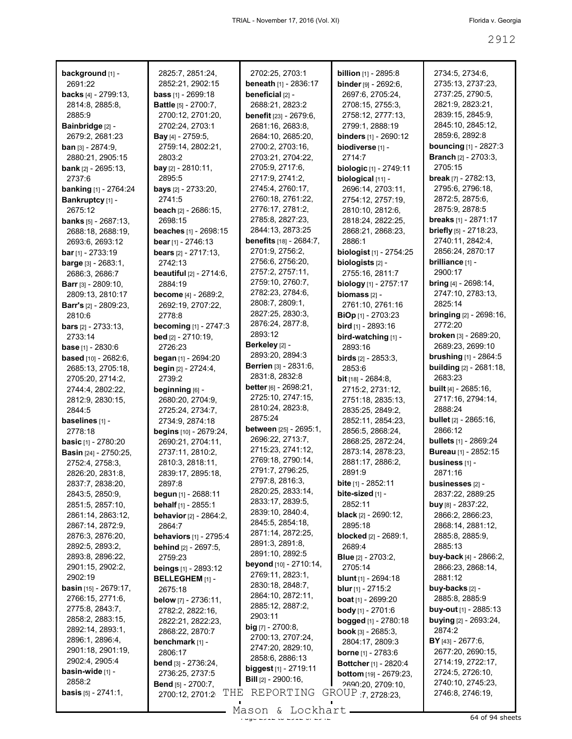**background** [1] - 2691:22
**backs** [4] - 2799:13, 2814:8, 2885:8, 2885:9
**Bainbridge** [2] - 2679:2, 2681:23
**ban** [3] - 2874:9, 2880:21, 2905:15
**bank** [2] - 2695:13, 2737:6
**banking** [1] - 2764:24
**Bankruptcy** [1] - 2675:12
**banks** [5] - 2687:13, 2688:18, 2688:19, 2693:6, 2693:12
**bar** [1] - 2733:19
**barge** [3] - 2683:1, 2686:3, 2686:7
**Barr** [3] - 2809:10, 2809:13, 2810:17
**Barr's** [2] - 2809:23, 2810:6
**bars** [2] - 2733:13, 2733:14
**base** [1] - 2830:6
**based** [10] - 2682:6, 2685:13, 2705:18, 2705:20, 2714:2, 2744:4, 2802:22, 2812:9, 2830:15, 2844:5
**baselines** [1] - 2778:18
**basic** [1] - 2780:20
**Basin** [24] - 2750:25, 2752:4, 2758:3, 2826:20, 2831:8, 2837:7, 2838:20, 2843:5, 2850:9, 2851:5, 2857:10, 2861:14, 2863:12, 2867:14, 2872:9, 2876:3, 2876:20, 2892:5, 2893:2, 2893:8, 2896:22, 2901:15, 2902:2, 2902:19
**basin** [15] - 2679:17, 2766:15, 2771:6, 2775:8, 2843:7, 2858:2, 2883:15, 2892:14, 2893:1, 2896:1, 2896:4, 2901:18, 2901:19, 2902:4, 2905:4
**basin-wide** [1] - 2858:2
**basis** [5] - 2741:1, 2825:7, 2851:24, 2852:21, 2902:15
**bass** [1] - 2699:18
**Battle** [5] - 2700:7, 2700:12, 2701:20, 2702:24, 2703:1
**Bay** [4] - 2759:5, 2759:14, 2802:21, 2803:2
**bay** [2] - 2810:11, 2895:5
**bays** [2] - 2733:20, 2741:5
**beach** [2] - 2686:15, 2698:15
**beaches** [1] - 2698:15
**bear** [1] - 2746:13
**bears** [2] - 2717:13, 2742:13
**beautiful** [2] - 2714:6, 2884:19
**become** [4] - 2689:2, 2692:19, 2707:22, 2778:8
**becoming** [1] - 2747:3
**bed** [2] - 2710:19, 2726:23
**began** [1] - 2694:20
**begin** [2] - 2724:4, 2739:2
**beginning** [6] - 2680:20, 2704:9, 2725:24, 2734:7, 2734:9, 2874:18
**begins** [10] - 2679:24, 2690:21, 2704:11, 2737:11, 2810:2, 2810:3, 2818:11, 2839:17, 2895:18, 2897:8
**begun** [1] - 2688:11
**behalf** [1] - 2855:1
**behavior** [2] - 2864:2, 2864:7
**behaviors** [1] - 2795:4
**behind** [2] - 2697:5, 2759:23
**beings** [1] - 2893:12
**BELLEGHEM** [1] - 2675:18
**below** [7] - 2736:11, 2782:2, 2822:16, 2822:21, 2822:23, 2868:22, 2870:7
**benchmark** [1] - 2806:17
**bend** [3] - 2736:24, 2736:25, 2737:5
**Bend** [5] - 2700:7, 2700:12, 2701:20, 2702:25, 2703:1
**beneath** [1] - 2836:17
**beneficial** [2] - 2688:21, 2823:2
**benefit** [23] - 2679:6, 2681:16, 2683:8, 2684:10, 2685:20, 2700:2, 2703:16, 2703:21, 2704:22, 2705:9, 2717:6, 2717:9, 2741:2, 2745:4, 2760:17, 2760:18, 2761:22, 2776:17, 2781:2, 2785:8, 2827:23, 2844:13, 2873:25
**benefits** [18] - 2684:7, 2701:9, 2756:2, 2756:6, 2756:20, 2757:2, 2757:11, 2759:10, 2760:7, 2782:23, 2784:6, 2808:7, 2809:1, 2827:25, 2830:3, 2876:24, 2877:8, 2893:12
**Berkeley** [2] - 2893:20, 2894:3
**Berrien** [3] - 2831:6, 2831:8, 2832:8
**better** [6] - 2698:21, 2725:10, 2747:15, 2810:24, 2823:8, 2875:24
**between** [25] - 2695:1, 2696:22, 2713:7, 2715:23, 2741:12, 2769:18, 2790:14, 2791:7, 2796:25, 2797:8, 2816:3, 2820:25, 2833:14, 2833:17, 2839:5, 2839:10, 2840:4, 2845:5, 2854:18, 2871:14, 2872:25, 2891:3, 2891:8, 2891:10, 2892:5
**beyond** [10] - 2710:14, 2769:11, 2823:1, 2830:18, 2848:7, 2864:10, 2872:11, 2885:12, 2887:2, 2903:11
**big** [7] - 2700:8, 2700:13, 2707:24, 2747:20, 2829:10, 2858:6, 2886:13
**biggest** [1] - 2719:11
**Bill** [2] - 2900:16,
**billion** [1] - 2895:8
**binder** [9] - 2692:6, 2697:6, 2705:24, 2708:15, 2755:3, 2758:12, 2777:13, 2799:1, 2888:19
**binders** [1] - 2690:12
**biodiverse** [1] - 2714:7
**biologic** [1] - 2749:11
**biological** [11] - 2696:14, 2703:11, 2754:12, 2757:19, 2810:10, 2812:6, 2818:24, 2822:25, 2868:21, 2868:23, 2886:1
**biologist** [1] - 2754:25
**biologists** [2] - 2755:16, 2811:7
**biology** [1] - 2757:17
**biomass** [2] - 2761:10, 2761:16
**BiOp** [1] - 2703:23
**bird** [1] - 2893:16
**bird-watching** [1] - 2893:16
**birds** [2] - 2853:3, 2853:6
**bit** [18] - 2684:8, 2715:2, 2731:12, 2751:18, 2835:13, 2835:25, 2849:2, 2852:11, 2854:23, 2856:5, 2868:24, 2868:25, 2872:24, 2873:14, 2878:23, 2881:17, 2886:2, 2891:9
**bite** [1] - 2852:11
**bite-sized** [1] - 2852:11
**black** [2] - 2690:12, 2895:18
**blocked** [2] - 2689:1, 2689:4
**Blue** [2] - 2703:2, 2705:14
**blunt** [1] - 2694:18
**blur** [1] - 2715:2
**boat** [1] - 2699:20
**body** [1] - 2701:6
**bogged** [1] - 2780:18
**book** [3] - 2685:3, 2804:17, 2809:3
**borne** [1] - 2783:6
**Bottcher** [1] - 2820:4
**bottom** [19] - 2679:23, 2690:20, 2709:10, 27?:7, 2728:23, 2734:5, 2734:6, 2735:13, 2737:23, 2737:25, 2790:5, 2821:9, 2823:21, 2839:15, 2845:9, 2845:10, 2845:12, 2859:6, 2892:8
**bouncing** [1] - 2827:3
**Branch** [2] - 2703:3, 2705:15
**break** [7] - 2782:13, 2795:6, 2796:18, 2872:5, 2875:6, 2875:9, 2878:5
**breaks** [1] - 2871:17
**briefly** [5] - 2718:23, 2740:11, 2842:4, 2856:24, 2870:17
**brilliance** [1] - 2900:17
**bring** [4] - 2698:14, 2747:10, 2783:13, 2825:14
**bringing** [2] - 2698:16, 2772:20
**broken** [3] - 2689:20, 2689:23, 2699:10
**brushing** [1] - 2864:5
**building** [2] - 2681:18, 2683:23
**built** [4] - 2685:16, 2717:16, 2794:14, 2888:24
**bullet** [2] - 2865:16, 2866:12
**bullets** [1] - 2869:24
**Bureau** [1] - 2852:15
**business** [1] - 2871:16
**businesses** [2] - 2837:22, 2889:25
**buy** [8] - 2837:22, 2866:2, 2866:23, 2868:14, 2881:12, 2885:8, 2885:9, 2885:13
**buy-back** [4] - 2866:2, 2866:23, 2868:14, 2881:12
**buy-backs** [2] - 2885:8, 2885:9
**buy-out** [1] - 2885:13
**buying** [2] - 2693:24, 2874:2
**BY** [43] - 2677:6, 2677:20, 2690:15, 2714:19, 2722:17, 2724:5, 2726:10, 2740:10, 2745:23, 2746:8, 2746:19,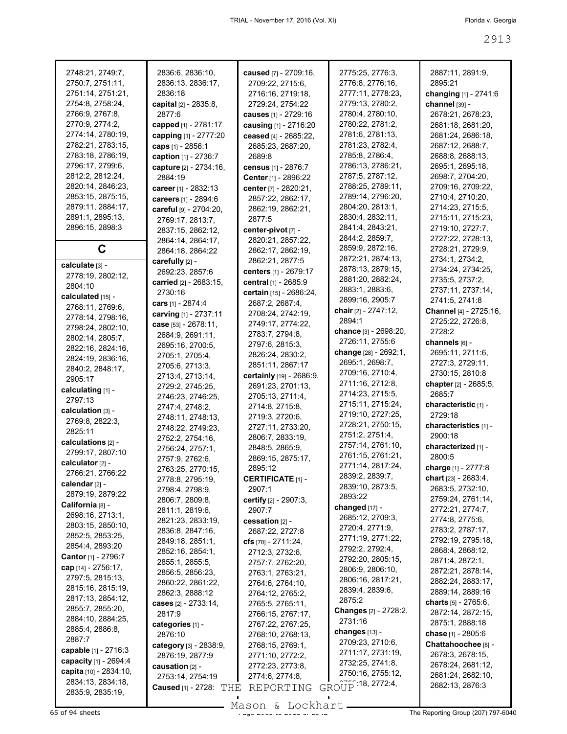2748:21, 2749:7, 2750:7, 2751:11, 2751:14, 2751:21, 2754:8, 2758:24, 2766:9, 2767:8, 2770:9, 2774:2, 2774:14, 2780:19, 2782:21, 2783:15, 2783:18, 2786:19, 2796:17, 2799:6, 2812:2, 2812:24, 2820:14, 2846:23, 2853:15, 2875:15, 2879:11, 2884:17, 2891:1, 2895:13, 2896:15, 2898:3

## C

**calculate** [3] - 2778:19, 2802:12, 2804:10
**calculated** [15] - 2768:11, 2769:6, 2778:14, 2798:16, 2798:24, 2802:10, 2802:14, 2805:7, 2822:16, 2824:16, 2824:19, 2836:16, 2840:2, 2848:17, 2905:17
**calculating** [1] - 2797:13
**calculation** [3] - 2769:8, 2822:3, 2825:11
**calculations** [2] - 2799:17, 2807:10
**calculator** [2] - 2766:21, 2766:22
**calendar** [2] - 2879:19, 2879:22
**California** [8] - 2698:16, 2713:1, 2803:15, 2850:10, 2852:5, 2853:25, 2854:4, 2893:20
**Cantor** [1] - 2796:7
**cap** [14] - 2756:17, 2797:5, 2815:13, 2815:16, 2815:19, 2817:13, 2854:12, 2855:7, 2855:20, 2884:10, 2884:25, 2885:4, 2886:8, 2887:7
**capable** [1] - 2716:3
**capacity** [1] - 2694:4
**capita** [10] - 2834:10, 2834:13, 2834:18, 2835:9, 2835:19, 2836:6, 2836:10, 2836:13, 2836:17, 2836:18
**capital** [2] - 2835:8, 2877:6
**capped** [1] - 2781:17
**capping** [1] - 2777:20
**caps** [1] - 2856:1
**caption** [1] - 2736:7
**capture** [2] - 2734:16, 2884:19
**career** [1] - 2832:13
**careers** [1] - 2894:6
**careful** [9] - 2704:20, 2769:17, 2813:7, 2837:15, 2862:12, 2864:14, 2864:17, 2864:18, 2864:22
**carefully** [2] - 2692:23, 2857:6
**carried** [2] - 2683:15, 2730:16
**cars** [1] - 2874:4
**carving** [1] - 2737:11
**case** [53] - 2678:11, 2684:9, 2691:11, 2695:16, 2700:5, 2705:1, 2705:4, 2705:6, 2713:3, 2713:4, 2713:14, 2729:2, 2745:25, 2746:23, 2746:25, 2747:4, 2748:2, 2748:11, 2748:13, 2748:22, 2749:23, 2752:2, 2754:16, 2756:24, 2757:1, 2757:9, 2762:6, 2763:25, 2770:15, 2778:8, 2795:19, 2798:4, 2798:9, 2806:7, 2809:8, 2811:1, 2819:6, 2821:23, 2833:19, 2836:8, 2847:16, 2849:18, 2851:1, 2852:16, 2854:1, 2855:1, 2855:5, 2856:5, 2856:23, 2860:22, 2861:22, 2862:3, 2888:12
**cases** [2] - 2733:14, 2817:9
**categories** [1] - 2876:10
**category** [3] - 2838:9, 2876:19, 2877:9
**causation** [2] - 2753:14, 2754:19
**Caused** [1] - 2728:
**caused** [7] - 2709:16, 2709:22, 2715:6, 2716:16, 2719:18, 2729:24, 2754:22
**causes** [1] - 2729:16
**causing** [1] - 2716:20
**ceased** [4] - 2685:22, 2685:23, 2687:20, 2689:8
**census** [1] - 2876:7
**Center** [1] - 2896:22
**center** [7] - 2820:21, 2857:22, 2862:17, 2862:19, 2862:21, 2877:5
**center-pivot** [7] - 2820:21, 2857:22, 2862:17, 2862:19, 2862:21, 2877:5
**centers** [1] - 2679:17
**central** [1] - 2685:9
**certain** [15] - 2686:24, 2687:2, 2687:4, 2708:24, 2742:19, 2749:17, 2774:22, 2783:7, 2794:8, 2797:6, 2815:3, 2826:24, 2830:2, 2851:11, 2867:17
**certainly** [19] - 2686:9, 2691:23, 2701:13, 2705:13, 2711:4, 2714:8, 2715:8, 2719:3, 2720:6, 2727:11, 2733:20, 2806:7, 2833:19, 2848:5, 2865:9, 2869:15, 2875:17, 2895:12
**CERTIFICATE** [1] - 2907:1
**certify** [2] - 2907:3, 2907:7
**cessation** [2] - 2687:22, 2727:8
**cfs** [78] - 2711:24, 2712:3, 2732:6, 2757:7, 2762:20, 2763:1, 2763:21, 2764:6, 2764:10, 2764:12, 2765:2, 2765:5, 2765:11, 2766:15, 2767:17, 2767:22, 2767:25, 2768:10, 2768:13, 2768:15, 2769:1, 2771:10, 2772:2, 2772:23, 2773:8, 2774:6, 2774:8, 2775:25, 2776:3, 2776:8, 2776:16, 2777:11, 2778:23, 2779:13, 2780:2, 2780:4, 2780:10, 2780:22, 2781:2, 2781:6, 2781:13, 2781:23, 2782:4, 2785:8, 2786:4, 2786:13, 2786:21, 2787:5, 2787:12, 2788:25, 2789:11, 2789:14, 2796:20, 2804:20, 2813:1, 2830:4, 2832:11, 2841:4, 2843:21, 2844:2, 2859:7, 2859:9, 2872:16, 2872:21, 2874:13, 2878:13, 2879:15, 2881:20, 2882:24, 2883:1, 2883:6, 2899:16, 2905:7
**chair** [2] - 2747:12, 2894:1
**chance** [3] - 2698:20, 2726:11, 2755:6
**change** [28] - 2692:1, 2695:1, 2698:7, 2709:16, 2710:4, 2711:16, 2712:8, 2714:23, 2715:5, 2715:11, 2715:24, 2719:10, 2727:25, 2728:21, 2750:15, 2751:2, 2751:4, 2757:14, 2761:10, 2761:15, 2761:21, 2771:14, 2817:24, 2839:2, 2839:7, 2839:10, 2873:5, 2893:22
**changed** [17] - 2685:12, 2709:3, 2720:4, 2771:9, 2771:19, 2771:22, 2792:2, 2792:4, 2792:20, 2805:15, 2806:9, 2806:10, 2806:16, 2817:21, 2839:4, 2839:6, 2875:2
**Changes** [2] - 2728:2, 2731:16
**changes** [13] - 2709:23, 2710:6, 2711:17, 2731:19, 2732:25, 2741:8, 2750:16, 2755:12, 2755:18, 2772:4, 2887:11, 2891:9, 2895:21
**changing** [1] - 2741:6
**channel** [39] - 2678:21, 2678:23, 2681:18, 2681:20, 2681:24, 2686:18, 2687:12, 2688:7, 2688:8, 2688:13, 2695:1, 2695:18, 2698:7, 2704:20, 2709:16, 2709:22, 2710:4, 2710:20, 2714:23, 2715:5, 2715:11, 2715:23, 2719:10, 2727:7, 2727:22, 2728:13, 2728:21, 2729:9, 2734:1, 2734:2, 2734:24, 2734:25, 2735:5, 2737:2, 2737:11, 2737:14, 2741:5, 2741:8
**Channel** [4] - 2725:16, 2725:22, 2726:8, 2728:2
**channels** [6] - 2695:11, 2711:6, 2727:3, 2729:11, 2730:15, 2810:8
**chapter** [2] - 2685:5, 2685:7
**characteristic** [1] - 2729:18
**characteristics** [1] - 2900:18
**characterized** [1] - 2800:5
**charge** [1] - 2777:8
**chart** [23] - 2683:4, 2683:5, 2732:10, 2759:24, 2761:14, 2772:21, 2774:7, 2774:8, 2775:6, 2783:2, 2787:17, 2792:19, 2795:18, 2868:4, 2868:12, 2871:4, 2872:1, 2872:21, 2878:14, 2882:24, 2883:17, 2889:14, 2889:16
**charts** [5] - 2765:6, 2872:14, 2872:15, 2875:1, 2888:18
**chase** [1] - 2805:6
**Chattahoochee** [8] - 2678:3, 2678:15, 2678:24, 2681:12, 2681:24, 2682:10, 2682:13, 2876:3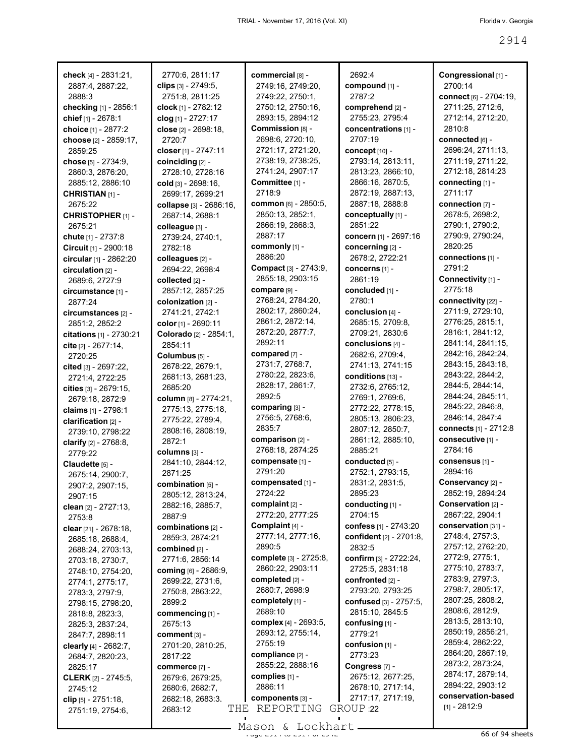**check** [4] - 2831:21, 2887:4, 2887:22, 2888:3
**checking** [1] - 2856:1
**chief** [1] - 2678:1
**choice** [1] - 2877:2
**choose** [2] - 2859:17, 2859:25
**chose** [5] - 2734:9, 2860:3, 2876:20, 2885:12, 2886:10
**CHRISTIAN** [1] - 2675:22
**CHRISTOPHER** [1] - 2675:21
**chute** [1] - 2737:8
**Circuit** [1] - 2900:18
**circular** [1] - 2862:20
**circulation** [2] - 2689:6, 2727:9
**circumstance** [1] - 2877:24
**circumstances** [2] - 2851:2, 2852:2
**citations** [1] - 2730:21
**cite** [2] - 2677:14, 2720:25
**cited** [3] - 2697:22, 2721:4, 2722:25
**cities** [3] - 2679:15, 2679:18, 2872:9
**claims** [1] - 2798:1
**clarification** [2] - 2739:10, 2798:22
**clarify** [2] - 2768:8, 2779:22
**Claudette** [5] - 2675:14, 2900:7, 2907:2, 2907:15, 2907:15
**clean** [2] - 2727:13, 2753:8
**clear** [21] - 2678:18, 2685:18, 2688:4, 2688:24, 2703:13, 2703:18, 2730:7, 2748:10, 2754:20, 2774:1, 2775:17, 2783:3, 2797:9, 2798:15, 2798:20, 2818:8, 2823:3, 2825:3, 2837:24, 2847:7, 2898:11
**clearly** [4] - 2682:7, 2684:7, 2820:23, 2825:17
**CLERK** [2] - 2745:5, 2745:12
**clip** [5] - 2751:18, 2751:19, 2754:6, 2770:6, 2811:17
**clips** [3] - 2749:5, 2751:8, 2811:25
**clock** [1] - 2782:12
**clog** [1] - 2727:17
**close** [2] - 2698:18, 2720:7
**closer** [1] - 2747:11
**coinciding** [2] - 2728:10, 2728:16
**cold** [3] - 2698:16, 2699:17, 2699:21
**collapse** [3] - 2686:16, 2687:14, 2688:1
**colleague** [3] - 2739:24, 2740:1, 2782:18
**colleagues** [2] - 2694:22, 2698:4
**collected** [2] - 2857:12, 2857:25
**colonization** [2] - 2741:21, 2742:1
**color** [1] - 2690:11
**Colorado** [2] - 2854:1, 2854:11
**Columbus** [5] - 2678:22, 2679:1, 2681:13, 2681:23, 2685:20
**column** [8] - 2774:21, 2775:13, 2775:18, 2775:22, 2789:4, 2808:16, 2808:19, 2872:1
**columns** [3] - 2841:10, 2844:12, 2871:25
**combination** [5] - 2805:12, 2813:24, 2882:16, 2885:7, 2887:9
**combinations** [2] - 2859:3, 2874:21
**combined** [2] - 2771:6, 2856:14
**coming** [6] - 2686:9, 2699:22, 2731:6, 2750:8, 2863:22, 2899:2
**commencing** [1] - 2675:13
**comment** [3] - 2701:20, 2810:25, 2817:22
**commerce** [7] - 2679:6, 2679:25, 2680:6, 2682:7, 2682:18, 2683:3, 2683:12
**commercial** [8] - 2749:16, 2749:20, 2749:22, 2750:1, 2750:12, 2750:16, 2893:15, 2894:12
**Commission** [8] - 2698:6, 2720:10, 2721:17, 2721:20, 2738:19, 2738:25, 2741:24, 2907:17
**Committee** [1] - 2718:9
**common** [6] - 2850:5, 2850:13, 2852:1, 2866:19, 2868:3, 2887:17
**commonly** [1] - 2886:20
**Compact** [3] - 2743:9, 2855:18, 2903:15
**compare** [9] - 2768:24, 2784:20, 2802:17, 2860:24, 2861:2, 2872:14, 2872:20, 2877:7, 2892:11
**compared** [7] - 2731:7, 2768:7, 2780:22, 2823:6, 2828:17, 2861:7, 2892:5
**comparing** [3] - 2756:5, 2768:6, 2835:7
**comparison** [2] - 2768:18, 2874:25
**compensate** [1] - 2791:20
**compensated** [1] - 2724:22
**complaint** [2] - 2772:20, 2777:25
**Complaint** [4] - 2777:14, 2777:16, 2890:5
**complete** [3] - 2725:8, 2860:22, 2903:11
**completed** [2] - 2680:7, 2698:9
**completely** [1] - 2689:10
**complex** [4] - 2693:5, 2693:12, 2755:14, 2755:19
**compliance** [2] - 2855:22, 2888:16
**complies** [1] - 2886:11
**components** [3] - 2692:4
**compound** [1] - 2787:2
**comprehend** [2] - 2755:23, 2795:4
**concentrations** [1] - 2707:19
**concept** [10] - 2793:14, 2813:11, 2813:23, 2866:10, 2866:16, 2870:5, 2872:19, 2887:13, 2887:18, 2888:8
**conceptually** [1] - 2851:22
**concern** [1] - 2697:16
**concerning** [2] - 2678:2, 2722:21
**concerns** [1] - 2861:19
**concluded** [1] - 2780:1
**conclusion** [4] - 2685:15, 2709:8, 2709:21, 2830:6
**conclusions** [4] - 2682:6, 2709:4, 2741:13, 2741:15
**conditions** [13] - 2732:6, 2765:12, 2769:1, 2769:6, 2772:22, 2778:15, 2805:13, 2806:23, 2807:12, 2850:7, 2861:12, 2885:10, 2885:21
**conducted** [5] - 2752:1, 2793:15, 2831:2, 2831:5, 2895:23
**conducting** [1] - 2704:15
**confess** [1] - 2743:20
**confident** [2] - 2701:8, 2832:5
**confirm** [3] - 2722:24, 2725:5, 2831:18
**confronted** [2] - 2793:20, 2793:25
**confused** [3] - 2757:5, 2815:10, 2845:5
**confusing** [1] - 2779:21
**confusion** [1] - 2773:23
**Congress** [7] - 2675:12, 2677:25, 2678:10, 2717:14, 2717:17, 2717:19, 2717:22
**Congressional** [1] - 2700:14
**connect** [6] - 2704:19, 2711:25, 2712:6, 2712:14, 2712:20, 2810:8
**connected** [6] - 2696:24, 2711:13, 2711:19, 2711:22, 2712:18, 2814:23
**connecting** [1] - 2711:17
**connection** [7] - 2678:5, 2698:2, 2790:1, 2790:2, 2790:9, 2790:24, 2820:25
**connections** [1] - 2791:2
**Connectivity** [1] - 2775:18
**connectivity** [22] - 2711:9, 2729:10, 2776:25, 2815:1, 2816:1, 2841:12, 2841:14, 2841:15, 2842:16, 2842:24, 2843:15, 2843:18, 2843:22, 2844:2, 2844:5, 2844:14, 2844:24, 2845:11, 2845:22, 2846:8, 2846:14, 2847:4
**connects** [1] - 2712:8
**consecutive** [1] - 2784:16
**consensus** [1] - 2894:16
**Conservancy** [2] - 2852:19, 2894:24
**Conservation** [2] - 2867:22, 2904:1
**conservation** [31] - 2748:4, 2757:3, 2757:12, 2762:20, 2772:9, 2775:1, 2775:10, 2783:7, 2783:9, 2797:3, 2798:7, 2805:17, 2807:25, 2808:2, 2808:6, 2812:9, 2813:5, 2813:10, 2850:19, 2856:21, 2859:4, 2862:22, 2864:20, 2867:19, 2873:2, 2873:24, 2874:17, 2879:14, 2894:22, 2903:12
**conservation-based** [1] - 2812:9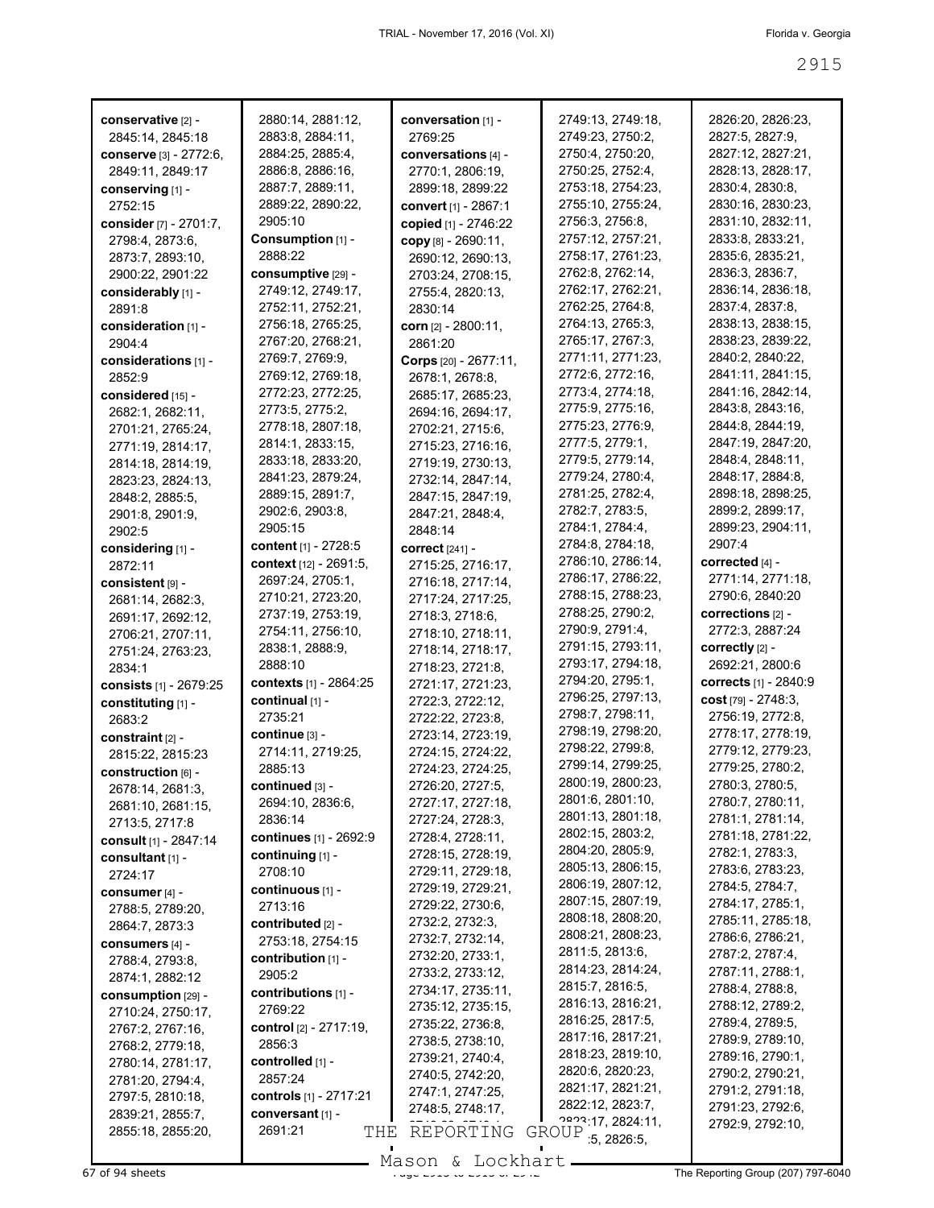**conservative** [2] - 2845:14, 2845:18
**conserve** [3] - 2772:6, 2849:11, 2849:17
**conserving** [1] - 2752:15
**consider** [7] - 2701:7, 2798:4, 2873:6, 2873:7, 2893:10, 2900:22, 2901:22
**considerably** [1] - 2891:8
**consideration** [1] - 2904:4
**considerations** [1] - 2852:9
**considered** [15] - 2682:1, 2682:11, 2701:21, 2765:24, 2771:19, 2814:17, 2814:18, 2814:19, 2823:23, 2824:13, 2848:2, 2885:5, 2901:8, 2901:9, 2902:5
**considering** [1] - 2872:11
**consistent** [9] - 2681:14, 2682:3, 2691:17, 2692:12, 2706:21, 2707:11, 2751:24, 2763:23, 2834:1
**consists** [1] - 2679:25
**constituting** [1] - 2683:2
**constraint** [2] - 2815:22, 2815:23
**construction** [6] - 2678:14, 2681:3, 2681:10, 2681:15, 2713:5, 2717:8
**consult** [1] - 2847:14
**consultant** [1] - 2724:17
**consumer** [4] - 2788:5, 2789:20, 2864:7, 2873:3
**consumers** [4] - 2788:4, 2793:8, 2874:1, 2882:12
**consumption** [29] - 2710:24, 2750:17, 2767:2, 2767:16, 2768:2, 2779:18, 2780:14, 2781:17, 2781:20, 2794:4, 2797:5, 2810:18, 2839:21, 2855:7, 2855:18, 2855:20, 2880:14, 2881:12, 2883:8, 2884:11, 2884:25, 2885:4, 2886:8, 2886:16, 2887:7, 2889:11, 2889:22, 2890:22, 2905:10
**Consumption** [1] - 2888:22
**consumptive** [29] - 2749:12, 2749:17, 2752:11, 2752:21, 2756:18, 2765:25, 2767:20, 2768:21, 2769:7, 2769:9, 2769:12, 2769:18, 2772:23, 2772:25, 2773:5, 2775:2, 2778:18, 2807:18, 2814:1, 2833:15, 2833:18, 2833:20, 2841:23, 2879:24, 2889:15, 2891:7, 2902:6, 2903:8, 2905:15
**content** [1] - 2728:5
**context** [12] - 2691:5, 2697:24, 2705:1, 2710:21, 2723:20, 2737:19, 2753:19, 2754:11, 2756:10, 2838:1, 2888:9, 2888:10
**contexts** [1] - 2864:25
**continual** [1] - 2735:21
**continue** [3] - 2714:11, 2719:25, 2885:13
**continued** [3] - 2694:10, 2836:6, 2836:14
**continues** [1] - 2692:9
**continuing** [1] - 2708:10
**continuous** [1] - 2713:16
**contributed** [2] - 2753:18, 2754:15
**contribution** [1] - 2905:2
**contributions** [1] - 2769:22
**control** [2] - 2717:19, 2856:3
**controlled** [1] - 2857:24
**controls** [1] - 2717:21
**conversant** [1] - 2691:21
**conversation** [1] - 2769:25
**conversations** [4] - 2770:1, 2806:19, 2899:18, 2899:22
**convert** [1] - 2867:1
**copied** [1] - 2746:22
**copy** [8] - 2690:11, 2690:12, 2690:13, 2703:24, 2708:15, 2755:4, 2820:13, 2830:14
**corn** [2] - 2800:11, 2861:20
**Corps** [20] - 2677:11, 2678:1, 2678:8, 2685:17, 2685:23, 2694:16, 2694:17, 2702:21, 2715:6, 2715:23, 2716:16, 2719:19, 2730:13, 2732:14, 2847:14, 2847:15, 2847:19, 2847:21, 2848:4, 2848:14
**correct** [241] - 2715:25, 2716:17, 2716:18, 2717:14, 2717:24, 2717:25, 2718:3, 2718:6, 2718:10, 2718:11, 2718:14, 2718:17, 2718:23, 2721:8, 2721:17, 2721:23, 2722:3, 2722:12, 2722:22, 2723:8, 2723:14, 2723:19, 2724:15, 2724:22, 2724:23, 2724:25, 2726:20, 2727:5, 2727:17, 2727:18, 2727:24, 2728:3, 2728:4, 2728:11, 2728:15, 2728:19, 2729:11, 2729:18, 2729:19, 2729:21, 2729:22, 2730:6, 2732:2, 2732:3, 2732:7, 2732:14, 2732:20, 2733:1, 2733:2, 2733:12, 2734:17, 2735:11, 2735:12, 2735:15, 2735:22, 2736:8, 2738:5, 2738:10, 2739:21, 2740:4, 2740:5, 2742:20, 2747:1, 2747:25, 2748:5, 2748:17, 2749:13, 2749:18, 2749:23, 2750:2, 2750:4, 2750:20, 2750:25, 2752:4, 2753:18, 2754:23, 2755:10, 2755:24, 2756:3, 2756:8, 2757:12, 2757:21, 2758:17, 2761:23, 2762:8, 2762:14, 2762:17, 2762:21, 2762:25, 2764:8, 2764:13, 2765:3, 2765:17, 2767:3, 2771:11, 2771:23, 2772:6, 2772:16, 2773:4, 2774:18, 2775:9, 2775:16, 2775:23, 2776:9, 2777:5, 2779:1, 2779:5, 2779:14, 2779:24, 2780:4, 2781:25, 2782:4, 2782:7, 2783:5, 2784:1, 2784:4, 2784:8, 2784:18, 2786:10, 2786:14, 2786:17, 2786:22, 2788:15, 2788:23, 2788:25, 2790:2, 2790:9, 2791:4, 2791:15, 2793:11, 2793:17, 2794:18, 2794:20, 2795:1, 2796:25, 2797:13, 2798:7, 2798:11, 2798:19, 2798:20, 2798:22, 2799:8, 2799:14, 2799:25, 2800:19, 2800:23, 2801:6, 2801:10, 2801:13, 2801:18, 2802:15, 2803:2, 2804:20, 2805:9, 2805:13, 2806:15, 2806:19, 2807:12, 2807:15, 2807:19, 2808:18, 2808:20, 2808:21, 2808:23, 2811:5, 2813:6, 2814:23, 2814:24, 2815:7, 2816:5, 2816:13, 2816:21, 2816:25, 2817:5, 2817:16, 2817:21, 2818:23, 2819:10, 2820:6, 2820:23, 2821:17, 2821:21, 2822:12, 2823:7, 2823:17, 2824:11, 2825:5, 2826:5, 2826:20, 2826:23, 2827:5, 2827:9, 2827:12, 2827:21, 2828:13, 2828:17, 2830:4, 2830:8, 2830:16, 2830:23, 2831:10, 2832:11, 2833:8, 2833:21, 2835:6, 2835:21, 2836:3, 2836:7, 2836:14, 2836:18, 2837:4, 2837:8, 2838:13, 2838:15, 2838:23, 2839:22, 2840:2, 2840:22, 2841:11, 2841:15, 2841:16, 2842:14, 2843:8, 2843:16, 2844:8, 2844:19, 2847:19, 2847:20, 2848:4, 2848:11, 2848:17, 2884:8, 2898:18, 2898:25, 2899:2, 2899:17, 2899:23, 2904:11, 2907:4
**corrected** [4] - 2771:14, 2771:18, 2790:6, 2840:20
**corrections** [2] - 2772:3, 2887:24
**correctly** [2] - 2692:21, 2800:6
**corrects** [1] - 2840:9
**cost** [79] - 2748:3, 2756:19, 2772:8, 2778:17, 2778:19, 2779:12, 2779:23, 2779:25, 2780:2, 2780:3, 2780:5, 2780:7, 2780:11, 2781:1, 2781:14, 2781:18, 2781:22, 2782:1, 2783:3, 2783:6, 2783:23, 2784:5, 2784:7, 2784:17, 2785:1, 2785:11, 2785:18, 2786:6, 2786:21, 2787:2, 2787:4, 2787:11, 2788:1, 2788:4, 2788:8, 2788:12, 2789:2, 2789:4, 2789:5, 2789:9, 2789:10, 2789:16, 2790:1, 2790:2, 2790:21, 2791:2, 2791:18, 2791:23, 2792:6, 2792:9, 2792:10,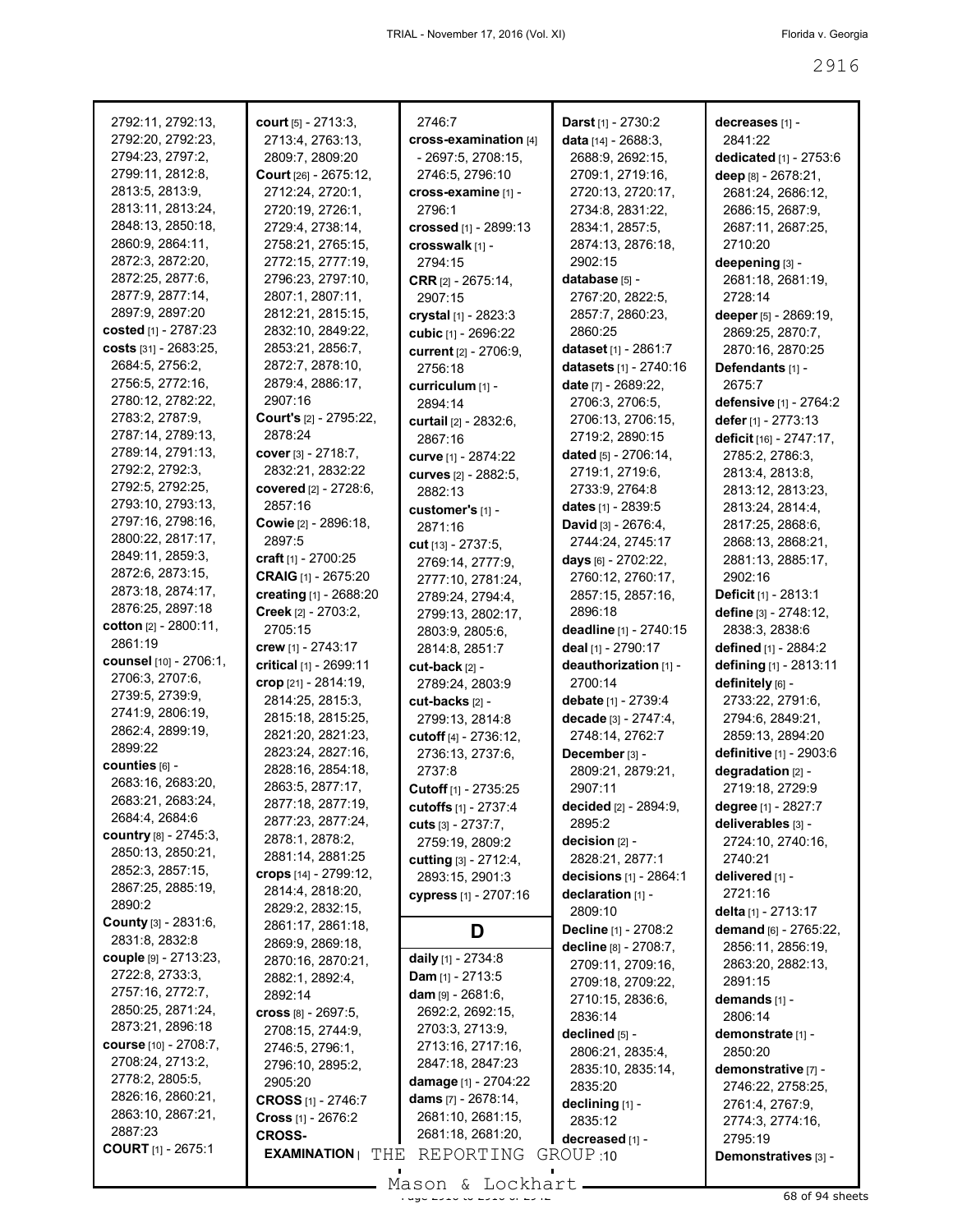2792:11, 2792:13, 2792:20, 2792:23, 2794:23, 2797:2, 2799:11, 2812:8, 2813:5, 2813:9, 2813:11, 2813:24, 2848:13, 2850:18, 2860:9, 2864:11, 2872:3, 2872:20, 2872:25, 2877:6, 2877:9, 2877:14, 2897:9, 2897:20

**costed** [1] - 2787:23

**costs** [31] - 2683:25, 2684:5, 2756:2, 2756:5, 2772:16, 2780:12, 2782:22, 2783:2, 2787:9, 2787:14, 2789:13, 2789:14, 2791:13, 2792:2, 2792:3, 2792:5, 2792:25, 2793:10, 2793:13, 2797:16, 2798:16, 2800:22, 2817:17, 2849:11, 2859:3, 2872:6, 2873:15, 2873:18, 2874:17, 2876:25, 2897:18

**cotton** [2] - 2800:11, 2861:19

**counsel** [10] - 2706:1, 2706:3, 2707:6, 2739:5, 2739:9, 2741:9, 2806:19, 2862:4, 2899:19, 2899:22

**counties** [6] - 2683:16, 2683:20, 2683:21, 2683:24, 2684:4, 2684:6

**country** [8] - 2745:3, 2850:13, 2850:21, 2852:3, 2857:15, 2867:25, 2885:19, 2890:2

**County** [3] - 2831:6, 2831:8, 2832:8

**couple** [9] - 2713:23, 2722:8, 2733:3, 2757:16, 2772:7, 2850:25, 2871:24, 2873:21, 2896:18

**course** [10] - 2708:7, 2708:24, 2713:2, 2778:2, 2805:5, 2826:16, 2860:21, 2863:10, 2867:21, 2887:23

**COURT** [1] - 2675:1

**court** [5] - 2713:3, 2713:4, 2763:13, 2809:7, 2809:20

**Court** [26] - 2675:12, 2712:24, 2720:1, 2720:19, 2726:1, 2729:4, 2738:14, 2758:21, 2765:15, 2772:15, 2777:19, 2796:23, 2797:10, 2807:1, 2807:11, 2812:21, 2815:15, 2832:10, 2849:22, 2853:21, 2856:7, 2872:7, 2878:10, 2879:4, 2886:17, 2907:16

**Court's** [2] - 2795:22, 2878:24

**cover** [3] - 2718:7, 2832:21, 2832:22

**covered** [2] - 2728:6, 2857:16

**Cowie** [2] - 2896:18, 2897:5

**craft** [1] - 2700:25

**CRAIG** [1] - 2675:20

**creating** [1] - 2688:20

**Creek** [2] - 2703:2, 2705:15

**crew** [1] - 2743:17

**critical** [1] - 2699:11

**crop** [21] - 2814:19, 2814:25, 2815:3, 2815:18, 2815:25, 2821:20, 2821:23, 2823:24, 2827:16, 2828:16, 2854:18, 2863:5, 2877:17, 2877:18, 2877:19, 2877:23, 2877:24, 2878:1, 2878:2, 2881:14, 2881:25

**crops** [14] - 2799:12, 2814:4, 2818:20, 2829:2, 2832:15, 2861:17, 2861:18, 2869:9, 2869:18, 2870:16, 2870:21, 2882:1, 2892:4, 2892:14

**cross** [8] - 2697:5, 2708:15, 2744:9, 2746:5, 2796:1, 2796:10, 2895:2, 2905:20

**CROSS** [1] - 2746:7

**Cross** [1] - 2676:2

**CROSS-EXAMINATION** [1] - 2746:7

**cross-examination** [4] - 2697:5, 2708:15, 2746:5, 2796:10

**cross-examine** [1] - 2796:1

**crossed** [1] - 2899:13

**crosswalk** [1] - 2794:15

**CRR** [2] - 2675:14, 2907:15

**crystal** [1] - 2823:3

**cubic** [1] - 2696:22

**current** [2] - 2706:9, 2756:18

**curriculum** [1] - 2894:14

**curtail** [2] - 2832:6, 2867:16

**curve** [1] - 2874:22

**curves** [2] - 2882:5, 2882:13

**customer's** [1] - 2871:16

**cut** [13] - 2737:5, 2769:14, 2777:9, 2777:10, 2781:24, 2789:24, 2794:4, 2799:13, 2802:17, 2803:9, 2805:6, 2814:8, 2851:7

**cut-back** [2] - 2789:24, 2803:9

**cut-backs** [2] - 2799:13, 2814:8

**cutoff** [4] - 2736:12, 2736:13, 2737:6, 2737:8

**Cutoff** [1] - 2735:25

**cutoffs** [1] - 2737:4

**cuts** [3] - 2737:7, 2759:19, 2809:2

**cutting** [3] - 2712:4, 2893:15, 2901:3

**cypress** [1] - 2707:16

## D

**daily** [1] - 2734:8

**Dam** [1] - 2713:5

**dam** [9] - 2681:6, 2692:2, 2692:15, 2703:3, 2713:9, 2713:16, 2717:16, 2847:18, 2847:23

**damage** [1] - 2704:22

**dams** [7] - 2678:14, 2681:10, 2681:15, 2681:18, 2681:20, 2681:24, 2710:20

**Darst** [1] - 2730:2

**data** [14] - 2688:3, 2688:9, 2692:15, 2709:1, 2719:16, 2720:13, 2720:17, 2734:8, 2831:22, 2834:1, 2857:5, 2874:13, 2876:18, 2902:15

**database** [5] - 2767:20, 2822:5, 2857:7, 2860:23, 2860:25

**dataset** [1] - 2861:7

**datasets** [1] - 2740:16

**date** [7] - 2689:22, 2706:3, 2706:5, 2706:13, 2706:15, 2719:2, 2890:15

**dated** [5] - 2706:14, 2719:1, 2719:6, 2733:9, 2764:8

**dates** [1] - 2839:5

**David** [3] - 2676:4, 2744:24, 2745:17

**days** [6] - 2702:22, 2760:12, 2760:17, 2857:15, 2857:16, 2896:18

**deadline** [1] - 2740:15

**deal** [1] - 2790:17

**deauthorization** [1] - 2700:14

**debate** [1] - 2739:4

**decade** [3] - 2747:4, 2748:14, 2762:7

**December** [3] - 2809:21, 2879:21, 2907:11

**decided** [2] - 2894:9, 2895:2

**decision** [2] - 2828:21, 2877:1

**decisions** [1] - 2864:1

**declaration** [1] - 2809:10

**Decline** [1] - 2708:2

**decline** [8] - 2708:7, 2709:11, 2709:16, 2709:18, 2709:22, 2710:15, 2836:6, 2836:14

**declined** [5] - 2806:21, 2835:4, 2835:10, 2835:14, 2835:20

**declining** [1] - 2835:12

**decreased** [1] - 2851:10

**decreases** [1] - 2841:22

**dedicated** [1] - 2753:6

**deep** [8] - 2678:21, 2681:24, 2686:12, 2686:15, 2687:9, 2687:11, 2687:25, 2710:20

**deepening** [3] - 2681:18, 2681:19, 2728:14

**deeper** [5] - 2869:19, 2869:25, 2870:7, 2870:16, 2870:25

**Defendants** [1] - 2675:7

**defensive** [1] - 2764:2

**defer** [1] - 2773:13

**deficit** [16] - 2747:17, 2785:2, 2786:3, 2813:4, 2813:8, 2813:12, 2813:23, 2813:24, 2814:4, 2817:25, 2868:6, 2868:13, 2868:21, 2881:13, 2885:17, 2902:16

**Deficit** [1] - 2813:1

**define** [3] - 2748:12, 2838:3, 2838:6

**defined** [1] - 2884:2

**defining** [1] - 2813:11

**definitely** [6] - 2733:22, 2791:6, 2794:6, 2849:21, 2859:13, 2894:20

**definitive** [1] - 2903:6

**degradation** [2] - 2719:18, 2729:9

**degree** [1] - 2827:7

**deliverables** [3] - 2724:10, 2740:16, 2740:21

**delivered** [1] - 2721:16

**delta** [1] - 2713:17

**demand** [6] - 2765:22, 2856:11, 2856:19, 2863:20, 2882:13, 2891:15

**demands** [1] - 2806:14

**demonstrate** [1] - 2850:20

**demonstrative** [7] - 2746:22, 2758:25, 2761:4, 2767:9, 2774:3, 2774:16, 2795:19

**Demonstratives** [3] -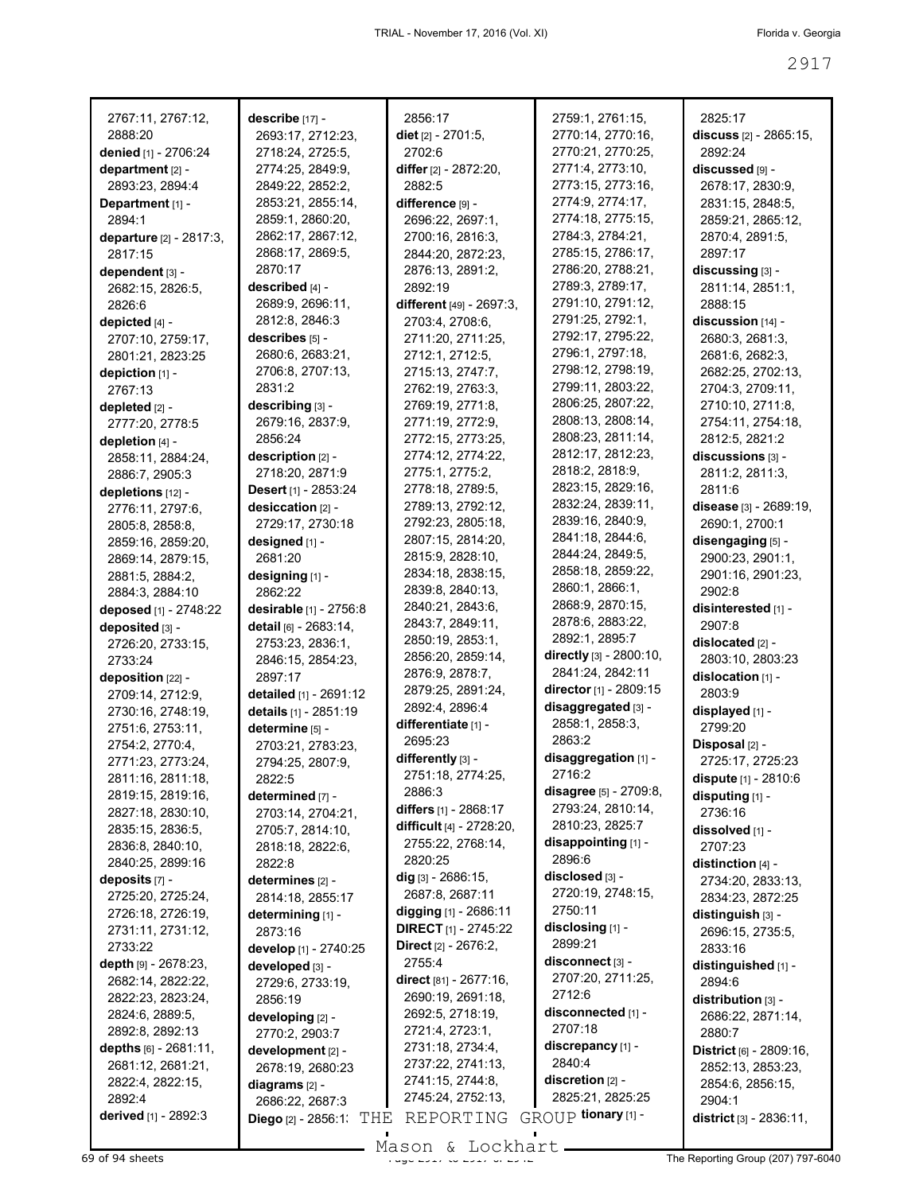2767:11, 2767:12, 2888:20
**denied** [1] - 2706:24
**department** [2] - 2893:23, 2894:4
**Department** [1] - 2894:1
**departure** [2] - 2817:3, 2817:15
**dependent** [3] - 2682:15, 2826:5, 2826:6
**depicted** [4] - 2707:10, 2759:17, 2801:21, 2823:25
**depiction** [1] - 2767:13
**depleted** [2] - 2777:20, 2778:5
**depletion** [4] - 2858:11, 2884:24, 2886:7, 2905:3
**depletions** [12] - 2776:11, 2797:6, 2805:8, 2858:8, 2859:16, 2859:20, 2869:14, 2879:15, 2881:5, 2884:2, 2884:3, 2884:10
**deposed** [1] - 2748:22
**deposited** [3] - 2726:20, 2733:15, 2733:24
**deposition** [22] - 2709:14, 2712:9, 2730:16, 2748:19, 2751:6, 2753:11, 2754:2, 2770:4, 2771:23, 2773:24, 2811:16, 2811:18, 2819:15, 2819:16, 2827:18, 2830:10, 2835:15, 2836:5, 2836:8, 2840:10, 2840:25, 2899:16
**deposits** [7] - 2725:20, 2725:24, 2726:18, 2726:19, 2731:11, 2731:12, 2733:22
**depth** [9] - 2678:23, 2682:14, 2822:22, 2822:23, 2823:24, 2824:6, 2889:5, 2892:8, 2892:13
**depths** [6] - 2681:11, 2681:12, 2681:21, 2822:4, 2822:15, 2892:4
**derived** [1] - 2892:3
**describe** [17] - 2693:17, 2712:23, 2718:24, 2725:5, 2774:25, 2849:9, 2849:22, 2852:2, 2853:21, 2855:14, 2859:1, 2860:20, 2862:17, 2867:12, 2868:17, 2869:5, 2870:17
**described** [4] - 2689:9, 2696:11, 2812:8, 2846:3
**describes** [5] - 2680:6, 2683:21, 2706:8, 2707:13, 2831:2
**describing** [3] - 2679:16, 2837:9, 2856:24
**description** [2] - 2718:20, 2871:9
**Desert** [1] - 2853:24
**desiccation** [2] - 2729:17, 2730:18
**designed** [1] - 2681:20
**designing** [1] - 2862:22
**desirable** [1] - 2756:8
**detail** [6] - 2683:14, 2753:23, 2836:1, 2846:15, 2854:23, 2897:17
**detailed** [1] - 2691:12
**details** [1] - 2851:19
**determine** [5] - 2703:21, 2783:23, 2794:25, 2807:9, 2822:5
**determined** [7] - 2703:14, 2704:21, 2705:7, 2814:10, 2818:18, 2822:6, 2822:8
**determines** [2] - 2814:18, 2855:17
**determining** [1] - 2873:16
**develop** [1] - 2740:25
**developed** [3] - 2729:6, 2733:19, 2856:19
**developing** [2] - 2770:2, 2903:7
**development** [2] - 2678:19, 2680:23
**diagrams** [2] - 2686:22, 2687:3
**Diego** [2] - 2856:1: 2856:17
**diet** [2] - 2701:5, 2702:6
**differ** [2] - 2872:20, 2882:5
**difference** [9] - 2696:22, 2697:1, 2700:16, 2816:3, 2844:20, 2872:23, 2876:13, 2891:2, 2892:19
**different** [49] - 2697:3, 2703:4, 2708:6, 2711:20, 2711:25, 2712:1, 2712:5, 2715:13, 2747:7, 2762:19, 2763:3, 2769:19, 2771:8, 2771:19, 2772:9, 2772:15, 2773:25, 2774:12, 2774:22, 2775:1, 2775:2, 2778:18, 2789:5, 2789:13, 2792:12, 2792:23, 2805:18, 2807:15, 2814:20, 2815:9, 2828:10, 2834:18, 2838:15, 2839:8, 2840:13, 2840:21, 2843:6, 2843:7, 2849:11, 2850:19, 2853:1, 2856:20, 2859:14, 2876:9, 2878:7, 2879:25, 2891:24, 2892:4, 2896:4
**differentiate** [1] - 2695:23
**differently** [3] - 2751:18, 2774:25, 2886:3
**differs** [1] - 2868:17
**difficult** [4] - 2728:20, 2755:22, 2768:14, 2820:25
**dig** [3] - 2686:15, 2687:8, 2687:11
**digging** [1] - 2686:11
**DIRECT** [1] - 2745:22
**Direct** [2] - 2676:2, 2755:4
**direct** [81] - 2677:16, 2690:19, 2691:18, 2692:5, 2718:19, 2721:4, 2723:1, 2731:18, 2734:4, 2737:22, 2741:13, 2741:15, 2744:8, 2745:24, 2752:13, 2759:1, 2761:15, 2770:14, 2770:16, 2770:21, 2770:25, 2771:4, 2773:10, 2773:15, 2773:16, 2774:9, 2774:17, 2774:18, 2775:15, 2784:3, 2784:21, 2785:15, 2786:17, 2786:20, 2788:21, 2789:3, 2789:17, 2791:10, 2791:12, 2791:25, 2792:1, 2792:17, 2795:22, 2796:1, 2797:18, 2798:12, 2798:19, 2799:11, 2803:22, 2806:25, 2807:22, 2808:13, 2808:14, 2808:23, 2811:14, 2812:17, 2812:23, 2818:2, 2818:9, 2823:15, 2829:16, 2832:24, 2839:11, 2839:16, 2840:9, 2841:18, 2844:6, 2844:24, 2849:5, 2858:18, 2859:22, 2860:1, 2866:1, 2868:9, 2870:15, 2878:6, 2883:22, 2892:1, 2895:7
**directly** [3] - 2800:10, 2841:24, 2842:11
**director** [1] - 2809:15
**disaggregated** [3] - 2858:1, 2858:3, 2863:2
**disaggregation** [1] - 2716:2
**disagree** [5] - 2709:8, 2793:24, 2810:14, 2810:23, 2825:7
**disappointing** [1] - 2896:6
**disclosed** [3] - 2720:19, 2748:15, 2750:11
**disclosing** [1] - 2899:21
**disconnect** [3] - 2707:20, 2711:25, 2712:6
**disconnected** [1] - 2707:18
**discrepancy** [1] - 2840:4
**discretion** [2] - 2825:21, 2825:25
**discretionary** [1] - 2825:17
**discuss** [2] - 2865:15, 2892:24
**discussed** [9] - 2678:17, 2830:9, 2831:15, 2848:5, 2859:21, 2865:12, 2870:4, 2891:5, 2897:17
**discussing** [3] - 2811:14, 2851:1, 2888:15
**discussion** [14] - 2680:3, 2681:3, 2681:6, 2682:3, 2682:25, 2702:13, 2704:3, 2709:11, 2710:10, 2711:8, 2754:11, 2754:18, 2812:5, 2821:2
**discussions** [3] - 2811:2, 2811:3, 2811:6
**disease** [3] - 2689:19, 2690:1, 2700:1
**disengaging** [5] - 2900:23, 2901:1, 2901:16, 2901:23, 2902:8
**disinterested** [1] - 2907:8
**dislocated** [2] - 2803:10, 2803:23
**dislocation** [1] - 2803:9
**displayed** [1] - 2799:20
**Disposal** [2] - 2725:17, 2725:23
**dispute** [1] - 2810:6
**disputing** [1] - 2736:16
**dissolved** [1] - 2707:23
**distinction** [4] - 2734:20, 2833:13, 2834:23, 2872:25
**distinguish** [3] - 2696:15, 2735:5, 2833:16
**distinguished** [1] - 2894:6
**distribution** [3] - 2686:22, 2871:14, 2880:7
**District** [6] - 2809:16, 2852:13, 2853:23, 2854:6, 2856:15, 2904:1
**district** [3] - 2836:11,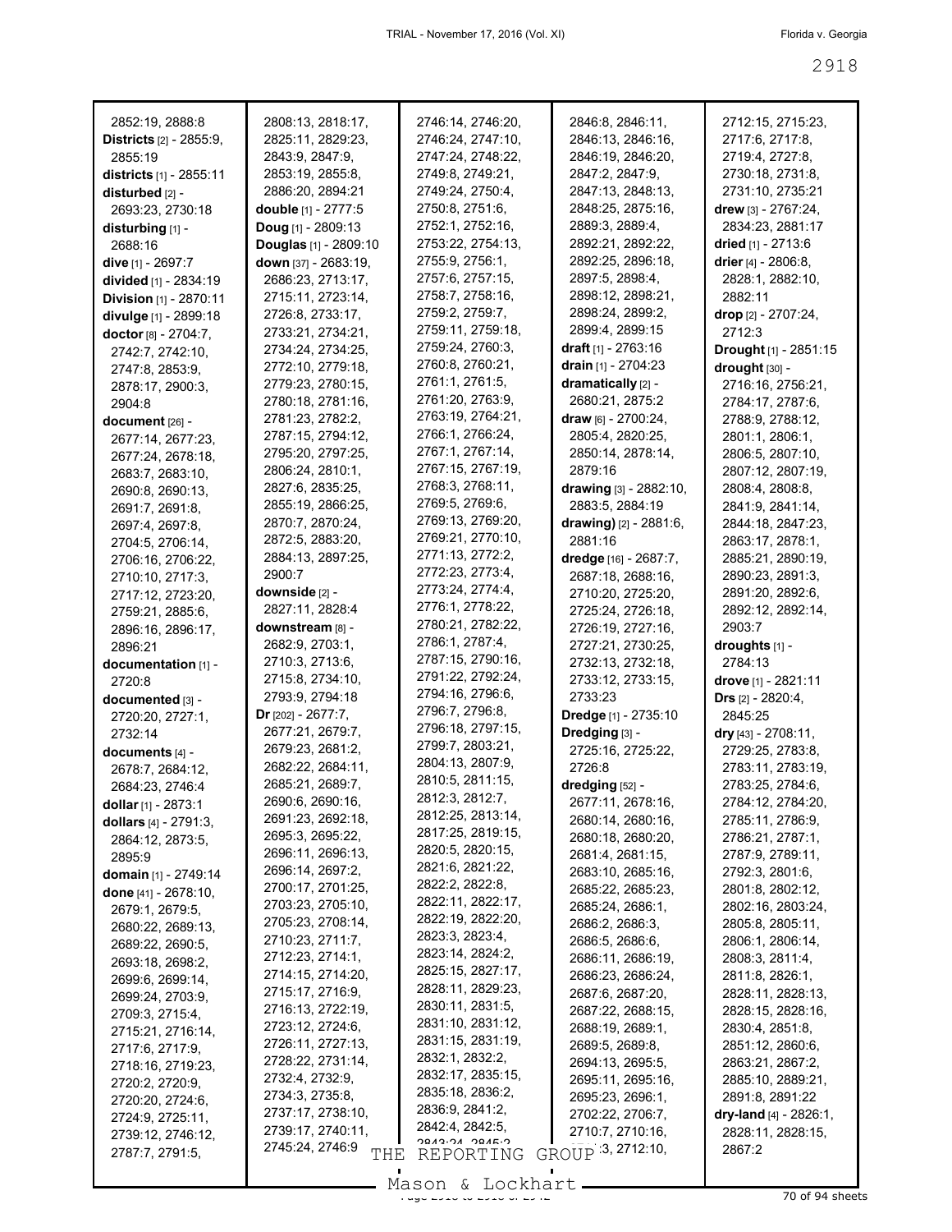2852:19, 2888:8
**Districts** [2] - 2855:9, 2855:19
**districts** [1] - 2855:11
**disturbed** [2] - 2693:23, 2730:18
**disturbing** [1] - 2688:16
**dive** [1] - 2697:7
**divided** [1] - 2834:19
**Division** [1] - 2870:11
**divulge** [1] - 2899:18
**doctor** [8] - 2704:7, 2742:7, 2742:10, 2747:8, 2853:9, 2878:17, 2900:3, 2904:8
**document** [26] - 2677:14, 2677:23, 2677:24, 2678:18, 2683:7, 2683:10, 2690:8, 2690:13, 2691:7, 2691:8, 2697:4, 2697:8, 2704:5, 2706:14, 2706:16, 2706:22, 2710:10, 2717:3, 2717:12, 2723:20, 2759:21, 2885:6, 2896:16, 2896:17, 2896:21
**documentation** [1] - 2720:8
**documented** [3] - 2720:20, 2727:1, 2732:14
**documents** [4] - 2678:7, 2684:12, 2684:23, 2746:4
**dollar** [1] - 2873:1
**dollars** [4] - 2791:3, 2864:12, 2873:5, 2895:9
**domain** [1] - 2749:14
**done** [41] - 2678:10, 2679:1, 2679:5, 2680:22, 2689:13, 2689:22, 2690:5, 2693:18, 2698:2, 2699:6, 2699:14, 2699:24, 2703:9, 2709:3, 2715:4, 2715:21, 2716:14, 2717:6, 2717:9, 2718:16, 2719:23, 2720:2, 2720:9, 2720:20, 2724:6, 2724:9, 2725:11, 2739:12, 2746:12, 2787:7, 2791:5, 2808:13, 2818:17, 2825:11, 2829:23, 2843:9, 2847:9, 2853:19, 2855:8, 2886:20, 2894:21
**double** [1] - 2777:5
**Doug** [1] - 2809:13
**Douglas** [1] - 2809:10
**down** [37] - 2683:19, 2686:23, 2713:17, 2715:11, 2723:14, 2726:8, 2733:17, 2733:21, 2734:21, 2734:24, 2734:25, 2772:10, 2779:18, 2779:23, 2780:15, 2780:18, 2781:16, 2781:23, 2782:2, 2787:15, 2794:12, 2795:20, 2797:25, 2806:24, 2810:1, 2827:6, 2835:25, 2855:19, 2866:25, 2870:7, 2870:24, 2872:5, 2883:20, 2884:13, 2897:25, 2900:7
**downside** [2] - 2827:11, 2828:4
**downstream** [8] - 2682:9, 2703:1, 2710:3, 2713:6, 2715:8, 2734:10, 2793:9, 2794:18
**Dr** [202] - 2677:7, 2677:21, 2679:7, 2679:23, 2681:2, 2682:22, 2684:11, 2685:21, 2689:7, 2690:6, 2690:16, 2691:23, 2692:18, 2695:3, 2695:22, 2696:11, 2696:13, 2696:14, 2697:2, 2700:17, 2701:25, 2703:23, 2705:10, 2705:23, 2708:14, 2710:23, 2711:7, 2712:23, 2714:1, 2714:15, 2714:20, 2715:17, 2716:9, 2716:13, 2722:19, 2723:12, 2724:6, 2726:11, 2727:13, 2728:22, 2731:14, 2732:4, 2732:9, 2734:3, 2735:8, 2737:17, 2738:10, 2739:17, 2740:11, 2745:24, 2746:9, 2746:14, 2746:20, 2746:24, 2747:10, 2747:24, 2748:22, 2749:8, 2749:21, 2749:24, 2750:4, 2750:8, 2751:6, 2752:1, 2752:16, 2753:22, 2754:13, 2755:9, 2756:1, 2757:6, 2757:15, 2758:7, 2758:16, 2759:2, 2759:7, 2759:11, 2759:18, 2759:24, 2760:3, 2760:8, 2760:21, 2761:1, 2761:5, 2761:20, 2763:9, 2763:19, 2764:21, 2766:1, 2766:24, 2767:1, 2767:14, 2767:15, 2767:19, 2768:3, 2768:11, 2769:5, 2769:6, 2769:13, 2769:20, 2769:21, 2770:10, 2771:13, 2772:2, 2772:23, 2773:4, 2773:24, 2774:4, 2776:1, 2778:22, 2780:21, 2782:22, 2786:1, 2787:4, 2787:15, 2790:16, 2791:22, 2792:24, 2794:16, 2796:6, 2796:7, 2796:8, 2796:18, 2797:15, 2799:7, 2803:21, 2804:13, 2807:9, 2810:5, 2811:15, 2812:3, 2812:7, 2812:25, 2813:14, 2817:25, 2819:15, 2820:5, 2820:15, 2821:6, 2821:22, 2822:2, 2822:8, 2822:11, 2822:17, 2822:19, 2822:20, 2823:3, 2823:4, 2823:14, 2824:2, 2825:15, 2827:17, 2828:11, 2829:23, 2830:11, 2831:5, 2831:10, 2831:12, 2831:15, 2831:19, 2832:1, 2832:2, 2832:17, 2835:15, 2835:18, 2836:2, 2836:9, 2841:2, 2842:4, 2842:5, 2843:24, 2845:2, 2846:8, 2846:11, 2846:13, 2846:16, 2846:19, 2846:20, 2847:2, 2847:9, 2847:13, 2848:13, 2848:25, 2875:16, 2889:3, 2889:4, 2892:21, 2892:22, 2892:25, 2896:18, 2897:5, 2898:4, 2898:12, 2898:21, 2898:24, 2899:2, 2899:4, 2899:15
**draft** [1] - 2763:16
**drain** [1] - 2704:23
**dramatically** [2] - 2680:21, 2875:2
**draw** [6] - 2700:24, 2805:4, 2820:25, 2850:14, 2878:14, 2879:16
**drawing** [3] - 2882:10, 2883:5, 2884:19
**drawing)** [2] - 2881:6, 2881:16
**dredge** [16] - 2687:7, 2687:18, 2688:16, 2710:20, 2725:20, 2725:24, 2726:18, 2726:19, 2727:16, 2727:21, 2730:25, 2732:13, 2732:18, 2733:12, 2733:15, 2733:23
**Dredge** [1] - 2735:10
**Dredging** [3] - 2725:16, 2725:22, 2726:8
**dredging** [52] - 2677:11, 2678:16, 2680:14, 2680:16, 2680:18, 2680:20, 2681:4, 2681:15, 2683:10, 2685:16, 2685:22, 2685:23, 2685:24, 2686:1, 2686:2, 2686:3, 2686:5, 2686:6, 2686:11, 2686:19, 2686:23, 2686:24, 2687:6, 2687:20, 2687:22, 2688:15, 2688:19, 2689:1, 2689:5, 2689:8, 2694:13, 2695:5, 2695:11, 2695:16, 2695:23, 2696:1, 2702:22, 2706:7, 2710:7, 2710:16, 2711:3, 2712:10, 2712:15, 2715:23, 2717:6, 2717:8, 2719:4, 2727:8, 2730:18, 2731:8, 2731:10, 2735:21
**drew** [3] - 2767:24, 2834:23, 2881:17
**dried** [1] - 2713:6
**drier** [4] - 2806:8, 2828:1, 2882:10, 2882:11
**drop** [2] - 2707:24, 2712:3
**Drought** [1] - 2851:15
**drought** [30] - 2716:16, 2756:21, 2784:17, 2787:6, 2788:9, 2788:12, 2801:1, 2806:1, 2806:5, 2807:10, 2807:12, 2807:19, 2808:4, 2808:8, 2841:9, 2841:14, 2844:18, 2847:23, 2863:17, 2878:1, 2885:21, 2890:19, 2890:23, 2891:3, 2891:20, 2892:6, 2892:12, 2892:14, 2903:7
**droughts** [1] - 2784:13
**drove** [1] - 2821:11
**Drs** [2] - 2820:4, 2845:25
**dry** [43] - 2708:11, 2729:25, 2783:8, 2783:11, 2783:19, 2783:25, 2784:6, 2784:12, 2784:20, 2785:11, 2786:9, 2786:21, 2787:1, 2787:9, 2789:11, 2792:3, 2801:6, 2801:8, 2802:12, 2802:16, 2803:24, 2805:8, 2805:11, 2806:1, 2806:14, 2808:3, 2811:4, 2811:8, 2826:1, 2828:11, 2828:13, 2828:15, 2828:16, 2830:4, 2851:8, 2851:12, 2860:6, 2863:21, 2867:2, 2885:10, 2889:21, 2891:8, 2891:22
**dry-land** [4] - 2826:1, 2828:11, 2828:15, 2867:2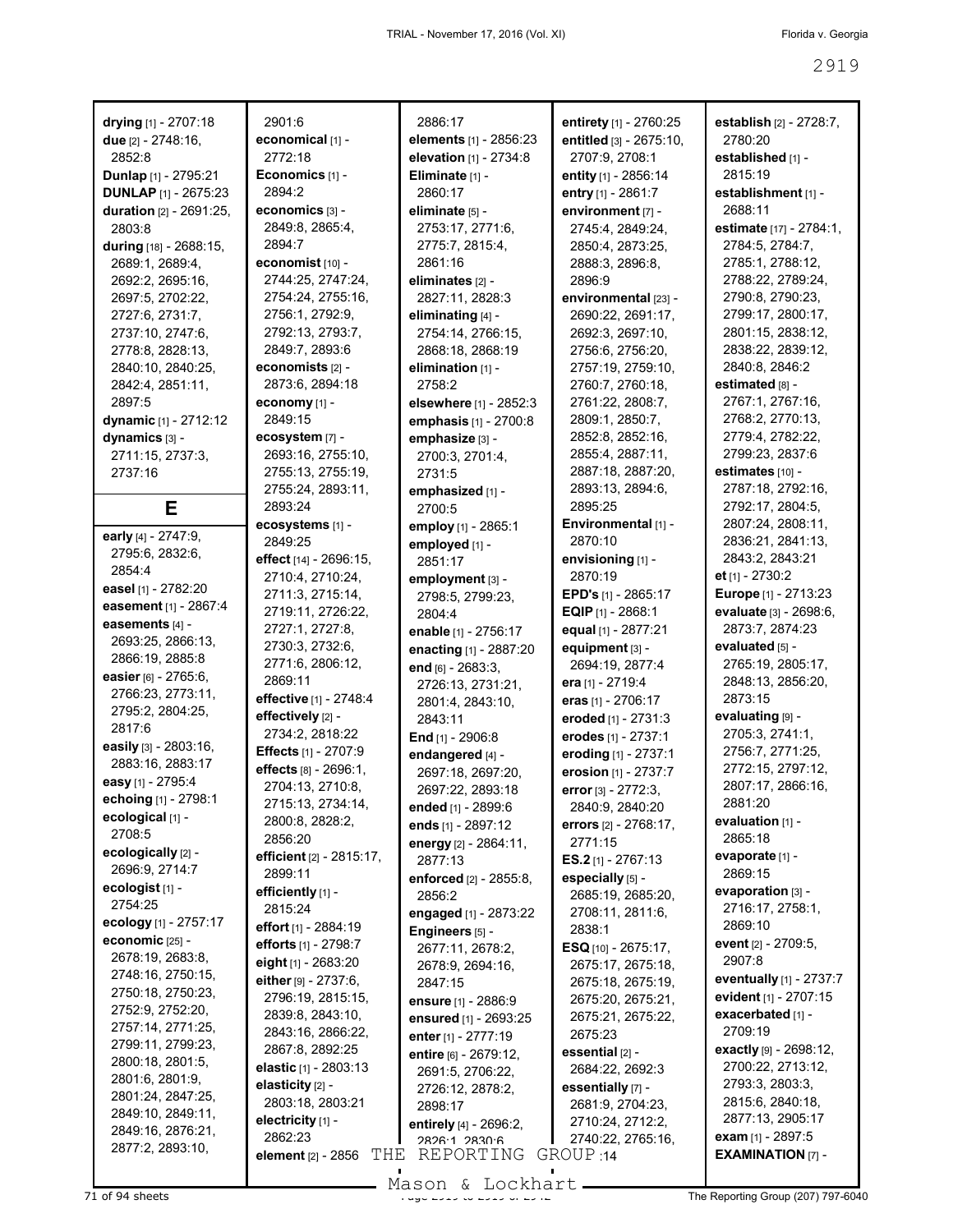**drying** [1] - 2707:18
**due** [2] - 2748:16, 2852:8
**Dunlap** [1] - 2795:21
**DUNLAP** [1] - 2675:23
**duration** [2] - 2691:25, 2803:8
**during** [18] - 2688:15, 2689:1, 2689:4, 2692:2, 2695:16, 2697:5, 2702:22, 2727:6, 2731:7, 2737:10, 2747:6, 2778:8, 2828:13, 2840:10, 2840:25, 2842:4, 2851:11, 2897:5
**dynamic** [1] - 2712:12
**dynamics** [3] - 2711:15, 2737:3, 2737:16

## E

**early** [4] - 2747:9, 2795:6, 2832:6, 2854:4
**easel** [1] - 2782:20
**easement** [1] - 2867:4
**easements** [4] - 2693:25, 2866:13, 2866:19, 2885:8
**easier** [6] - 2765:6, 2766:23, 2773:11, 2795:2, 2804:25, 2817:6
**easily** [3] - 2803:16, 2883:16, 2883:17
**easy** [1] - 2795:4
**echoing** [1] - 2798:1
**ecological** [1] - 2708:5
**ecologically** [2] - 2696:9, 2714:7
**ecologist** [1] - 2754:25
**ecology** [1] - 2757:17
**economic** [25] - 2678:19, 2683:8, 2748:16, 2750:15, 2750:18, 2750:23, 2752:9, 2752:20, 2757:14, 2771:25, 2799:11, 2799:23, 2800:18, 2801:5, 2801:6, 2801:9, 2801:24, 2847:25, 2849:10, 2849:11, 2849:16, 2876:21, 2877:2, 2893:10, 2901:6
**economical** [1] - 2772:18
**Economics** [1] - 2894:2
**economics** [3] - 2849:8, 2865:4, 2894:7
**economist** [10] - 2744:25, 2747:24, 2754:24, 2755:16, 2756:1, 2792:9, 2792:13, 2793:7, 2849:7, 2893:6
**economists** [2] - 2873:6, 2894:18
**economy** [1] - 2849:15
**ecosystem** [7] - 2693:16, 2755:10, 2755:13, 2755:19, 2755:24, 2893:11, 2893:24
**ecosystems** [1] - 2849:25
**effect** [14] - 2696:15, 2710:4, 2710:24, 2711:3, 2715:14, 2719:11, 2726:22, 2727:1, 2727:8, 2730:3, 2732:6, 2771:6, 2806:12, 2869:11
**effective** [1] - 2748:4
**effectively** [2] - 2734:2, 2818:22
**Effects** [1] - 2707:9
**effects** [8] - 2696:1, 2704:13, 2710:8, 2715:13, 2734:14, 2800:8, 2828:2, 2856:20
**efficient** [2] - 2815:17, 2899:11
**efficiently** [1] - 2815:24
**effort** [1] - 2884:19
**efforts** [1] - 2798:7
**eight** [1] - 2683:20
**either** [9] - 2737:6, 2796:19, 2815:15, 2839:8, 2843:10, 2843:16, 2866:22, 2867:8, 2892:25
**elastic** [1] - 2803:13
**elasticity** [2] - 2803:18, 2803:21
**electricity** [1] - 2862:23
**element** [2] - 2856:14
**elements** [1] - 2856:23
**elevation** [1] - 2734:8
**Eliminate** [1] - 2860:17
**eliminate** [5] - 2753:17, 2771:6, 2775:7, 2815:4, 2861:16
**eliminates** [2] - 2827:11, 2828:3
**eliminating** [4] - 2754:14, 2766:15, 2868:18, 2868:19
**elimination** [1] - 2758:2
**elsewhere** [1] - 2852:3
**emphasis** [1] - 2700:8
**emphasize** [3] - 2700:3, 2701:4, 2731:5
**emphasized** [1] - 2700:5
**employ** [1] - 2865:1
**employed** [1] - 2851:17
**employment** [3] - 2798:5, 2799:23, 2804:4
**enable** [1] - 2756:17
**enacting** [1] - 2887:20
**end** [6] - 2683:3, 2726:13, 2731:21, 2801:4, 2843:10, 2843:11
**End** [1] - 2906:8
**endangered** [4] - 2697:18, 2697:20, 2697:22, 2893:18
**ended** [1] - 2899:6
**ends** [1] - 2897:12
**energy** [2] - 2864:11, 2877:13
**enforced** [2] - 2855:8, 2856:2
**engaged** [1] - 2873:22
**Engineers** [5] - 2677:11, 2678:2, 2678:9, 2694:16, 2847:15
**ensure** [1] - 2886:9
**ensured** [1] - 2693:25
**enter** [1] - 2777:19
**entire** [6] - 2679:12, 2691:5, 2706:22, 2726:12, 2878:2, 2898:17
**entirely** [4] - 2696:2, 2826:1, 2830:6
**entirety** [1] - 2760:25
**entitled** [3] - 2675:10, 2707:9, 2708:1
**entity** [1] - 2856:14
**entry** [1] - 2861:7
**environment** [7] - 2745:4, 2849:24, 2850:4, 2873:25, 2888:3, 2896:8, 2896:9
**environmental** [23] - 2690:22, 2691:17, 2692:3, 2697:10, 2756:6, 2756:20, 2757:19, 2759:10, 2760:7, 2760:18, 2761:22, 2808:7, 2809:1, 2850:7, 2852:8, 2852:16, 2855:4, 2887:11, 2887:18, 2887:20, 2893:13, 2894:6, 2895:25
**Environmental** [1] - 2870:10
**envisioning** [1] - 2870:19
**EPD's** [1] - 2865:17
**EQIP** [1] - 2868:1
**equal** [1] - 2877:21
**equipment** [3] - 2694:19, 2877:4
**era** [1] - 2719:4
**eras** [1] - 2706:17
**eroded** [1] - 2731:3
**erodes** [1] - 2737:1
**eroding** [1] - 2737:1
**erosion** [1] - 2737:7
**error** [3] - 2772:3, 2840:9, 2840:20
**errors** [2] - 2768:17, 2771:15
**ES.2** [1] - 2767:13
**especially** [5] - 2685:19, 2685:20, 2708:11, 2811:6, 2838:1
**ESQ** [10] - 2675:17, 2675:17, 2675:18, 2675:18, 2675:19, 2675:20, 2675:21, 2675:21, 2675:22, 2675:23
**essential** [2] - 2684:22, 2692:3
**essentially** [7] - 2681:9, 2704:23, 2710:24, 2712:2, 2740:22, 2765:16,
**establish** [2] - 2728:7, 2780:20
**established** [1] - 2815:19
**establishment** [1] - 2688:11
**estimate** [17] - 2784:1, 2784:5, 2784:7, 2785:1, 2788:12, 2788:22, 2789:24, 2790:8, 2790:23, 2799:17, 2800:17, 2801:15, 2838:12, 2838:22, 2839:12, 2840:8, 2846:2
**estimated** [8] - 2767:1, 2767:16, 2768:2, 2770:13, 2779:4, 2782:22, 2799:23, 2837:6
**estimates** [10] - 2787:18, 2792:16, 2792:17, 2804:5, 2807:24, 2808:11, 2836:21, 2841:13, 2843:2, 2843:21
**et** [1] - 2730:2
**Europe** [1] - 2713:23
**evaluate** [3] - 2698:6, 2873:7, 2874:23
**evaluated** [5] - 2765:19, 2805:17, 2848:13, 2856:20, 2873:15
**evaluating** [9] - 2705:3, 2741:1, 2756:7, 2771:25, 2772:15, 2797:12, 2807:17, 2866:16, 2881:20
**evaluation** [1] - 2865:18
**evaporate** [1] - 2869:15
**evaporation** [3] - 2716:17, 2758:1, 2869:10
**event** [2] - 2709:5, 2907:8
**eventually** [1] - 2737:7
**evident** [1] - 2707:15
**exacerbated** [1] - 2709:19
**exactly** [9] - 2698:12, 2700:22, 2713:12, 2793:3, 2803:3, 2815:6, 2840:18, 2877:13, 2905:17
**exam** [1] - 2897:5
**EXAMINATION** [7] -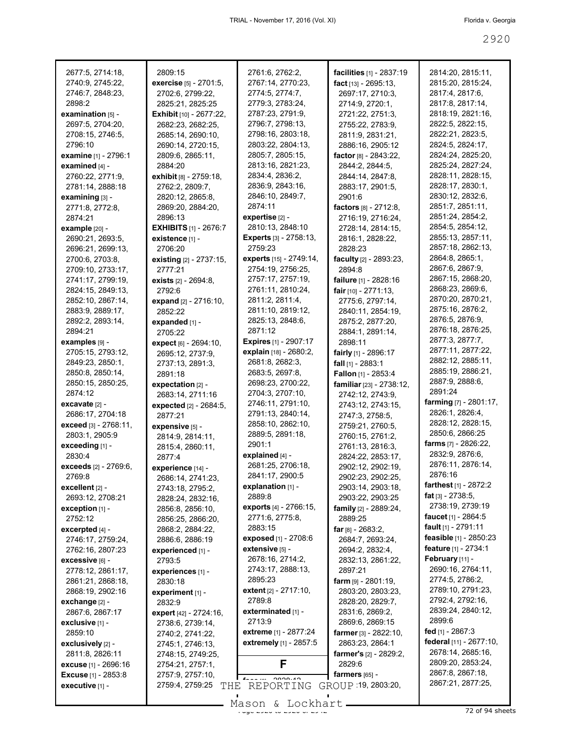2677:5, 2714:18, 2740:9, 2745:22, 2746:7, 2848:23, 2898:2
**examination** [5] - 2697:5, 2704:20, 2708:15, 2746:5, 2796:10
**examine** [1] - 2796:1
**examined** [4] - 2760:22, 2771:9, 2781:14, 2888:18
**examining** [3] - 2771:8, 2772:8, 2874:21
**example** [20] - 2690:21, 2693:5, 2696:21, 2699:13, 2700:6, 2703:8, 2709:10, 2733:17, 2741:17, 2799:19, 2824:15, 2849:13, 2852:10, 2867:14, 2883:9, 2889:17, 2892:2, 2893:14, 2894:21
**examples** [9] - 2705:15, 2793:12, 2849:23, 2850:1, 2850:8, 2850:14, 2850:15, 2850:25, 2874:12
**excavate** [2] - 2686:17, 2704:18
**exceed** [3] - 2768:11, 2803:1, 2905:9
**exceeding** [1] - 2830:4
**exceeds** [2] - 2769:6, 2769:8
**excellent** [2] - 2693:12, 2708:21
**exception** [1] - 2752:12
**excerpted** [4] - 2746:17, 2759:24, 2762:16, 2807:23
**excessive** [6] - 2778:12, 2861:17, 2861:21, 2868:18, 2868:19, 2902:16
**exchange** [2] - 2867:6, 2867:17
**exclusive** [1] - 2859:10
**exclusively** [2] - 2811:8, 2826:11
**excuse** [1] - 2696:16
**Excuse** [1] - 2853:8
**executive** [1] - 2809:15
**exercise** [5] - 2701:5, 2702:6, 2799:22, 2825:21, 2825:25
**Exhibit** [10] - 2677:22, 2682:23, 2682:25, 2685:14, 2690:10, 2690:14, 2720:15, 2809:6, 2865:11, 2884:20
**exhibit** [8] - 2759:18, 2762:2, 2809:7, 2820:12, 2865:8, 2869:20, 2884:20, 2896:13
**EXHIBITS** [1] - 2676:7
**existence** [1] - 2706:20
**existing** [2] - 2737:15, 2777:21
**exists** [2] - 2694:8, 2792:6
**expand** [2] - 2716:10, 2852:22
**expanded** [1] - 2705:22
**expect** [6] - 2694:10, 2695:12, 2737:9, 2737:13, 2891:3, 2891:18
**expectation** [2] - 2683:14, 2711:16
**expected** [2] - 2684:5, 2877:21
**expensive** [5] - 2814:9, 2814:11, 2815:4, 2860:11, 2877:4
**experience** [14] - 2686:14, 2741:23, 2743:18, 2795:2, 2828:24, 2832:16, 2856:8, 2856:10, 2856:25, 2866:20, 2868:2, 2884:22, 2886:6, 2886:19
**experienced** [1] - 2793:5
**experiences** [1] - 2830:18
**experiment** [1] - 2832:9
**expert** [42] - 2724:16, 2738:6, 2739:14, 2740:2, 2741:22, 2745:1, 2746:13, 2748:15, 2749:25, 2754:21, 2757:1, 2757:9, 2757:10, 2759:4, 2759:25, 2761:6, 2762:2, 2767:14, 2770:23, 2774:5, 2774:7, 2779:3, 2783:24, 2787:23, 2791:9, 2796:7, 2798:13, 2798:16, 2803:18, 2803:22, 2804:13, 2805:7, 2805:15, 2813:16, 2821:23, 2834:4, 2836:2, 2836:9, 2843:16, 2846:10, 2849:7, 2874:11
**expertise** [2] - 2810:13, 2848:10
**Experts** [3] - 2758:13, 2759:23
**experts** [15] - 2749:14, 2754:19, 2756:25, 2757:17, 2757:19, 2761:11, 2810:24, 2811:2, 2811:4, 2811:10, 2819:12, 2825:13, 2848:6, 2871:12
**Expires** [1] - 2907:17
**explain** [18] - 2680:2, 2681:8, 2682:3, 2683:5, 2697:8, 2698:23, 2700:22, 2704:3, 2707:10, 2746:11, 2791:10, 2791:13, 2840:14, 2858:10, 2862:10, 2889:5, 2891:18, 2901:1
**explained** [4] - 2681:25, 2706:18, 2841:17, 2900:5
**explanation** [1] - 2889:8
**exports** [4] - 2766:15, 2771:6, 2775:8, 2883:15
**exposed** [1] - 2708:6
**extensive** [5] - 2678:16, 2714:2, 2743:17, 2888:13, 2895:23
**extent** [2] - 2717:10, 2789:8
**exterminated** [1] - 2713:9
**extreme** [1] - 2877:24
**extremely** [1] - 2857:5

## F

**face** [2] - 2838:13, 2838:19
**facilities** [1] - 2837:19
**fact** [13] - 2695:13, 2697:17, 2710:3, 2714:9, 2720:1, 2721:22, 2751:3, 2755:22, 2783:9, 2811:9, 2831:21, 2886:16, 2905:12
**factor** [8] - 2843:22, 2844:2, 2844:5, 2844:14, 2847:8, 2883:17, 2901:5, 2901:6
**factors** [8] - 2712:8, 2716:19, 2716:24, 2728:14, 2814:15, 2816:1, 2828:22, 2828:23
**faculty** [2] - 2893:23, 2894:8
**failure** [1] - 2828:16
**fair** [10] - 2771:13, 2775:6, 2797:14, 2840:11, 2854:19, 2875:2, 2877:20, 2884:1, 2891:14, 2898:11
**fairly** [1] - 2896:17
**fall** [1] - 2883:1
**Fallon** [1] - 2853:4
**familiar** [23] - 2738:12, 2742:12, 2743:9, 2743:12, 2743:15, 2747:3, 2758:5, 2759:21, 2760:5, 2760:15, 2761:2, 2761:13, 2816:3, 2824:22, 2853:17, 2902:12, 2902:19, 2902:23, 2902:25, 2903:14, 2903:18, 2903:22, 2903:25
**family** [2] - 2889:24, 2889:25
**far** [8] - 2683:2, 2684:7, 2693:24, 2694:2, 2832:4, 2832:13, 2861:22, 2897:21
**farm** [9] - 2801:19, 2803:20, 2803:23, 2828:20, 2829:7, 2831:6, 2869:2, 2869:6, 2869:15
**farmer** [3] - 2822:10, 2863:23, 2864:1
**farmer's** [2] - 2829:2, 2829:6
**farmers** [65] - 2803:19, 2803:20, 2814:20, 2815:11, 2815:20, 2815:24, 2817:4, 2817:6, 2817:8, 2817:14, 2818:19, 2821:16, 2822:5, 2822:15, 2822:21, 2823:5, 2824:5, 2824:17, 2824:24, 2825:20, 2825:24, 2827:24, 2828:11, 2828:15, 2828:17, 2830:1, 2830:12, 2832:6, 2851:7, 2851:11, 2851:24, 2854:2, 2854:5, 2854:12, 2855:13, 2857:11, 2857:18, 2862:13, 2864:8, 2865:1, 2867:6, 2867:9, 2867:15, 2868:20, 2868:23, 2869:6, 2870:20, 2870:21, 2875:16, 2876:2, 2876:5, 2876:9, 2876:18, 2876:25, 2877:3, 2877:7, 2877:11, 2877:22, 2882:12, 2885:11, 2885:19, 2886:21, 2887:9, 2888:6, 2891:24
**farming** [7] - 2801:17, 2826:1, 2826:4, 2828:12, 2828:15, 2850:6, 2866:25
**farms** [7] - 2826:22, 2832:9, 2876:6, 2876:11, 2876:14, 2876:16
**farthest** [1] - 2872:2
**fat** [3] - 2738:5, 2738:19, 2739:19
**faucet** [1] - 2864:5
**fault** [1] - 2791:11
**feasible** [1] - 2850:23
**feature** [1] - 2734:1
**February** [11] - 2690:16, 2764:11, 2774:5, 2786:2, 2789:10, 2791:23, 2792:4, 2792:16, 2839:24, 2840:12, 2899:6
**fed** [1] - 2867:3
**federal** [11] - 2677:10, 2678:14, 2685:16, 2809:20, 2853:24, 2867:8, 2867:18, 2867:21, 2877:25,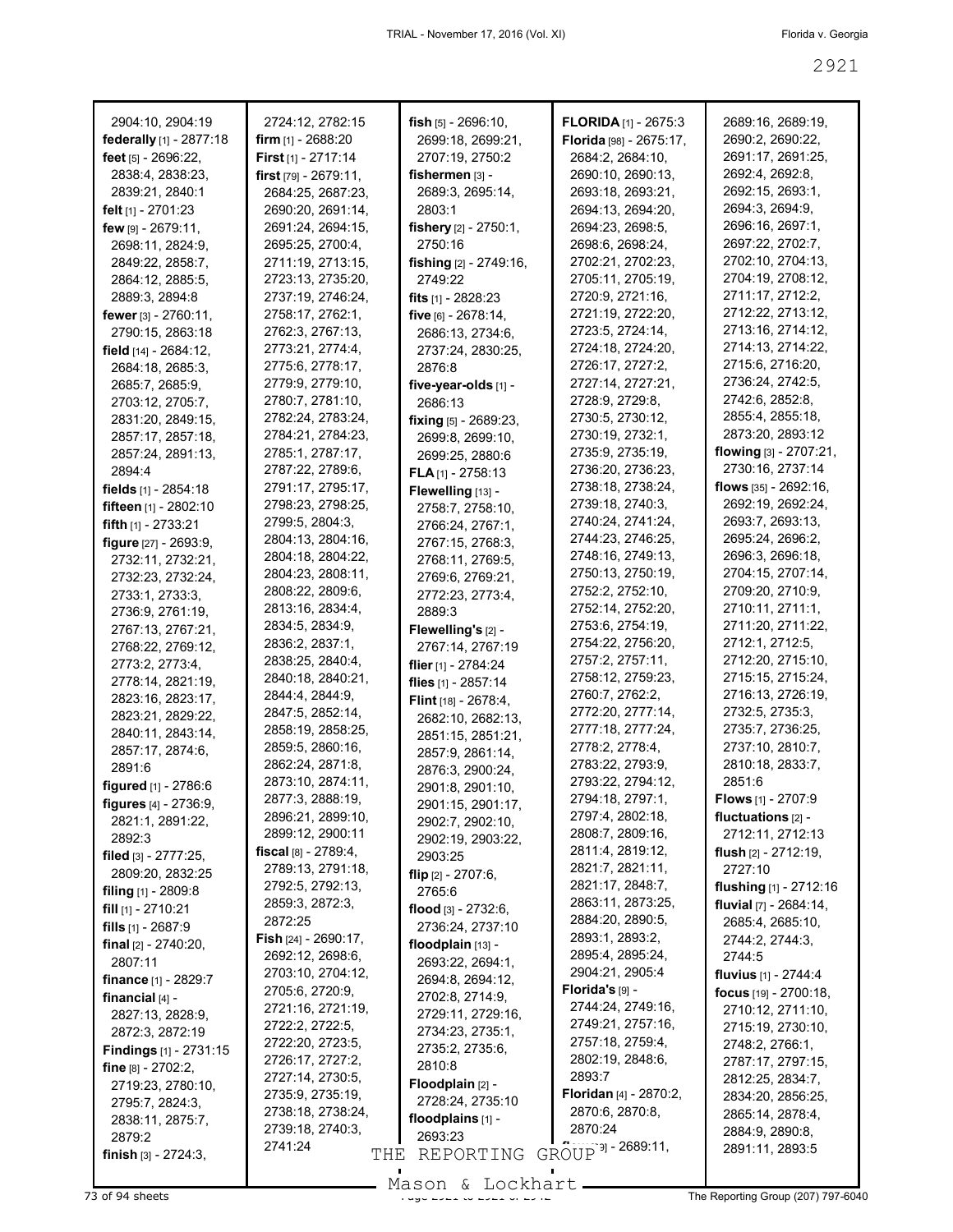2904:10, 2904:19
**federally** [1] - 2877:18
**feet** [5] - 2696:22, 2838:4, 2838:23, 2839:21, 2840:1
**felt** [1] - 2701:23
**few** [9] - 2679:11, 2698:11, 2824:9, 2849:22, 2858:7, 2864:12, 2885:5, 2889:3, 2894:8
**fewer** [3] - 2760:11, 2790:15, 2863:18
**field** [14] - 2684:12, 2684:18, 2685:3, 2685:7, 2685:9, 2703:12, 2705:7, 2831:20, 2849:15, 2857:17, 2857:18, 2857:24, 2891:13, 2894:4
**fields** [1] - 2854:18
**fifteen** [1] - 2802:10
**fifth** [1] - 2733:21
**figure** [27] - 2693:9, 2732:11, 2732:21, 2732:23, 2732:24, 2733:1, 2733:3, 2736:9, 2761:19, 2767:13, 2767:21, 2768:22, 2769:12, 2773:2, 2773:4, 2778:14, 2821:19, 2823:16, 2823:17, 2823:21, 2829:22, 2840:11, 2843:14, 2857:17, 2874:6, 2891:6
**figured** [1] - 2786:6
**figures** [4] - 2736:9, 2821:1, 2891:22, 2892:3
**filed** [3] - 2777:25, 2809:20, 2832:25
**filing** [1] - 2809:8
**fill** [1] - 2710:21
**fills** [1] - 2687:9
**final** [2] - 2740:20, 2807:11
**finance** [1] - 2829:7
**financial** [4] - 2827:13, 2828:9, 2872:3, 2872:19
**Findings** [1] - 2731:15
**fine** [8] - 2702:2, 2719:23, 2780:10, 2795:7, 2824:3, 2838:11, 2875:7, 2879:2
**finish** [3] - 2724:3, 2724:12, 2782:15
**firm** [1] - 2688:20
**First** [1] - 2717:14
**first** [79] - 2679:11, 2684:25, 2687:23, 2690:20, 2691:14, 2691:24, 2694:15, 2695:25, 2700:4, 2711:19, 2713:15, 2723:13, 2735:20, 2737:19, 2746:24, 2758:17, 2762:1, 2762:3, 2767:13, 2773:21, 2774:4, 2775:6, 2778:17, 2779:9, 2779:10, 2780:7, 2781:10, 2782:24, 2783:24, 2784:21, 2784:23, 2785:1, 2787:17, 2787:22, 2789:6, 2791:17, 2795:17, 2798:23, 2798:25, 2799:5, 2804:3, 2804:13, 2804:16, 2804:18, 2804:22, 2804:23, 2808:11, 2808:22, 2809:6, 2813:16, 2834:4, 2834:5, 2834:9, 2836:2, 2837:1, 2838:25, 2840:4, 2840:18, 2840:21, 2844:4, 2844:9, 2847:5, 2852:14, 2858:19, 2858:25, 2859:5, 2860:16, 2862:24, 2871:8, 2873:10, 2874:11, 2877:3, 2888:19, 2896:21, 2899:10, 2899:12, 2900:11
**fiscal** [8] - 2789:4, 2789:13, 2791:18, 2792:5, 2792:13, 2859:3, 2872:3, 2872:25
**Fish** [24] - 2690:17, 2692:12, 2698:6, 2703:10, 2704:12, 2705:6, 2720:9, 2721:16, 2721:19, 2722:2, 2722:5, 2722:20, 2723:5, 2726:17, 2727:2, 2727:14, 2730:5, 2735:9, 2735:19, 2738:18, 2738:24, 2739:18, 2740:3, 2741:24
**fish** [5] - 2696:10, 2699:18, 2699:21, 2707:19, 2750:2
**fishermen** [3] - 2689:3, 2695:14, 2803:1
**fishery** [2] - 2750:1, 2750:16
**fishing** [2] - 2749:16, 2749:22
**fits** [1] - 2828:23
**five** [6] - 2678:14, 2686:13, 2734:6, 2737:24, 2830:25, 2876:8
**five-year-olds** [1] - 2686:13
**fixing** [5] - 2689:23, 2699:8, 2699:10, 2699:25, 2880:6
**FLA** [1] - 2758:13
**Flewelling** [13] - 2758:7, 2758:10, 2766:24, 2767:1, 2767:15, 2768:3, 2768:11, 2769:5, 2769:6, 2769:21, 2772:23, 2773:4, 2889:3
**Flewelling's** [2] - 2767:14, 2767:19
**flier** [1] - 2784:24
**flies** [1] - 2857:14
**Flint** [18] - 2678:4, 2682:10, 2682:13, 2851:15, 2851:21, 2857:9, 2861:14, 2876:3, 2900:24, 2901:8, 2901:10, 2901:15, 2901:17, 2902:7, 2902:10, 2902:19, 2903:22, 2903:25
**flip** [2] - 2707:6, 2765:6
**flood** [3] - 2732:6, 2736:24, 2737:10
**floodplain** [13] - 2693:22, 2694:1, 2694:8, 2694:12, 2702:8, 2714:9, 2729:11, 2729:16, 2734:23, 2735:1, 2735:2, 2735:6, 2810:8
**Floodplain** [2] - 2728:24, 2735:10
**floodplains** [1] - 2693:23
**FLORIDA** [1] - 2675:3
**Florida** [98] - 2675:17, 2684:2, 2684:10, 2690:10, 2690:13, 2693:18, 2693:21, 2694:13, 2694:20, 2694:23, 2698:5, 2698:6, 2698:24, 2702:21, 2702:23, 2705:11, 2705:19, 2720:9, 2721:16, 2721:19, 2722:20, 2723:5, 2724:14, 2724:18, 2724:20, 2726:17, 2727:2, 2727:14, 2727:21, 2728:9, 2729:8, 2730:5, 2730:12, 2730:19, 2732:1, 2735:9, 2735:19, 2736:20, 2736:23, 2738:18, 2738:24, 2739:18, 2740:3, 2740:24, 2741:24, 2744:23, 2746:25, 2748:16, 2749:13, 2750:13, 2750:19, 2752:2, 2752:10, 2752:14, 2752:20, 2753:6, 2754:19, 2754:22, 2756:20, 2757:2, 2757:11, 2758:12, 2759:23, 2760:7, 2762:2, 2772:20, 2777:14, 2777:18, 2777:24, 2778:2, 2778:4, 2783:22, 2793:9, 2793:22, 2794:12, 2794:18, 2797:1, 2797:4, 2802:18, 2808:7, 2809:16, 2811:4, 2819:12, 2821:7, 2821:11, 2821:17, 2848:7, 2863:11, 2873:25, 2884:20, 2890:5, 2893:1, 2893:2, 2895:4, 2895:24, 2904:21, 2905:4
**Florida's** [9] - 2744:24, 2749:16, 2749:21, 2757:16, 2757:18, 2759:4, 2802:19, 2848:6, 2893:7
**Floridan** [4] - 2870:2, 2870:6, 2870:8, 2870:24
**fl...** [9] - 2689:11, 2689:16, 2689:19, 2690:2, 2690:22, 2691:17, 2691:25, 2692:4, 2692:8, 2692:15, 2693:1, 2694:3, 2694:9, 2696:16, 2697:1, 2697:22, 2702:7, 2702:10, 2704:13, 2704:19, 2708:12, 2711:17, 2712:2, 2712:22, 2713:12, 2713:16, 2714:12, 2714:13, 2714:22, 2715:6, 2716:20, 2736:24, 2742:5, 2742:6, 2852:8, 2855:4, 2855:18, 2873:20, 2893:12
**flowing** [3] - 2707:21, 2730:16, 2737:14
**flows** [35] - 2692:16, 2692:19, 2692:24, 2693:7, 2693:13, 2695:24, 2696:2, 2696:3, 2696:18, 2704:15, 2707:14, 2709:20, 2710:9, 2710:11, 2711:1, 2711:20, 2711:22, 2712:1, 2712:5, 2712:20, 2715:10, 2715:15, 2715:24, 2716:13, 2726:19, 2732:5, 2735:3, 2735:7, 2736:25, 2737:10, 2810:7, 2810:18, 2833:7, 2851:6
**Flows** [1] - 2707:9
**fluctuations** [2] - 2712:11, 2712:13
**flush** [2] - 2712:19, 2727:10
**flushing** [1] - 2712:16
**fluvial** [7] - 2684:14, 2685:4, 2685:10, 2744:2, 2744:3, 2744:5
**fluvius** [1] - 2744:4
**focus** [19] - 2700:18, 2710:12, 2711:10, 2715:19, 2730:10, 2748:2, 2766:1, 2787:17, 2797:15, 2812:25, 2834:7, 2834:20, 2856:25, 2865:14, 2878:4, 2884:9, 2890:8, 2891:11, 2893:5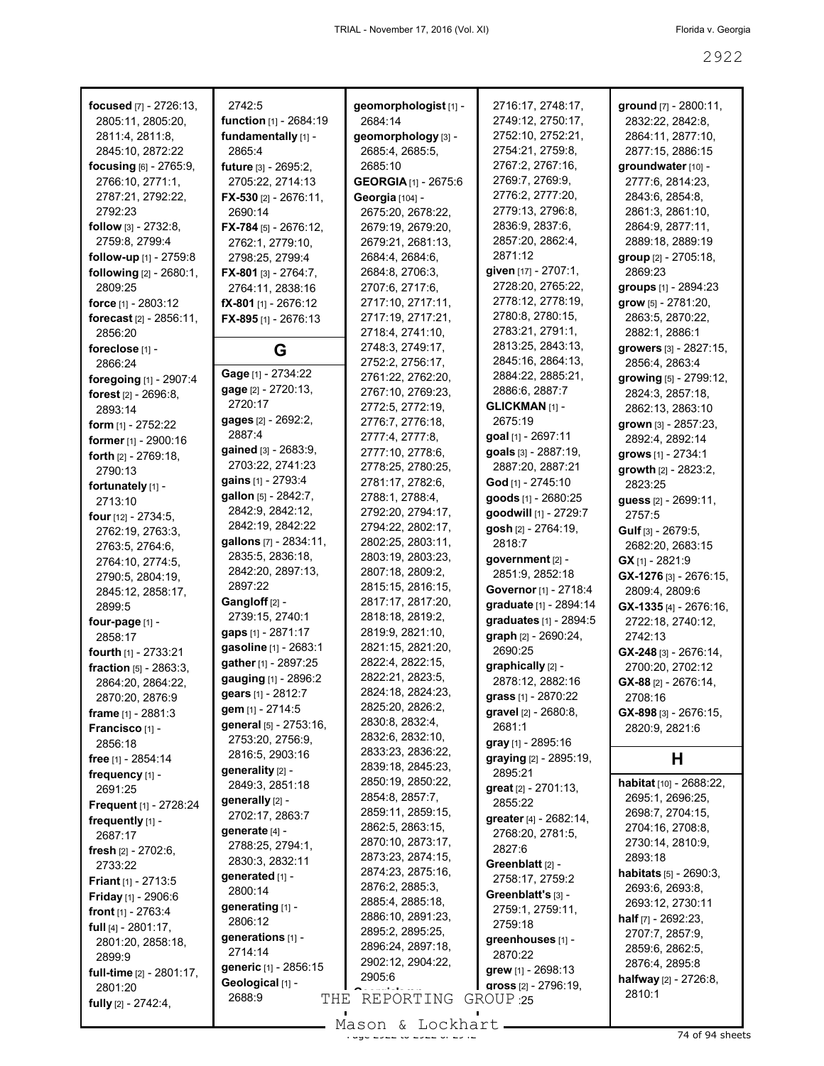**focused** [7] - 2726:13, 2805:11, 2805:20, 2811:4, 2811:8, 2845:10, 2872:22
**focusing** [6] - 2765:9, 2766:10, 2771:1, 2787:21, 2792:22, 2792:23
**follow** [3] - 2732:8, 2759:8, 2799:4
**follow-up** [1] - 2759:8
**following** [2] - 2680:1, 2809:25
**force** [1] - 2803:12
**forecast** [2] - 2856:11, 2856:20
**foreclose** [1] - 2866:24
**foregoing** [1] - 2907:4
**forest** [2] - 2696:8, 2893:14
**form** [1] - 2752:22
**former** [1] - 2900:16
**forth** [2] - 2769:18, 2790:13
**fortunately** [1] - 2713:10
**four** [12] - 2734:5, 2762:19, 2763:3, 2763:5, 2764:6, 2764:10, 2774:5, 2790:5, 2804:19, 2845:12, 2858:17, 2899:5
**four-page** [1] - 2858:17
**fourth** [1] - 2733:21
**fraction** [5] - 2863:3, 2864:20, 2864:22, 2870:20, 2876:9
**frame** [1] - 2881:3
**Francisco** [1] - 2856:18
**free** [1] - 2854:14
**frequency** [1] - 2691:25
**Frequent** [1] - 2728:24
**frequently** [1] - 2687:17
**fresh** [2] - 2702:6, 2733:22
**Friant** [1] - 2713:5
**Friday** [1] - 2906:6
**front** [1] - 2763:4
**full** [4] - 2801:17, 2801:20, 2858:18, 2899:9
**full-time** [2] - 2801:17, 2801:20
**fully** [2] - 2742:4, 2742:5
**function** [1] - 2684:19
**fundamentally** [1] - 2865:4
**future** [3] - 2695:2, 2705:22, 2714:13
**FX-530** [2] - 2676:11, 2690:14
**FX-784** [5] - 2676:12, 2762:1, 2779:10, 2798:25, 2799:4
**FX-801** [3] - 2764:7, 2764:11, 2838:16
**fX-801** [1] - 2676:12
**FX-895** [1] - 2676:13

## G

**Gage** [1] - 2734:22
**gage** [2] - 2720:13, 2720:17
**gages** [2] - 2692:2, 2887:4
**gained** [3] - 2683:9, 2703:22, 2741:23
**gains** [1] - 2793:4
**gallon** [5] - 2842:7, 2842:9, 2842:12, 2842:19, 2842:22
**gallons** [7] - 2834:11, 2835:5, 2836:18, 2842:20, 2897:13, 2897:22
**Gangloff** [2] - 2739:15, 2740:1
**gaps** [1] - 2871:17
**gasoline** [1] - 2683:1
**gather** [1] - 2897:25
**gauging** [1] - 2896:2
**gears** [1] - 2812:7
**gem** [1] - 2714:5
**general** [5] - 2753:16, 2753:20, 2756:9, 2816:5, 2903:16
**generality** [2] - 2849:3, 2851:18
**generally** [2] - 2702:17, 2863:7
**generate** [4] - 2788:25, 2794:1, 2830:3, 2832:11
**generated** [1] - 2800:14
**generating** [1] - 2806:12
**generations** [1] - 2714:14
**generic** [1] - 2856:15
**Geological** [1] - 2688:9
**geomorphologist** [1] - 2684:14
**geomorphology** [3] - 2685:4, 2685:5, 2685:10
**GEORGIA** [1] - 2675:6
**Georgia** [104] - 2675:20, 2678:22, 2679:19, 2679:20, 2679:21, 2681:13, 2684:4, 2684:6, 2684:8, 2706:3, 2707:6, 2717:6, 2717:10, 2717:11, 2717:19, 2717:21, 2718:4, 2741:10, 2748:3, 2749:17, 2752:2, 2756:17, 2761:22, 2762:20, 2767:10, 2769:23, 2772:5, 2772:19, 2776:7, 2776:18, 2777:4, 2777:8, 2777:10, 2778:6, 2778:25, 2780:25, 2781:17, 2782:6, 2788:1, 2788:4, 2792:20, 2794:17, 2794:22, 2802:17, 2802:25, 2803:11, 2803:19, 2803:23, 2807:18, 2809:2, 2815:15, 2816:15, 2817:17, 2817:20, 2818:18, 2819:2, 2819:9, 2821:10, 2821:15, 2821:20, 2822:4, 2822:15, 2822:21, 2823:5, 2824:18, 2824:23, 2825:20, 2826:2, 2830:8, 2832:4, 2832:6, 2832:10, 2833:23, 2836:22, 2839:18, 2845:23, 2850:19, 2850:22, 2854:8, 2857:7, 2859:11, 2859:15, 2862:5, 2863:15, 2870:10, 2873:17, 2873:23, 2874:15, 2874:23, 2875:16, 2876:2, 2885:3, 2885:4, 2885:18, 2886:10, 2891:23, 2895:2, 2895:25, 2896:24, 2897:18, 2902:12, 2904:22, 2905:6
**Georgia's** [...] - 2716:17, 2748:17, 2749:12, 2750:17, 2752:10, 2752:21, 2754:21, 2759:8, 2767:2, 2767:16, 2769:7, 2769:9, 2776:2, 2777:20, 2779:13, 2796:8, 2836:9, 2837:6, 2857:20, 2862:4, 2871:12
**given** [17] - 2707:1, 2728:20, 2765:22, 2778:12, 2778:19, 2780:8, 2780:15, 2783:21, 2791:1, 2813:25, 2843:13, 2845:16, 2864:13, 2884:22, 2885:21, 2886:6, 2887:7
**GLICKMAN** [1] - 2675:19
**goal** [1] - 2697:11
**goals** [3] - 2887:19, 2887:20, 2887:21
**God** [1] - 2745:10
**goods** [1] - 2680:25
**goodwill** [1] - 2729:7
**gosh** [2] - 2764:19, 2818:7
**government** [2] - 2851:9, 2852:18
**Governor** [1] - 2718:4
**graduate** [1] - 2894:14
**graduates** [1] - 2894:5
**graph** [2] - 2690:24, 2690:25
**graphically** [2] - 2878:12, 2882:16
**grass** [1] - 2870:22
**gravel** [2] - 2680:8, 2681:1
**gray** [1] - 2895:16
**graying** [2] - 2895:19, 2895:21
**great** [2] - 2701:13, 2855:22
**greater** [4] - 2682:14, 2768:20, 2781:5, 2827:6
**Greenblatt** [2] - 2758:17, 2759:2
**Greenblatt's** [3] - 2759:1, 2759:11, 2759:18
**greenhouses** [1] - 2870:22
**grew** [1] - 2698:13
**gross** [2] - 2796:19, 2796:25
**ground** [7] - 2800:11, 2832:22, 2842:8, 2864:11, 2877:10, 2877:15, 2886:15
**groundwater** [10] - 2777:6, 2814:23, 2843:6, 2854:8, 2861:3, 2861:10, 2864:9, 2877:11, 2889:18, 2889:19
**group** [2] - 2705:18, 2869:23
**groups** [1] - 2894:23
**grow** [5] - 2781:20, 2863:5, 2870:22, 2882:1, 2886:1
**growers** [3] - 2827:15, 2856:4, 2863:4
**growing** [5] - 2799:12, 2824:3, 2857:18, 2862:13, 2863:10
**grown** [3] - 2857:23, 2892:4, 2892:14
**grows** [1] - 2734:1
**growth** [2] - 2823:2, 2823:25
**guess** [2] - 2699:11, 2757:5
**Gulf** [3] - 2679:5, 2682:20, 2683:15
**GX** [1] - 2821:9
**GX-1276** [3] - 2676:15, 2809:4, 2809:6
**GX-1335** [4] - 2676:16, 2722:18, 2740:12, 2742:13
**GX-248** [3] - 2676:14, 2700:20, 2702:12
**GX-88** [2] - 2676:14, 2708:16
**GX-898** [3] - 2676:15, 2820:9, 2821:6

## H

**habitat** [10] - 2688:22, 2695:1, 2696:25, 2698:7, 2704:15, 2704:16, 2708:8, 2730:14, 2810:9, 2893:18
**habitats** [5] - 2690:3, 2693:6, 2693:8, 2693:12, 2730:11
**half** [7] - 2692:23, 2707:7, 2857:9, 2859:6, 2862:5, 2876:4, 2895:8
**halfway** [2] - 2726:8, 2810:1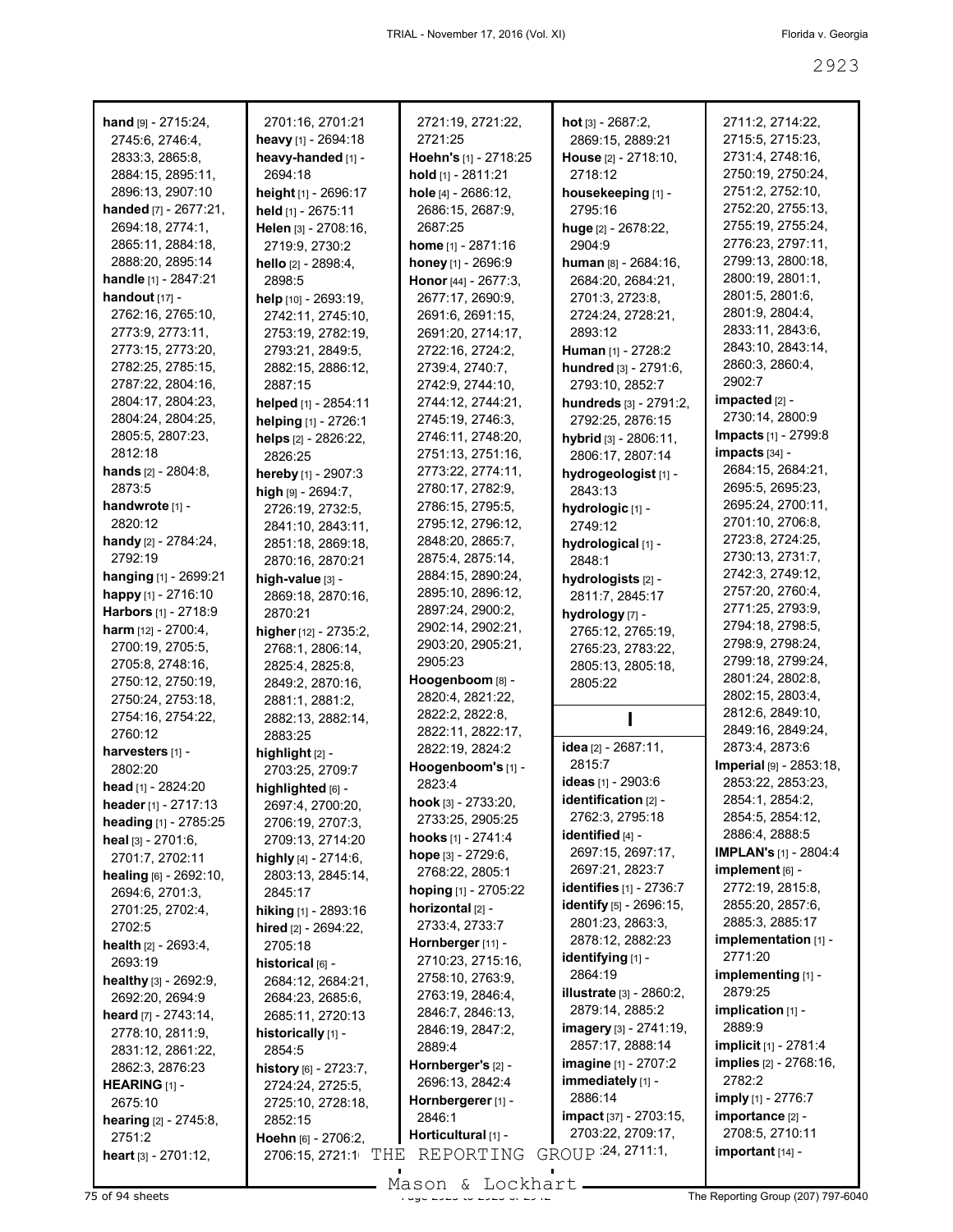**hand** [9] - 2715:24, 2745:6, 2746:4, 2833:3, 2865:8, 2884:15, 2895:11, 2896:13, 2907:10
**handed** [7] - 2677:21, 2694:18, 2774:1, 2865:11, 2884:18, 2888:20, 2895:14
**handle** [1] - 2847:21
**handout** [17] - 2762:16, 2765:10, 2773:9, 2773:11, 2773:15, 2773:20, 2782:25, 2785:15, 2787:22, 2804:16, 2804:17, 2804:23, 2804:24, 2804:25, 2805:5, 2807:23, 2812:18
**hands** [2] - 2804:8, 2873:5
**handwrote** [1] - 2820:12
**handy** [2] - 2784:24, 2792:19
**hanging** [1] - 2699:21
**happy** [1] - 2716:10
**Harbors** [1] - 2718:9
**harm** [12] - 2700:4, 2700:19, 2705:5, 2705:8, 2748:16, 2750:12, 2750:19, 2750:24, 2753:18, 2754:16, 2754:22, 2760:12
**harvesters** [1] - 2802:20
**head** [1] - 2824:20
**header** [1] - 2717:13
**heading** [1] - 2785:25
**heal** [3] - 2701:6, 2701:7, 2702:11
**healing** [6] - 2692:10, 2694:6, 2701:3, 2701:25, 2702:4, 2702:5
**health** [2] - 2693:4, 2693:19
**healthy** [3] - 2692:9, 2692:20, 2694:9
**heard** [7] - 2743:14, 2778:10, 2811:9, 2831:12, 2861:22, 2862:3, 2876:23
**HEARING** [1] - 2675:10
**hearing** [2] - 2745:8, 2751:2
**heart** [3] - 2701:12, 2701:16, 2701:21
**heavy** [1] - 2694:18
**heavy-handed** [1] - 2694:18
**height** [1] - 2696:17
**held** [1] - 2675:11
**Helen** [3] - 2708:16, 2719:9, 2730:2
**hello** [2] - 2898:4, 2898:5
**help** [10] - 2693:19, 2742:11, 2745:10, 2753:19, 2782:19, 2793:21, 2849:5, 2882:15, 2886:12, 2887:15
**helped** [1] - 2854:11
**helping** [1] - 2726:1
**helps** [2] - 2826:22, 2826:25
**hereby** [1] - 2907:3
**high** [9] - 2694:7, 2726:19, 2732:5, 2841:10, 2843:11, 2851:18, 2869:18, 2870:16, 2870:21
**high-value** [3] - 2869:18, 2870:16, 2870:21
**higher** [12] - 2735:2, 2768:1, 2806:14, 2825:4, 2825:8, 2849:2, 2870:16, 2881:1, 2881:2, 2882:13, 2882:14, 2883:25
**highlight** [2] - 2703:25, 2709:7
**highlighted** [6] - 2697:4, 2700:20, 2706:19, 2707:3, 2709:13, 2714:20
**highly** [4] - 2714:6, 2803:13, 2845:14, 2845:17
**hiking** [1] - 2893:16
**hired** [2] - 2694:22, 2705:18
**historical** [6] - 2684:12, 2684:21, 2684:23, 2685:6, 2685:11, 2720:13
**historically** [1] - 2854:5
**history** [6] - 2723:7, 2724:24, 2725:5, 2725:10, 2728:18, 2852:15
**Hoehn** [6] - 2706:2, 2706:15, 2721:19, 2721:19, 2721:22, 2721:25
**Hoehn's** [1] - 2718:25
**hold** [1] - 2811:21
**hole** [4] - 2686:12, 2686:15, 2687:9, 2687:25
**home** [1] - 2871:16
**honey** [1] - 2696:9
**Honor** [44] - 2677:3, 2677:17, 2690:9, 2691:6, 2691:15, 2691:20, 2714:17, 2722:16, 2724:2, 2739:4, 2740:7, 2742:9, 2744:10, 2744:12, 2744:21, 2745:19, 2746:3, 2746:11, 2748:20, 2751:13, 2751:16, 2773:22, 2774:11, 2780:17, 2782:9, 2786:15, 2795:5, 2795:12, 2796:12, 2848:20, 2865:7, 2875:4, 2875:14, 2884:15, 2890:24, 2895:10, 2896:12, 2897:24, 2900:2, 2902:14, 2902:21, 2903:20, 2905:21, 2905:23
**Hoogenboom** [8] - 2820:4, 2821:22, 2822:2, 2822:8, 2822:11, 2822:17, 2822:19, 2824:2
**Hoogenboom's** [1] - 2823:4
**hook** [3] - 2733:20, 2733:25, 2905:25
**hooks** [1] - 2741:4
**hope** [3] - 2729:6, 2768:22, 2805:1
**hoping** [1] - 2705:22
**horizontal** [2] - 2733:4, 2733:7
**Hornberger** [11] - 2710:23, 2715:16, 2758:10, 2763:9, 2763:19, 2846:4, 2846:7, 2846:13, 2846:19, 2847:2, 2889:4
**Hornberger's** [2] - 2696:13, 2842:4
**Hornbergerer** [1] - 2846:1
**Horticultural** [1] - 2703:24, 2711:1,
**hot** [3] - 2687:2, 2869:15, 2889:21
**House** [2] - 2718:10, 2718:12
**housekeeping** [1] - 2795:16
**huge** [2] - 2678:22, 2904:9
**human** [8] - 2684:16, 2684:20, 2684:21, 2701:3, 2723:8, 2724:24, 2728:21, 2893:12
**Human** [1] - 2728:2
**hundred** [3] - 2791:6, 2793:10, 2852:7
**hundreds** [3] - 2791:2, 2792:25, 2876:15
**hybrid** [3] - 2806:11, 2806:17, 2807:14
**hydrogeologist** [1] - 2843:13
**hydrologic** [1] - 2749:12
**hydrological** [1] - 2848:1
**hydrologists** [2] - 2811:7, 2845:17
**hydrology** [7] - 2765:12, 2765:19, 2765:23, 2783:22, 2805:13, 2805:18, 2805:22

## I

**idea** [2] - 2687:11, 2815:7
**ideas** [1] - 2903:6
**identification** [2] - 2762:3, 2795:18
**identified** [4] - 2697:15, 2697:17, 2697:21, 2823:7
**identifies** [1] - 2736:7
**identify** [5] - 2696:15, 2801:23, 2863:3, 2878:12, 2882:23
**identifying** [1] - 2864:19
**illustrate** [3] - 2860:2, 2879:14, 2885:2
**imagery** [3] - 2741:19, 2857:17, 2888:14
**imagine** [1] - 2707:2
**immediately** [1] - 2886:14
**impact** [37] - 2703:15, 2703:22, 2709:17, 2711:2, 2714:22, 2715:5, 2715:23, 2731:4, 2748:16, 2750:19, 2750:24, 2751:2, 2752:10, 2752:20, 2755:13, 2755:19, 2755:24, 2776:23, 2797:11, 2799:13, 2800:18, 2800:19, 2801:1, 2801:5, 2801:6, 2801:9, 2804:4, 2833:11, 2843:6, 2843:10, 2843:14, 2860:3, 2860:4, 2902:7
**impacted** [2] - 2730:13, 2800:9
**Impacts** [1] - 2799:8
**impacts** [34] - 2684:15, 2684:21, 2695:5, 2695:23, 2695:24, 2700:11, 2701:10, 2706:8, 2723:8, 2724:25, 2730:13, 2731:7, 2742:3, 2749:12, 2757:20, 2760:4, 2771:25, 2793:9, 2794:18, 2798:5, 2798:9, 2798:24, 2799:18, 2799:24, 2801:24, 2802:8, 2802:15, 2803:4, 2812:6, 2849:10, 2849:16, 2849:24, 2873:4, 2873:6
**Imperial** [9] - 2853:18, 2853:22, 2853:23, 2854:1, 2854:2, 2854:5, 2854:12, 2886:4, 2888:5
**IMPLAN's** [1] - 2804:4
**implement** [6] - 2772:19, 2815:8, 2855:20, 2857:6, 2885:3, 2885:17
**implementation** [1] - 2771:20
**implementing** [1] - 2879:25
**implication** [1] - 2889:9
**implicit** [1] - 2781:4
**implies** [2] - 2768:16, 2782:2
**imply** [1] - 2776:7
**importance** [2] - 2708:5, 2710:11
**important** [14] -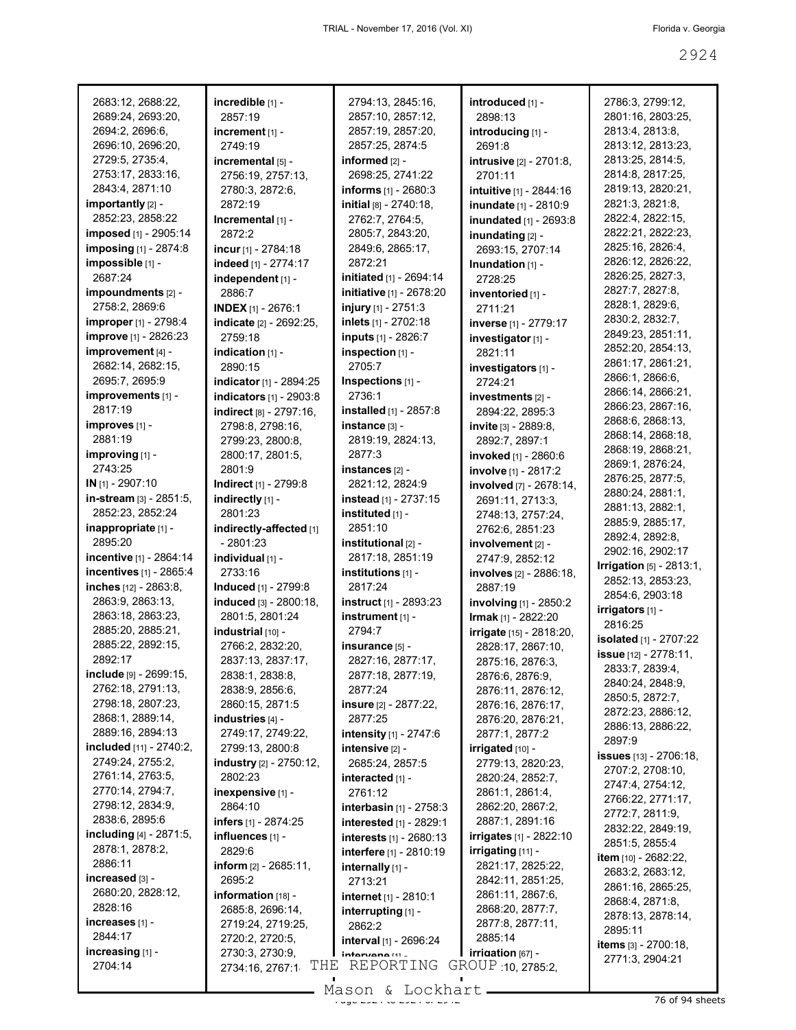2683:12, 2688:22, 2689:24, 2693:20, 2694:2, 2696:6, 2696:10, 2696:20, 2729:5, 2735:4, 2753:17, 2833:16, 2843:4, 2871:10
**importantly** [2] - 2852:23, 2858:22
**imposed** [1] - 2905:14
**imposing** [1] - 2874:8
**impossible** [1] - 2687:24
**impoundments** [2] - 2758:2, 2869:6
**improper** [1] - 2798:4
**improve** [1] - 2826:23
**improvement** [4] - 2682:14, 2682:15, 2695:7, 2695:9
**improvements** [1] - 2817:19
**improves** [1] - 2881:19
**improving** [1] - 2743:25
**IN** [1] - 2907:10
**in-stream** [3] - 2851:5, 2852:23, 2852:24
**inappropriate** [1] - 2895:20
**incentive** [1] - 2864:14
**incentives** [1] - 2865:4
**inches** [12] - 2863:8, 2863:9, 2863:13, 2863:18, 2863:23, 2885:20, 2885:21, 2885:22, 2892:15, 2892:17
**include** [9] - 2699:15, 2762:18, 2791:13, 2798:18, 2807:23, 2868:1, 2889:14, 2889:16, 2894:13
**included** [11] - 2740:2, 2749:24, 2755:2, 2761:14, 2763:5, 2770:14, 2794:7, 2798:12, 2834:9, 2838:6, 2895:6
**including** [4] - 2871:5, 2878:1, 2878:2, 2886:11
**increased** [3] - 2680:20, 2828:12, 2828:16
**increases** [1] - 2844:17
**increasing** [1] - 2704:14
**incredible** [1] - 2857:19
**increment** [1] - 2749:19
**incremental** [5] - 2756:19, 2757:13, 2780:3, 2872:6, 2872:19
**Incremental** [1] - 2872:2
**incur** [1] - 2784:18
**indeed** [1] - 2774:17
**independent** [1] - 2886:7
**INDEX** [1] - 2676:1
**indicate** [2] - 2692:25, 2759:18
**indication** [1] - 2890:15
**indicator** [1] - 2894:25
**indicators** [1] - 2903:8
**indirect** [8] - 2797:16, 2798:8, 2798:16, 2799:23, 2800:8, 2800:17, 2801:5, 2801:9
**Indirect** [1] - 2799:8
**indirectly** [1] - 2801:23
**indirectly-affected** [1] - 2801:23
**individual** [1] - 2733:16
**Induced** [1] - 2799:8
**induced** [3] - 2800:18, 2801:5, 2801:24
**industrial** [10] - 2766:2, 2832:20, 2837:13, 2837:17, 2838:1, 2838:8, 2838:9, 2856:6, 2860:15, 2871:5
**industries** [4] - 2749:17, 2749:22, 2799:13, 2800:8
**industry** [2] - 2750:12, 2802:23
**inexpensive** [1] - 2864:10
**infers** [1] - 2874:25
**influences** [1] - 2829:6
**inform** [2] - 2685:11, 2695:2
**information** [18] - 2685:8, 2696:14, 2719:24, 2719:25, 2720:2, 2720:5, 2730:3, 2730:9, 2734:16, 2767:1
2794:13, 2845:16, 2857:10, 2857:12, 2857:19, 2857:20, 2857:25, 2874:5
**informed** [2] - 2698:25, 2741:22
**informs** [1] - 2680:3
**initial** [8] - 2740:18, 2762:7, 2764:5, 2805:7, 2843:20, 2849:6, 2865:17, 2872:21
**initiated** [1] - 2694:14
**initiative** [1] - 2678:20
**injury** [1] - 2751:3
**inlets** [1] - 2702:18
**inputs** [1] - 2826:7
**inspection** [1] - 2705:7
**Inspections** [1] - 2736:1
**installed** [1] - 2857:8
**instance** [3] - 2819:19, 2824:13, 2877:3
**instances** [2] - 2821:12, 2824:9
**instead** [1] - 2737:15
**instituted** [1] - 2851:10
**institutional** [2] - 2817:18, 2851:19
**institutions** [1] - 2817:24
**instruct** [1] - 2893:23
**instrument** [1] - 2794:7
**insurance** [5] - 2827:16, 2877:17, 2877:18, 2877:19, 2877:24
**insure** [2] - 2877:22, 2877:25
**intensity** [1] - 2747:6
**intensive** [2] - 2685:24, 2857:5
**interacted** [1] - 2761:12
**interbasin** [1] - 2758:3
**interested** [1] - 2829:1
**interests** [1] - 2680:13
**interfere** [1] - 2810:19
**internally** [1] - 2713:21
**internet** [1] - 2810:1
**interrupting** [1] - 2862:2
**interval** [1] - 2696:24
**intervene** [1] -
**introduced** [1] - 2898:13
**introducing** [1] - 2691:8
**intrusive** [2] - 2701:8, 2701:11
**intuitive** [1] - 2844:16
**inundate** [1] - 2810:9
**inundated** [1] - 2693:8
**inundating** [2] - 2693:15, 2707:14
**Inundation** [1] - 2728:25
**inventoried** [1] - 2711:21
**inverse** [1] - 2779:17
**investigator** [1] - 2821:11
**investigators** [1] - 2724:21
**investments** [2] - 2894:22, 2895:3
**invite** [3] - 2889:8, 2892:7, 2897:1
**invoked** [1] - 2860:6
**involve** [1] - 2817:2
**involved** [7] - 2678:14, 2691:11, 2713:3, 2748:13, 2757:24, 2762:6, 2851:23
**involvement** [2] - 2747:9, 2852:12
**involves** [2] - 2886:18, 2887:19
**involving** [1] - 2850:2
**Irmak** [1] - 2822:20
**irrigate** [15] - 2818:20, 2828:17, 2867:10, 2875:16, 2876:3, 2876:6, 2876:9, 2876:11, 2876:12, 2876:16, 2876:17, 2876:20, 2876:21, 2877:1, 2877:2
**irrigated** [10] - 2779:13, 2820:23, 2820:24, 2852:7, 2861:1, 2861:4, 2862:20, 2867:2, 2887:1, 2891:16
**irrigates** [1] - 2822:10
**irrigating** [11] - 2821:17, 2825:22, 2842:11, 2851:25, 2861:11, 2867:6, 2868:20, 2877:7, 2877:8, 2877:11, 2885:14
**irrigation** [67] - :10, 2785:2,
2786:3, 2799:12, 2801:16, 2803:25, 2813:4, 2813:8, 2813:12, 2813:23, 2813:25, 2814:5, 2814:8, 2817:25, 2819:13, 2820:21, 2821:3, 2821:8, 2822:4, 2822:15, 2822:21, 2822:23, 2825:16, 2826:4, 2826:12, 2826:22, 2826:25, 2827:3, 2827:7, 2827:8, 2828:1, 2829:6, 2830:2, 2832:7, 2849:23, 2851:11, 2852:20, 2854:13, 2861:17, 2861:21, 2866:1, 2866:6, 2866:14, 2866:21, 2866:23, 2867:16, 2868:6, 2868:13, 2868:14, 2868:18, 2868:19, 2868:21, 2869:1, 2876:24, 2876:25, 2877:5, 2880:24, 2881:1, 2881:13, 2882:1, 2885:9, 2885:17, 2892:4, 2892:8, 2902:16, 2902:17
**Irrigation** [5] - 2813:1, 2852:13, 2853:23, 2854:6, 2903:18
**irrigators** [1] - 2816:25
**isolated** [1] - 2707:22
**issue** [12] - 2778:11, 2833:7, 2839:4, 2840:24, 2848:9, 2850:5, 2872:7, 2872:23, 2886:12, 2886:13, 2886:22, 2897:9
**issues** [13] - 2706:18, 2707:2, 2708:10, 2747:4, 2754:12, 2766:22, 2771:17, 2772:7, 2811:9, 2832:22, 2849:19, 2851:5, 2855:4
**item** [10] - 2682:22, 2683:2, 2683:12, 2861:16, 2865:25, 2868:4, 2871:8, 2878:13, 2878:14, 2895:11
**items** [3] - 2700:18, 2771:3, 2904:21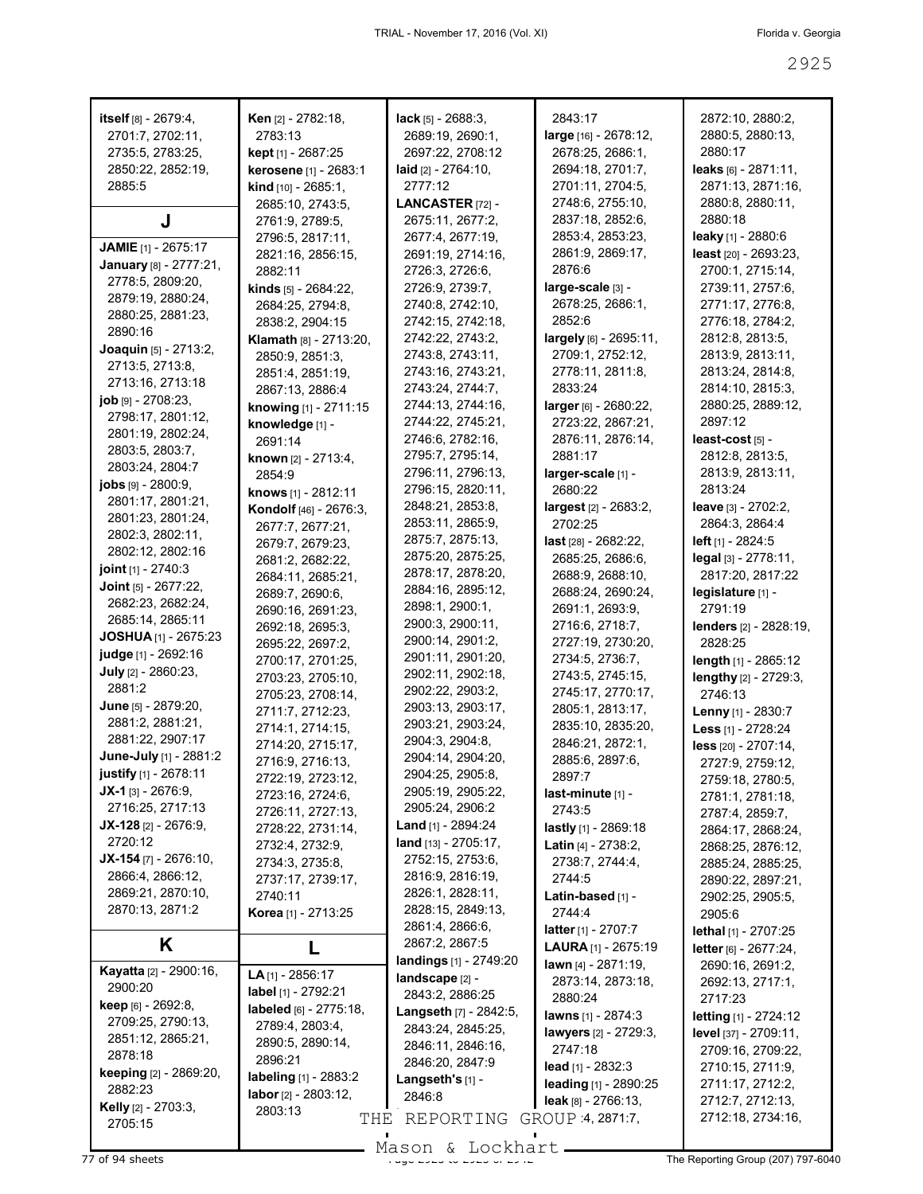**itself** [8] - 2679:4, 2701:7, 2702:11, 2735:5, 2783:25, 2850:22, 2852:19, 2885:5

## J

**JAMIE** [1] - 2675:17
**January** [8] - 2777:21, 2778:5, 2809:20, 2879:19, 2880:24, 2880:25, 2881:23, 2890:16
**Joaquin** [5] - 2713:2, 2713:5, 2713:8, 2713:16, 2713:18
**job** [9] - 2708:23, 2798:17, 2801:12, 2801:19, 2802:24, 2803:5, 2803:7, 2803:24, 2804:7
**jobs** [9] - 2800:9, 2801:17, 2801:21, 2801:23, 2801:24, 2802:3, 2802:11, 2802:12, 2802:16
**joint** [1] - 2740:3
**Joint** [5] - 2677:22, 2682:23, 2682:24, 2685:14, 2865:11
**JOSHUA** [1] - 2675:23
**judge** [1] - 2692:16
**July** [2] - 2860:23, 2881:2
**June** [5] - 2879:20, 2881:2, 2881:21, 2881:22, 2907:17
**June-July** [1] - 2881:2
**justify** [1] - 2678:11
**JX-1** [3] - 2676:9, 2716:25, 2717:13
**JX-128** [2] - 2676:9, 2720:12
**JX-154** [7] - 2676:10, 2866:4, 2866:12, 2869:21, 2870:10, 2870:13, 2871:2

## K

**Kayatta** [2] - 2900:16, 2900:20
**keep** [6] - 2692:8, 2709:25, 2790:13, 2851:12, 2865:21, 2878:18
**keeping** [2] - 2869:20, 2882:23
**Kelly** [2] - 2703:3, 2705:15
**Ken** [2] - 2782:18, 2783:13
**kept** [1] - 2687:25
**kerosene** [1] - 2683:1
**kind** [10] - 2685:1, 2685:10, 2743:5, 2761:9, 2789:5, 2796:5, 2817:11, 2821:16, 2856:15, 2882:11
**kinds** [5] - 2684:22, 2684:25, 2794:8, 2838:2, 2904:15
**Klamath** [8] - 2713:20, 2850:9, 2851:3, 2851:4, 2851:19, 2867:13, 2886:4
**knowing** [1] - 2711:15
**knowledge** [1] - 2691:14
**known** [2] - 2713:4, 2854:9
**knows** [1] - 2812:11
**Kondolf** [46] - 2676:3, 2677:7, 2677:21, 2679:7, 2679:23, 2681:2, 2682:22, 2684:11, 2685:21, 2689:7, 2690:6, 2690:16, 2691:23, 2692:18, 2695:3, 2695:22, 2697:2, 2700:17, 2701:25, 2703:23, 2705:10, 2705:23, 2708:14, 2711:7, 2712:23, 2714:1, 2714:15, 2714:20, 2715:17, 2716:9, 2716:13, 2722:19, 2723:12, 2723:16, 2724:6, 2726:11, 2727:13, 2728:22, 2731:14, 2732:4, 2732:9, 2734:3, 2735:8, 2737:17, 2739:17, 2740:11
**Korea** [1] - 2713:25

## L

**LA** [1] - 2856:17
**label** [1] - 2792:21
**labeled** [6] - 2775:18, 2789:4, 2803:4, 2890:5, 2890:14, 2896:21
**labeling** [1] - 2883:2
**labor** [2] - 2803:12, 2803:13
**lack** [5] - 2688:3, 2689:19, 2690:1, 2697:22, 2708:12
**laid** [2] - 2764:10, 2777:12
**LANCASTER** [72] - 2675:11, 2677:2, 2677:4, 2677:19, 2691:19, 2714:16, 2726:3, 2726:6, 2726:9, 2739:7, 2740:8, 2742:10, 2742:15, 2742:18, 2742:22, 2743:2, 2743:8, 2743:11, 2743:16, 2743:21, 2743:24, 2744:7, 2744:13, 2744:16, 2744:22, 2745:21, 2746:6, 2782:16, 2795:7, 2795:14, 2796:11, 2796:13, 2796:15, 2820:11, 2848:21, 2853:8, 2853:11, 2865:9, 2875:7, 2875:13, 2875:20, 2875:25, 2878:17, 2878:20, 2884:16, 2895:12, 2898:1, 2900:1, 2900:3, 2900:11, 2900:14, 2901:2, 2901:11, 2901:20, 2902:11, 2902:18, 2902:22, 2903:2, 2903:13, 2903:17, 2903:21, 2903:24, 2904:3, 2904:8, 2904:14, 2904:20, 2904:25, 2905:8, 2905:19, 2905:22, 2905:24, 2906:2
**Land** [1] - 2894:24
**land** [13] - 2705:17, 2752:15, 2753:6, 2816:9, 2816:19, 2826:1, 2828:11, 2828:15, 2849:13, 2861:4, 2866:6, 2867:2, 2867:5
**landings** [1] - 2749:20
**landscape** [2] - 2843:2, 2886:25
**Langseth** [7] - 2842:5, 2843:24, 2845:25, 2846:11, 2846:16, 2846:20, 2847:9
**Langseth's** [1] - 2846:8
2843:17
**large** [16] - 2678:12, 2678:25, 2686:1, 2694:18, 2701:7, 2701:11, 2704:5, 2748:6, 2755:10, 2837:18, 2852:6, 2853:4, 2853:23, 2861:9, 2869:17, 2876:6
**large-scale** [3] - 2678:25, 2686:1, 2852:6
**largely** [6] - 2695:11, 2709:1, 2752:12, 2778:11, 2811:8, 2833:24
**larger** [6] - 2680:22, 2723:22, 2867:21, 2876:11, 2876:14, 2881:17
**larger-scale** [1] - 2680:22
**largest** [2] - 2683:2, 2702:25
**last** [28] - 2682:22, 2685:25, 2686:6, 2688:9, 2688:10, 2688:24, 2690:24, 2691:1, 2693:9, 2716:6, 2718:7, 2727:19, 2730:20, 2734:5, 2736:7, 2743:5, 2745:15, 2745:17, 2770:17, 2805:1, 2813:17, 2835:10, 2835:20, 2846:21, 2872:1, 2885:6, 2897:6, 2897:7
**last-minute** [1] - 2743:5
**lastly** [1] - 2869:18
**Latin** [4] - 2738:2, 2738:7, 2744:4, 2744:5
**Latin-based** [1] - 2744:4
**latter** [1] - 2707:7
**LAURA** [1] - 2675:19
**lawn** [4] - 2871:19, 2873:14, 2873:18, 2880:24
**lawns** [1] - 2874:3
**lawyers** [2] - 2729:3, 2747:18
**lead** [1] - 2832:3
**leading** [1] - 2890:25
**leak** [8] - 2766:13, 2871:4, 2871:7, 2872:10, 2880:2, 2880:5, 2880:13, 2880:17
**leaks** [6] - 2871:11, 2871:13, 2871:16, 2880:8, 2880:11, 2880:18
**leaky** [1] - 2880:6
**least** [20] - 2693:23, 2700:1, 2715:14, 2739:11, 2757:6, 2771:17, 2776:8, 2776:18, 2784:2, 2812:8, 2813:5, 2813:9, 2813:11, 2813:24, 2814:8, 2814:10, 2815:3, 2880:25, 2889:12, 2897:12
**least-cost** [5] - 2812:8, 2813:5, 2813:9, 2813:11, 2813:24
**leave** [3] - 2702:2, 2864:3, 2864:4
**left** [1] - 2824:5
**legal** [3] - 2778:11, 2817:20, 2817:22
**legislature** [1] - 2791:19
**lenders** [2] - 2828:19, 2828:25
**length** [1] - 2865:12
**lengthy** [2] - 2729:3, 2746:13
**Lenny** [1] - 2830:7
**Less** [1] - 2728:24
**less** [20] - 2707:14, 2727:9, 2759:12, 2759:18, 2780:5, 2781:1, 2781:18, 2787:4, 2859:7, 2864:17, 2868:24, 2868:25, 2876:12, 2885:24, 2885:25, 2890:22, 2897:21, 2902:25, 2905:5, 2905:6
**lethal** [1] - 2707:25
**letter** [6] - 2677:24, 2690:16, 2691:2, 2692:13, 2717:1, 2717:23
**letting** [1] - 2724:12
**level** [37] - 2709:11, 2709:16, 2709:22, 2710:15, 2711:9, 2711:17, 2712:2, 2712:7, 2712:13, 2712:18, 2734:16,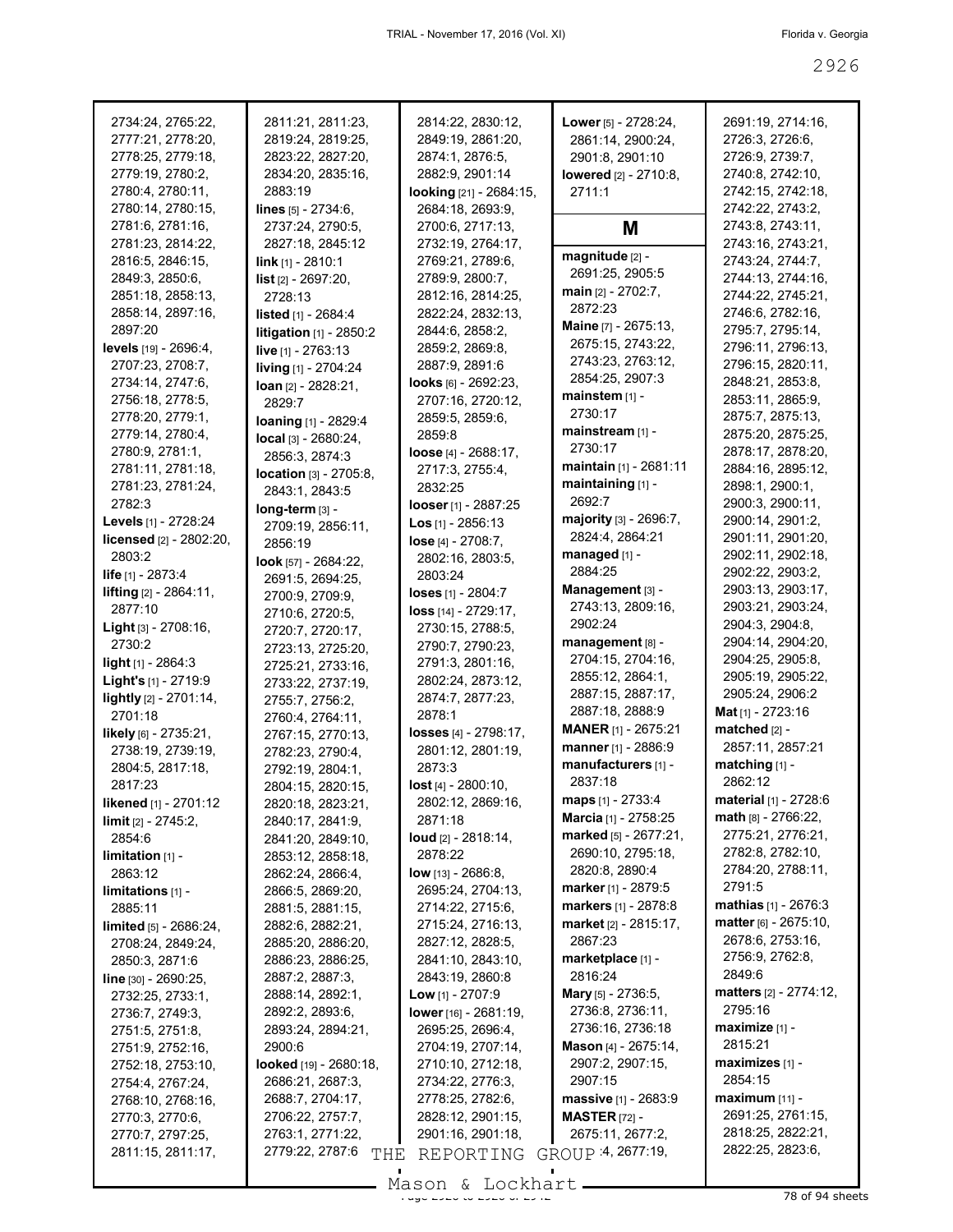2734:24, 2765:22, 2777:21, 2778:20, 2778:25, 2779:18, 2779:19, 2780:2, 2780:4, 2780:11, 2780:14, 2780:15, 2781:6, 2781:16, 2781:23, 2814:22, 2816:5, 2846:15, 2849:3, 2850:6, 2851:18, 2858:13, 2858:14, 2897:16, 2897:20

**levels** [19] - 2696:4, 2707:23, 2708:7, 2734:14, 2747:6, 2756:18, 2778:5, 2778:20, 2779:1, 2779:14, 2780:4, 2780:9, 2781:1, 2781:11, 2781:18, 2781:23, 2781:24, 2782:3

**Levels** [1] - 2728:24

**licensed** [2] - 2802:20, 2803:2

**life** [1] - 2873:4

**lifting** [2] - 2864:11, 2877:10

**Light** [3] - 2708:16, 2730:2

**light** [1] - 2864:3

**Light's** [1] - 2719:9

**lightly** [2] - 2701:14, 2701:18

**likely** [6] - 2735:21, 2738:19, 2739:19, 2804:5, 2817:18, 2817:23

**likened** [1] - 2701:12

**limit** [2] - 2745:2, 2854:6

**limitation** [1] - 2863:12

**limitations** [1] - 2885:11

**limited** [5] - 2686:24, 2708:24, 2849:24, 2850:3, 2871:6

**line** [30] - 2690:25, 2732:25, 2733:1, 2736:7, 2749:3, 2751:5, 2751:8, 2751:9, 2752:16, 2752:18, 2753:10, 2754:4, 2767:24, 2768:10, 2768:16, 2770:3, 2770:6, 2770:7, 2797:25, 2811:15, 2811:17, 2811:21, 2811:23, 2819:24, 2819:25, 2823:22, 2827:20, 2834:20, 2835:16, 2883:19

**lines** [5] - 2734:6, 2737:24, 2790:5, 2827:18, 2845:12

**link** [1] - 2810:1

**list** [2] - 2697:20, 2728:13

**listed** [1] - 2684:4

**litigation** [1] - 2850:2

**live** [1] - 2763:13

**living** [1] - 2704:24

**loan** [2] - 2828:21, 2829:7

**loaning** [1] - 2829:4

**local** [3] - 2680:24, 2856:3, 2874:3

**location** [3] - 2705:8, 2843:1, 2843:5

**long-term** [3] - 2709:19, 2856:11, 2856:19

**look** [57] - 2684:22, 2691:5, 2694:25, 2700:9, 2709:9, 2710:6, 2720:5, 2720:7, 2720:17, 2723:13, 2725:20, 2725:21, 2733:16, 2733:22, 2737:19, 2755:7, 2756:2, 2760:4, 2764:11, 2767:15, 2770:13, 2782:23, 2790:4, 2792:19, 2804:1, 2804:15, 2820:15, 2820:18, 2823:21, 2840:17, 2841:9, 2841:20, 2849:10, 2853:12, 2858:18, 2862:24, 2866:4, 2866:5, 2869:20, 2881:5, 2881:15, 2882:6, 2882:21, 2885:20, 2886:20, 2886:23, 2886:25, 2887:2, 2887:3, 2888:14, 2892:1, 2892:2, 2893:6, 2893:24, 2894:21, 2900:6

**looked** [19] - 2680:18, 2686:21, 2687:3, 2688:7, 2704:17, 2706:22, 2757:7, 2763:1, 2771:22, 2779:22, 2787:6, 2814:22, 2830:12, 2849:19, 2861:20, 2874:1, 2876:5, 2882:9, 2901:14

**looking** [21] - 2684:15, 2684:18, 2693:9, 2700:6, 2717:13, 2732:19, 2764:17, 2769:21, 2789:6, 2789:9, 2800:7, 2812:16, 2814:25, 2822:24, 2832:13, 2844:6, 2858:2, 2859:2, 2869:8, 2887:9, 2891:6

**looks** [6] - 2692:23, 2707:16, 2720:12, 2859:5, 2859:6, 2859:8

**loose** [4] - 2688:17, 2717:3, 2755:4, 2832:25

**looser** [1] - 2887:25

**Los** [1] - 2856:13

**lose** [4] - 2708:7, 2802:16, 2803:5, 2803:24

**loses** [1] - 2804:7

**loss** [14] - 2729:17, 2730:15, 2788:5, 2790:7, 2790:23, 2791:3, 2801:16, 2802:24, 2873:12, 2874:7, 2877:23, 2878:1

**losses** [4] - 2798:17, 2801:12, 2801:19, 2873:3

**lost** [4] - 2800:10, 2802:12, 2869:16, 2871:18

**loud** [2] - 2818:14, 2878:22

**low** [13] - 2686:8, 2695:24, 2704:13, 2714:22, 2715:6, 2715:24, 2716:13, 2827:12, 2828:5, 2841:10, 2843:10, 2843:19, 2860:8

**Low** [1] - 2707:9

**lower** [16] - 2681:19, 2695:25, 2696:4, 2704:19, 2707:14, 2710:10, 2712:18, 2734:22, 2776:3, 2778:25, 2782:6, 2828:12, 2901:15, 2901:16, 2901:18, 2861:14, 2900:24, 2901:8, 2901:10

**Lower** [5] - 2728:24,

**lowered** [2] - 2710:8, 2711:1

## M

**magnitude** [2] - 2691:25, 2905:5

**main** [2] - 2702:7, 2872:23

**Maine** [7] - 2675:13, 2675:15, 2743:22, 2743:23, 2763:12, 2854:25, 2907:3

**mainstem** [1] - 2730:17

**mainstream** [1] - 2730:17

**maintain** [1] - 2681:11

**maintaining** [1] - 2692:7

**majority** [3] - 2696:7, 2824:4, 2864:21

**managed** [1] - 2884:25

**Management** [3] - 2743:13, 2809:16, 2902:24

**management** [8] - 2704:15, 2704:16, 2855:12, 2864:1, 2887:15, 2887:17, 2887:18, 2888:9

**MANER** [1] - 2675:21

**manner** [1] - 2886:9

**manufacturers** [1] - 2837:18

**maps** [1] - 2733:4

**Marcia** [1] - 2758:25

**marked** [5] - 2677:21, 2690:10, 2795:18, 2820:8, 2890:4

**marker** [1] - 2879:5

**markers** [1] - 2878:8

**market** [2] - 2815:17, 2867:23

**marketplace** [1] - 2816:24

**Mary** [5] - 2736:5, 2736:8, 2736:11, 2736:16, 2736:18

**Mason** [4] - 2675:14, 2907:2, 2907:15, 2907:15

**massive** [1] - 2683:9

**MASTER** [72] - 2675:11, 2677:2, 2677:4, 2677:19, 2691:19, 2714:16, 2726:3, 2726:6, 2726:9, 2739:7, 2740:8, 2742:10, 2742:15, 2742:18, 2742:22, 2743:2, 2743:8, 2743:11, 2743:16, 2743:21, 2743:24, 2744:7, 2744:13, 2744:16, 2744:22, 2745:21, 2746:6, 2782:16, 2795:7, 2795:14, 2796:11, 2796:13, 2796:15, 2820:11, 2848:21, 2853:8, 2853:11, 2865:9, 2875:7, 2875:13, 2875:20, 2875:25, 2878:17, 2878:20, 2884:16, 2895:12, 2898:1, 2900:1, 2900:3, 2900:11, 2900:14, 2901:2, 2901:11, 2901:20, 2902:11, 2902:18, 2902:22, 2903:2, 2903:13, 2903:17, 2903:21, 2903:24, 2904:3, 2904:8, 2904:14, 2904:20, 2904:25, 2905:8, 2905:19, 2905:22, 2905:24, 2906:2

**Mat** [1] - 2723:16

**matched** [2] - 2857:11, 2857:21

**matching** [1] - 2862:12

**material** [1] - 2728:6

**math** [8] - 2766:22, 2775:21, 2776:21, 2782:8, 2782:10, 2784:20, 2788:11, 2791:5

**mathias** [1] - 2676:3

**matter** [6] - 2675:10, 2678:6, 2753:16, 2756:9, 2762:8, 2849:6

**matters** [2] - 2774:12, 2795:16

**maximize** [1] - 2815:21

**maximizes** [1] - 2854:15

**maximum** [11] - 2691:25, 2761:15, 2818:25, 2822:21, 2822:25, 2823:6,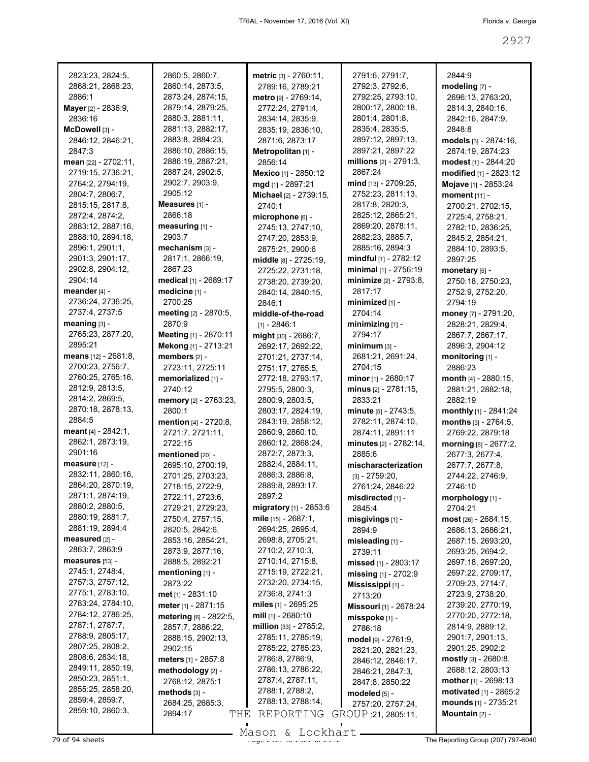2823:23, 2824:5, 2868:21, 2868:23, 2886:1
**Mayer** [2] - 2836:9, 2836:16
**McDowell** [3] - 2846:12, 2846:21, 2847:3
**mean** [22] - 2702:11, 2719:15, 2736:21, 2764:2, 2794:19, 2804:7, 2806:7, 2815:15, 2817:8, 2872:4, 2874:2, 2883:12, 2887:16, 2888:10, 2894:18, 2896:1, 2901:1, 2901:3, 2901:17, 2902:8, 2904:12, 2904:14
**meander** [4] - 2736:24, 2736:25, 2737:4, 2737:5
**meaning** [3] - 2765:23, 2877:20, 2895:21
**means** [12] - 2681:8, 2700:23, 2756:7, 2760:25, 2765:16, 2812:9, 2813:5, 2814:2, 2869:5, 2870:18, 2878:13, 2884:5
**meant** [4] - 2842:1, 2862:1, 2873:19, 2901:16
**measure** [12] - 2832:11, 2860:16, 2864:20, 2870:19, 2871:1, 2874:19, 2880:2, 2880:5, 2880:19, 2881:7, 2881:19, 2894:4
**measured** [2] - 2863:7, 2863:9
**measures** [53] - 2745:1, 2748:4, 2757:3, 2757:12, 2775:1, 2783:10, 2783:24, 2784:10, 2784:12, 2786:25, 2787:1, 2787:7, 2788:9, 2805:17, 2807:25, 2808:2, 2808:6, 2834:18, 2849:11, 2850:19, 2850:23, 2851:1, 2855:25, 2858:20, 2859:4, 2859:7, 2859:10, 2860:3, 2860:5, 2860:7, 2860:14, 2873:5, 2873:24, 2874:15, 2879:14, 2879:25, 2880:3, 2881:11, 2881:13, 2882:17, 2883:8, 2884:23, 2886:10, 2886:15, 2886:19, 2887:21, 2887:24, 2902:5, 2902:7, 2903:9, 2905:12
**Measures** [1] - 2866:18
**measuring** [1] - 2903:7
**mechanism** [3] - 2817:1, 2866:19, 2867:23
**medical** [1] - 2689:17
**medicine** [1] - 2700:25
**meeting** [2] - 2870:5, 2870:9
**Meeting** [1] - 2870:11
**Mekong** [1] - 2713:21
**members** [2] - 2723:11, 2725:11
**memorialized** [1] - 2740:12
**memory** [2] - 2763:23, 2800:1
**mention** [4] - 2720:8, 2721:7, 2721:11, 2722:15
**mentioned** [20] - 2695:10, 2700:19, 2701:25, 2703:23, 2718:15, 2722:9, 2722:11, 2723:6, 2729:21, 2729:23, 2750:4, 2757:15, 2820:5, 2842:6, 2853:16, 2854:21, 2873:9, 2877:16, 2888:5, 2892:21
**mentioning** [1] - 2873:22
**met** [1] - 2831:10
**meter** [1] - 2871:15
**metering** [6] - 2822:5, 2857:7, 2886:22, 2888:15, 2902:13, 2902:15
**meters** [1] - 2857:8
**methodology** [2] - 2768:12, 2875:1
**methods** [3] - 2684:25, 2685:3, 2894:17
**metric** [3] - 2760:11, 2789:16, 2789:21
**metro** [9] - 2769:14, 2772:24, 2791:4, 2834:14, 2835:9, 2835:19, 2836:10, 2871:6, 2873:17
**Metropolitan** [1] - 2856:14
**Mexico** [1] - 2850:12
**mgd** [1] - 2897:21
**Michael** [2] - 2739:15, 2740:1
**microphone** [6] - 2745:13, 2747:10, 2747:20, 2853:9, 2875:21, 2900:6
**middle** [8] - 2725:19, 2725:22, 2731:18, 2738:20, 2739:20, 2840:14, 2840:15, 2846:1
**middle-of-the-road** [1] - 2846:1
**might** [30] - 2686:7, 2692:17, 2692:22, 2701:21, 2737:14, 2751:17, 2765:5, 2772:18, 2793:17, 2795:5, 2800:3, 2800:9, 2803:5, 2803:17, 2824:19, 2843:19, 2858:12, 2860:9, 2860:10, 2860:12, 2868:24, 2872:7, 2873:3, 2882:4, 2884:11, 2886:3, 2886:8, 2889:8, 2893:17, 2897:2
**migratory** [1] - 2853:6
**mile** [15] - 2687:1, 2694:25, 2695:4, 2698:8, 2705:21, 2710:2, 2710:3, 2710:14, 2715:8, 2715:19, 2722:21, 2732:20, 2734:15, 2736:8, 2741:3
**miles** [1] - 2695:25
**mill** [1] - 2680:10
**million** [33] - 2785:2, 2785:11, 2785:19, 2785:22, 2785:23, 2786:8, 2786:9, 2786:13, 2786:22, 2787:4, 2787:11, 2788:1, 2788:2, 2788:13, 2788:14, 2791:6, 2791:7, 2792:3, 2792:6, 2792:25, 2793:10, 2800:17, 2800:18, 2801:4, 2801:8, 2835:4, 2835:5, 2897:12, 2897:13, 2897:21, 2897:22
**millions** [2] - 2791:3, 2867:24
**mind** [13] - 2709:25, 2752:23, 2811:13, 2817:8, 2820:3, 2825:12, 2865:21, 2869:20, 2878:11, 2882:23, 2885:7, 2885:16, 2894:3
**mindful** [1] - 2782:12
**minimal** [1] - 2756:19
**minimize** [2] - 2793:8, 2817:17
**minimized** [1] - 2704:14
**minimizing** [1] - 2794:17
**minimum** [3] - 2681:21, 2691:24, 2704:15
**minor** [1] - 2680:17
**minus** [2] - 2781:15, 2833:21
**minute** [5] - 2743:5, 2782:11, 2874:10, 2874:11, 2891:11
**minutes** [2] - 2782:14, 2885:6
**mischaracterization** [3] - 2759:20, 2761:24, 2846:22
**misdirected** [1] - 2845:4
**misgivings** [1] - 2894:9
**misleading** [1] - 2739:11
**missed** [1] - 2803:17
**missing** [1] - 2702:9
**Mississippi** [1] - 2713:20
**Missouri** [1] - 2678:24
**misspoke** [1] - 2786:18
**model** [9] - 2761:9, 2821:20, 2821:23, 2846:12, 2846:17, 2846:21, 2847:3, 2847:8, 2850:22
**modeled** [5] - 2757:20, 2757:24, 2805:21, 2805:11,
2844:9
**modeling** [7] - 2696:13, 2763:20, 2814:3, 2840:16, 2842:16, 2847:9, 2848:8
**models** [3] - 2874:16, 2874:19, 2874:23
**modest** [1] - 2844:20
**modified** [1] - 2823:12
**Mojave** [1] - 2853:24
**moment** [11] - 2700:21, 2702:15, 2725:4, 2758:21, 2782:10, 2836:25, 2845:2, 2854:21, 2884:10, 2893:5, 2897:25
**monetary** [5] - 2750:18, 2750:23, 2752:9, 2752:20, 2794:19
**money** [7] - 2791:20, 2828:21, 2829:4, 2867:7, 2867:17, 2896:3, 2904:12
**monitoring** [1] - 2886:23
**month** [4] - 2880:15, 2881:21, 2882:18, 2882:19
**monthly** [1] - 2841:24
**months** [3] - 2764:5, 2769:22, 2879:18
**morning** [8] - 2677:2, 2677:3, 2677:4, 2677:7, 2677:8, 2744:22, 2746:9, 2746:10
**morphology** [1] - 2704:21
**most** [26] - 2684:15, 2686:13, 2686:21, 2687:15, 2693:20, 2693:25, 2694:2, 2697:18, 2697:20, 2697:22, 2709:17, 2709:23, 2714:7, 2723:9, 2738:20, 2739:20, 2770:19, 2770:22, 2772:18, 2814:9, 2889:12, 2901:7, 2901:13, 2901:25, 2902:2
**mostly** [3] - 2680:8, 2688:12, 2803:13
**mother** [1] - 2698:13
**motivated** [1] - 2865:2
**mounds** [1] - 2735:21
**Mountain** [2] -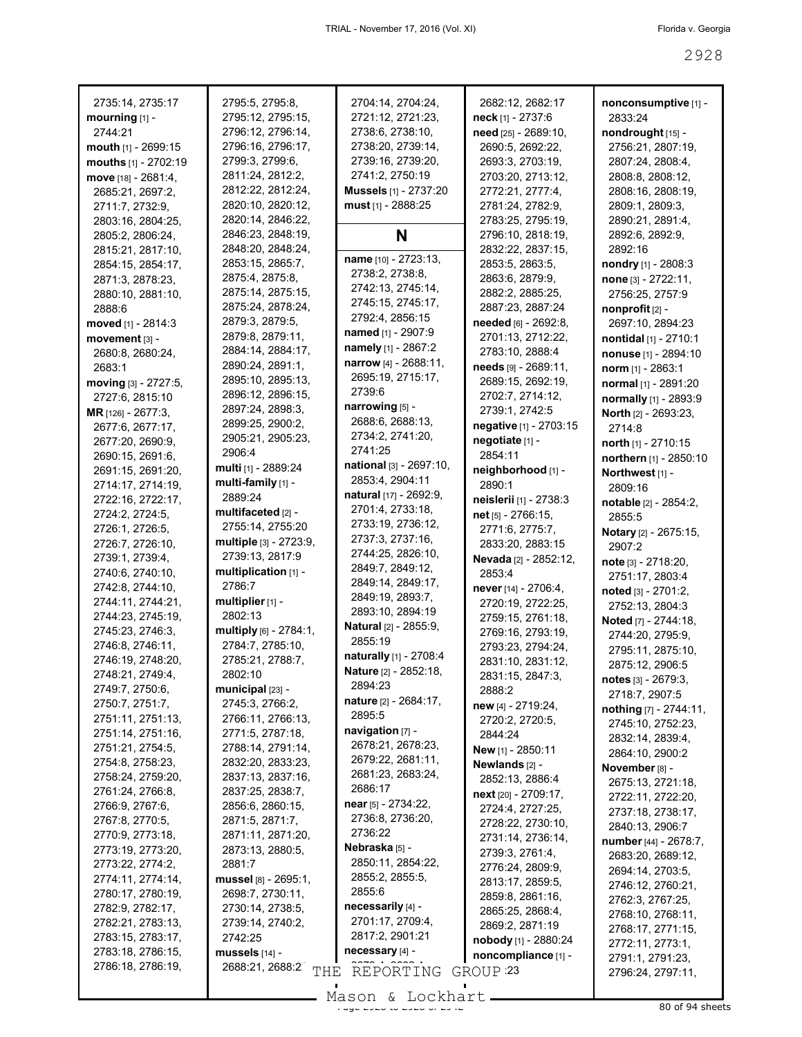2735:14, 2735:17
**mourning** [1] - 2744:21
**mouth** [1] - 2699:15
**mouths** [1] - 2702:19
**move** [18] - 2681:4, 2685:21, 2697:2, 2711:7, 2732:9, 2803:16, 2804:25, 2805:2, 2806:24, 2815:21, 2817:10, 2854:15, 2854:17, 2871:3, 2878:23, 2880:10, 2881:10, 2888:6
**moved** [1] - 2814:3
**movement** [3] - 2680:8, 2680:24, 2683:1
**moving** [3] - 2727:5, 2727:6, 2815:10
**MR** [126] - 2677:3, 2677:6, 2677:17, 2677:20, 2690:9, 2690:15, 2691:6, 2691:15, 2691:20, 2714:17, 2714:19, 2722:16, 2722:17, 2724:2, 2724:5, 2726:1, 2726:5, 2726:7, 2726:10, 2739:1, 2739:4, 2740:6, 2740:10, 2742:8, 2744:10, 2744:11, 2744:21, 2744:23, 2745:19, 2745:23, 2746:3, 2746:8, 2746:11, 2746:19, 2748:20, 2748:21, 2749:4, 2749:7, 2750:6, 2750:7, 2751:7, 2751:11, 2751:13, 2751:14, 2751:16, 2751:21, 2754:5, 2754:8, 2758:23, 2758:24, 2759:20, 2761:24, 2766:8, 2766:9, 2767:6, 2767:8, 2770:5, 2770:9, 2773:18, 2773:19, 2773:20, 2773:22, 2774:2, 2774:11, 2774:14, 2780:17, 2780:19, 2782:9, 2782:17, 2782:21, 2783:13, 2783:15, 2783:17, 2783:18, 2786:15, 2786:18, 2786:19, 2795:5, 2795:8, 2795:12, 2795:15, 2796:12, 2796:14, 2796:16, 2796:17, 2799:3, 2799:6, 2811:24, 2812:2, 2812:22, 2812:24, 2820:10, 2820:12, 2820:14, 2846:22, 2846:23, 2848:19, 2848:20, 2848:24, 2853:15, 2865:7, 2875:4, 2875:8, 2875:14, 2875:15, 2875:24, 2878:24, 2879:3, 2879:5, 2879:8, 2879:11, 2884:14, 2884:17, 2890:24, 2891:1, 2895:10, 2895:13, 2896:12, 2896:15, 2897:24, 2898:3, 2899:25, 2900:2, 2905:21, 2905:23, 2906:4
**multi** [1] - 2889:24
**multi-family** [1] - 2889:24
**multifaceted** [2] - 2755:14, 2755:20
**multiple** [3] - 2723:9, 2739:13, 2817:9
**multiplication** [1] - 2786:7
**multiplier** [1] - 2802:13
**multiply** [6] - 2784:1, 2784:7, 2785:10, 2785:21, 2788:7, 2802:10
**municipal** [23] - 2745:3, 2766:2, 2766:11, 2766:13, 2771:5, 2787:18, 2788:14, 2791:14, 2832:20, 2833:23, 2837:13, 2837:16, 2837:25, 2838:7, 2856:6, 2860:15, 2871:5, 2871:7, 2871:11, 2871:20, 2873:13, 2880:5, 2881:7
**mussel** [8] - 2695:1, 2698:7, 2730:11, 2730:14, 2738:5, 2739:14, 2740:2, 2742:25
**mussels** [14] - 2688:21, 2688:2... 2704:14, 2704:24, 2721:12, 2721:23, 2738:6, 2738:10, 2738:20, 2739:14, 2739:16, 2739:20, 2741:2, 2750:19
**Mussels** [1] - 2737:20
**must** [1] - 2888:25

## N

**name** [10] - 2723:13, 2738:2, 2738:8, 2742:13, 2745:14, 2745:15, 2745:17, 2792:4, 2856:15
**named** [1] - 2907:9
**namely** [1] - 2867:2
**narrow** [4] - 2688:11, 2695:19, 2715:17, 2739:6
**narrowing** [5] - 2688:6, 2688:13, 2734:2, 2741:20, 2741:25
**national** [3] - 2697:10, 2853:4, 2904:11
**natural** [17] - 2692:9, 2701:4, 2733:18, 2733:19, 2736:12, 2737:3, 2737:16, 2744:25, 2826:10, 2849:7, 2849:12, 2849:14, 2849:17, 2849:19, 2893:7, 2893:10, 2894:19
**Natural** [2] - 2855:9, 2855:19
**naturally** [1] - 2708:4
**Nature** [2] - 2852:18, 2894:23
**nature** [2] - 2684:17, 2895:5
**navigation** [7] - 2678:21, 2678:23, 2679:22, 2681:11, 2681:23, 2683:24, 2686:17
**near** [5] - 2734:22, 2736:8, 2736:20, 2736:22
**Nebraska** [5] - 2850:11, 2854:22, 2855:2, 2855:5, 2855:6
**necessarily** [4] - 2701:17, 2709:4, 2817:2, 2901:21
**necessary** [4] - ...
2682:12, 2682:17
**neck** [1] - 2737:6
**need** [25] - 2689:10, 2690:5, 2692:22, 2693:3, 2703:19, 2703:20, 2713:12, 2772:21, 2777:4, 2781:24, 2782:9, 2783:25, 2795:19, 2796:10, 2818:19, 2832:22, 2837:15, 2853:5, 2863:5, 2863:6, 2879:9, 2882:2, 2885:25, 2887:23, 2887:24
**needed** [6] - 2692:8, 2701:13, 2712:22, 2783:10, 2888:4
**needs** [9] - 2689:11, 2689:15, 2692:19, 2702:7, 2714:12, 2739:1, 2742:5
**negative** [1] - 2703:15
**negotiate** [1] - 2854:11
**neighborhood** [1] - 2890:1
**neislerii** [1] - 2738:3
**net** [5] - 2766:15, 2771:6, 2775:7, 2833:20, 2883:15
**Nevada** [2] - 2852:12, 2853:4
**never** [14] - 2706:4, 2720:19, 2722:25, 2759:15, 2761:18, 2769:16, 2793:19, 2793:23, 2794:24, 2831:10, 2831:12, 2831:15, 2847:3, 2888:2
**new** [4] - 2719:24, 2720:2, 2720:5, 2844:24
**New** [1] - 2850:11
**Newlands** [2] - 2852:13, 2886:4
**next** [20] - 2709:17, 2724:4, 2727:25, 2728:22, 2730:10, 2731:14, 2736:14, 2739:3, 2761:4, 2776:24, 2809:9, 2813:17, 2859:5, 2859:8, 2861:16, 2865:25, 2868:4, 2869:2, 2871:19
**nobody** [1] - 2880:24
**noncompliance** [1] - ...:23
**nonconsumptive** [1] - 2833:24
**nondrought** [15] - 2756:21, 2807:19, 2807:24, 2808:4, 2808:8, 2808:12, 2808:16, 2808:19, 2809:1, 2809:3, 2890:21, 2891:4, 2892:6, 2892:9, 2892:16
**nondry** [1] - 2808:3
**none** [3] - 2722:11, 2756:25, 2757:9
**nonprofit** [2] - 2697:10, 2894:23
**nontidal** [1] - 2710:1
**nonuse** [1] - 2894:10
**norm** [1] - 2863:1
**normal** [1] - 2891:20
**normally** [1] - 2893:9
**North** [2] - 2693:23, 2714:8
**north** [1] - 2710:15
**northern** [1] - 2850:10
**Northwest** [1] - 2809:16
**notable** [2] - 2854:2, 2855:5
**Notary** [2] - 2675:15, 2907:2
**note** [3] - 2718:20, 2751:17, 2803:4
**noted** [3] - 2701:2, 2752:13, 2804:3
**Noted** [7] - 2744:18, 2744:20, 2795:9, 2795:11, 2875:10, 2875:12, 2906:5
**notes** [3] - 2679:3, 2718:7, 2907:5
**nothing** [7] - 2744:11, 2745:10, 2752:23, 2832:14, 2839:4, 2864:10, 2900:2
**November** [8] - 2675:13, 2721:18, 2722:11, 2722:20, 2737:18, 2738:17, 2840:13, 2906:7
**number** [44] - 2678:7, 2683:20, 2689:12, 2694:14, 2703:5, 2746:12, 2760:21, 2762:3, 2767:25, 2768:10, 2768:11, 2768:17, 2771:15, 2772:11, 2773:1, 2791:1, 2791:23, 2796:24, 2797:11,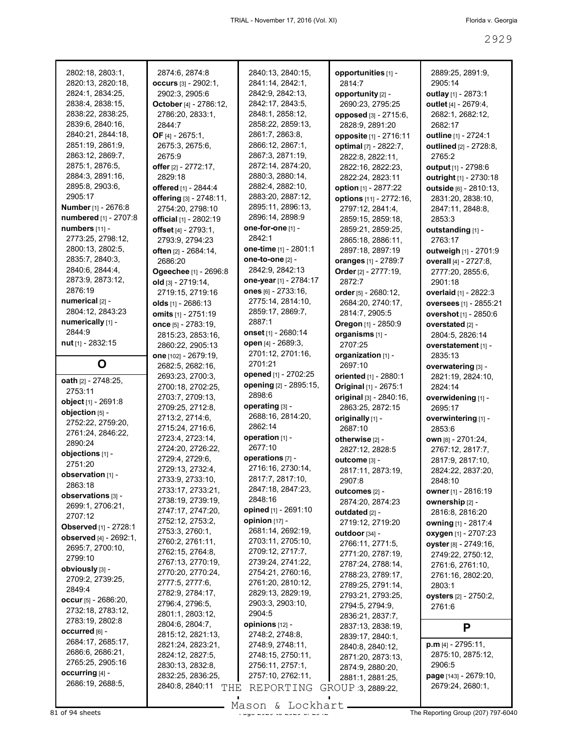2802:18, 2803:1, 2820:13, 2820:18, 2824:1, 2834:25, 2838:4, 2838:15, 2838:22, 2838:25, 2839:6, 2840:16, 2840:21, 2844:18, 2851:19, 2861:9, 2863:12, 2869:7, 2875:1, 2876:5, 2884:3, 2891:16, 2895:8, 2903:6, 2905:17

**Number** [1] - 2676:8

**numbered** [1] - 2707:8

**numbers** [11] - 2773:25, 2798:12, 2800:13, 2802:5, 2835:7, 2840:3, 2840:6, 2844:4, 2873:9, 2873:12, 2876:19

**numerical** [2] - 2804:12, 2843:23

**numerically** [1] - 2844:9

**nut** [1] - 2832:15

## O

**oath** [2] - 2748:25, 2753:11

**object** [1] - 2691:8

**objection** [5] - 2752:22, 2759:20, 2761:24, 2846:22, 2890:24

**objections** [1] - 2751:20

**observation** [1] - 2863:18

**observations** [3] - 2699:1, 2706:21, 2707:12

**Observed** [1] - 2728:1

**observed** [4] - 2692:1, 2695:7, 2700:10, 2799:10

**obviously** [3] - 2709:2, 2739:25, 2849:4

**occur** [5] - 2686:20, 2732:18, 2783:12, 2783:19, 2802:8

**occurred** [6] - 2684:17, 2685:17, 2686:6, 2686:21, 2765:25, 2905:16

**occurring** [4] - 2686:19, 2688:5, 2874:6, 2874:8

**occurs** [3] - 2902:1, 2902:3, 2905:6

**October** [4] - 2786:12, 2786:20, 2833:1, 2844:7

**OF** [4] - 2675:1, 2675:3, 2675:6, 2675:9

**offer** [2] - 2772:17, 2829:18

**offered** [1] - 2844:4

**offering** [3] - 2748:11, 2754:20, 2798:10

**official** [1] - 2802:19

**offset** [4] - 2793:1, 2793:9, 2794:23

**often** [2] - 2684:14, 2686:20

**Ogeechee** [1] - 2696:8

**old** [3] - 2719:14, 2719:15, 2719:16

**olds** [1] - 2686:13

**omits** [1] - 2751:19

**once** [5] - 2783:19, 2815:23, 2853:16, 2860:22, 2905:13

**one** [102] - 2679:19, 2682:5, 2682:16, 2693:23, 2700:3, 2700:18, 2702:25, 2703:7, 2709:13, 2709:25, 2712:8, 2713:2, 2714:6, 2715:24, 2716:6, 2723:4, 2723:14, 2724:20, 2726:22, 2729:4, 2729:6, 2729:13, 2732:4, 2733:9, 2733:10, 2733:17, 2733:21, 2738:19, 2739:19, 2747:17, 2747:20, 2752:12, 2753:2, 2753:3, 2760:1, 2760:2, 2761:11, 2762:15, 2764:8, 2767:13, 2770:19, 2770:20, 2770:24, 2777:5, 2777:6, 2782:9, 2784:17, 2796:4, 2796:5, 2801:1, 2803:12, 2804:6, 2804:7, 2815:12, 2821:13, 2821:24, 2823:21, 2824:12, 2827:5, 2830:13, 2832:8, 2832:25, 2836:25, 2840:8, 2840:11, 2840:13, 2840:15, 2841:14, 2842:1, 2842:9, 2842:13, 2842:17, 2843:5, 2848:1, 2858:12, 2858:22, 2859:13, 2861:7, 2863:8, 2866:12, 2867:1, 2867:3, 2871:19, 2872:14, 2874:20, 2880:3, 2880:14, 2882:4, 2882:10, 2883:20, 2887:12, 2895:11, 2896:13, 2896:14, 2898:9

**one-for-one** [1] - 2842:1

**one-time** [1] - 2801:1

**one-to-one** [2] - 2842:9, 2842:13

**one-year** [1] - 2784:17

**ones** [6] - 2733:16, 2775:14, 2814:10, 2859:17, 2869:7, 2887:1

**onset** [1] - 2680:14

**open** [4] - 2689:3, 2701:12, 2701:16, 2701:21

**opened** [1] - 2702:25

**opening** [2] - 2895:15, 2898:6

**operating** [3] - 2688:16, 2814:20, 2862:14

**operation** [1] - 2677:10

**operations** [7] - 2716:16, 2730:14, 2817:7, 2817:10, 2847:18, 2847:23, 2848:16

**opined** [1] - 2691:10

**opinion** [17] - 2681:14, 2692:19, 2703:11, 2705:10, 2709:12, 2717:7, 2739:24, 2741:22, 2754:21, 2760:16, 2761:20, 2810:12, 2829:13, 2829:19, 2903:3, 2903:10, 2904:5

**opinions** [12] - 2748:2, 2748:8, 2748:9, 2748:11, 2748:15, 2750:11, 2756:11, 2757:1, 2757:10, 2762:11,

**opportunities** [1] - 2814:7

**opportunity** [2] - 2690:23, 2795:25

**opposed** [3] - 2715:6, 2828:9, 2891:20

**opposite** [1] - 2716:11

**optimal** [7] - 2822:7, 2822:8, 2822:11, 2822:16, 2822:23, 2822:24, 2823:11

**option** [1] - 2877:22

**options** [11] - 2772:16, 2797:12, 2841:4, 2859:15, 2859:18, 2859:21, 2859:25, 2865:18, 2886:11, 2897:18, 2897:19

**oranges** [1] - 2789:7

**Order** [2] - 2777:19, 2872:7

**order** [5] - 2680:12, 2684:20, 2740:17, 2814:7, 2905:5

**Oregon** [1] - 2850:9

**organisms** [1] - 2707:25

**organization** [1] - 2697:10

**oriented** [1] - 2880:1

**Original** [1] - 2675:1

**original** [3] - 2840:16, 2863:25, 2872:15

**originally** [1] - 2687:10

**otherwise** [2] - 2827:12, 2828:5

**outcome** [3] - 2817:11, 2873:19, 2907:8

**outcomes** [2] - 2874:20, 2874:23

**outdated** [2] - 2719:12, 2719:20

**outdoor** [34] - 2766:11, 2771:5, 2771:20, 2787:19, 2787:24, 2788:14, 2788:23, 2789:17, 2789:25, 2791:14, 2793:21, 2793:25, 2794:5, 2794:9, 2836:21, 2837:7, 2837:13, 2838:19, 2839:17, 2840:1, 2840:8, 2840:12, 2871:20, 2873:13, 2874:9, 2880:20, 2881:1, 2881:25, 2887:3, 2889:22, 2889:25, 2891:9, 2905:14

**outlay** [1] - 2873:1

**outlet** [4] - 2679:4, 2682:1, 2682:12, 2682:17

**outline** [1] - 2724:1

**outlined** [2] - 2728:8, 2765:2

**output** [1] - 2798:6

**outright** [1] - 2730:18

**outside** [6] - 2810:13, 2831:20, 2838:10, 2847:11, 2848:8, 2853:3

**outstanding** [1] - 2763:17

**outweigh** [1] - 2701:9

**overall** [4] - 2727:8, 2777:20, 2855:6, 2901:18

**overlaid** [1] - 2822:3

**oversees** [1] - 2855:21

**overshot** [1] - 2850:6

**overstated** [2] - 2804:5, 2826:14

**overstatement** [1] - 2835:13

**overwatering** [3] - 2821:19, 2824:10, 2824:14

**overwidening** [1] - 2695:17

**overwintering** [1] - 2853:6

**own** [8] - 2701:24, 2767:12, 2817:7, 2817:9, 2817:10, 2824:22, 2837:20, 2848:10

**owner** [1] - 2816:19

**ownership** [2] - 2816:8, 2816:20

**owning** [1] - 2817:4

**oxygen** [1] - 2707:23

**oyster** [8] - 2749:16, 2749:22, 2750:12, 2761:6, 2761:10, 2761:16, 2802:20, 2803:1

**oysters** [2] - 2750:2, 2761:6

## P

**p.m** [4] - 2795:11, 2875:10, 2875:12, 2906:5

**page** [143] - 2679:10, 2679:24, 2680:1,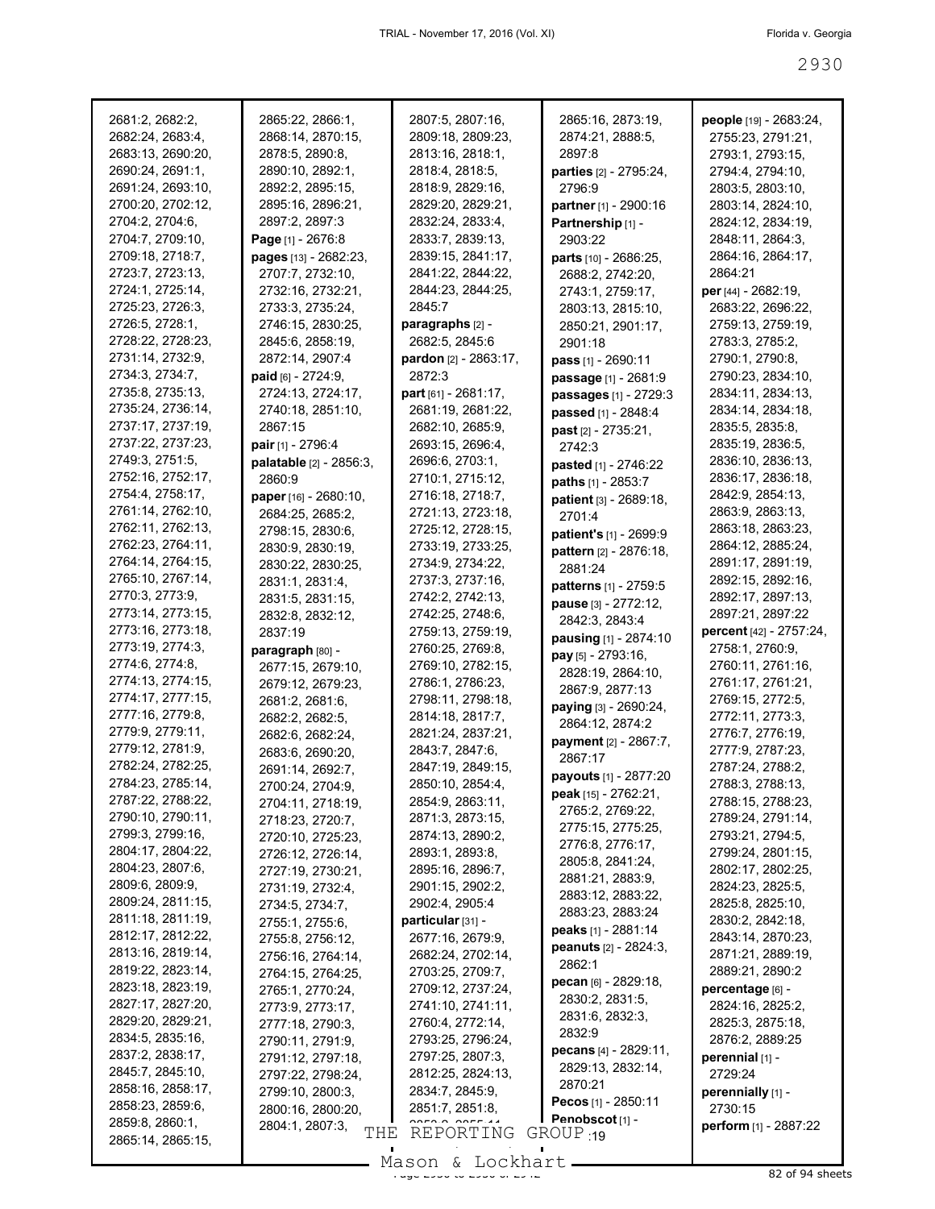2681:2, 2682:2, 2682:24, 2683:4, 2683:13, 2690:20, 2690:24, 2691:1, 2691:24, 2693:10, 2700:20, 2702:12, 2704:2, 2704:6, 2704:7, 2709:10, 2709:18, 2718:7, 2723:7, 2723:13, 2724:1, 2725:14, 2725:23, 2726:3, 2726:5, 2728:1, 2728:22, 2728:23, 2731:14, 2732:9, 2734:3, 2734:7, 2735:8, 2735:13, 2735:24, 2736:14, 2737:17, 2737:19, 2737:22, 2737:23, 2749:3, 2751:5, 2752:16, 2752:17, 2754:4, 2758:17, 2761:14, 2762:10, 2762:11, 2762:13, 2762:23, 2764:11, 2764:14, 2764:15, 2765:10, 2767:14, 2770:3, 2773:9, 2773:14, 2773:15, 2773:16, 2773:18, 2773:19, 2774:3, 2774:6, 2774:8, 2774:13, 2774:15, 2774:17, 2777:15, 2777:16, 2779:8, 2779:9, 2779:11, 2779:12, 2781:9, 2782:24, 2782:25, 2784:23, 2785:14, 2787:22, 2788:22, 2790:10, 2790:11, 2799:3, 2799:16, 2804:17, 2804:22, 2804:23, 2807:6, 2809:6, 2809:9, 2809:24, 2811:15, 2811:18, 2811:19, 2812:17, 2812:22, 2813:16, 2819:14, 2819:22, 2823:14, 2823:18, 2823:19, 2827:17, 2827:20, 2829:20, 2829:21, 2834:5, 2835:16, 2837:2, 2838:17, 2845:7, 2845:10, 2858:16, 2858:17, 2858:23, 2859:6, 2859:8, 2860:1, 2865:14, 2865:15, 2865:22, 2866:1, 2868:14, 2870:15, 2878:5, 2890:8, 2890:10, 2892:1, 2892:2, 2895:15, 2895:16, 2896:21, 2897:2, 2897:3

**Page** [1] - 2676:8

**pages** [13] - 2682:23, 2707:7, 2732:10, 2732:16, 2732:21, 2733:3, 2735:24, 2746:15, 2830:25, 2845:6, 2858:19, 2872:14, 2907:4

**paid** [6] - 2724:9, 2724:13, 2724:17, 2740:18, 2851:10, 2867:15

**pair** [1] - 2796:4

**palatable** [2] - 2856:3, 2860:9

**paper** [16] - 2680:10, 2684:25, 2685:2, 2798:15, 2830:6, 2830:9, 2830:19, 2830:22, 2830:25, 2831:1, 2831:4, 2831:5, 2831:15, 2832:8, 2832:12, 2837:19

**paragraph** [80] - 2677:15, 2679:10, 2679:12, 2679:23, 2681:2, 2681:6, 2682:2, 2682:5, 2682:6, 2682:24, 2683:6, 2690:20, 2691:14, 2692:7, 2700:24, 2704:9, 2704:11, 2718:19, 2718:23, 2720:7, 2720:10, 2725:23, 2726:12, 2726:14, 2727:19, 2730:21, 2731:19, 2732:4, 2734:5, 2734:7, 2755:1, 2755:6, 2755:8, 2756:12, 2756:16, 2764:14, 2764:15, 2764:25, 2765:1, 2770:24, 2773:9, 2773:17, 2777:18, 2790:3, 2790:11, 2791:9, 2791:12, 2797:18, 2797:22, 2798:24, 2799:10, 2800:3, 2800:16, 2800:20, 2804:1, 2807:3, 2807:5, 2807:16, 2809:18, 2809:23, 2813:16, 2818:1, 2818:4, 2818:5, 2818:9, 2829:16, 2829:20, 2829:21, 2832:24, 2833:4, 2833:7, 2839:13, 2839:15, 2841:17, 2841:22, 2844:22, 2844:23, 2844:25, 2845:7

**paragraphs** [2] - 2682:5, 2845:6

**pardon** [2] - 2863:17, 2872:3

**part** [61] - 2681:17, 2681:19, 2681:22, 2682:10, 2685:9, 2693:15, 2696:4, 2696:6, 2703:1, 2710:1, 2715:12, 2716:18, 2718:7, 2721:13, 2723:18, 2725:12, 2728:15, 2733:19, 2733:25, 2734:9, 2734:22, 2737:3, 2737:16, 2742:2, 2742:13, 2742:25, 2748:6, 2759:13, 2759:19, 2760:25, 2769:8, 2769:10, 2782:15, 2786:1, 2786:23, 2798:11, 2798:18, 2814:18, 2817:7, 2821:24, 2837:21, 2843:7, 2847:6, 2847:19, 2849:15, 2850:10, 2854:4, 2854:9, 2863:11, 2871:3, 2873:15, 2874:13, 2890:2, 2893:1, 2893:8, 2895:16, 2896:7, 2901:15, 2902:2, 2902:4, 2905:4

**particular** [31] - 2677:16, 2679:9, 2682:24, 2702:14, 2703:25, 2709:7, 2709:12, 2737:24, 2741:10, 2741:11, 2760:4, 2772:14, 2793:25, 2796:24, 2797:25, 2807:3, 2812:25, 2824:13, 2834:7, 2845:9, 2851:7, 2851:8,

2865:16, 2873:19, 2874:21, 2888:5, 2897:8

**parties** [2] - 2795:24, 2796:9

**partner** [1] - 2900:16

**Partnership** [1] - 2903:22

**parts** [10] - 2686:25, 2688:2, 2742:20, 2743:1, 2759:17, 2803:13, 2815:10, 2850:21, 2901:17, 2901:18

**pass** [1] - 2690:11

**passage** [1] - 2681:9

**passages** [1] - 2729:3

**passed** [1] - 2848:4

**past** [2] - 2735:21, 2742:3

**pasted** [1] - 2746:22

**paths** [1] - 2853:7

**patient** [3] - 2689:18, 2701:4

**patient's** [1] - 2699:9

**pattern** [2] - 2876:18, 2881:24

**patterns** [1] - 2759:5

**pause** [3] - 2772:12, 2842:3, 2843:4

**pausing** [1] - 2874:10

**pay** [5] - 2793:16, 2828:19, 2864:10, 2867:9, 2877:13

**paying** [3] - 2690:24, 2864:12, 2874:2

**payment** [2] - 2867:7, 2867:17

**payouts** [1] - 2877:20

**peak** [15] - 2762:21, 2765:2, 2769:22, 2775:15, 2775:25, 2776:8, 2776:17, 2805:8, 2841:24, 2881:21, 2883:9, 2883:12, 2883:22, 2883:23, 2883:24

**peaks** [1] - 2881:14

**peanuts** [2] - 2824:3, 2862:1

**pecan** [6] - 2829:18, 2830:2, 2831:5, 2831:6, 2832:3, 2832:9

**pecans** [4] - 2829:11, 2829:13, 2832:14, 2870:21

**Pecos** [1] - 2850:11

**Penobscot** [1] - ...:19

**people** [19] - 2683:24, 2755:23, 2791:21, 2793:1, 2793:15, 2794:4, 2794:10, 2803:5, 2803:10, 2803:14, 2824:10, 2824:12, 2834:19, 2848:11, 2864:3, 2864:16, 2864:17, 2864:21

**per** [44] - 2682:19, 2683:22, 2696:22, 2759:13, 2759:19, 2783:3, 2785:2, 2790:1, 2790:8, 2790:23, 2834:10, 2834:11, 2834:13, 2834:14, 2834:18, 2835:5, 2835:8, 2835:19, 2836:5, 2836:10, 2836:13, 2836:17, 2836:18, 2842:9, 2854:13, 2863:9, 2863:13, 2863:18, 2863:23, 2864:12, 2885:24, 2891:17, 2891:19, 2892:15, 2892:16, 2892:17, 2897:13, 2897:21, 2897:22

**percent** [42] - 2757:24, 2758:1, 2760:9, 2760:11, 2761:16, 2761:21, 2769:15, 2772:5, 2772:11, 2773:3, 2776:7, 2776:19, 2777:9, 2787:23, 2787:24, 2788:2, 2788:3, 2788:13, 2788:15, 2788:23, 2789:24, 2791:14, 2793:21, 2794:5, 2799:24, 2801:15, 2802:17, 2802:25, 2824:23, 2825:5, 2825:8, 2825:10, 2830:2, 2842:18, 2843:14, 2870:23, 2871:21, 2889:19, 2889:21, 2890:2

**percentage** [6] - 2824:16, 2825:2, 2825:3, 2875:18, 2876:2, 2889:25

**perennial** [1] - 2729:24

**perennially** [1] - 2730:15

**perform** [1] - 2887:22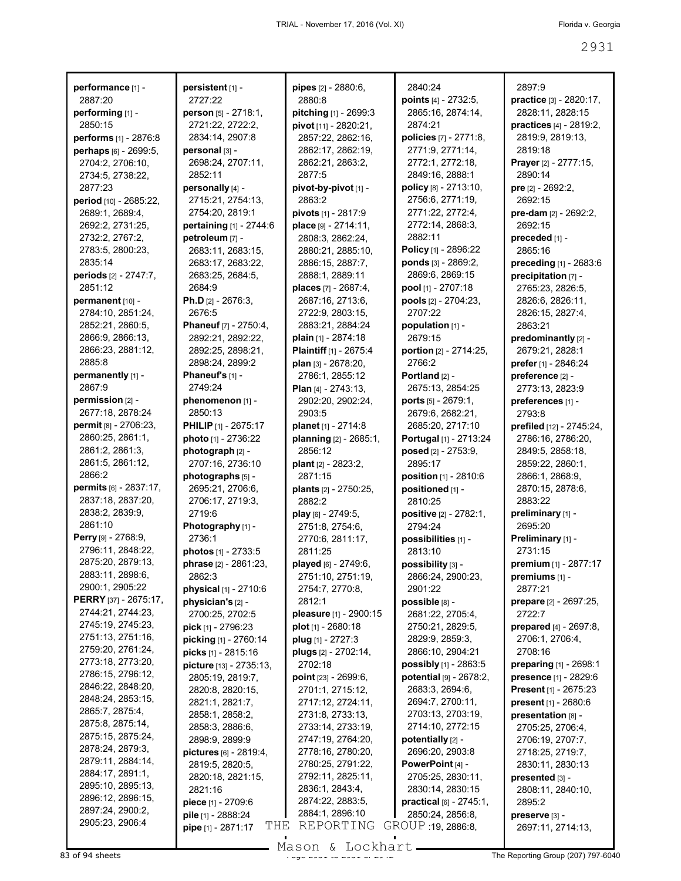**performance** [1] - 2887:20
**performing** [1] - 2850:15
**performs** [1] - 2876:8
**perhaps** [6] - 2699:5, 2704:2, 2706:10, 2734:5, 2738:22, 2877:23
**period** [10] - 2685:22, 2689:1, 2689:4, 2692:2, 2731:25, 2732:2, 2767:2, 2783:5, 2800:23, 2835:14
**periods** [2] - 2747:7, 2851:12
**permanent** [10] - 2784:10, 2851:24, 2852:21, 2860:5, 2866:9, 2866:13, 2866:23, 2881:12, 2885:8
**permanently** [1] - 2867:9
**permission** [2] - 2677:18, 2878:24
**permit** [8] - 2706:23, 2860:25, 2861:1, 2861:2, 2861:3, 2861:5, 2861:12, 2866:2
**permits** [6] - 2837:17, 2837:18, 2837:20, 2838:2, 2839:9, 2861:10
**Perry** [9] - 2768:9, 2796:11, 2848:22, 2875:20, 2879:13, 2883:11, 2898:6, 2900:1, 2905:22
**PERRY** [37] - 2675:17, 2744:21, 2744:23, 2745:19, 2745:23, 2751:13, 2751:16, 2759:20, 2761:24, 2773:18, 2773:20, 2786:15, 2796:12, 2846:22, 2848:20, 2848:24, 2853:15, 2865:7, 2875:4, 2875:8, 2875:14, 2875:15, 2875:24, 2878:24, 2879:3, 2879:11, 2884:14, 2884:17, 2891:1, 2895:10, 2895:13, 2896:12, 2896:15, 2897:24, 2900:2, 2905:23, 2906:4
**persistent** [1] - 2727:22
**person** [5] - 2718:1, 2721:22, 2722:2, 2834:14, 2907:8
**personal** [3] - 2698:24, 2707:11, 2852:11
**personally** [4] - 2715:21, 2754:13, 2754:20, 2819:1
**pertaining** [1] - 2744:6
**petroleum** [7] - 2683:11, 2683:15, 2683:17, 2683:22, 2683:25, 2684:5, 2684:9
**Ph.D** [2] - 2676:3, 2676:5
**Phaneuf** [7] - 2750:4, 2892:21, 2892:22, 2892:25, 2898:21, 2898:24, 2899:2
**Phaneuf's** [1] - 2749:24
**phenomenon** [1] - 2850:13
**PHILIP** [1] - 2675:17
**photo** [1] - 2736:22
**photograph** [2] - 2707:16, 2736:10
**photographs** [5] - 2695:21, 2706:6, 2706:17, 2719:3, 2719:6
**Photography** [1] - 2736:1
**photos** [1] - 2733:5
**phrase** [2] - 2861:23, 2862:3
**physical** [1] - 2710:6
**physician's** [2] - 2700:25, 2702:5
**pick** [1] - 2796:23
**picking** [1] - 2760:14
**picks** [1] - 2815:16
**picture** [13] - 2735:13, 2805:19, 2819:7, 2820:8, 2820:15, 2821:1, 2821:7, 2858:1, 2858:2, 2858:3, 2886:6, 2898:9, 2899:9
**pictures** [6] - 2819:4, 2819:5, 2820:5, 2820:18, 2821:15, 2821:16
**piece** [1] - 2709:6
**pile** [1] - 2888:24
**pipe** [1] - 2871:17
**pipes** [2] - 2880:6, 2880:8
**pitching** [1] - 2699:3
**pivot** [11] - 2820:21, 2857:22, 2862:16, 2862:17, 2862:19, 2862:21, 2863:2, 2877:5
**pivot-by-pivot** [1] - 2863:2
**pivots** [1] - 2817:9
**place** [9] - 2714:11, 2808:3, 2862:24, 2880:21, 2885:10, 2886:15, 2887:7, 2888:1, 2889:11
**places** [7] - 2687:4, 2687:16, 2713:6, 2722:9, 2803:15, 2883:21, 2884:24
**plain** [1] - 2874:18
**Plaintiff** [1] - 2675:4
**plan** [3] - 2678:20, 2786:1, 2855:12
**Plan** [4] - 2743:13, 2902:20, 2902:24, 2903:5
**planet** [1] - 2714:8
**planning** [2] - 2685:1, 2856:12
**plant** [2] - 2823:2, 2871:15
**plants** [2] - 2750:25, 2882:2
**play** [6] - 2749:5, 2751:8, 2754:6, 2770:6, 2811:17, 2811:25
**played** [6] - 2749:6, 2751:10, 2751:19, 2754:7, 2770:8, 2812:1
**pleasure** [1] - 2900:15
**plot** [1] - 2680:18
**plug** [1] - 2727:3
**plugs** [2] - 2702:14, 2702:18
**point** [23] - 2699:6, 2701:1, 2715:12, 2717:12, 2724:11, 2731:8, 2733:13, 2733:14, 2733:19, 2747:19, 2764:20, 2778:16, 2780:20, 2780:25, 2791:22, 2792:11, 2825:11, 2836:1, 2843:4, 2874:22, 2883:5, 2884:1, 2896:10
2840:24
**points** [4] - 2732:5, 2865:16, 2874:14, 2874:21
**policies** [7] - 2771:8, 2771:9, 2771:14, 2772:1, 2772:18, 2849:16, 2888:1
**policy** [8] - 2713:10, 2756:6, 2771:19, 2771:22, 2772:4, 2772:14, 2868:3, 2882:11
**Policy** [1] - 2896:22
**ponds** [3] - 2869:2, 2869:6, 2869:15
**pool** [1] - 2707:18
**pools** [2] - 2704:23, 2707:22
**population** [1] - 2679:15
**portion** [2] - 2714:25, 2766:2
**Portland** [2] - 2675:13, 2854:25
**ports** [5] - 2679:1, 2679:6, 2682:21, 2685:20, 2717:10
**Portugal** [1] - 2713:24
**posed** [2] - 2753:9, 2895:17
**position** [1] - 2810:6
**positioned** [1] - 2810:25
**positive** [2] - 2782:1, 2794:24
**possibilities** [1] - 2813:10
**possibility** [3] - 2866:24, 2900:23, 2901:22
**possible** [8] - 2681:22, 2705:4, 2750:21, 2829:5, 2829:9, 2859:3, 2866:10, 2904:21
**possibly** [1] - 2863:5
**potential** [9] - 2678:2, 2683:3, 2694:6, 2694:7, 2700:11, 2703:13, 2703:19, 2714:10, 2772:15
**potentially** [2] - 2696:20, 2903:8
**PowerPoint** [4] - 2705:25, 2830:11, 2830:14, 2830:15
**practical** [6] - 2745:1, 2850:24, 2856:8, 2886:19, 2886:8,
2897:9
**practice** [3] - 2820:17, 2828:11, 2828:15
**practices** [4] - 2819:2, 2819:9, 2819:13, 2819:18
**Prayer** [2] - 2777:15, 2890:14
**pre** [2] - 2692:2, 2692:15
**pre-dam** [2] - 2692:2, 2692:15
**preceded** [1] - 2865:16
**preceding** [1] - 2683:6
**precipitation** [7] - 2765:23, 2826:5, 2826:6, 2826:11, 2826:15, 2827:4, 2863:21
**predominantly** [2] - 2679:21, 2828:1
**prefer** [1] - 2846:24
**preference** [2] - 2773:13, 2823:9
**preferences** [1] - 2793:8
**prefiled** [12] - 2745:24, 2786:16, 2786:20, 2849:5, 2858:18, 2859:22, 2860:1, 2866:1, 2868:9, 2870:15, 2878:6, 2883:22
**preliminary** [1] - 2695:20
**Preliminary** [1] - 2731:15
**premium** [1] - 2877:17
**premiums** [1] - 2877:21
**prepare** [2] - 2697:25, 2722:7
**prepared** [4] - 2697:8, 2706:1, 2706:4, 2708:16
**preparing** [1] - 2698:1
**presence** [1] - 2829:6
**Present** [1] - 2675:23
**present** [1] - 2680:6
**presentation** [8] - 2705:25, 2706:4, 2706:19, 2707:7, 2718:25, 2719:7, 2830:11, 2830:13
**presented** [3] - 2808:11, 2840:10, 2895:2
**preserve** [3] - 2697:11, 2714:13,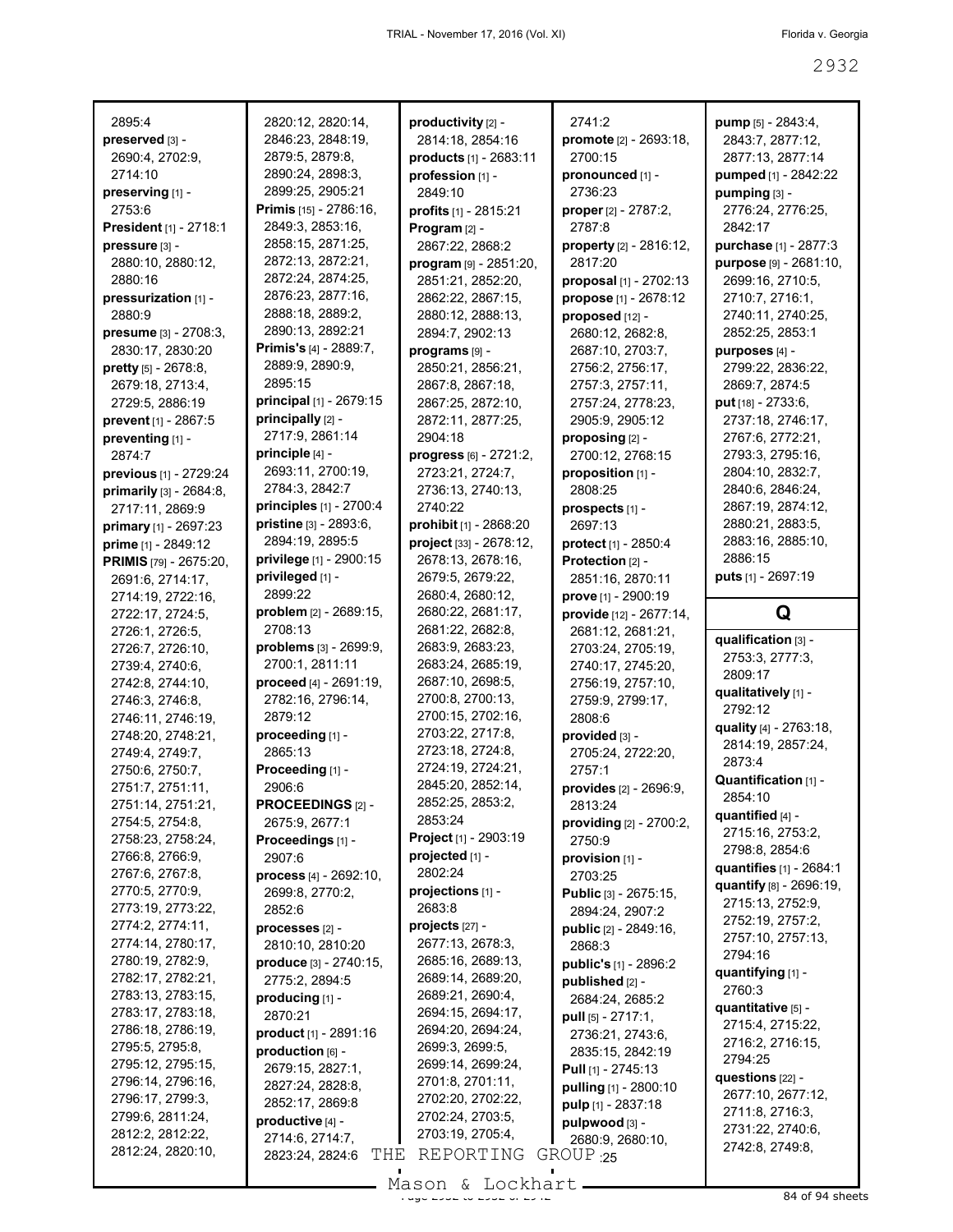2895:4
**preserved** [3] - 2690:4, 2702:9, 2714:10
**preserving** [1] - 2753:6
**President** [1] - 2718:1
**pressure** [3] - 2880:10, 2880:12, 2880:16
**pressurization** [1] - 2880:9
**presume** [3] - 2708:3, 2830:17, 2830:20
**pretty** [5] - 2678:8, 2679:18, 2713:4, 2729:5, 2886:19
**prevent** [1] - 2867:5
**preventing** [1] - 2874:7
**previous** [1] - 2729:24
**primarily** [3] - 2684:8, 2717:11, 2869:9
**primary** [1] - 2697:23
**prime** [1] - 2849:12
**PRIMIS** [79] - 2675:20, 2691:6, 2714:17, 2714:19, 2722:16, 2722:17, 2724:5, 2726:1, 2726:5, 2726:7, 2726:10, 2739:4, 2740:6, 2742:8, 2744:10, 2746:3, 2746:8, 2746:11, 2746:19, 2748:20, 2748:21, 2749:4, 2749:7, 2750:6, 2750:7, 2751:7, 2751:11, 2751:14, 2751:21, 2754:5, 2754:8, 2758:23, 2758:24, 2766:8, 2766:9, 2767:6, 2767:8, 2770:5, 2770:9, 2773:19, 2773:22, 2774:2, 2774:11, 2774:14, 2780:17, 2780:19, 2782:9, 2782:17, 2782:21, 2783:13, 2783:15, 2783:17, 2783:18, 2786:18, 2786:19, 2795:5, 2795:8, 2795:12, 2795:15, 2796:14, 2796:16, 2796:17, 2799:3, 2799:6, 2811:24, 2812:2, 2812:22, 2812:24, 2820:10, 2820:12, 2820:14, 2846:23, 2848:19, 2879:5, 2879:8, 2890:24, 2898:3, 2899:25, 2905:21
**Primis** [15] - 2786:16, 2849:3, 2853:16, 2858:15, 2871:25, 2872:13, 2872:21, 2872:24, 2874:25, 2876:23, 2877:16, 2888:18, 2889:2, 2890:13, 2892:21
**Primis's** [4] - 2889:7, 2889:9, 2890:9, 2895:15
**principal** [1] - 2679:15
**principally** [2] - 2717:9, 2861:14
**principle** [4] - 2693:11, 2700:19, 2784:3, 2842:7
**principles** [1] - 2700:4
**pristine** [3] - 2893:6, 2894:19, 2895:5
**privilege** [1] - 2900:15
**privileged** [1] - 2899:22
**problem** [2] - 2689:15, 2708:13
**problems** [3] - 2699:9, 2700:1, 2811:11
**proceed** [4] - 2691:19, 2782:16, 2796:14, 2879:12
**proceeding** [1] - 2865:13
**Proceeding** [1] - 2906:6
**PROCEEDINGS** [2] - 2675:9, 2677:1
**Proceedings** [1] - 2907:6
**process** [4] - 2692:10, 2699:8, 2770:2, 2852:6
**processes** [2] - 2810:10, 2810:20
**produce** [3] - 2740:15, 2775:2, 2894:5
**producing** [1] - 2870:21
**product** [1] - 2891:16
**production** [6] - 2679:15, 2827:1, 2827:24, 2828:8, 2852:17, 2869:8
**productive** [4] - 2714:6, 2714:7, 2823:24, 2824:6
**productivity** [2] - 2814:18, 2854:16
**products** [1] - 2683:11
**profession** [1] - 2849:10
**profits** [1] - 2815:21
**Program** [2] - 2867:22, 2868:2
**program** [9] - 2851:20, 2851:21, 2852:20, 2862:22, 2867:15, 2880:12, 2888:13, 2894:7, 2902:13
**programs** [9] - 2850:21, 2856:21, 2867:8, 2867:18, 2867:25, 2872:10, 2872:11, 2877:25, 2904:18
**progress** [6] - 2721:2, 2723:21, 2724:7, 2736:13, 2740:13, 2740:22
**prohibit** [1] - 2868:20
**project** [33] - 2678:12, 2678:13, 2678:16, 2679:5, 2679:22, 2680:4, 2680:12, 2680:22, 2681:17, 2681:22, 2682:8, 2683:9, 2683:23, 2683:24, 2685:19, 2687:10, 2698:5, 2700:8, 2700:13, 2700:15, 2702:16, 2703:22, 2717:8, 2723:18, 2724:8, 2724:19, 2724:21, 2845:20, 2852:14, 2852:25, 2853:2, 2853:24
**Project** [1] - 2903:19
**projected** [1] - 2802:24
**projections** [1] - 2683:8
**projects** [27] - 2677:13, 2678:3, 2685:16, 2689:13, 2689:14, 2689:20, 2689:21, 2690:4, 2694:15, 2694:17, 2694:20, 2694:24, 2699:3, 2699:5, 2699:14, 2699:24, 2701:8, 2701:11, 2702:20, 2702:22, 2702:24, 2703:5, 2703:19, 2705:4, 2741:2
**promote** [2] - 2693:18, 2700:15
**pronounced** [1] - 2736:23
**proper** [2] - 2787:2, 2787:8
**property** [2] - 2816:12, 2817:20
**proposal** [1] - 2702:13
**propose** [1] - 2678:12
**proposed** [12] - 2680:12, 2682:8, 2687:10, 2703:7, 2756:2, 2756:17, 2757:3, 2757:11, 2757:24, 2778:23, 2905:9, 2905:12
**proposing** [2] - 2700:12, 2768:15
**proposition** [1] - 2808:25
**prospects** [1] - 2697:13
**protect** [1] - 2850:4
**Protection** [2] - 2851:16, 2870:11
**prove** [1] - 2900:19
**provide** [12] - 2677:14, 2681:12, 2681:21, 2703:24, 2705:19, 2740:17, 2745:20, 2756:19, 2757:10, 2759:9, 2799:17, 2808:6
**provided** [3] - 2705:24, 2722:20, 2757:1
**provides** [2] - 2696:9, 2813:24
**providing** [2] - 2700:2, 2750:9
**provision** [1] - 2703:25
**Public** [3] - 2675:15, 2894:24, 2907:2
**public** [2] - 2849:16, 2868:3
**public's** [1] - 2896:2
**published** [2] - 2684:24, 2685:2
**pull** [5] - 2717:1, 2736:21, 2743:6, 2835:15, 2842:19
**Pull** [1] - 2745:13
**pulling** [1] - 2800:10
**pulp** [1] - 2837:18
**pulpwood** [3] - 2680:9, 2680:10, 2681:25
**pump** [5] - 2843:4, 2843:7, 2877:12, 2877:13, 2877:14
**pumped** [1] - 2842:22
**pumping** [3] - 2776:24, 2776:25, 2842:17
**purchase** [1] - 2877:3
**purpose** [9] - 2681:10, 2699:16, 2710:5, 2710:7, 2716:1, 2740:11, 2740:25, 2852:25, 2853:1
**purposes** [4] - 2799:22, 2836:22, 2869:7, 2874:5
**put** [18] - 2733:6, 2737:18, 2746:17, 2767:6, 2772:21, 2793:3, 2795:16, 2804:10, 2832:7, 2840:6, 2846:24, 2867:19, 2874:12, 2880:21, 2883:5, 2883:16, 2885:10, 2886:15
**puts** [1] - 2697:19

## Q

**qualification** [3] - 2753:3, 2777:3, 2809:17
**qualitatively** [1] - 2792:12
**quality** [4] - 2763:18, 2814:19, 2857:24, 2873:4
**Quantification** [1] - 2854:10
**quantified** [4] - 2715:16, 2753:2, 2798:8, 2854:6
**quantifies** [1] - 2684:1
**quantify** [8] - 2696:19, 2715:13, 2752:9, 2752:19, 2757:2, 2757:10, 2757:13, 2794:16
**quantifying** [1] - 2760:3
**quantitative** [5] - 2715:4, 2715:22, 2716:2, 2716:15, 2794:25
**questions** [22] - 2677:10, 2677:12, 2711:8, 2716:3, 2731:22, 2740:6, 2742:8, 2749:8,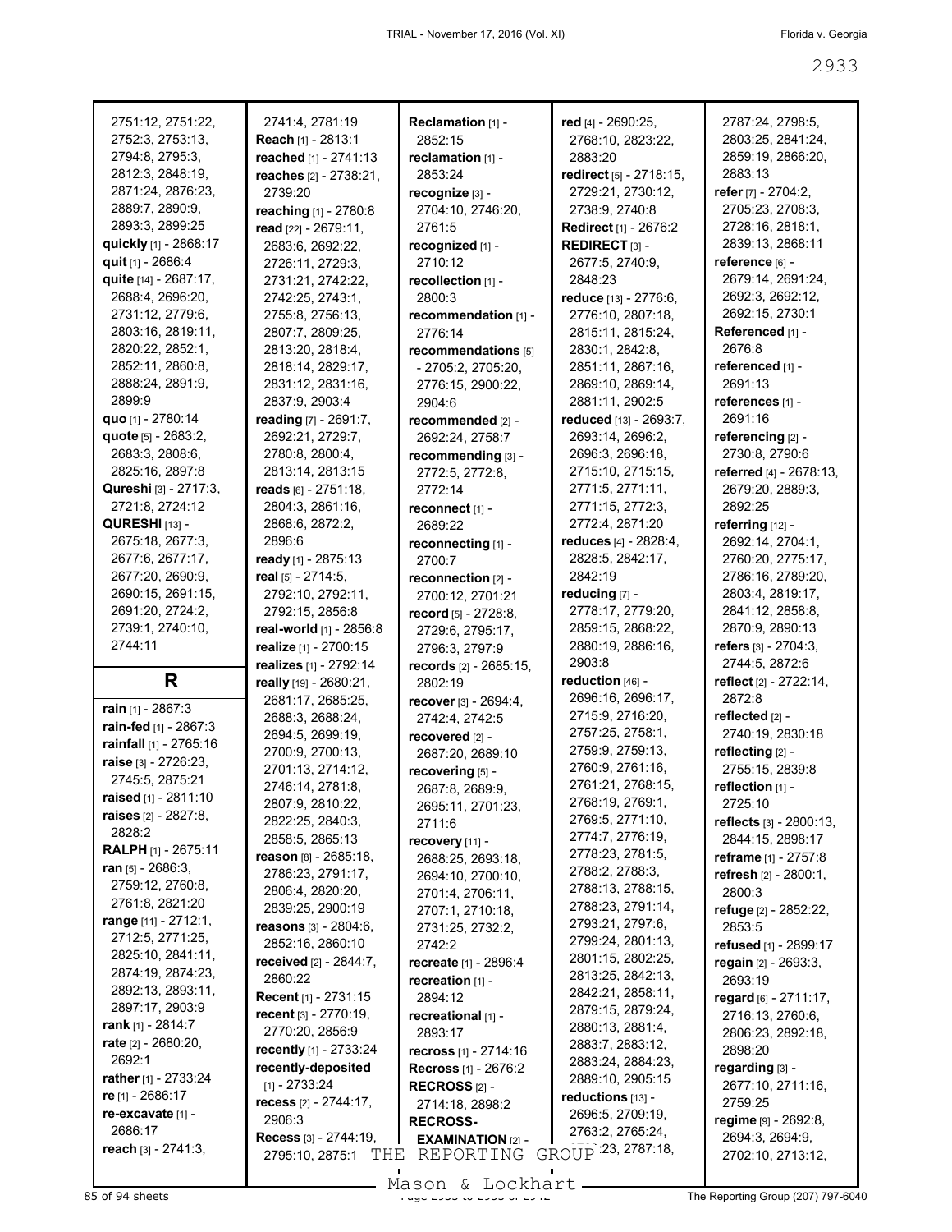2751:12, 2751:22, 2752:3, 2753:13, 2794:8, 2795:3, 2812:3, 2848:19, 2871:24, 2876:23, 2889:7, 2890:9, 2893:3, 2899:25
**quickly** [1] - 2868:17
**quit** [1] - 2686:4
**quite** [14] - 2687:17, 2688:4, 2696:20, 2731:12, 2779:6, 2803:16, 2819:11, 2820:22, 2852:1, 2852:11, 2860:8, 2888:24, 2891:9, 2899:9
**quo** [1] - 2780:14
**quote** [5] - 2683:2, 2683:3, 2808:6, 2825:16, 2897:8
**Qureshi** [3] - 2717:3, 2721:8, 2724:12
**QURESHI** [13] - 2675:18, 2677:3, 2677:6, 2677:17, 2677:20, 2690:9, 2690:15, 2691:15, 2691:20, 2724:2, 2739:1, 2740:10, 2744:11

## R

**rain** [1] - 2867:3
**rain-fed** [1] - 2867:3
**rainfall** [1] - 2765:16
**raise** [3] - 2726:23, 2745:5, 2875:21
**raised** [1] - 2811:10
**raises** [2] - 2827:8, 2828:2
**RALPH** [1] - 2675:11
**ran** [5] - 2686:3, 2759:12, 2760:8, 2761:8, 2821:20
**range** [11] - 2712:1, 2712:5, 2771:25, 2825:10, 2841:11, 2874:19, 2874:23, 2892:13, 2893:11, 2897:17, 2903:9
**rank** [1] - 2814:7
**rate** [2] - 2680:20, 2692:1
**rather** [1] - 2733:24
**re** [1] - 2686:17
**re-excavate** [1] - 2686:17
**reach** [3] - 2741:3, 2741:4, 2781:19
**Reach** [1] - 2813:1
**reached** [1] - 2741:13
**reaches** [2] - 2738:21, 2739:20
**reaching** [1] - 2780:8
**read** [22] - 2679:11, 2683:6, 2692:22, 2726:11, 2729:3, 2731:21, 2742:22, 2742:25, 2743:1, 2755:8, 2756:13, 2807:7, 2809:25, 2813:20, 2818:4, 2818:14, 2829:17, 2831:12, 2831:16, 2837:9, 2903:4
**reading** [7] - 2691:7, 2692:21, 2729:7, 2780:8, 2800:4, 2813:14, 2813:15
**reads** [6] - 2751:18, 2804:3, 2861:16, 2868:6, 2872:2, 2896:6
**ready** [1] - 2875:13
**real** [5] - 2714:5, 2792:10, 2792:11, 2792:15, 2856:8
**real-world** [1] - 2856:8
**realize** [1] - 2700:15
**realizes** [1] - 2792:14
**really** [19] - 2680:21, 2681:17, 2685:25, 2688:3, 2688:24, 2694:5, 2699:19, 2700:9, 2700:13, 2701:13, 2714:12, 2746:14, 2781:8, 2807:9, 2810:22, 2822:25, 2840:3, 2858:5, 2865:13
**reason** [8] - 2685:18, 2786:23, 2791:17, 2806:4, 2820:20, 2839:25, 2900:19
**reasons** [3] - 2804:6, 2852:16, 2860:10
**received** [2] - 2844:7, 2860:22
**Recent** [1] - 2731:15
**recent** [3] - 2770:19, 2770:20, 2856:9
**recently** [1] - 2733:24
**recently-deposited** [1] - 2733:24
**recess** [2] - 2744:17, 2906:3
**Recess** [3] - 2744:19, 2795:10, 2875:1
**Reclamation** [1] - 2852:15
**reclamation** [1] - 2853:24
**recognize** [3] - 2704:10, 2746:20, 2761:5
**recognized** [1] - 2710:12
**recollection** [1] - 2800:3
**recommendation** [1] - 2776:14
**recommendations** [5] - 2705:2, 2705:20, 2776:15, 2900:22, 2904:6
**recommended** [2] - 2692:24, 2758:7
**recommending** [3] - 2772:5, 2772:8, 2772:14
**reconnect** [1] - 2689:22
**reconnecting** [1] - 2700:7
**reconnection** [2] - 2700:12, 2701:21
**record** [5] - 2728:8, 2729:6, 2795:17, 2796:3, 2797:9
**records** [2] - 2685:15, 2802:19
**recover** [3] - 2694:4, 2742:4, 2742:5
**recovered** [2] - 2687:20, 2689:10
**recovering** [5] - 2687:8, 2689:9, 2695:11, 2701:23, 2711:6
**recovery** [11] - 2688:25, 2693:18, 2694:10, 2700:10, 2701:4, 2706:11, 2707:1, 2710:18, 2731:25, 2732:2, 2742:2
**recreate** [1] - 2896:4
**recreation** [1] - 2894:12
**recreational** [1] - 2893:17
**recross** [1] - 2714:16
**Recross** [1] - 2676:2
**RECROSS** [2] - 2714:18, 2898:2
**RECROSS-EXAMINATION** [2] -
**red** [4] - 2690:25, 2768:10, 2823:22, 2883:20
**redirect** [5] - 2718:15, 2729:21, 2730:12, 2738:9, 2740:8
**Redirect** [1] - 2676:2
**REDIRECT** [3] - 2677:5, 2740:9, 2848:23
**reduce** [13] - 2776:6, 2776:10, 2807:18, 2815:11, 2815:24, 2830:1, 2842:8, 2851:11, 2867:16, 2869:10, 2869:14, 2881:11, 2902:5
**reduced** [13] - 2693:7, 2693:14, 2696:2, 2696:3, 2696:18, 2715:10, 2715:15, 2771:5, 2771:11, 2771:15, 2772:3, 2772:4, 2871:20
**reduces** [4] - 2828:4, 2828:5, 2842:17, 2842:19
**reducing** [7] - 2778:17, 2779:20, 2859:15, 2868:22, 2880:19, 2886:16, 2903:8
**reduction** [46] - 2696:16, 2696:17, 2715:9, 2716:20, 2757:25, 2758:1, 2759:9, 2759:13, 2760:9, 2761:16, 2761:21, 2768:15, 2768:19, 2769:1, 2769:5, 2771:10, 2774:7, 2776:19, 2778:23, 2781:5, 2788:2, 2788:3, 2788:13, 2788:15, 2788:23, 2791:14, 2793:21, 2797:6, 2799:24, 2801:13, 2801:15, 2802:25, 2813:25, 2842:13, 2842:21, 2858:11, 2879:15, 2879:24, 2880:13, 2881:4, 2883:7, 2883:12, 2883:24, 2884:23, 2889:10, 2905:15
**reductions** [13] - 2696:5, 2709:19, 2763:2, 2765:24, 2787:18, 2787:24, 2798:5, 2803:25, 2841:24, 2859:19, 2866:20, 2883:13
**refer** [7] - 2704:2, 2705:23, 2708:3, 2728:16, 2818:1, 2839:13, 2868:11
**reference** [6] - 2679:14, 2691:24, 2692:3, 2692:12, 2692:15, 2730:1
**Referenced** [1] - 2676:8
**referenced** [1] - 2691:13
**references** [1] - 2691:16
**referencing** [2] - 2730:8, 2790:6
**referred** [4] - 2678:13, 2679:20, 2889:3, 2892:25
**referring** [12] - 2692:14, 2704:1, 2760:20, 2775:17, 2786:16, 2789:20, 2803:4, 2819:17, 2841:12, 2858:8, 2870:9, 2890:13
**refers** [3] - 2704:3, 2744:5, 2872:6
**reflect** [2] - 2722:14, 2872:8
**reflected** [2] - 2740:19, 2830:18
**reflecting** [2] - 2755:15, 2839:8
**reflection** [1] - 2725:10
**reflects** [3] - 2800:13, 2844:15, 2898:17
**reframe** [1] - 2757:8
**refresh** [2] - 2800:1, 2800:3
**refuge** [2] - 2852:22, 2853:5
**refused** [1] - 2899:17
**regain** [2] - 2693:3, 2693:19
**regard** [6] - 2711:17, 2716:13, 2760:6, 2806:23, 2892:18, 2898:20
**regarding** [3] - 2677:10, 2711:16, 2759:25
**regime** [9] - 2692:8, 2694:3, 2694:9, 2702:10, 2713:12,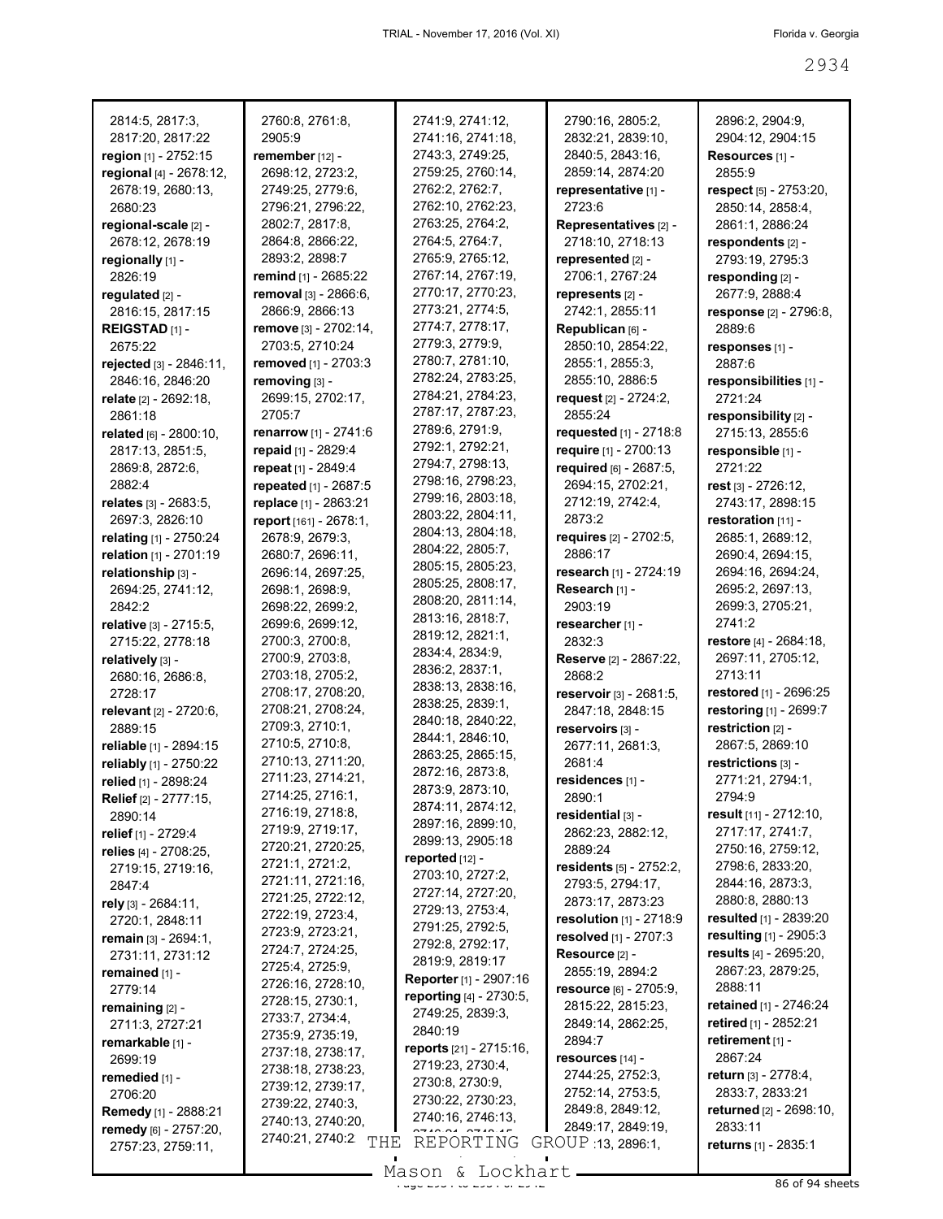2814:5, 2817:3, 2817:20, 2817:22
**region** [1] - 2752:15
**regional** [4] - 2678:12, 2678:19, 2680:13, 2680:23
**regional-scale** [2] - 2678:12, 2678:19
**regionally** [1] - 2826:19
**regulated** [2] - 2816:15, 2817:15
**REIGSTAD** [1] - 2675:22
**rejected** [3] - 2846:11, 2846:16, 2846:20
**relate** [2] - 2692:18, 2861:18
**related** [6] - 2800:10, 2817:13, 2851:5, 2869:8, 2872:6, 2882:4
**relates** [3] - 2683:5, 2697:3, 2826:10
**relating** [1] - 2750:24
**relation** [1] - 2701:19
**relationship** [3] - 2694:25, 2741:12, 2842:2
**relative** [3] - 2715:5, 2715:22, 2778:18
**relatively** [3] - 2680:16, 2686:8, 2728:17
**relevant** [2] - 2720:6, 2889:15
**reliable** [1] - 2894:15
**reliably** [1] - 2750:22
**relied** [1] - 2898:24
**Relief** [2] - 2777:15, 2890:14
**relief** [1] - 2729:4
**relies** [4] - 2708:25, 2719:15, 2719:16, 2847:4
**rely** [3] - 2684:11, 2720:1, 2848:11
**remain** [3] - 2694:1, 2731:11, 2731:12
**remained** [1] - 2779:14
**remaining** [2] - 2711:3, 2727:21
**remarkable** [1] - 2699:19
**remedied** [1] - 2706:20
**Remedy** [1] - 2888:21
**remedy** [6] - 2757:20, 2757:23, 2759:11, 2760:8, 2761:8, 2905:9
**remember** [12] - 2698:12, 2723:2, 2749:25, 2779:6, 2796:21, 2796:22, 2802:7, 2817:8, 2864:8, 2866:22, 2893:2, 2898:7
**remind** [1] - 2685:22
**removal** [3] - 2866:6, 2866:9, 2866:13
**remove** [3] - 2702:14, 2703:5, 2710:24
**removed** [1] - 2703:3
**removing** [3] - 2699:15, 2702:17, 2705:7
**renarrow** [1] - 2741:6
**repaid** [1] - 2829:4
**repeat** [1] - 2849:4
**repeated** [1] - 2687:5
**replace** [1] - 2863:21
**report** [161] - 2678:1, 2678:9, 2679:3, 2680:7, 2696:11, 2696:14, 2697:25, 2698:1, 2698:9, 2698:22, 2699:2, 2699:6, 2699:12, 2700:3, 2700:8, 2700:9, 2703:8, 2703:18, 2705:2, 2708:17, 2708:20, 2708:21, 2708:24, 2709:3, 2710:1, 2710:5, 2710:8, 2710:13, 2711:20, 2711:23, 2714:21, 2714:25, 2716:1, 2716:19, 2718:8, 2719:9, 2719:17, 2720:21, 2720:25, 2721:1, 2721:2, 2721:11, 2721:16, 2721:25, 2722:12, 2722:19, 2723:4, 2723:9, 2723:21, 2724:7, 2724:25, 2725:4, 2725:9, 2726:16, 2728:10, 2728:15, 2730:1, 2733:7, 2734:4, 2735:9, 2735:19, 2737:18, 2738:17, 2738:18, 2738:23, 2739:12, 2739:17, 2739:22, 2740:3, 2740:13, 2740:20, 2740:21, 2740:2..., 2741:9, 2741:12, 2741:16, 2741:18, 2743:3, 2749:25, 2759:25, 2760:14, 2762:2, 2762:7, 2762:10, 2762:23, 2763:25, 2764:2, 2764:5, 2764:7, 2765:9, 2765:12, 2767:14, 2767:19, 2770:17, 2770:23, 2773:21, 2774:5, 2774:7, 2778:17, 2779:3, 2779:9, 2780:7, 2781:10, 2782:24, 2783:25, 2784:21, 2784:23, 2787:17, 2787:23, 2789:6, 2791:9, 2792:1, 2792:21, 2794:7, 2798:13, 2798:16, 2798:23, 2799:16, 2803:18, 2803:22, 2804:11, 2804:13, 2804:18, 2804:22, 2805:7, 2805:15, 2805:23, 2805:25, 2808:17, 2808:20, 2811:14, 2813:16, 2818:7, 2819:12, 2821:1, 2834:4, 2834:9, 2836:2, 2837:1, 2838:13, 2838:16, 2838:25, 2839:1, 2840:18, 2840:22, 2844:1, 2846:10, 2863:25, 2865:15, 2872:16, 2873:8, 2873:9, 2873:10, 2874:11, 2874:12, 2897:16, 2899:10, 2899:13, 2905:18
**reported** [12] - 2703:10, 2727:2, 2727:14, 2727:20, 2729:13, 2753:4, 2791:25, 2792:5, 2792:8, 2792:17, 2819:9, 2819:17
**Reporter** [1] - 2907:16
**reporting** [4] - 2730:5, 2749:25, 2839:3, 2840:19
**reports** [21] - 2715:16, 2719:23, 2730:4, 2730:8, 2730:9, 2730:22, 2730:23, 2740:16, 2746:13, ...
2790:16, 2805:2, 2832:21, 2839:10, 2840:5, 2843:16, 2859:14, 2874:20
**representative** [1] - 2723:6
**Representatives** [2] - 2718:10, 2718:13
**represented** [2] - 2706:1, 2767:24
**represents** [2] - 2742:1, 2855:11
**Republican** [6] - 2850:10, 2854:22, 2855:1, 2855:3, 2855:10, 2886:5
**request** [2] - 2724:2, 2855:24
**requested** [1] - 2718:8
**require** [1] - 2700:13
**required** [6] - 2687:5, 2694:15, 2702:21, 2712:19, 2742:4, 2873:2
**requires** [2] - 2702:5, 2886:17
**research** [1] - 2724:19
**Research** [1] - 2903:19
**researcher** [1] - 2832:3
**Reserve** [2] - 2867:22, 2868:2
**reservoir** [3] - 2681:5, 2847:18, 2848:15
**reservoirs** [3] - 2677:11, 2681:3, 2681:4
**residences** [1] - 2890:1
**residential** [3] - 2862:23, 2882:12, 2889:24
**residents** [5] - 2752:2, 2793:5, 2794:17, 2873:17, 2873:23
**resolution** [1] - 2718:9
**resolved** [1] - 2707:3
**Resource** [2] - 2855:19, 2894:2
**resource** [6] - 2705:9, 2815:22, 2815:23, 2849:14, 2862:25, 2894:7
**resources** [14] - 2744:25, 2752:3, 2752:14, 2753:5, 2849:8, 2849:12, 2849:17, 2849:19, ...:13, 2896:1, 2896:2, 2904:9, 2904:12, 2904:15
**Resources** [1] - 2855:9
**respect** [5] - 2753:20, 2850:14, 2858:4, 2861:1, 2886:24
**respondents** [2] - 2793:19, 2795:3
**responding** [2] - 2677:9, 2888:4
**response** [2] - 2796:8, 2889:6
**responses** [1] - 2887:6
**responsibilities** [1] - 2721:24
**responsibility** [2] - 2715:13, 2855:6
**responsible** [1] - 2721:22
**rest** [3] - 2726:12, 2743:17, 2898:15
**restoration** [11] - 2685:1, 2689:12, 2690:4, 2694:15, 2694:16, 2694:24, 2695:2, 2697:13, 2699:3, 2705:21, 2741:2
**restore** [4] - 2684:18, 2697:11, 2705:12, 2713:11
**restored** [1] - 2696:25
**restoring** [1] - 2699:7
**restriction** [2] - 2867:5, 2869:10
**restrictions** [3] - 2771:21, 2794:1, 2794:9
**result** [11] - 2712:10, 2717:17, 2741:7, 2750:16, 2759:12, 2798:6, 2833:20, 2844:16, 2873:3, 2880:8, 2880:13
**resulted** [1] - 2839:20
**resulting** [1] - 2905:3
**results** [4] - 2695:20, 2867:23, 2879:25, 2888:11
**retained** [1] - 2746:24
**retired** [1] - 2852:21
**retirement** [1] - 2867:24
**return** [3] - 2778:4, 2833:7, 2833:21
**returned** [2] - 2698:10, 2833:11
**returns** [1] - 2835:1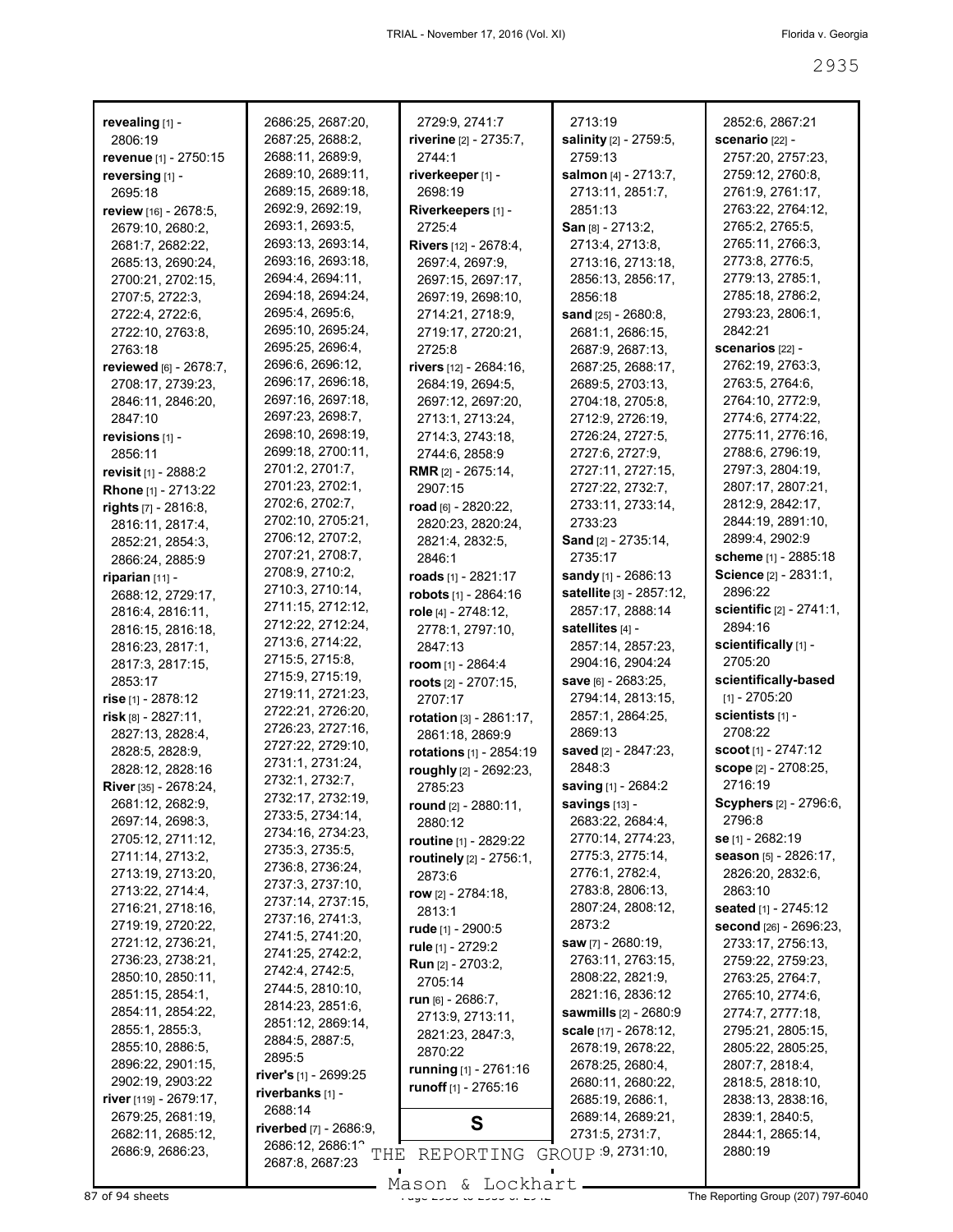**revealing** [1] - 2806:19
**revenue** [1] - 2750:15
**reversing** [1] - 2695:18
**review** [16] - 2678:5, 2679:10, 2680:2, 2681:7, 2682:22, 2685:13, 2690:24, 2700:21, 2702:15, 2707:5, 2722:3, 2722:4, 2722:6, 2722:10, 2763:8, 2763:18
**reviewed** [6] - 2678:7, 2708:17, 2739:23, 2846:11, 2846:20, 2847:10
**revisions** [1] - 2856:11
**revisit** [1] - 2888:2
**Rhone** [1] - 2713:22
**rights** [7] - 2816:8, 2816:11, 2817:4, 2852:21, 2854:3, 2866:24, 2885:9
**riparian** [11] - 2688:12, 2729:17, 2816:4, 2816:11, 2816:15, 2816:18, 2816:23, 2817:1, 2817:3, 2817:15, 2853:17
**rise** [1] - 2878:12
**risk** [8] - 2827:11, 2827:13, 2828:4, 2828:5, 2828:9, 2828:12, 2828:16
**River** [35] - 2678:24, 2681:12, 2682:9, 2697:14, 2698:3, 2705:12, 2711:12, 2711:14, 2713:2, 2713:19, 2713:20, 2713:22, 2714:4, 2716:21, 2718:16, 2719:19, 2720:22, 2721:12, 2736:21, 2736:23, 2738:21, 2850:10, 2850:11, 2851:15, 2854:1, 2854:11, 2854:22, 2855:1, 2855:3, 2855:10, 2886:5, 2896:22, 2901:15, 2902:19, 2903:22
**river** [119] - 2679:17, 2679:25, 2681:19, 2682:11, 2685:12, 2686:9, 2686:23, 2686:25, 2687:20, 2687:25, 2688:2, 2688:11, 2689:9, 2689:10, 2689:11, 2689:15, 2689:18, 2692:9, 2692:19, 2693:1, 2693:5, 2693:13, 2693:14, 2693:16, 2693:18, 2694:4, 2694:11, 2694:18, 2694:24, 2695:4, 2695:6, 2695:10, 2695:24, 2695:25, 2696:4, 2696:6, 2696:12, 2696:17, 2696:18, 2697:16, 2697:18, 2697:23, 2698:7, 2698:10, 2698:19, 2699:18, 2700:11, 2701:2, 2701:7, 2701:23, 2702:1, 2702:6, 2702:7, 2702:10, 2705:21, 2706:12, 2707:2, 2707:21, 2708:7, 2708:9, 2710:2, 2710:3, 2710:14, 2711:15, 2712:12, 2712:22, 2712:24, 2713:6, 2714:22, 2715:5, 2715:8, 2715:9, 2715:19, 2719:11, 2721:23, 2722:21, 2726:20, 2726:23, 2727:16, 2727:22, 2729:10, 2731:1, 2731:24, 2732:1, 2732:7, 2732:17, 2732:19, 2733:5, 2734:14, 2734:16, 2734:23, 2735:3, 2735:5, 2736:8, 2736:24, 2737:3, 2737:10, 2737:14, 2737:15, 2737:16, 2741:3, 2741:5, 2741:20, 2741:25, 2742:2, 2742:4, 2742:5, 2744:5, 2810:10, 2814:23, 2851:6, 2851:12, 2869:14, 2884:5, 2887:5, 2895:5
**river's** [1] - 2699:25
**riverbanks** [1] - 2688:14
**riverbed** [7] - 2686:9, 2686:12, 2686:1?, 2687:8, 2687:23, 2729:9, 2741:7
**riverine** [2] - 2735:7, 2744:1
**riverkeeper** [1] - 2698:19
**Riverkeepers** [1] - 2725:4
**Rivers** [12] - 2678:4, 2697:4, 2697:9, 2697:15, 2697:17, 2697:19, 2698:10, 2714:21, 2718:9, 2719:17, 2720:21, 2725:8
**rivers** [12] - 2684:16, 2684:19, 2694:5, 2697:12, 2697:20, 2713:1, 2713:24, 2714:3, 2743:18, 2744:6, 2858:9
**RMR** [2] - 2675:14, 2907:15
**road** [6] - 2820:22, 2820:23, 2820:24, 2821:4, 2832:5, 2846:1
**roads** [1] - 2821:17
**robots** [1] - 2864:16
**role** [4] - 2748:12, 2778:1, 2797:10, 2847:13
**room** [1] - 2864:4
**roots** [2] - 2707:15, 2707:17
**rotation** [3] - 2861:17, 2861:18, 2869:9
**rotations** [1] - 2854:19
**roughly** [2] - 2692:23, 2785:23
**round** [2] - 2880:11, 2880:12
**routine** [1] - 2829:22
**routinely** [2] - 2756:1, 2873:6
**row** [2] - 2784:18, 2813:1
**rude** [1] - 2900:5
**rule** [1] - 2729:2
**Run** [2] - 2703:2, 2705:14
**run** [6] - 2686:7, 2713:9, 2713:11, 2821:23, 2847:3, 2870:22
**running** [1] - 2761:16
**runoff** [1] - 2765:16

## S

**salinity** [2] - 2759:5, 2759:13
**salmon** [4] - 2713:7, 2713:11, 2851:7, 2851:13
**San** [8] - 2713:2, 2713:4, 2713:8, 2713:16, 2713:18, 2856:13, 2856:17, 2856:18
**sand** [25] - 2680:8, 2681:1, 2686:15, 2687:9, 2687:13, 2687:25, 2688:17, 2689:5, 2703:13, 2704:18, 2705:8, 2712:9, 2726:19, 2726:24, 2727:5, 2727:6, 2727:9, 2727:11, 2727:15, 2727:22, 2732:7, 2733:11, 2733:14, 2733:23
**Sand** [2] - 2735:14, 2735:17
**sandy** [1] - 2686:13
**satellite** [3] - 2857:12, 2857:17, 2888:14
**satellites** [4] - 2857:14, 2857:23, 2904:16, 2904:24
**save** [6] - 2683:25, 2794:14, 2813:15, 2857:1, 2864:25, 2869:13
**saved** [2] - 2847:23, 2848:3
**saving** [1] - 2684:2
**savings** [13] - 2683:22, 2684:4, 2770:14, 2774:23, 2775:3, 2775:14, 2776:1, 2782:4, 2783:8, 2806:13, 2807:24, 2808:12, 2873:2
**saw** [7] - 2680:19, 2763:11, 2763:15, 2808:22, 2821:9, 2821:16, 2836:12
**sawmills** [2] - 2680:9
**scale** [17] - 2678:12, 2678:19, 2678:22, 2678:25, 2680:4, 2680:11, 2680:22, 2685:19, 2686:1, 2689:14, 2689:21, 2731:5, 2731:7, ?:9, 2731:10, 2852:6, 2867:21
**scenario** [22] - 2757:20, 2757:23, 2759:12, 2760:8, 2761:9, 2761:17, 2763:22, 2764:12, 2765:2, 2765:5, 2765:11, 2766:3, 2773:8, 2776:5, 2779:13, 2785:1, 2785:18, 2786:2, 2793:23, 2806:1, 2842:21
**scenarios** [22] - 2762:19, 2763:3, 2763:5, 2764:6, 2764:10, 2772:9, 2774:6, 2774:22, 2775:11, 2776:16, 2788:6, 2796:19, 2797:3, 2804:19, 2807:17, 2807:21, 2812:9, 2842:17, 2844:19, 2891:10, 2899:4, 2902:9
**scheme** [1] - 2885:18
**Science** [2] - 2831:1, 2896:22
**scientific** [2] - 2741:1, 2894:16
**scientifically** [1] - 2705:20
**scientifically-based** [1] - 2705:20
**scientists** [1] - 2708:22
**scoot** [1] - 2747:12
**scope** [2] - 2708:25, 2716:19
**Scyphers** [2] - 2796:6, 2796:8
**se** [1] - 2682:19
**season** [5] - 2826:17, 2826:20, 2832:6, 2863:10
**seated** [1] - 2745:12
**second** [26] - 2696:23, 2733:17, 2756:13, 2759:22, 2759:23, 2763:25, 2764:7, 2765:10, 2774:6, 2774:7, 2777:18, 2795:21, 2805:15, 2805:22, 2805:25, 2807:7, 2818:4, 2818:5, 2818:10, 2838:13, 2838:16, 2839:1, 2840:5, 2844:1, 2865:14, 2880:19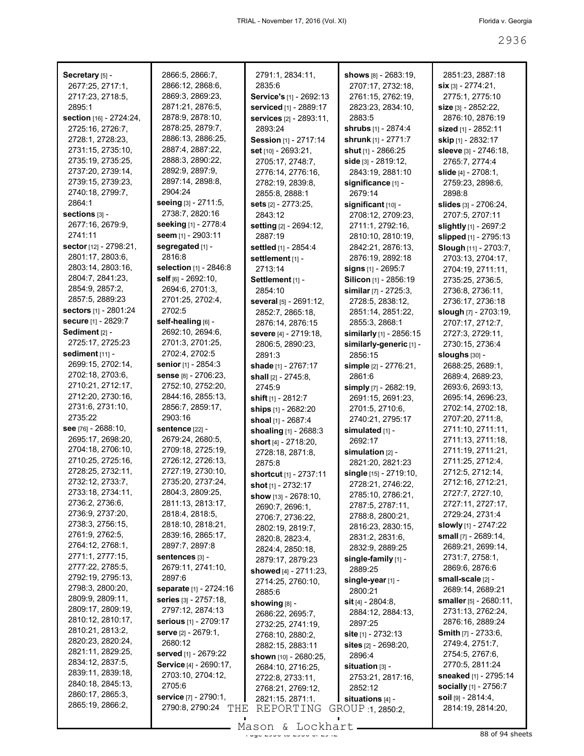**Secretary** [5] - 2677:25, 2717:1, 2717:23, 2718:5, 2895:1
**section** [16] - 2724:24, 2725:16, 2726:7, 2728:1, 2728:23, 2731:15, 2735:10, 2735:19, 2735:25, 2737:20, 2739:14, 2739:15, 2739:23, 2740:18, 2799:7, 2864:1
**sections** [3] - 2677:16, 2679:9, 2741:11
**sector** [12] - 2798:21, 2801:17, 2803:6, 2803:14, 2803:16, 2804:7, 2841:23, 2854:9, 2857:2, 2857:5, 2889:23
**sectors** [1] - 2801:24
**secure** [1] - 2829:7
**Sediment** [2] - 2725:17, 2725:23
**sediment** [11] - 2699:15, 2702:14, 2702:18, 2703:6, 2710:21, 2712:17, 2712:20, 2730:16, 2731:6, 2731:10, 2735:22
**see** [76] - 2688:10, 2695:17, 2698:20, 2704:18, 2706:10, 2710:25, 2725:16, 2728:25, 2732:11, 2732:12, 2733:7, 2733:18, 2734:11, 2736:2, 2736:6, 2736:9, 2737:20, 2738:3, 2756:15, 2761:9, 2762:5, 2764:12, 2768:1, 2771:1, 2777:15, 2777:22, 2785:5, 2792:19, 2795:13, 2798:3, 2800:20, 2809:9, 2809:11, 2809:17, 2809:19, 2810:12, 2810:17, 2810:21, 2813:2, 2820:23, 2820:24, 2821:11, 2829:25, 2834:12, 2837:5, 2839:11, 2839:18, 2840:18, 2845:13, 2860:17, 2865:3, 2865:19, 2866:2, 2866:5, 2866:7, 2866:12, 2868:6, 2869:3, 2869:23, 2871:21, 2876:5, 2878:9, 2878:10, 2878:25, 2879:7, 2886:13, 2886:25, 2887:4, 2887:22, 2888:3, 2890:22, 2892:9, 2897:9, 2897:14, 2898:8, 2904:24
**seeing** [3] - 2711:5, 2738:7, 2820:16
**seeking** [1] - 2778:4
**seem** [1] - 2903:11
**segregated** [1] - 2816:8
**selection** [1] - 2846:8
**self** [6] - 2692:10, 2694:6, 2701:3, 2701:25, 2702:4, 2702:5
**self-healing** [6] - 2692:10, 2694:6, 2701:3, 2701:25, 2702:4, 2702:5
**senior** [1] - 2854:3
**sense** [8] - 2706:23, 2752:10, 2752:20, 2844:16, 2855:13, 2856:7, 2859:17, 2903:16
**sentence** [22] - 2679:24, 2680:5, 2709:18, 2725:19, 2726:12, 2726:13, 2727:19, 2730:10, 2735:20, 2737:24, 2804:3, 2809:25, 2811:13, 2813:17, 2818:4, 2818:5, 2818:10, 2818:21, 2839:16, 2865:17, 2897:7, 2897:8
**sentences** [3] - 2679:11, 2741:10, 2897:6
**separate** [1] - 2724:16
**series** [3] - 2757:18, 2797:12, 2874:13
**serious** [1] - 2709:17
**serve** [2] - 2679:1, 2680:12
**served** [1] - 2679:22
**Service** [4] - 2690:17, 2703:10, 2704:12, 2705:6
**service** [7] - 2790:1, 2790:8, 2790:24, 2791:1, 2834:11, 2835:6
**Service's** [1] - 2692:13
**serviced** [1] - 2889:17
**services** [2] - 2893:11, 2893:24
**Session** [1] - 2717:14
**set** [10] - 2693:21, 2705:17, 2748:7, 2776:14, 2776:16, 2782:19, 2839:8, 2855:8, 2888:1
**sets** [2] - 2773:25, 2843:12
**setting** [2] - 2694:12, 2887:19
**settled** [1] - 2854:4
**settlement** [1] - 2713:14
**Settlement** [1] - 2854:10
**several** [5] - 2691:12, 2852:7, 2865:18, 2876:14, 2876:15
**severe** [4] - 2719:18, 2806:5, 2890:23, 2891:3
**shade** [1] - 2767:17
**shall** [2] - 2745:8, 2745:9
**shift** [1] - 2812:7
**ships** [1] - 2682:20
**shoal** [1] - 2687:4
**shoaling** [1] - 2688:3
**short** [4] - 2718:20, 2728:18, 2871:8, 2875:8
**shortcut** [1] - 2737:11
**shot** [1] - 2732:17
**show** [13] - 2678:10, 2690:7, 2696:1, 2706:7, 2736:22, 2802:19, 2819:7, 2820:8, 2823:4, 2824:4, 2850:18, 2879:17, 2879:23
**showed** [4] - 2711:23, 2714:25, 2760:10, 2885:6
**showing** [8] - 2686:22, 2695:7, 2732:25, 2741:19, 2768:10, 2880:2, 2882:15, 2883:11
**shown** [10] - 2680:25, 2684:10, 2716:25, 2722:8, 2733:11, 2768:21, 2769:12, 2821:15, 2871:1, 2850:2,
**shows** [8] - 2683:19, 2707:17, 2732:18, 2761:15, 2762:19, 2823:23, 2834:10, 2883:5
**shrubs** [1] - 2874:4
**shrunk** [1] - 2771:7
**shut** [1] - 2866:25
**side** [3] - 2819:12, 2843:19, 2881:10
**significance** [1] - 2679:14
**significant** [10] - 2708:12, 2709:23, 2711:1, 2792:16, 2810:10, 2810:19, 2842:21, 2876:13, 2876:19, 2892:18
**signs** [1] - 2695:7
**Silicon** [1] - 2856:19
**similar** [7] - 2725:3, 2728:5, 2838:12, 2851:14, 2851:22, 2855:3, 2868:1
**similarly** [1] - 2856:15
**similarly-generic** [1] - 2856:15
**simple** [2] - 2776:21, 2861:6
**simply** [7] - 2682:19, 2691:15, 2691:23, 2701:5, 2710:6, 2740:21, 2795:17
**simulated** [1] - 2692:17
**simulation** [2] - 2821:20, 2821:23
**single** [15] - 2719:10, 2728:21, 2746:22, 2785:10, 2786:21, 2787:5, 2787:11, 2788:8, 2800:21, 2816:23, 2830:15, 2831:2, 2831:6, 2832:9, 2889:25
**single-family** [1] - 2889:25
**single-year** [1] - 2800:21
**sit** [4] - 2804:8, 2884:12, 2884:13, 2897:25
**site** [1] - 2732:13
**sites** [2] - 2698:20, 2896:4
**situation** [3] - 2753:21, 2817:16, 2852:12
**situations** [4] - 2851:23, 2887:18
**six** [3] - 2774:21, 2775:1, 2775:10
**size** [3] - 2852:22, 2876:10, 2876:19
**sized** [1] - 2852:11
**skip** [1] - 2832:17
**sleeve** [3] - 2746:18, 2765:7, 2774:4
**slide** [4] - 2708:1, 2759:23, 2898:6, 2898:8
**slides** [3] - 2706:24, 2707:5, 2707:11
**slightly** [1] - 2697:2
**slipped** [1] - 2795:13
**Slough** [11] - 2703:7, 2703:13, 2704:17, 2704:19, 2711:11, 2735:25, 2736:5, 2736:8, 2736:11, 2736:17, 2736:18
**slough** [7] - 2703:19, 2707:17, 2712:7, 2727:3, 2729:11, 2730:15, 2736:4
**sloughs** [30] - 2688:25, 2689:1, 2689:4, 2689:23, 2693:6, 2693:13, 2695:14, 2696:23, 2702:14, 2702:18, 2707:20, 2711:8, 2711:10, 2711:11, 2711:13, 2711:18, 2711:19, 2711:21, 2711:25, 2712:4, 2712:5, 2712:14, 2712:16, 2712:21, 2727:7, 2727:10, 2727:11, 2727:17, 2729:24, 2731:4
**slowly** [1] - 2747:22
**small** [7] - 2689:14, 2689:21, 2699:14, 2731:7, 2758:1, 2869:6, 2876:6
**small-scale** [2] - 2689:14, 2689:21
**smaller** [5] - 2680:11, 2731:13, 2762:24, 2876:16, 2889:24
**Smith** [7] - 2733:6, 2749:4, 2751:7, 2754:5, 2767:6, 2770:5, 2811:24
**sneaked** [1] - 2795:14
**socially** [1] - 2756:7
**soil** [9] - 2814:4, 2814:19, 2814:20,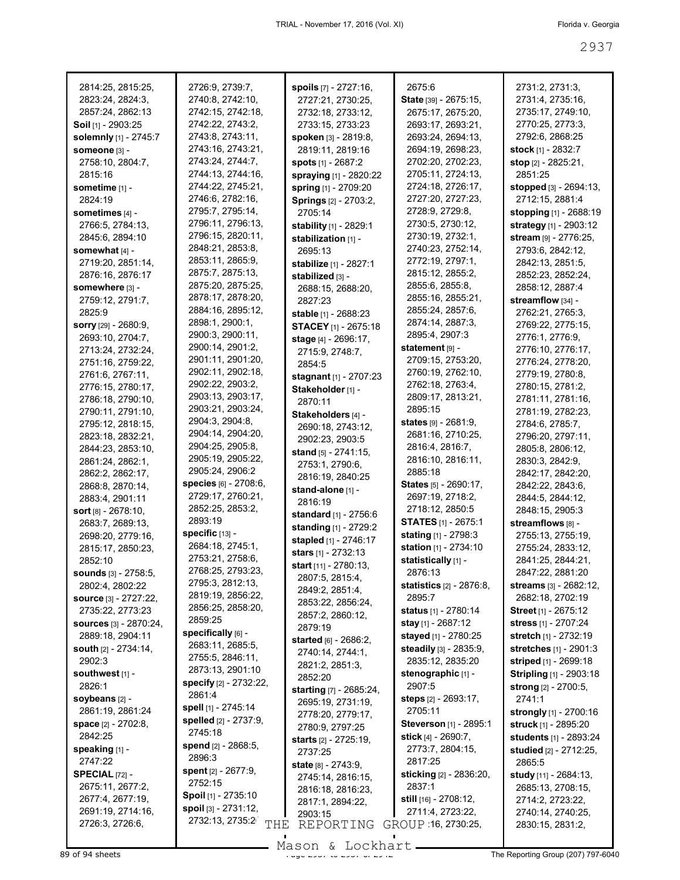2814:25, 2815:25, 2823:24, 2824:3, 2857:24, 2862:13

**Soil** [1] - 2903:25

**solemnly** [1] - 2745:7

**someone** [3] - 2758:10, 2804:7, 2815:16

**sometime** [1] - 2824:19

**sometimes** [4] - 2766:5, 2784:13, 2845:6, 2894:10

**somewhat** [4] - 2719:20, 2851:14, 2876:16, 2876:17

**somewhere** [3] - 2759:12, 2791:7, 2825:9

**sorry** [29] - 2680:9, 2693:10, 2704:7, 2713:24, 2732:24, 2751:16, 2759:22, 2761:6, 2767:11, 2776:15, 2780:17, 2786:18, 2790:10, 2790:11, 2791:10, 2795:12, 2818:15, 2823:18, 2832:21, 2844:23, 2853:10, 2861:24, 2862:1, 2862:2, 2862:17, 2868:8, 2870:14, 2883:4, 2901:11

**sort** [8] - 2678:10, 2683:7, 2689:13, 2698:20, 2779:16, 2815:17, 2850:23, 2852:10

**sounds** [3] - 2758:5, 2802:4, 2802:22

**source** [3] - 2727:22, 2735:22, 2773:23

**sources** [3] - 2870:24, 2889:18, 2904:11

**south** [2] - 2734:14, 2902:3

**southwest** [1] - 2826:1

**soybeans** [2] - 2861:19, 2861:24

**space** [2] - 2702:8, 2842:25

**speaking** [1] - 2747:22

**SPECIAL** [72] - 2675:11, 2677:2, 2677:4, 2677:19, 2691:19, 2714:16, 2726:3, 2726:6, 2726:9, 2739:7, 2740:8, 2742:10, 2742:15, 2742:18, 2742:22, 2743:2, 2743:8, 2743:11, 2743:16, 2743:21, 2743:24, 2744:7, 2744:13, 2744:16, 2744:22, 2745:21, 2746:6, 2782:16, 2795:7, 2795:14, 2796:11, 2796:13, 2796:15, 2820:11, 2848:21, 2853:8, 2853:11, 2865:9, 2875:7, 2875:13, 2875:20, 2875:25, 2878:17, 2878:20, 2884:16, 2895:12, 2898:1, 2900:1, 2900:3, 2900:11, 2900:14, 2901:2, 2901:11, 2901:20, 2902:11, 2902:18, 2902:22, 2903:2, 2903:13, 2903:17, 2903:21, 2903:24, 2904:3, 2904:8, 2904:14, 2904:20, 2904:25, 2905:8, 2905:19, 2905:22, 2905:24, 2906:2

**species** [6] - 2708:6, 2729:17, 2760:21, 2852:25, 2853:2, 2893:19

**specific** [13] - 2684:18, 2745:1, 2753:21, 2758:6, 2768:25, 2793:23, 2795:3, 2812:13, 2819:19, 2856:22, 2856:25, 2858:20, 2859:25

**specifically** [6] - 2683:11, 2685:5, 2755:5, 2846:11, 2873:13, 2901:10

**specify** [2] - 2732:22, 2861:4

**spell** [1] - 2745:14

**spelled** [2] - 2737:9, 2745:18

**spend** [2] - 2868:5, 2896:3

**spent** [2] - 2677:9, 2752:15

**Spoil** [1] - 2735:10

**spoil** [3] - 2731:12, 2732:13, 2735:2

**spoils** [7] - 2727:16, 2727:21, 2730:25, 2732:18, 2733:12, 2733:15, 2733:23

**spoken** [3] - 2819:8, 2819:11, 2819:16

**spots** [1] - 2687:2

**spraying** [1] - 2820:22

**spring** [1] - 2709:20

**Springs** [2] - 2703:2, 2705:14

**stability** [1] - 2829:1

**stabilization** [1] - 2695:13

**stabilize** [1] - 2827:1

**stabilized** [3] - 2688:15, 2688:20, 2827:23

**stable** [1] - 2688:23

**STACEY** [1] - 2675:18

**stage** [4] - 2696:17, 2715:9, 2748:7, 2854:5

**stagnant** [1] - 2707:23

**Stakeholder** [1] - 2870:11

**Stakeholders** [4] - 2690:18, 2743:12, 2902:23, 2903:5

**stand** [5] - 2741:15, 2753:1, 2790:6, 2816:19, 2840:25

**stand-alone** [1] - 2816:19

**standard** [1] - 2756:6

**standing** [1] - 2729:2

**stapled** [1] - 2746:17

**stars** [1] - 2732:13

**start** [11] - 2780:13, 2807:5, 2815:4, 2849:2, 2851:4, 2853:22, 2856:24, 2857:2, 2860:12, 2879:19

**started** [6] - 2686:2, 2740:14, 2744:1, 2821:2, 2851:3, 2852:20

**starting** [7] - 2685:24, 2695:19, 2731:19, 2778:20, 2779:17, 2780:9, 2797:25

**starts** [2] - 2725:19, 2737:25

**state** [8] - 2743:9, 2745:14, 2816:15, 2816:18, 2816:23, 2817:1, 2894:22, 2903:15

2675:6

**State** [39] - 2675:15, 2675:17, 2675:20, 2693:17, 2693:21, 2693:24, 2694:13, 2694:19, 2698:23, 2702:20, 2702:23, 2705:11, 2724:13, 2724:18, 2726:17, 2727:20, 2727:23, 2728:9, 2729:8, 2730:5, 2730:12, 2730:19, 2732:1, 2740:23, 2752:14, 2772:19, 2797:1, 2815:12, 2855:2, 2855:6, 2855:8, 2855:16, 2855:21, 2855:24, 2857:6, 2874:14, 2887:3, 2895:4, 2907:3

**statement** [9] - 2709:15, 2753:20, 2760:19, 2762:10, 2762:18, 2763:4, 2809:17, 2813:21, 2895:15

**states** [9] - 2681:9, 2681:16, 2710:25, 2816:4, 2816:7, 2816:10, 2816:11, 2885:18

**States** [5] - 2690:17, 2697:19, 2718:2, 2718:12, 2850:5

**STATES** [1] - 2675:1

**stating** [1] - 2798:3

**station** [1] - 2734:10

**statistically** [1] - 2876:13

**statistics** [2] - 2876:8, 2895:7

**status** [1] - 2780:14

**stay** [1] - 2687:12

**stayed** [1] - 2780:25

**steadily** [3] - 2835:9, 2835:12, 2835:20

**stenographic** [1] - 2907:5

**steps** [2] - 2693:17, 2705:11

**Steverson** [1] - 2895:1

**stick** [4] - 2690:7, 2773:7, 2804:15, 2817:25

**sticking** [2] - 2836:20, 2837:1

**still** [16] - 2708:12, 2711:4, 2723:22, 2730:16, 2730:25,

2731:2, 2731:3, 2731:4, 2735:16, 2735:17, 2749:10, 2770:25, 2773:3, 2792:6, 2868:25

**stock** [1] - 2832:7

**stop** [2] - 2825:21, 2851:25

**stopped** [3] - 2694:13, 2712:15, 2881:4

**stopping** [1] - 2688:19

**strategy** [1] - 2903:12

**stream** [9] - 2776:25, 2793:6, 2842:12, 2851:5, 2852:23, 2852:24, 2858:12, 2887:4

**streamflow** [34] - 2762:21, 2765:3, 2769:22, 2775:15, 2776:1, 2776:9, 2776:10, 2776:17, 2776:24, 2778:20, 2779:19, 2780:8, 2780:15, 2781:2, 2781:11, 2781:16, 2781:19, 2782:23, 2784:6, 2785:7, 2796:20, 2797:11, 2805:8, 2806:12, 2830:3, 2842:9, 2842:17, 2842:20, 2842:22, 2843:6, 2844:5, 2844:12, 2848:15, 2905:3

**streamflows** [8] - 2755:13, 2755:19, 2755:24, 2833:12, 2841:25, 2844:21, 2847:22, 2881:20

**streams** [3] - 2682:12, 2682:18, 2702:19

**Street** [1] - 2675:12

**stress** [1] - 2707:24

**stretch** [1] - 2732:19

**stretches** [1] - 2901:3

**striped** [1] - 2698:18

**Stripling** [1] - 2903:18

**strong** [2] - 2700:5, 2741:1

**strongly** [1] - 2700:16

**struck** [1] - 2895:20

**students** [1] - 2893:24

**studied** [2] - 2712:25, 2865:5

**study** [11] - 2684:13, 2685:13, 2708:15, 2714:2, 2723:22, 2740:14, 2740:25, 2830:15, 2831:2,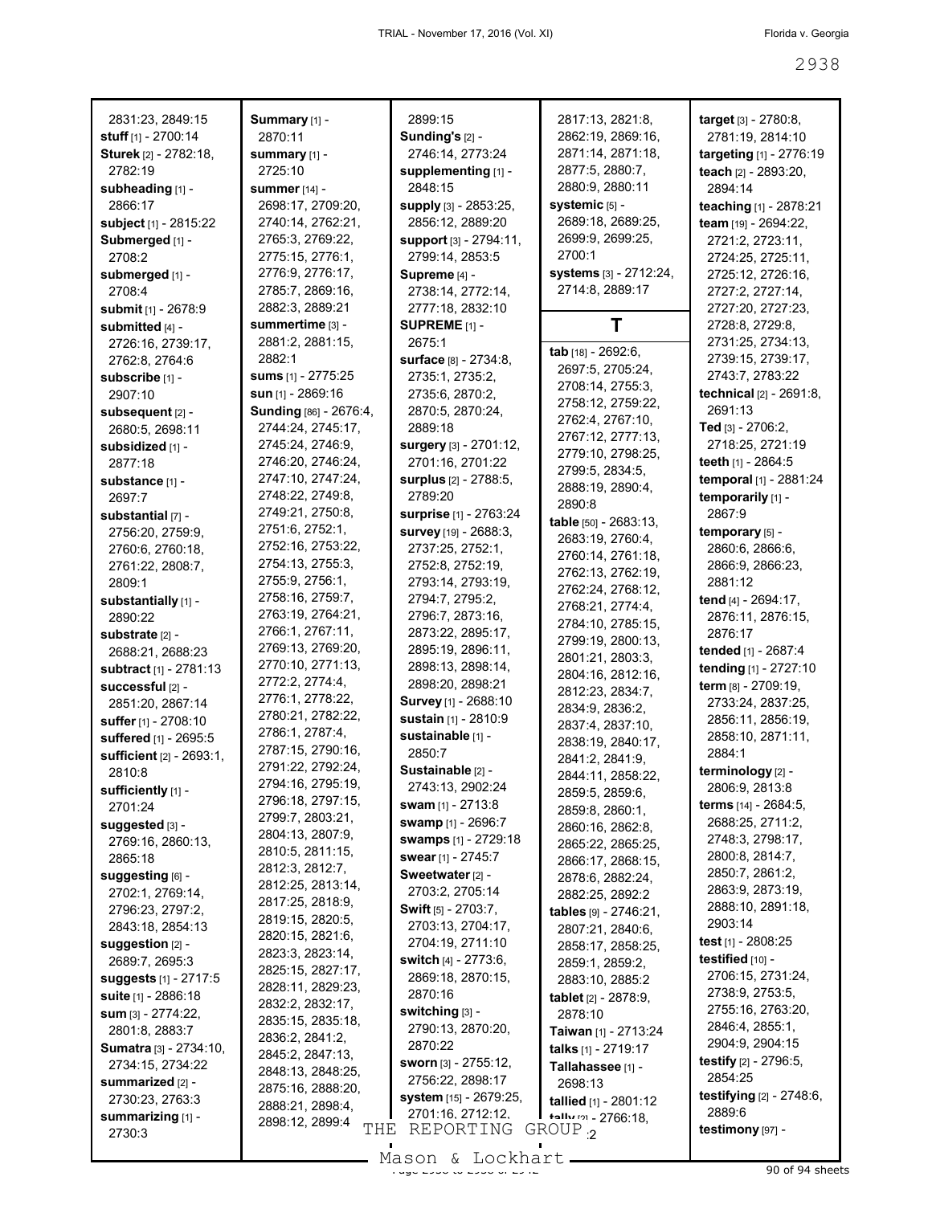2831:23, 2849:15
**stuff** [1] - 2700:14
**Sturek** [2] - 2782:18, 2782:19
**subheading** [1] - 2866:17
**subject** [1] - 2815:22
**Submerged** [1] - 2708:2
**submerged** [1] - 2708:4
**submit** [1] - 2678:9
**submitted** [4] - 2726:16, 2739:17, 2762:8, 2764:6
**subscribe** [1] - 2907:10
**subsequent** [2] - 2680:5, 2698:11
**subsidized** [1] - 2877:18
**substance** [1] - 2697:7
**substantial** [7] - 2756:20, 2759:9, 2760:6, 2760:18, 2761:22, 2808:7, 2809:1
**substantially** [1] - 2890:22
**substrate** [2] - 2688:21, 2688:23
**subtract** [1] - 2781:13
**successful** [2] - 2851:20, 2867:14
**suffer** [1] - 2708:10
**suffered** [1] - 2695:5
**sufficient** [2] - 2693:1, 2810:8
**sufficiently** [1] - 2701:24
**suggested** [3] - 2769:16, 2860:13, 2865:18
**suggesting** [6] - 2702:1, 2769:14, 2796:23, 2797:2, 2843:18, 2854:13
**suggestion** [2] - 2689:7, 2695:3
**suggests** [1] - 2717:5
**suite** [1] - 2886:18
**sum** [3] - 2774:22, 2801:8, 2883:7
**Sumatra** [3] - 2734:10, 2734:15, 2734:22
**summarized** [2] - 2730:23, 2763:3
**summarizing** [1] - 2730:3
**Summary** [1] - 2870:11
**summary** [1] - 2725:10
**summer** [14] - 2698:17, 2709:20, 2740:14, 2762:21, 2765:3, 2769:22, 2775:15, 2776:1, 2776:9, 2776:17, 2785:7, 2869:16, 2882:3, 2889:21
**summertime** [3] - 2881:2, 2881:15, 2882:1
**sums** [1] - 2775:25
**sun** [1] - 2869:16
**Sunding** [86] - 2676:4, 2744:24, 2745:17, 2745:24, 2746:9, 2746:20, 2746:24, 2747:10, 2747:24, 2748:22, 2749:8, 2749:21, 2750:8, 2751:6, 2752:1, 2752:16, 2753:22, 2754:13, 2755:3, 2755:9, 2756:1, 2758:16, 2759:7, 2763:19, 2764:21, 2766:1, 2767:11, 2769:13, 2769:20, 2770:10, 2771:13, 2772:2, 2774:4, 2776:1, 2778:22, 2780:21, 2782:22, 2786:1, 2787:4, 2787:15, 2790:16, 2791:22, 2792:24, 2794:16, 2795:19, 2796:18, 2797:15, 2799:7, 2803:21, 2804:13, 2807:9, 2810:5, 2811:15, 2812:3, 2812:7, 2812:25, 2813:14, 2817:25, 2818:9, 2819:15, 2820:5, 2820:15, 2821:6, 2823:3, 2823:14, 2825:15, 2827:17, 2828:11, 2829:23, 2832:2, 2832:17, 2835:15, 2835:18, 2836:2, 2841:2, 2845:2, 2847:13, 2848:13, 2848:25, 2875:16, 2888:20, 2888:21, 2898:4, 2898:12, 2899:4, 2899:15
**Sunding's** [2] - 2746:14, 2773:24
**supplementing** [1] - 2848:15
**supply** [3] - 2853:25, 2856:12, 2889:20
**support** [3] - 2794:11, 2799:14, 2853:5
**Supreme** [4] - 2738:14, 2772:14, 2777:18, 2832:10
**SUPREME** [1] - 2675:1
**surface** [8] - 2734:8, 2735:1, 2735:2, 2735:6, 2870:2, 2870:5, 2870:24, 2889:18
**surgery** [3] - 2701:12, 2701:16, 2701:22
**surplus** [2] - 2788:5, 2789:20
**surprise** [1] - 2763:24
**survey** [19] - 2688:3, 2737:25, 2752:1, 2752:8, 2752:19, 2793:14, 2793:19, 2794:7, 2795:2, 2796:7, 2873:16, 2873:22, 2895:17, 2895:19, 2896:11, 2898:13, 2898:14, 2898:20, 2898:21
**Survey** [1] - 2688:10
**sustain** [1] - 2810:9
**sustainable** [1] - 2850:7
**Sustainable** [2] - 2743:13, 2902:24
**swam** [1] - 2713:8
**swamp** [1] - 2696:7
**swamps** [1] - 2729:18
**swear** [1] - 2745:7
**Sweetwater** [2] - 2703:2, 2705:14
**Swift** [5] - 2703:7, 2703:13, 2704:17, 2704:19, 2711:10
**switch** [4] - 2773:6, 2869:18, 2870:15, 2870:16
**switching** [3] - 2790:13, 2870:20, 2870:22
**sworn** [3] - 2755:12, 2756:22, 2898:17
**system** [15] - 2679:25, 2701:16, 2712:12, 2817:13, 2821:8, 2862:19, 2869:16, 2871:14, 2871:18, 2877:5, 2880:7, 2880:9, 2880:11
**systemic** [5] - 2689:18, 2689:25, 2699:9, 2699:25, 2700:1
**systems** [3] - 2712:24, 2714:8, 2889:17

## T

**tab** [18] - 2692:6, 2697:5, 2705:24, 2708:14, 2755:3, 2758:12, 2759:22, 2762:4, 2767:10, 2767:12, 2777:13, 2779:10, 2798:25, 2799:5, 2834:5, 2888:19, 2890:4, 2890:8
**table** [50] - 2683:13, 2683:19, 2760:4, 2760:14, 2761:18, 2762:13, 2762:19, 2762:24, 2768:12, 2768:21, 2774:4, 2784:10, 2785:15, 2799:19, 2800:13, 2801:21, 2803:3, 2804:16, 2812:16, 2812:23, 2834:7, 2834:9, 2836:2, 2837:4, 2837:10, 2838:19, 2840:17, 2841:2, 2841:9, 2844:11, 2858:22, 2859:5, 2859:6, 2859:8, 2860:1, 2860:16, 2862:8, 2865:22, 2865:25, 2866:17, 2868:15, 2878:6, 2882:24, 2882:25, 2892:2
**tables** [9] - 2746:21, 2807:21, 2840:6, 2858:17, 2858:25, 2859:1, 2859:2, 2883:10, 2885:2
**tablet** [2] - 2878:9, 2878:10
**Taiwan** [1] - 2713:24
**talks** [1] - 2719:17
**Tallahassee** [1] - 2698:13
**tallied** [1] - 2801:12
**tally** [2] - 2766:18, ...:2
**target** [3] - 2780:8, 2781:19, 2814:10
**targeting** [1] - 2776:19
**teach** [2] - 2893:20, 2894:14
**teaching** [1] - 2878:21
**team** [19] - 2694:22, 2721:2, 2723:11, 2724:25, 2725:11, 2725:12, 2726:16, 2727:2, 2727:14, 2727:20, 2727:23, 2728:8, 2729:8, 2731:25, 2734:13, 2739:15, 2739:17, 2743:7, 2783:22
**technical** [2] - 2691:8, 2691:13
**Ted** [3] - 2706:2, 2718:25, 2721:19
**teeth** [1] - 2864:5
**temporal** [1] - 2881:24
**temporarily** [1] - 2867:9
**temporary** [5] - 2860:6, 2866:6, 2866:9, 2866:23, 2881:12
**tend** [4] - 2694:17, 2876:11, 2876:15, 2876:17
**tended** [1] - 2687:4
**tending** [1] - 2727:10
**term** [8] - 2709:19, 2733:24, 2837:25, 2856:11, 2856:19, 2858:10, 2871:11, 2884:1
**terminology** [2] - 2806:9, 2813:8
**terms** [14] - 2684:5, 2688:25, 2711:2, 2748:3, 2798:17, 2800:8, 2814:7, 2850:7, 2861:2, 2863:9, 2873:19, 2888:10, 2891:18, 2903:14
**test** [1] - 2808:25
**testified** [10] - 2706:15, 2731:24, 2738:9, 2753:5, 2755:16, 2763:20, 2846:4, 2855:1, 2904:9, 2904:15
**testify** [2] - 2796:5, 2854:25
**testifying** [2] - 2748:6, 2889:6
**testimony** [97] -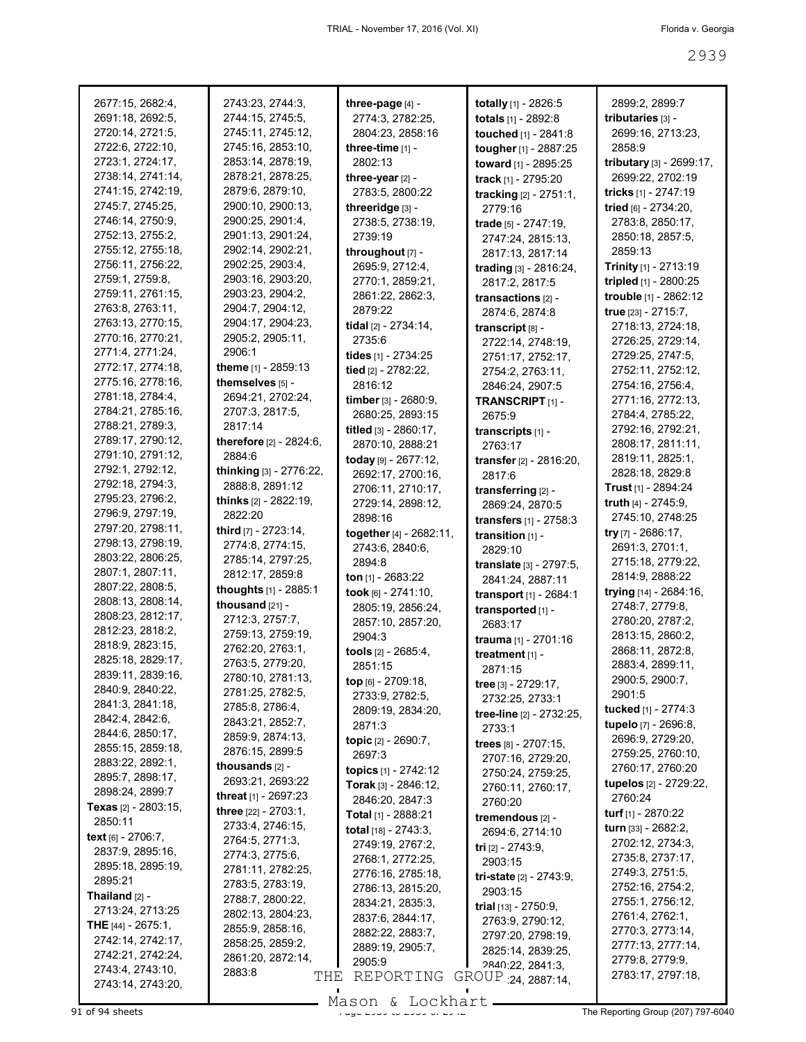2677:15, 2682:4, 2691:18, 2692:5, 2720:14, 2721:5, 2722:6, 2722:10, 2723:1, 2724:17, 2738:14, 2741:14, 2741:15, 2742:19, 2745:7, 2745:25, 2746:14, 2750:9, 2752:13, 2755:2, 2755:12, 2755:18, 2756:11, 2756:22, 2759:1, 2759:8, 2759:11, 2761:15, 2763:8, 2763:11, 2763:13, 2770:15, 2770:16, 2770:21, 2771:4, 2771:24, 2772:17, 2774:18, 2775:16, 2778:16, 2781:18, 2784:4, 2784:21, 2785:16, 2788:21, 2789:3, 2789:17, 2790:12, 2791:10, 2791:12, 2792:1, 2792:12, 2792:18, 2794:3, 2795:23, 2796:2, 2796:9, 2797:19, 2797:20, 2798:11, 2798:13, 2798:19, 2803:22, 2806:25, 2807:1, 2807:11, 2807:22, 2808:5, 2808:13, 2808:14, 2808:23, 2812:17, 2812:23, 2818:2, 2818:9, 2823:15, 2825:18, 2829:17, 2839:11, 2839:16, 2840:9, 2840:22, 2841:3, 2841:18, 2842:4, 2842:6, 2844:6, 2850:17, 2855:15, 2859:18, 2883:22, 2892:1, 2895:7, 2898:17, 2898:24, 2899:7

**Texas** [2] - 2803:15, 2850:11

**text** [6] - 2706:7, 2837:9, 2895:16, 2895:18, 2895:19, 2895:21

**Thailand** [2] - 2713:24, 2713:25

**THE** [44] - 2675:1, 2742:14, 2742:17, 2742:21, 2742:24, 2743:4, 2743:10, 2743:14, 2743:20, 2743:23, 2744:3, 2744:15, 2745:5, 2745:11, 2745:12, 2745:16, 2853:10, 2853:14, 2878:19, 2878:21, 2878:25, 2879:6, 2879:10, 2900:10, 2900:13, 2900:25, 2901:4, 2901:13, 2901:24, 2902:14, 2902:21, 2902:25, 2903:4, 2903:16, 2903:20, 2903:23, 2904:2, 2904:7, 2904:12, 2904:17, 2904:23, 2905:2, 2905:11, 2906:1

**theme** [1] - 2859:13

**themselves** [5] - 2694:21, 2702:24, 2707:3, 2817:5, 2817:14

**therefore** [2] - 2824:6, 2884:6

**thinking** [3] - 2776:22, 2888:8, 2891:12

**thinks** [2] - 2822:19, 2822:20

**third** [7] - 2723:14, 2774:8, 2774:15, 2785:14, 2797:25, 2812:17, 2859:8

**thoughts** [1] - 2885:1

**thousand** [21] - 2712:3, 2757:7, 2759:13, 2759:19, 2762:20, 2763:1, 2763:5, 2779:20, 2780:10, 2781:13, 2781:25, 2782:5, 2785:8, 2786:4, 2843:21, 2852:7, 2859:9, 2874:13, 2876:15, 2899:5

**thousands** [2] - 2693:21, 2693:22

**threat** [1] - 2697:23

**three** [22] - 2703:1, 2733:4, 2746:15, 2764:5, 2771:3, 2774:3, 2775:6, 2781:11, 2782:25, 2783:5, 2783:19, 2788:7, 2800:22, 2802:13, 2804:23, 2855:9, 2858:16, 2858:25, 2859:2, 2861:20, 2872:14, 2883:8

**three-page** [4] - 2774:3, 2782:25, 2804:23, 2858:16

**three-time** [1] - 2802:13

**three-year** [2] - 2783:5, 2800:22

**threeridge** [3] - 2738:5, 2738:19, 2739:19

**throughout** [7] - 2695:9, 2712:4, 2770:1, 2859:21, 2861:22, 2862:3, 2879:22

**tidal** [2] - 2734:14, 2735:6

**tides** [1] - 2734:25

**tied** [2] - 2782:22, 2816:12

**timber** [3] - 2680:9, 2680:25, 2893:15

**titled** [3] - 2860:17, 2870:10, 2888:21

**today** [9] - 2677:12, 2692:17, 2700:16, 2706:11, 2710:17, 2729:14, 2898:12, 2898:16

**together** [4] - 2682:11, 2743:6, 2840:6, 2894:8

**ton** [1] - 2683:22

**took** [6] - 2741:10, 2805:19, 2856:24, 2857:10, 2857:20, 2904:3

**tools** [2] - 2685:4, 2851:15

**top** [6] - 2709:18, 2733:9, 2782:5, 2809:19, 2834:20, 2871:3

**topic** [2] - 2690:7, 2697:3

**topics** [1] - 2742:12

**Torak** [3] - 2846:12, 2846:20, 2847:3

**Total** [1] - 2888:21

**total** [18] - 2743:3, 2749:19, 2767:2, 2768:1, 2772:25, 2776:16, 2785:18, 2786:13, 2815:20, 2834:21, 2835:3, 2837:6, 2844:17, 2882:22, 2883:7, 2889:19, 2905:7, 2905:9

**totally** [1] - 2826:5

**totals** [1] - 2892:8

**touched** [1] - 2841:8

**tougher** [1] - 2887:25

**toward** [1] - 2895:25

**track** [1] - 2795:20

**tracking** [2] - 2751:1, 2779:16

**trade** [5] - 2747:19, 2747:24, 2815:13, 2817:13, 2817:14

**trading** [3] - 2816:24, 2817:2, 2817:5

**transactions** [2] - 2874:6, 2874:8

**transcript** [8] - 2722:14, 2748:19, 2751:17, 2752:17, 2754:2, 2763:11, 2846:24, 2907:5

**TRANSCRIPT** [1] - 2675:9

**transcripts** [1] - 2763:17

**transfer** [2] - 2816:20, 2817:6

**transferring** [2] - 2869:24, 2870:5

**transfers** [1] - 2758:3

**transition** [1] - 2829:10

**translate** [3] - 2797:5, 2841:24, 2887:11

**transport** [1] - 2684:1

**transported** [1] - 2683:17

**trauma** [1] - 2701:16

**treatment** [1] - 2871:15

**tree** [3] - 2729:17, 2732:25, 2733:1

**tree-line** [2] - 2732:25, 2733:1

**trees** [8] - 2707:15, 2707:16, 2729:20, 2750:24, 2759:25, 2760:11, 2760:17, 2760:20

**tremendous** [2] - 2694:6, 2714:10

**tri** [2] - 2743:9, 2903:15

**tri-state** [2] - 2743:9, 2903:15

**trial** [13] - 2750:9, 2763:9, 2790:12, 2797:20, 2798:19, 2825:14, 2839:25, 2840:22, 2841:3, ...:24, 2887:14, 2899:2, 2899:7

**tributaries** [3] - 2699:16, 2713:23, 2858:9

**tributary** [3] - 2699:17, 2699:22, 2702:19

**tricks** [1] - 2747:19

**tried** [6] - 2734:20, 2783:8, 2850:17, 2850:18, 2857:5, 2859:13

**Trinity** [1] - 2713:19

**tripled** [1] - 2800:25

**trouble** [1] - 2862:12

**true** [23] - 2715:7, 2718:13, 2724:18, 2726:25, 2729:14, 2729:25, 2747:5, 2752:11, 2752:12, 2754:16, 2756:4, 2771:16, 2772:13, 2784:4, 2785:22, 2792:16, 2792:21, 2808:17, 2811:11, 2819:11, 2825:1, 2828:18, 2829:8

**Trust** [1] - 2894:24

**truth** [4] - 2745:9, 2745:10, 2748:25

**try** [7] - 2686:17, 2691:3, 2701:1, 2715:18, 2779:22, 2814:9, 2888:22

**trying** [14] - 2684:16, 2748:7, 2779:8, 2780:20, 2787:2, 2813:15, 2860:2, 2868:11, 2872:8, 2883:4, 2899:11, 2900:5, 2900:7, 2901:5

**tucked** [1] - 2774:3

**tupelo** [7] - 2696:8, 2729:20, 2759:25, 2760:10, 2760:17, 2760:20

**tupelos** [2] - 2729:22, 2760:24

**turf** [1] - 2870:22

**turn** [33] - 2682:2, 2702:12, 2734:3, 2735:8, 2737:17, 2749:3, 2751:5, 2752:16, 2754:2, 2755:1, 2756:12, 2761:4, 2762:1, 2770:3, 2773:14, 2777:13, 2777:14, 2779:8, 2779:9, 2783:17, 2797:18,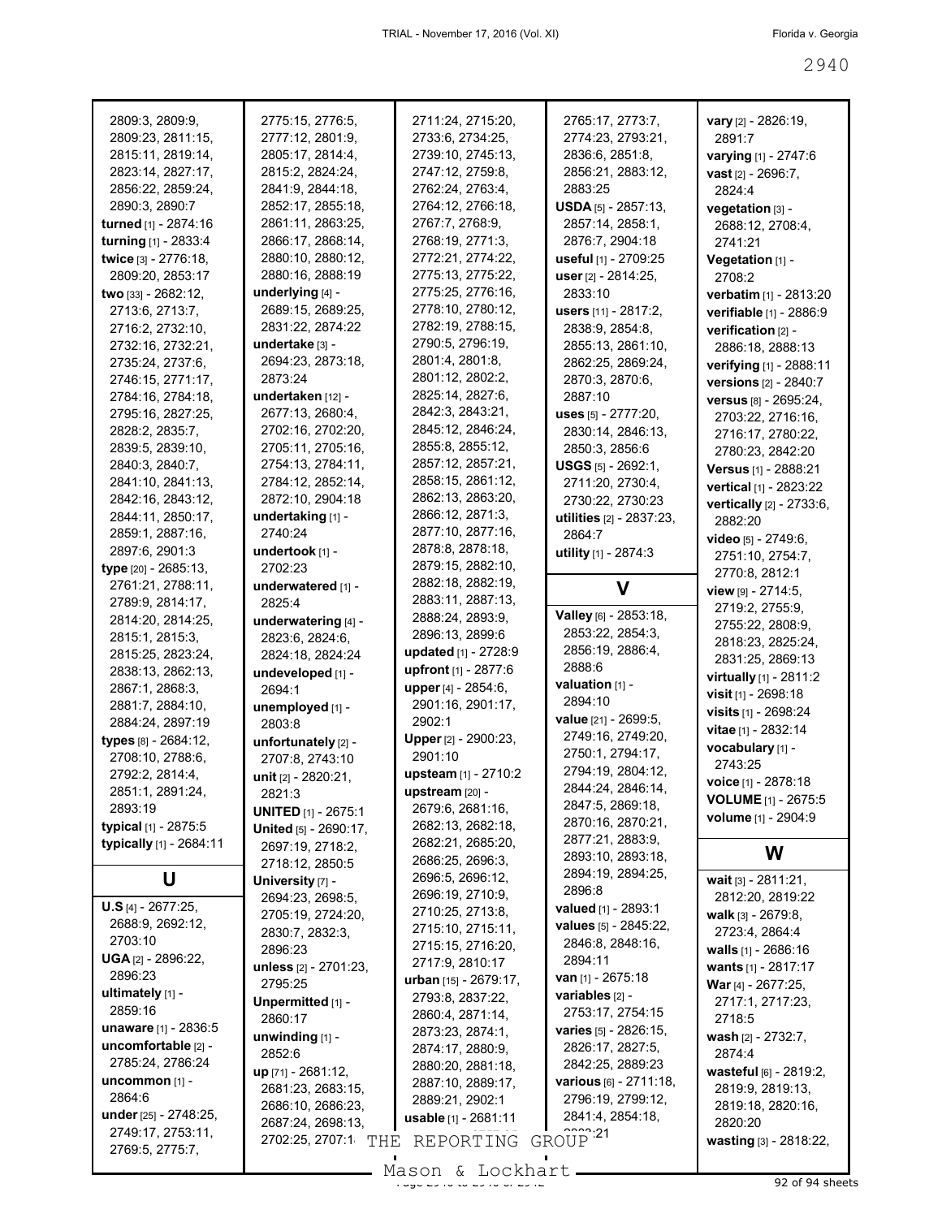2809:3, 2809:9, 2809:23, 2811:15, 2815:11, 2819:14, 2823:14, 2827:17, 2856:22, 2859:24, 2890:3, 2890:7

**turned** [1] - 2874:16
**turning** [1] - 2833:4
**twice** [3] - 2776:18, 2809:20, 2853:17
**two** [33] - 2682:12, 2713:6, 2713:7, 2716:2, 2732:10, 2732:16, 2732:21, 2735:24, 2737:6, 2746:15, 2771:17, 2784:16, 2784:18, 2795:16, 2827:25, 2828:2, 2835:7, 2839:5, 2839:10, 2840:3, 2840:7, 2841:10, 2841:13, 2842:16, 2843:12, 2844:11, 2850:17, 2859:1, 2887:16, 2897:6, 2901:3
**type** [20] - 2685:13, 2761:21, 2788:11, 2789:9, 2814:17, 2814:20, 2814:25, 2815:1, 2815:3, 2815:25, 2823:24, 2838:13, 2862:13, 2867:1, 2868:3, 2881:7, 2884:10, 2884:24, 2897:19
**types** [8] - 2684:12, 2708:10, 2788:6, 2792:2, 2814:4, 2851:1, 2891:24, 2893:19
**typical** [1] - 2875:5
**typically** [1] - 2684:11

## U

**U.S** [4] - 2677:25, 2688:9, 2692:12, 2703:10
**UGA** [2] - 2896:22, 2896:23
**ultimately** [1] - 2859:16
**unaware** [1] - 2836:5
**uncomfortable** [2] - 2785:24, 2786:24
**uncommon** [1] - 2864:6
**under** [25] - 2748:25, 2749:17, 2753:11, 2769:5, 2775:7, 2775:15, 2776:5, 2777:12, 2801:9, 2805:17, 2814:4, 2815:2, 2824:24, 2841:9, 2844:18, 2852:17, 2855:18, 2861:11, 2863:25, 2866:17, 2868:14, 2880:10, 2880:12, 2880:16, 2888:19
**underlying** [4] - 2689:15, 2689:25, 2831:22, 2874:22
**undertake** [3] - 2694:23, 2873:18, 2873:24
**undertaken** [12] - 2677:13, 2680:4, 2702:16, 2702:20, 2705:11, 2705:16, 2754:13, 2784:11, 2784:12, 2852:14, 2872:10, 2904:18
**undertaking** [1] - 2740:24
**undertook** [1] - 2702:23
**underwatered** [1] - 2825:4
**underwatering** [4] - 2823:6, 2824:6, 2824:18, 2824:24
**undeveloped** [1] - 2694:1
**unemployed** [1] - 2803:8
**unfortunately** [2] - 2707:8, 2743:10
**unit** [2] - 2820:21, 2821:3
**UNITED** [1] - 2675:1
**United** [5] - 2690:17, 2697:19, 2718:2, 2718:12, 2850:5
**University** [7] - 2694:23, 2698:5, 2705:19, 2724:20, 2830:7, 2832:3, 2896:23
**unless** [2] - 2701:23, 2795:25
**Unpermitted** [1] - 2860:17
**unwinding** [1] - 2852:6
**up** [71] - 2681:12, 2681:23, 2683:15, 2686:10, 2686:23, 2687:24, 2698:13, 2702:25, 2707:1, 2711:24, 2715:20, 2733:6, 2734:25, 2739:10, 2745:13, 2747:12, 2759:8, 2762:24, 2763:4, 2764:12, 2766:18, 2767:7, 2768:9, 2768:19, 2771:3, 2772:21, 2774:22, 2775:13, 2775:22, 2775:25, 2776:16, 2778:10, 2780:12, 2782:19, 2788:15, 2790:5, 2796:19, 2801:4, 2801:8, 2801:12, 2802:2, 2825:14, 2827:6, 2842:3, 2843:21, 2845:12, 2846:24, 2855:8, 2855:12, 2857:12, 2857:21, 2858:15, 2861:12, 2862:13, 2863:20, 2866:12, 2871:3, 2877:10, 2877:16, 2878:8, 2878:18, 2879:15, 2882:10, 2882:18, 2882:19, 2883:11, 2887:13, 2888:24, 2893:9, 2896:13, 2899:6
**updated** [1] - 2728:9
**upfront** [1] - 2877:6
**upper** [4] - 2854:6, 2901:16, 2901:17, 2902:1
**Upper** [2] - 2900:23, 2901:10
**upsteam** [1] - 2710:2
**upstream** [20] - 2679:6, 2681:16, 2682:13, 2682:18, 2682:21, 2685:20, 2686:25, 2696:3, 2696:5, 2696:12, 2696:19, 2710:9, 2710:25, 2713:8, 2715:10, 2715:11, 2715:15, 2716:20, 2717:9, 2810:17
**urban** [15] - 2679:17, 2793:8, 2837:22, 2860:4, 2871:14, 2873:23, 2874:1, 2874:17, 2880:9, 2880:20, 2881:18, 2887:10, 2889:17, 2889:21, 2902:1
**usable** [1] - 2681:11
2765:17, 2773:7, 2774:23, 2793:21, 2836:6, 2851:8, 2856:21, 2883:12, 2883:25
**USDA** [5] - 2857:13, 2857:14, 2858:1, 2876:7, 2904:18
**useful** [1] - 2709:25
**user** [2] - 2814:25, 2833:10
**users** [11] - 2817:2, 2838:9, 2854:8, 2855:13, 2861:10, 2862:25, 2869:24, 2870:3, 2870:6, 2887:10
**uses** [5] - 2777:20, 2830:14, 2846:13, 2850:3, 2856:6
**USGS** [5] - 2692:1, 2711:20, 2730:4, 2730:22, 2730:23
**utilities** [2] - 2837:23, 2864:7
**utility** [1] - 2874:3

## V

**Valley** [6] - 2853:18, 2853:22, 2854:3, 2856:19, 2886:4, 2888:6
**valuation** [1] - 2894:10
**value** [21] - 2699:5, 2749:16, 2749:20, 2750:1, 2794:17, 2794:19, 2804:12, 2844:24, 2846:14, 2847:5, 2869:18, 2870:16, 2870:21, 2877:21, 2883:9, 2893:10, 2893:18, 2894:19, 2894:25, 2896:8
**valued** [1] - 2893:1
**values** [5] - 2845:22, 2846:8, 2848:16, 2894:11
**van** [1] - 2675:18
**variables** [2] - 2753:17, 2754:15
**varies** [5] - 2826:15, 2826:17, 2827:5, 2842:25, 2889:23
**various** [6] - 2711:18, 2796:19, 2799:12, 2841:4, 2854:18, 2893:21
**vary** [2] - 2826:19, 2891:7
**varying** [1] - 2747:6
**vast** [2] - 2696:7, 2824:4
**vegetation** [3] - 2688:12, 2708:4, 2741:21
**Vegetation** [1] - 2708:2
**verbatim** [1] - 2813:20
**verifiable** [1] - 2886:9
**verification** [2] - 2886:18, 2888:13
**verifying** [1] - 2888:11
**versions** [2] - 2840:7
**versus** [8] - 2695:24, 2703:22, 2716:16, 2716:17, 2780:22, 2780:23, 2842:20
**Versus** [1] - 2888:21
**vertical** [1] - 2823:22
**vertically** [2] - 2733:6, 2882:20
**video** [5] - 2749:6, 2751:10, 2754:7, 2770:8, 2812:1
**view** [9] - 2714:5, 2719:2, 2755:9, 2755:22, 2808:9, 2818:23, 2825:24, 2831:25, 2869:13
**virtually** [1] - 2811:2
**visit** [1] - 2698:18
**visits** [1] - 2698:24
**vitae** [1] - 2832:14
**vocabulary** [1] - 2743:25
**voice** [1] - 2878:18
**VOLUME** [1] - 2675:5
**volume** [1] - 2904:9

## W

**wait** [3] - 2811:21, 2812:20, 2819:22
**walk** [3] - 2679:8, 2723:4, 2864:4
**walls** [1] - 2686:16
**wants** [1] - 2817:17
**War** [4] - 2677:25, 2717:1, 2717:23, 2718:5
**wash** [2] - 2732:7, 2874:4
**wasteful** [6] - 2819:2, 2819:9, 2819:13, 2819:18, 2820:16, 2820:20
**wasting** [3] - 2818:22,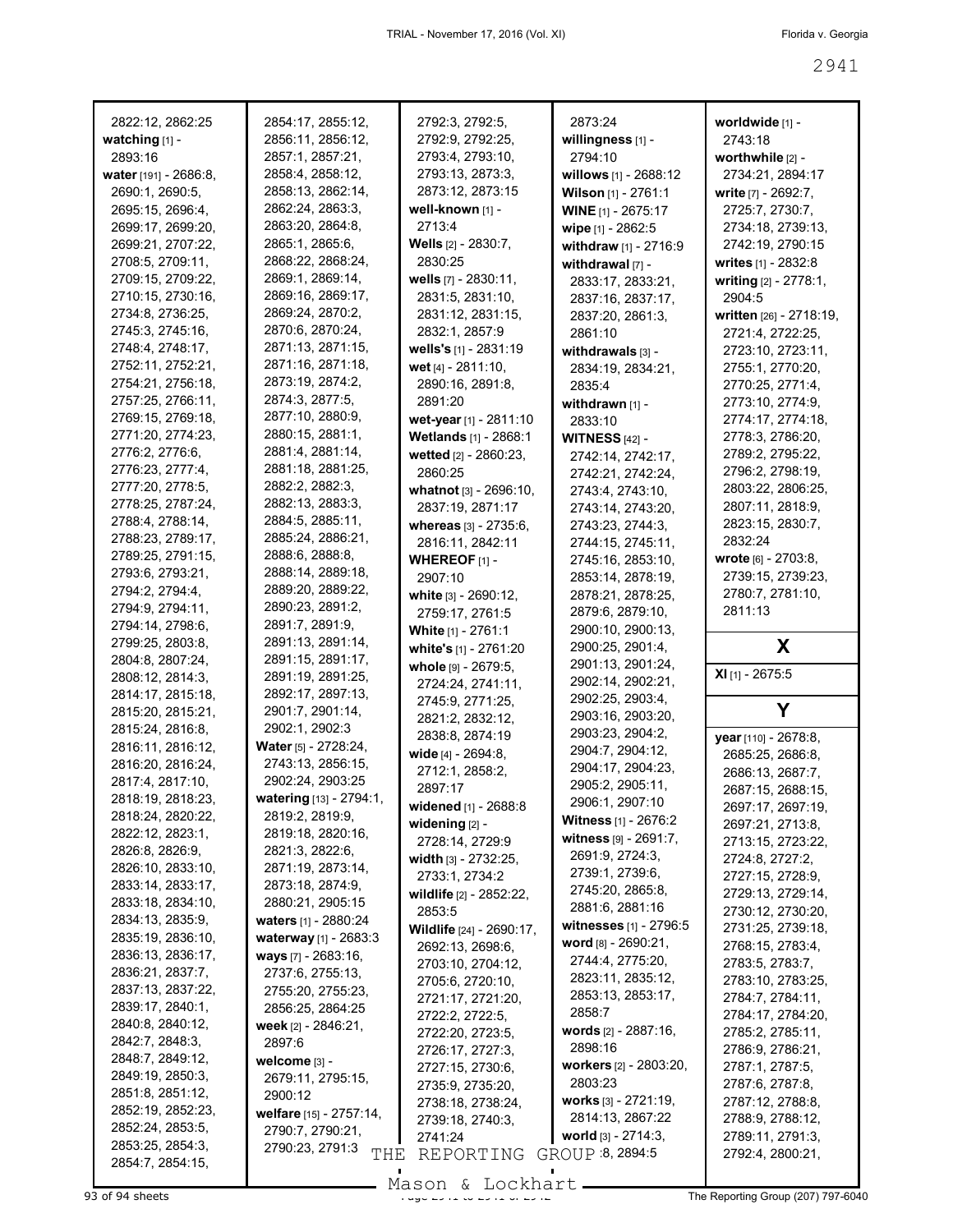2822:12, 2862:25
**watching** [1] - 2893:16
**water** [191] - 2686:8, 2690:1, 2690:5, 2695:15, 2696:4, 2699:17, 2699:20, 2699:21, 2707:22, 2708:5, 2709:11, 2709:15, 2709:22, 2710:15, 2730:16, 2734:8, 2736:25, 2745:3, 2745:16, 2748:4, 2748:17, 2752:11, 2752:21, 2754:21, 2756:18, 2757:25, 2766:11, 2769:15, 2769:18, 2771:20, 2774:23, 2776:2, 2776:6, 2776:23, 2777:4, 2777:20, 2778:5, 2778:25, 2787:24, 2788:4, 2788:14, 2788:23, 2789:17, 2789:25, 2791:15, 2793:6, 2793:21, 2794:2, 2794:4, 2794:9, 2794:11, 2794:14, 2798:6, 2799:25, 2803:8, 2804:8, 2807:24, 2808:12, 2814:3, 2814:17, 2815:18, 2815:20, 2815:21, 2815:24, 2816:8, 2816:11, 2816:12, 2816:20, 2816:24, 2817:4, 2817:10, 2818:19, 2818:23, 2818:24, 2820:22, 2822:12, 2823:1, 2826:8, 2826:9, 2826:10, 2833:10, 2833:14, 2833:17, 2833:18, 2834:10, 2834:13, 2835:9, 2835:19, 2836:10, 2836:13, 2836:17, 2836:21, 2837:7, 2837:13, 2837:22, 2839:17, 2840:1, 2840:8, 2840:12, 2842:7, 2848:3, 2848:7, 2849:12, 2849:19, 2850:3, 2851:8, 2851:12, 2852:19, 2852:23, 2852:24, 2853:5, 2853:25, 2854:3, 2854:7, 2854:15, 2854:17, 2855:12, 2856:11, 2856:12, 2857:1, 2857:21, 2858:4, 2858:12, 2858:13, 2862:14, 2862:24, 2863:3, 2863:20, 2864:8, 2865:1, 2865:6, 2868:22, 2868:24, 2869:1, 2869:14, 2869:16, 2869:17, 2869:24, 2870:2, 2870:6, 2870:24, 2871:13, 2871:15, 2871:16, 2871:18, 2873:19, 2874:2, 2874:3, 2877:5, 2877:10, 2880:9, 2880:15, 2881:1, 2881:4, 2881:14, 2881:18, 2881:25, 2882:2, 2882:3, 2882:13, 2883:3, 2884:5, 2885:11, 2885:24, 2886:21, 2888:6, 2888:8, 2888:14, 2889:18, 2889:20, 2889:22, 2890:23, 2891:2, 2891:7, 2891:9, 2891:13, 2891:14, 2891:15, 2891:17, 2891:19, 2891:25, 2892:17, 2897:13, 2901:7, 2901:14, 2902:1, 2902:3
**Water** [5] - 2728:24, 2743:13, 2856:15, 2902:24, 2903:25
**watering** [13] - 2794:1, 2819:2, 2819:9, 2819:18, 2820:16, 2821:3, 2822:6, 2871:19, 2873:14, 2873:18, 2874:9, 2880:21, 2905:15
**waters** [1] - 2880:24
**waterway** [1] - 2683:3
**ways** [7] - 2683:16, 2737:6, 2755:13, 2755:20, 2755:23, 2856:25, 2864:25
**week** [2] - 2846:21, 2897:6
**welcome** [3] - 2679:11, 2795:15, 2900:12
**welfare** [15] - 2757:14, 2790:7, 2790:21, 2790:23, 2791:3, 2792:3, 2792:5, 2792:9, 2792:25, 2793:4, 2793:10, 2793:13, 2873:3, 2873:12, 2873:15
**well-known** [1] - 2713:4
**Wells** [2] - 2830:7, 2830:25
**wells** [7] - 2830:11, 2831:5, 2831:10, 2831:12, 2831:15, 2832:1, 2857:9
**wells's** [1] - 2831:19
**wet** [4] - 2811:10, 2890:16, 2891:8, 2891:20
**wet-year** [1] - 2811:10
**Wetlands** [1] - 2868:1
**wetted** [2] - 2860:23, 2860:25
**whatnot** [3] - 2696:10, 2837:19, 2871:17
**whereas** [3] - 2735:6, 2816:11, 2842:11
**WHEREOF** [1] - 2907:10
**white** [3] - 2690:12, 2759:17, 2761:5
**White** [1] - 2761:1
**white's** [1] - 2761:20
**whole** [9] - 2679:5, 2724:24, 2741:11, 2745:9, 2771:25, 2821:2, 2832:12, 2838:8, 2874:19
**wide** [4] - 2694:8, 2712:1, 2858:2, 2897:17
**widened** [1] - 2688:8
**widening** [2] - 2728:14, 2729:9
**width** [3] - 2732:25, 2733:1, 2734:2
**wildlife** [2] - 2852:22, 2853:5
**Wildlife** [24] - 2690:17, 2692:13, 2698:6, 2703:10, 2704:12, 2705:6, 2720:10, 2721:17, 2721:20, 2722:2, 2722:5, 2722:20, 2723:5, 2726:17, 2727:3, 2727:15, 2730:6, 2735:9, 2735:20, 2738:18, 2738:24, 2739:18, 2740:3, 2741:24
2873:24
**willingness** [1] - 2794:10
**willows** [1] - 2688:12
**Wilson** [1] - 2761:1
**WINE** [1] - 2675:17
**wipe** [1] - 2862:5
**withdraw** [1] - 2716:9
**withdrawal** [7] - 2833:17, 2833:21, 2837:16, 2837:17, 2837:20, 2861:3, 2861:10
**withdrawals** [3] - 2834:19, 2834:21, 2835:4
**withdrawn** [1] - 2833:10
**WITNESS** [42] - 2742:14, 2742:17, 2742:21, 2742:24, 2743:4, 2743:10, 2743:14, 2743:20, 2743:23, 2744:3, 2744:15, 2745:11, 2745:16, 2853:10, 2853:14, 2878:19, 2878:21, 2878:25, 2879:6, 2879:10, 2900:10, 2900:13, 2900:25, 2901:4, 2901:13, 2901:24, 2902:14, 2902:21, 2902:25, 2903:4, 2903:16, 2903:20, 2903:23, 2904:2, 2904:7, 2904:12, 2904:17, 2904:23, 2905:2, 2905:11, 2906:1, 2907:10
**Witness** [1] - 2676:2
**witness** [9] - 2691:7, 2691:9, 2724:3, 2739:1, 2739:6, 2745:20, 2865:8, 2881:6, 2881:16
**witnesses** [1] - 2796:5
**word** [8] - 2690:21, 2744:4, 2775:20, 2823:11, 2835:12, 2853:13, 2853:17, 2858:7
**words** [2] - 2887:16, 2898:16
**workers** [2] - 2803:20, 2803:23
**works** [3] - 2721:19, 2814:13, 2867:22
**world** [3] - 2714:3, 2714:8, 2894:5
**worldwide** [1] - 2743:18
**worthwhile** [2] - 2734:21, 2894:17
**write** [7] - 2692:7, 2725:7, 2730:7, 2734:18, 2739:13, 2742:19, 2790:15
**writes** [1] - 2832:8
**writing** [2] - 2778:1, 2904:5
**written** [26] - 2718:19, 2721:4, 2722:25, 2723:10, 2723:11, 2755:1, 2770:20, 2770:25, 2771:4, 2773:10, 2774:9, 2774:17, 2774:18, 2778:3, 2786:20, 2789:2, 2795:22, 2796:2, 2798:19, 2803:22, 2806:25, 2807:11, 2818:9, 2823:15, 2830:7, 2832:24
**wrote** [6] - 2703:8, 2739:15, 2739:23, 2780:7, 2781:10, 2811:13

## X

**XI** [1] - 2675:5

## Y

**year** [110] - 2678:8, 2685:25, 2686:8, 2686:13, 2687:7, 2687:15, 2688:15, 2697:17, 2697:19, 2697:21, 2713:8, 2713:15, 2723:22, 2724:8, 2727:2, 2727:15, 2728:9, 2729:13, 2729:14, 2730:12, 2730:20, 2731:25, 2739:18, 2768:15, 2783:4, 2783:5, 2783:7, 2783:10, 2783:25, 2784:7, 2784:11, 2784:17, 2784:20, 2785:2, 2785:11, 2786:9, 2786:21, 2787:1, 2787:5, 2787:6, 2787:8, 2787:12, 2788:8, 2788:9, 2788:12, 2789:11, 2791:3, 2792:4, 2800:21,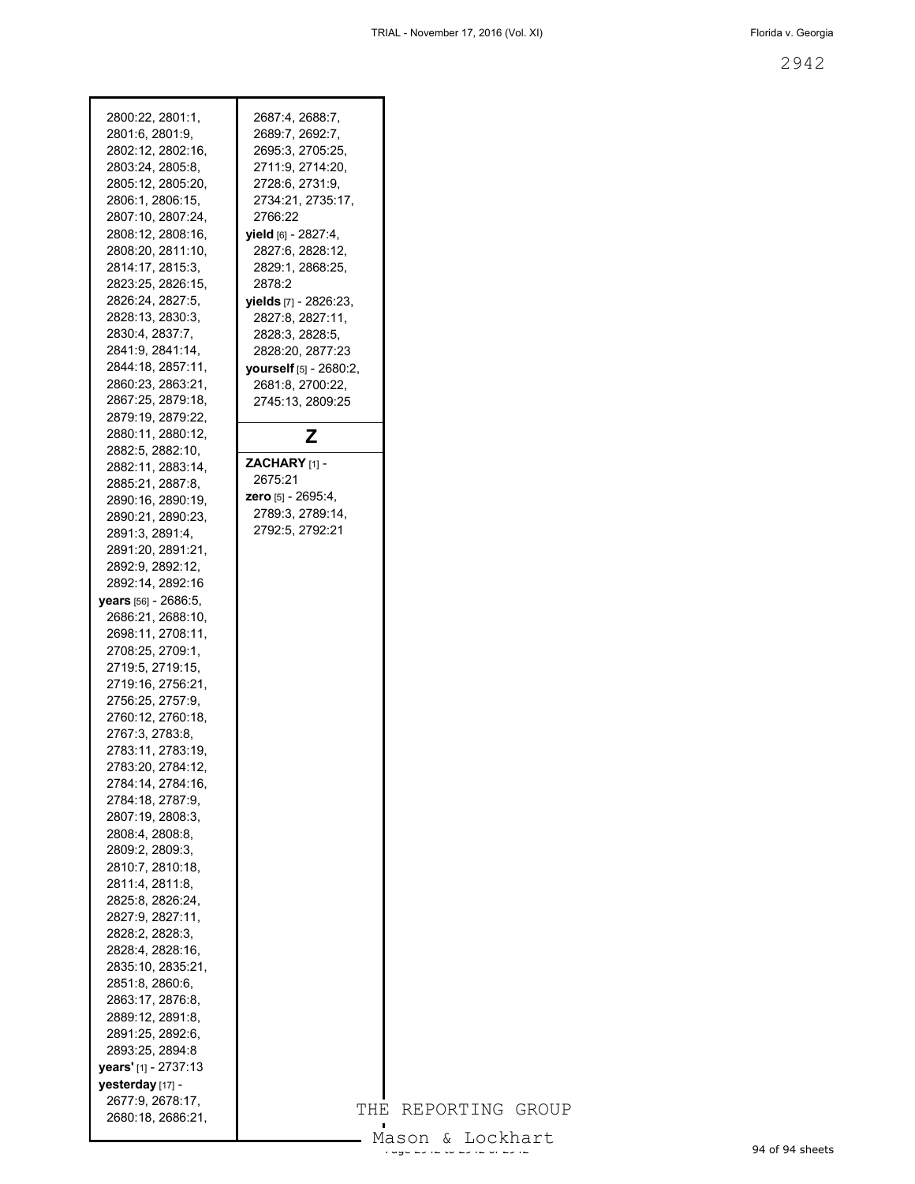2800:22, 2801:1, 2801:6, 2801:9, 2802:12, 2802:16, 2803:24, 2805:8, 2805:12, 2805:20, 2806:1, 2806:15, 2807:10, 2807:24, 2808:12, 2808:16, 2808:20, 2811:10, 2814:17, 2815:3, 2823:25, 2826:15, 2826:24, 2827:5, 2828:13, 2830:3, 2830:4, 2837:7, 2841:9, 2841:14, 2844:18, 2857:11, 2860:23, 2863:21, 2867:25, 2879:18, 2879:19, 2879:22, 2880:11, 2880:12, 2882:5, 2882:10, 2882:11, 2883:14, 2885:21, 2887:8, 2890:16, 2890:19, 2890:21, 2890:23, 2891:3, 2891:4, 2891:20, 2891:21, 2892:9, 2892:12, 2892:14, 2892:16

**years** [56] - 2686:5, 2686:21, 2688:10, 2698:11, 2708:11, 2708:25, 2709:1, 2719:5, 2719:15, 2719:16, 2756:21, 2756:25, 2757:9, 2760:12, 2760:18, 2767:3, 2783:8, 2783:11, 2783:19, 2783:20, 2784:12, 2784:14, 2784:16, 2784:18, 2787:9, 2807:19, 2808:3, 2808:4, 2808:8, 2809:2, 2809:3, 2810:7, 2810:18, 2811:4, 2811:8, 2825:8, 2826:24, 2827:9, 2827:11, 2828:2, 2828:3, 2828:4, 2828:16, 2835:10, 2835:21, 2851:8, 2860:6, 2863:17, 2876:8, 2889:12, 2891:8, 2891:25, 2892:6, 2893:25, 2894:8

**years'** [1] - 2737:13

**yesterday** [17] - 2677:9, 2678:17, 2680:18, 2686:21, 2687:4, 2688:7, 2689:7, 2692:7, 2695:3, 2705:25, 2711:9, 2714:20, 2728:6, 2731:9, 2734:21, 2735:17, 2766:22

**yield** [6] - 2827:4, 2827:6, 2828:12, 2829:1, 2868:25, 2878:2

**yields** [7] - 2826:23, 2827:8, 2827:11, 2828:3, 2828:5, 2828:20, 2877:23

**yourself** [5] - 2680:2, 2681:8, 2700:22, 2745:13, 2809:25

## Z

**ZACHARY** [1] - 2675:21

**zero** [5] - 2695:4, 2789:3, 2789:14, 2792:5, 2792:21